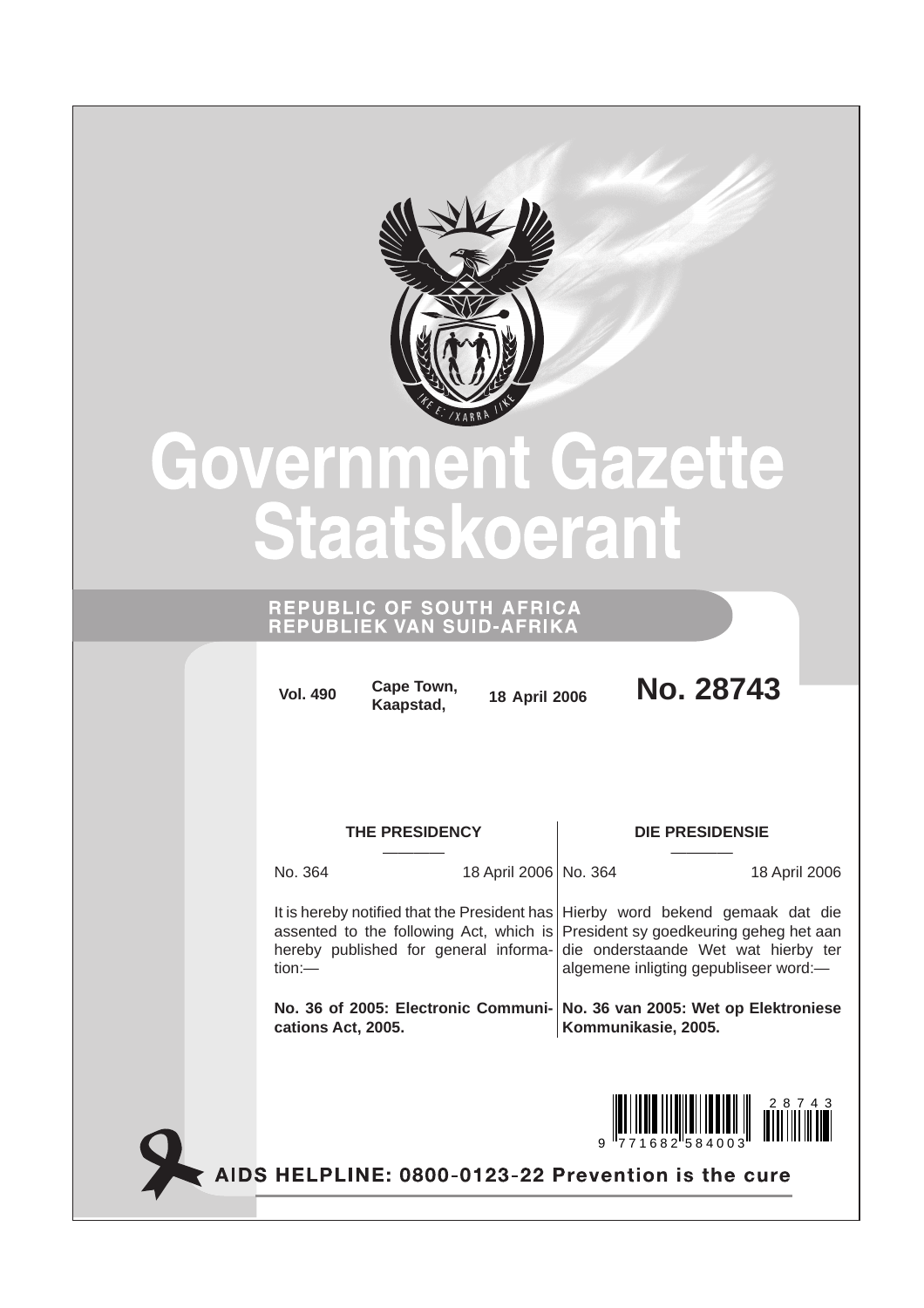# Government Gazette
# Staatskoerant

**REPUBLIC OF SOUTH AFRICA**
**REPUBLIEK VAN SUID-AFRIKA**

**Vol. 490** **Cape Town, Kaapstad,** **18 April 2006** **No. 28743**

### THE PRESIDENCY

No. 364 18 April 2006

It is hereby notified that the President has assented to the following Act, which is hereby published for general information:—

**No. 36 of 2005: Electronic Communications Act, 2005.**

### DIE PRESIDENSIE

No. 364 18 April 2006

Hierby word bekend gemaak dat die President sy goedkeuring geheg het aan die onderstaande Wet wat hierby ter algemene inligting gepubliseer word:—

**No. 36 van 2005: Wet op Elektroniese Kommunikasie, 2005.**

9 771682 584003 28743

**AIDS HELPLINE: 0800-0123-22 Prevention is the cure**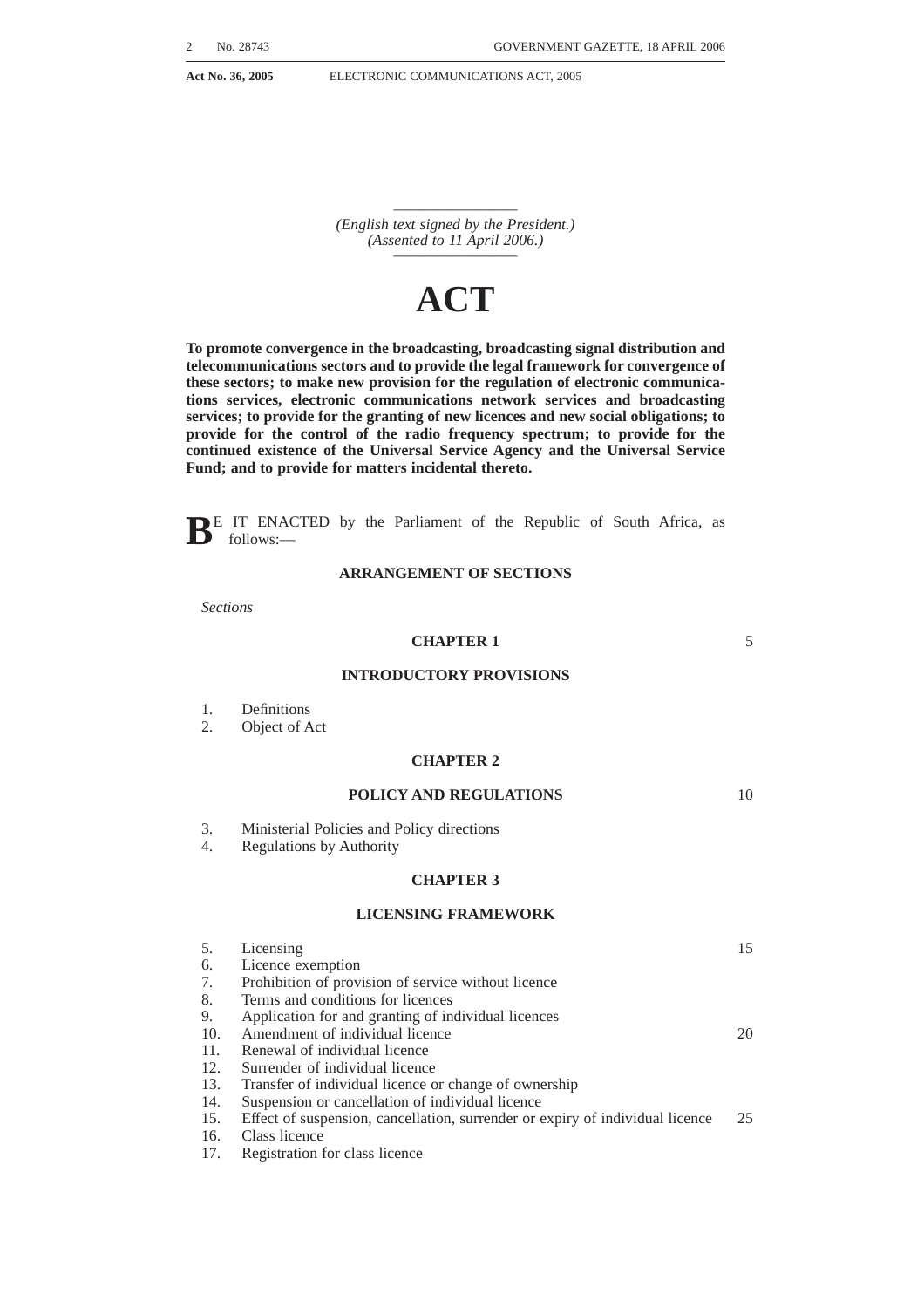*(English text signed by the President.)*
*(Assented to 11 April 2006.)*

# ACT

**To promote convergence in the broadcasting, broadcasting signal distribution and telecommunications sectors and to provide the legal framework for convergence of these sectors; to make new provision for the regulation of electronic communications services, electronic communications network services and broadcasting services; to provide for the granting of new licences and new social obligations; to provide for the control of the radio frequency spectrum; to provide for the continued existence of the Universal Service Agency and the Universal Service Fund; and to provide for matters incidental thereto.**

BE IT ENACTED by the Parliament of the Republic of South Africa, as follows:—

## ARRANGEMENT OF SECTIONS

*Sections*

### CHAPTER 1

### INTRODUCTORY PROVISIONS

1. Definitions
2. Object of Act

### CHAPTER 2

### POLICY AND REGULATIONS

3. Ministerial Policies and Policy directions
4. Regulations by Authority

### CHAPTER 3

### LICENSING FRAMEWORK

5. Licensing
6. Licence exemption
7. Prohibition of provision of service without licence
8. Terms and conditions for licences
9. Application for and granting of individual licences
10. Amendment of individual licence
11. Renewal of individual licence
12. Surrender of individual licence
13. Transfer of individual licence or change of ownership
14. Suspension or cancellation of individual licence
15. Effect of suspension, cancellation, surrender or expiry of individual licence
16. Class licence
17. Registration for class licence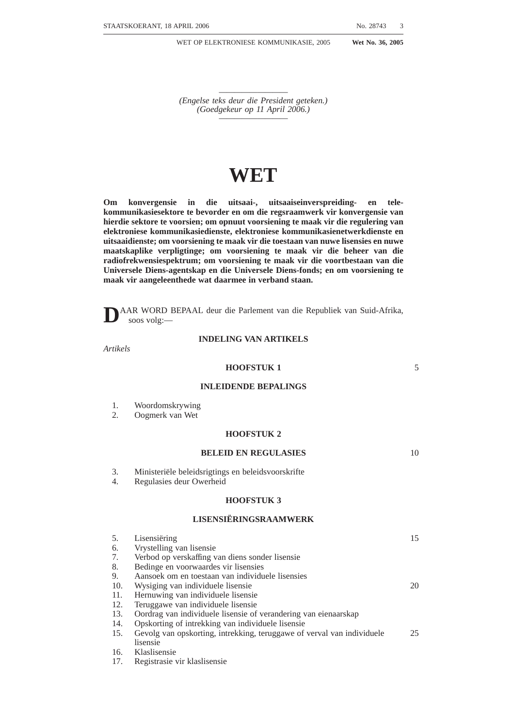*(Engelse teks deur die President geteken.)*
*(Goedgekeur op 11 April 2006.)*

# WET

**Om konvergensie in die uitsaai-, uitsaaiseinverspreiding- en telekommunikasiesektore te bevorder en om die regsraamwerk vir konvergensie van hierdie sektore te voorsien; om opnuut voorsiening te maak vir die regulering van elektroniese kommunikasiedienste, elektroniese kommunikasienetwerkdienste en uitsaaidienste; om voorsiening te maak vir die toestaan van nuwe lisensies en nuwe maatskaplike verpligtinge; om voorsiening te maak vir die beheer van die radiofrekwensiespektrum; om voorsiening te maak vir die voortbestaan van die Universele Diens-agentskap en die Universele Diens-fonds; en om voorsiening te maak vir aangeleenthede wat daarmee in verband staan.**

DAAR WORD BEPAAL deur die Parlement van die Republiek van Suid-Afrika, soos volg:—

## INDELING VAN ARTIKELS

*Artikels*

### HOOFSTUK 1

### INLEIDENDE BEPALINGS

1. Woordomskrywing
2. Oogmerk van Wet

### HOOFSTUK 2

### BELEID EN REGULASIES

3. Ministeriële beleidsrigtings en beleidsvoorskrifte
4. Regulasies deur Owerheid

### HOOFSTUK 3

### LISENSIËRINGSRAAMWERK

5. Lisensiëring
6. Vrystelling van lisensie
7. Verbod op verskaffing van diens sonder lisensie
8. Bedinge en voorwaardes vir lisensies
9. Aansoek om en toestaan van individuele lisensies
10. Wysiging van individuele lisensie
11. Hernuwing van individuele lisensie
12. Teruggawe van individuele lisensie
13. Oordrag van individuele lisensie of verandering van eienaarskap
14. Opskorting of intrekking van individuele lisensie
15. Gevolg van opskorting, intrekking, teruggawe of verval van individuele lisensie
16. Klaslisensie
17. Registrasie vir klaslisensie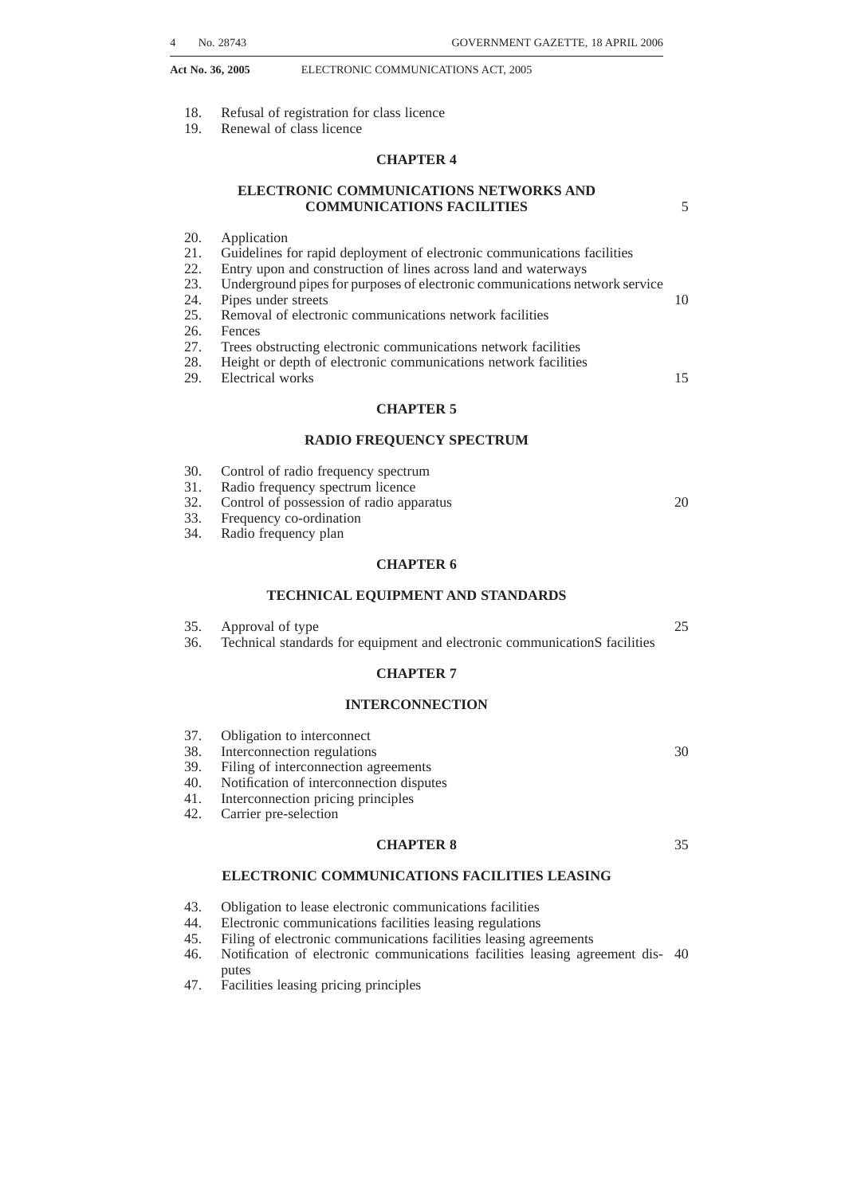18. Refusal of registration for class licence
19. Renewal of class licence

## CHAPTER 4

## ELECTRONIC COMMUNICATIONS NETWORKS AND COMMUNICATIONS FACILITIES

20. Application
21. Guidelines for rapid deployment of electronic communications facilities
22. Entry upon and construction of lines across land and waterways
23. Underground pipes for purposes of electronic communications network service
24. Pipes under streets
25. Removal of electronic communications network facilities
26. Fences
27. Trees obstructing electronic communications network facilities
28. Height or depth of electronic communications network facilities
29. Electrical works

## CHAPTER 5

## RADIO FREQUENCY SPECTRUM

30. Control of radio frequency spectrum
31. Radio frequency spectrum licence
32. Control of possession of radio apparatus
33. Frequency co-ordination
34. Radio frequency plan

## CHAPTER 6

## TECHNICAL EQUIPMENT AND STANDARDS

35. Approval of type
36. Technical standards for equipment and electronic communicationS facilities

## CHAPTER 7

## INTERCONNECTION

37. Obligation to interconnect
38. Interconnection regulations
39. Filing of interconnection agreements
40. Notification of interconnection disputes
41. Interconnection pricing principles
42. Carrier pre-selection

## CHAPTER 8

## ELECTRONIC COMMUNICATIONS FACILITIES LEASING

43. Obligation to lease electronic communications facilities
44. Electronic communications facilities leasing regulations
45. Filing of electronic communications facilities leasing agreements
46. Notification of electronic communications facilities leasing agreement disputes
47. Facilities leasing pricing principles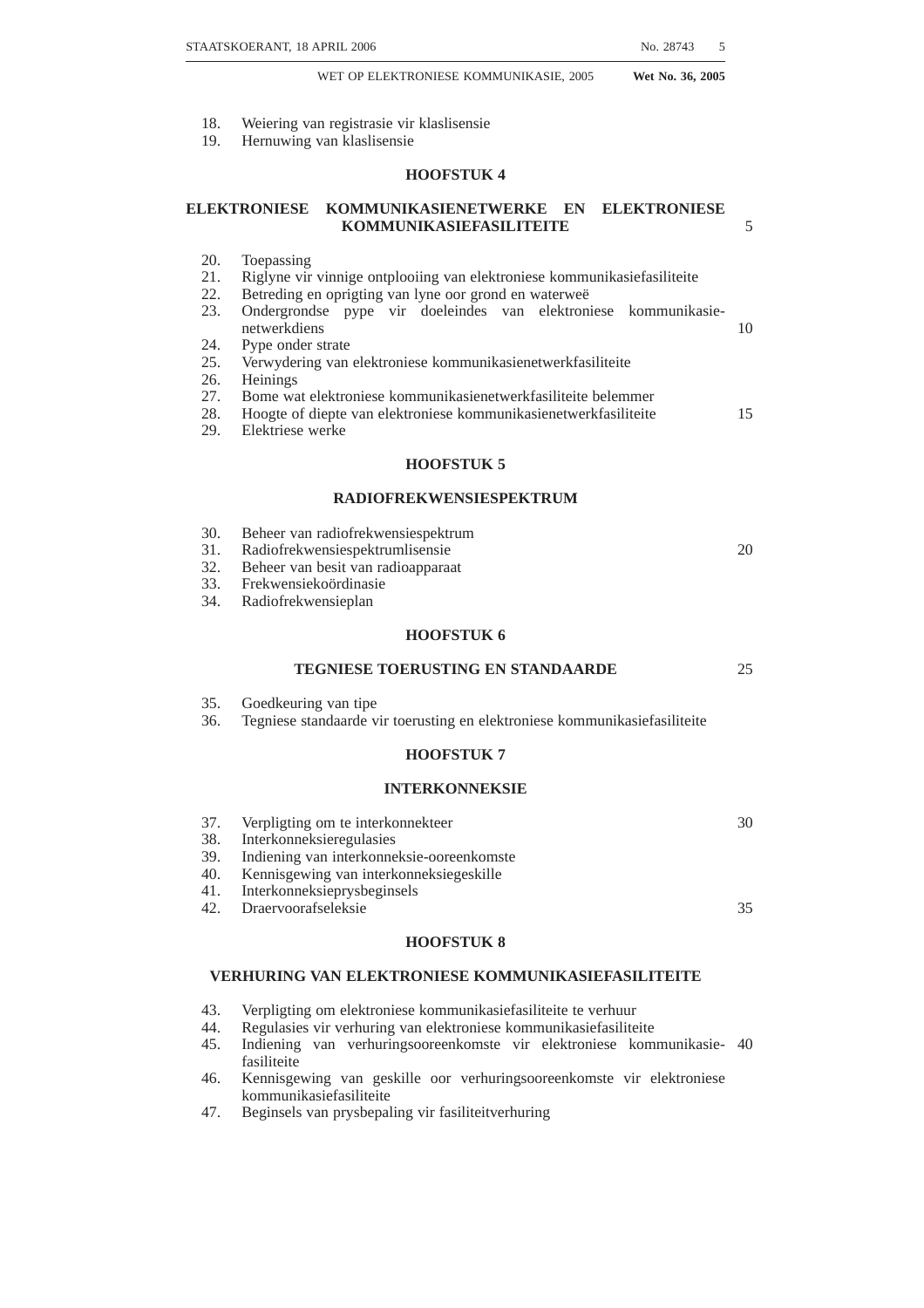18. Weiering van registrasie vir klaslisensie
19. Hernuwing van klaslisensie

## HOOFSTUK 4

## ELEKTRONIESE KOMMUNIKASIENETWERKE EN ELEKTRONIESE KOMMUNIKASIEFASILITEITE

20. Toepassing
21. Riglyne vir vinnige ontplooiing van elektroniese kommunikasiefasiliteite
22. Betreding en oprigting van lyne oor grond en waterweë
23. Ondergrondse pype vir doeleindes van elektroniese kommunikasienetwerkdiens
24. Pype onder strate
25. Verwydering van elektroniese kommunikasienetwerkfasiliteite
26. Heinings
27. Bome wat elektroniese kommunikasienetwerkfasiliteite belemmer
28. Hoogte of diepte van elektroniese kommunikasienetwerkfasiliteite
29. Elektriese werke

## HOOFSTUK 5

## RADIOFREKWENSIESPEKTRUM

30. Beheer van radiofrekwensiespektrum
31. Radiofrekwensiespektrumlisensie
32. Beheer van besit van radioapparaat
33. Frekwensiekoördinasie
34. Radiofrekwensieplan

## HOOFSTUK 6

## TEGNIESE TOERUSTING EN STANDAARDE

35. Goedkeuring van tipe
36. Tegniese standaarde vir toerusting en elektroniese kommunikasiefasiliteite

## HOOFSTUK 7

## INTERKONNEKSIE

37. Verpligting om te interkonnekteer
38. Interkonneksieregulasies
39. Indiening van interkonneksie-ooreenkomste
40. Kennisgewing van interkonneksiegeskille
41. Interkonneksieprysbeginsels
42. Draervoorafseleksie

## HOOFSTUK 8

## VERHURING VAN ELEKTRONIESE KOMMUNIKASIEFASILITEITE

43. Verpligting om elektroniese kommunikasiefasiliteite te verhuur
44. Regulasies vir verhuring van elektroniese kommunikasiefasiliteite
45. Indiening van verhuringsooreenkomste vir elektroniese kommunikasiefasiliteite
46. Kennisgewing van geskille oor verhuringsooreenkomste vir elektroniese kommunikasiefasiliteite
47. Beginsels van prysbepaling vir fasiliteitverhuring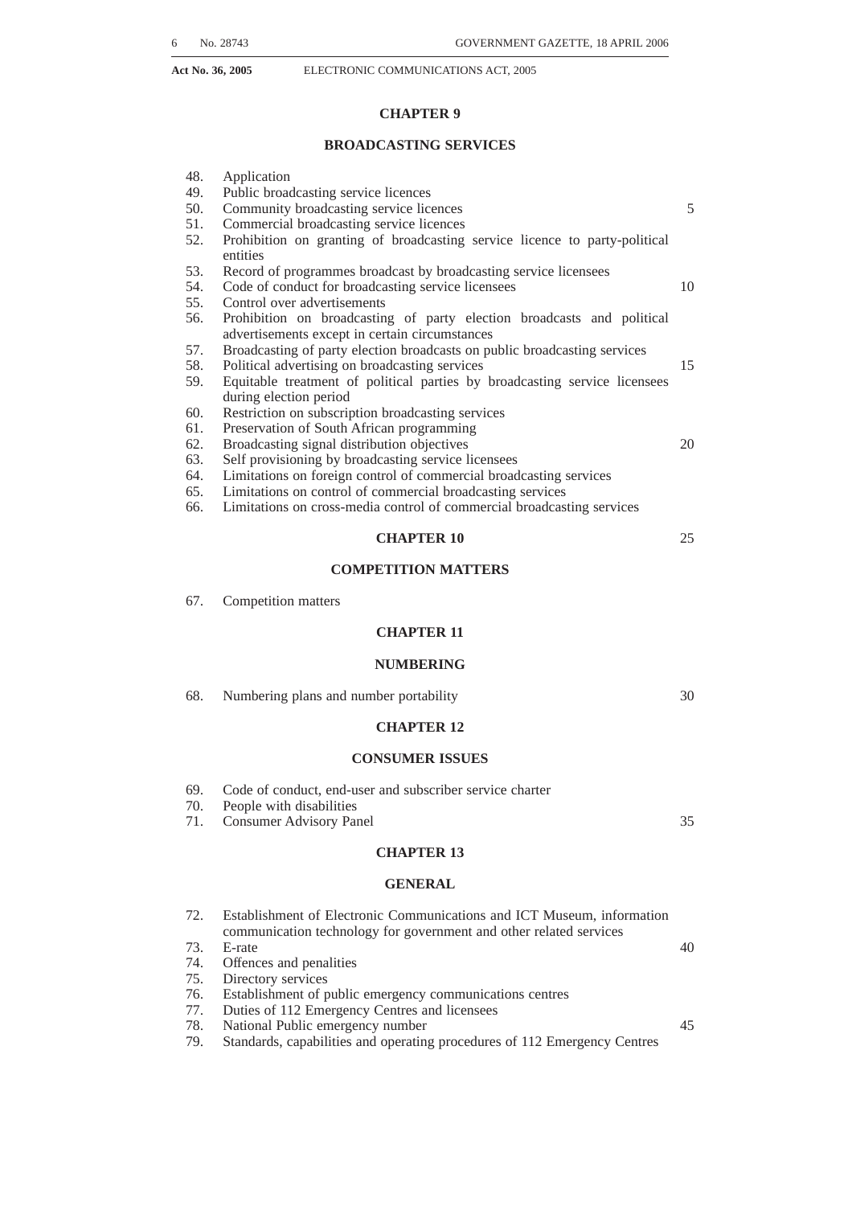## CHAPTER 9

## BROADCASTING SERVICES

48. Application
49. Public broadcasting service licences
50. Community broadcasting service licences
51. Commercial broadcasting service licences
52. Prohibition on granting of broadcasting service licence to party-political entities
53. Record of programmes broadcast by broadcasting service licensees
54. Code of conduct for broadcasting service licensees
55. Control over advertisements
56. Prohibition on broadcasting of party election broadcasts and political advertisements except in certain circumstances
57. Broadcasting of party election broadcasts on public broadcasting services
58. Political advertising on broadcasting services
59. Equitable treatment of political parties by broadcasting service licensees during election period
60. Restriction on subscription broadcasting services
61. Preservation of South African programming
62. Broadcasting signal distribution objectives
63. Self provisioning by broadcasting service licensees
64. Limitations on foreign control of commercial broadcasting services
65. Limitations on control of commercial broadcasting services
66. Limitations on cross-media control of commercial broadcasting services

## CHAPTER 10

## COMPETITION MATTERS

67. Competition matters

## CHAPTER 11

## NUMBERING

68. Numbering plans and number portability

## CHAPTER 12

## CONSUMER ISSUES

69. Code of conduct, end-user and subscriber service charter
70. People with disabilities
71. Consumer Advisory Panel

## CHAPTER 13

## GENERAL

72. Establishment of Electronic Communications and ICT Museum, information communication technology for government and other related services
73. E-rate
74. Offences and penalties
75. Directory services
76. Establishment of public emergency communications centres
77. Duties of 112 Emergency Centres and licensees
78. National Public emergency number
79. Standards, capabilities and operating procedures of 112 Emergency Centres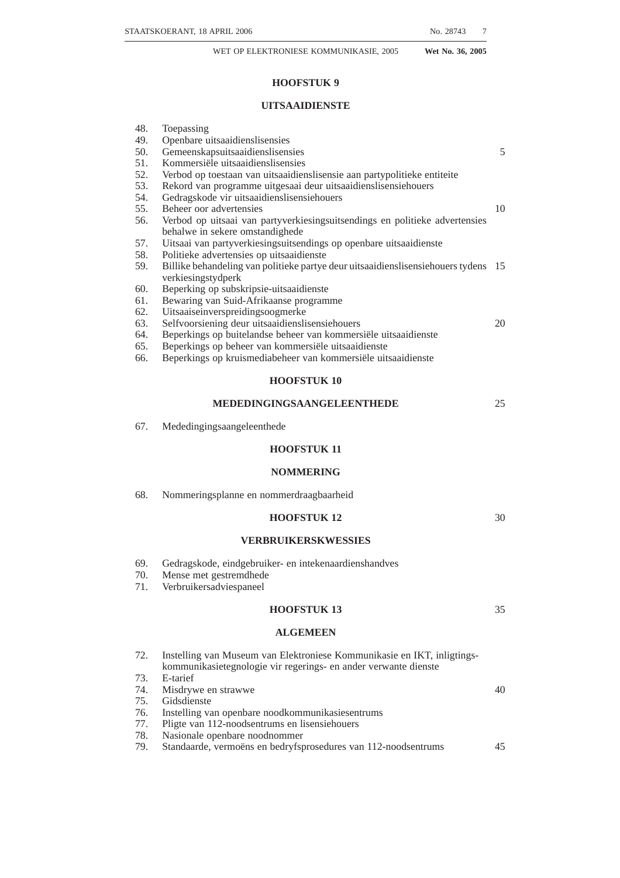## HOOFSTUK 9

## UITSAAIDIENSTE

48. Toepassing
49. Openbare uitsaaidienslisensies
50. Gemeenskapsuitsaaidienslisensies
51. Kommersiële uitsaaidienslisensies
52. Verbod op toestaan van uitsaaidienslisensie aan partypolitieke entiteite
53. Rekord van programme uitgesaai deur uitsaaidienslisensiehouers
54. Gedragskode vir uitsaaidienslisensiehouers
55. Beheer oor advertensies
56. Verbod op uitsaai van partyverkiesingsuitsendings en politieke advertensies behalwe in sekere omstandighede
57. Uitsaai van partyverkiesingsuitsendings op openbare uitsaaidienste
58. Politieke advertensies op uitsaaidienste
59. Billike behandeling van politieke partye deur uitsaaidienslisensiehouers tydens verkiesingstydperk
60. Beperking op subskripsie-uitsaaidienste
61. Bewaring van Suid-Afrikaanse programme
62. Uitsaaiseinverspreidingsoogmerke
63. Selfvoorsiening deur uitsaaidienslisensiehouers
64. Beperkings op buitelandse beheer van kommersiële uitsaaidienste
65. Beperkings op beheer van kommersiële uitsaaidienste
66. Beperkings op kruismediabeheer van kommersiële uitsaaidienste

## HOOFSTUK 10

## MEDEDINGINGSAANGELEENTHEDE

67. Mededingingsaangeleenthede

## HOOFSTUK 11

## NOMMERING

68. Nommeringsplanne en nommerdraagbaarheid

## HOOFSTUK 12

## VERBRUIKERSKWESSIES

69. Gedragskode, eindgebruiker- en intekenaardienshandves
70. Mense met gestremdhede
71. Verbruikersadviespaneel

## HOOFSTUK 13

## ALGEMEEN

72. Instelling van Museum van Elektroniese Kommunikasie en IKT, inligtingskommunikasietegnologie vir regerings- en ander verwante dienste
73. E-tarief
74. Misdrywe en strawwe
75. Gidsdienste
76. Instelling van openbare noodkommunikasiesentrums
77. Pligte van 112-noodsentrums en lisensiehouers
78. Nasionale openbare noodnommer
79. Standaarde, vermoëns en bedryfsprosedures van 112-noodsentrums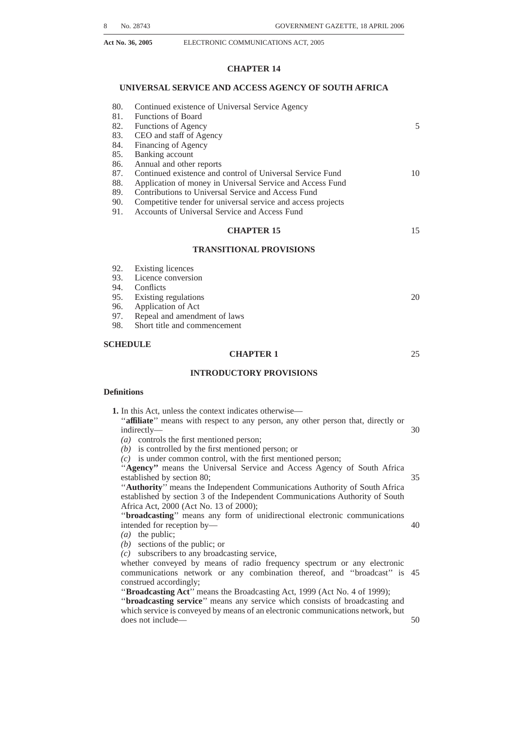## CHAPTER 14

## UNIVERSAL SERVICE AND ACCESS AGENCY OF SOUTH AFRICA

80. Continued existence of Universal Service Agency
81. Functions of Board
82. Functions of Agency
83. CEO and staff of Agency
84. Financing of Agency
85. Banking account
86. Annual and other reports
87. Continued existence and control of Universal Service Fund
88. Application of money in Universal Service and Access Fund
89. Contributions to Universal Service and Access Fund
90. Competitive tender for universal service and access projects
91. Accounts of Universal Service and Access Fund

## CHAPTER 15

## TRANSITIONAL PROVISIONS

92. Existing licences
93. Licence conversion
94. Conflicts
95. Existing regulations
96. Application of Act
97. Repeal and amendment of laws
98. Short title and commencement

**SCHEDULE**

## CHAPTER 1

## INTRODUCTORY PROVISIONS

### Definitions

**1.** In this Act, unless the context indicates otherwise—

''**affiliate**'' means with respect to any person, any other person that, directly or indirectly—

*(a)* controls the first mentioned person;

*(b)* is controlled by the first mentioned person; or

*(c)* is under common control, with the first mentioned person;

''**Agency''** means the Universal Service and Access Agency of South Africa established by section 80;

''**Authority**'' means the Independent Communications Authority of South Africa established by section 3 of the Independent Communications Authority of South Africa Act, 2000 (Act No. 13 of 2000);

''**broadcasting**'' means any form of unidirectional electronic communications intended for reception by—

*(a)* the public;

*(b)* sections of the public; or

*(c)* subscribers to any broadcasting service,

whether conveyed by means of radio frequency spectrum or any electronic communications network or any combination thereof, and ''broadcast'' is construed accordingly;

''**Broadcasting Act**'' means the Broadcasting Act, 1999 (Act No. 4 of 1999);

''**broadcasting service**'' means any service which consists of broadcasting and which service is conveyed by means of an electronic communications network, but does not include—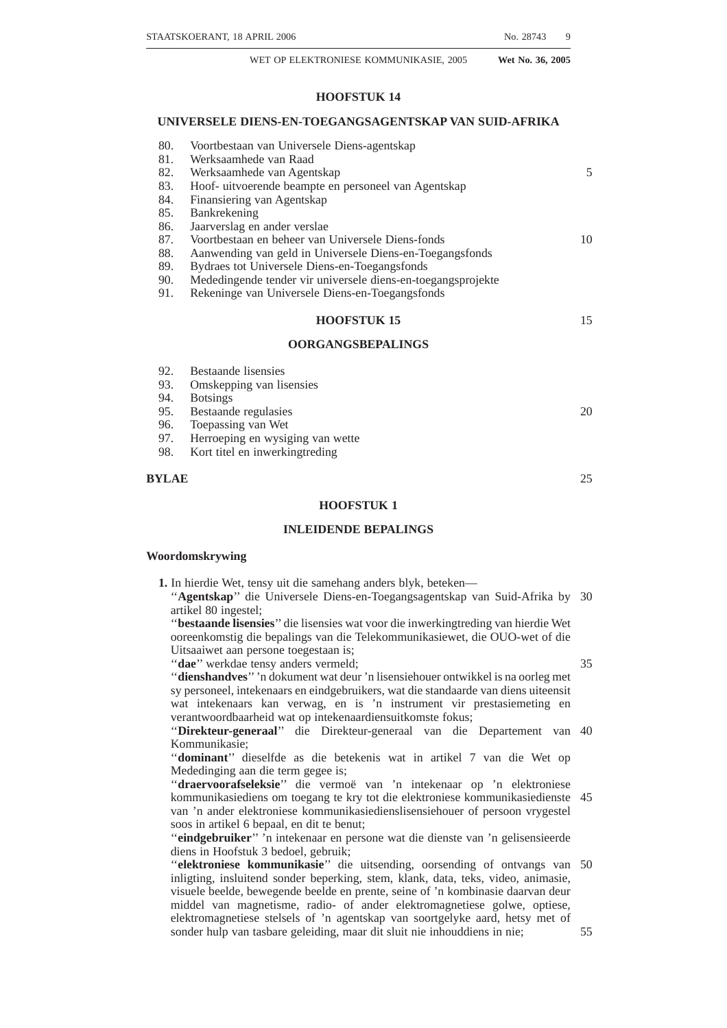## HOOFSTUK 14

## UNIVERSELE DIENS-EN-TOEGANGSAGENTSKAP VAN SUID-AFRIKA

80. Voortbestaan van Universele Diens-agentskap
81. Werksaamhede van Raad
82. Werksaamhede van Agentskap
83. Hoof- uitvoerende beampte en personeel van Agentskap
84. Finansiering van Agentskap
85. Bankrekening
86. Jaarverslag en ander verslae
87. Voortbestaan en beheer van Universele Diens-fonds
88. Aanwending van geld in Universele Diens-en-Toegangsfonds
89. Bydraes tot Universele Diens-en-Toegangsfonds
90. Mededingende tender vir universele diens-en-toegangsprojekte
91. Rekeninge van Universele Diens-en-Toegangsfonds

## HOOFSTUK 15

## OORGANGSBEPALINGS

92. Bestaande lisensies
93. Omskepping van lisensies
94. Botsings
95. Bestaande regulasies
96. Toepassing van Wet
97. Herroeping en wysiging van wette
98. Kort titel en inwerkingtreding

**BYLAE**

## HOOFSTUK 1

## INLEIDENDE BEPALINGS

### Woordomskrywing

**1.** In hierdie Wet, tensy uit die samehang anders blyk, beteken—

''**Agentskap**'' die Universele Diens-en-Toegangsagentskap van Suid-Afrika by artikel 80 ingestel;

''**bestaande lisensies**'' die lisensies wat voor die inwerkingtreding van hierdie Wet ooreenkomstig die bepalings van die Telekommunikasiewet, die OUO-wet of die Uitsaaiwet aan persone toegestaan is;

''**dae**'' werkdae tensy anders vermeld;

''**dienshandves**'' 'n dokument wat deur 'n lisensiehouer ontwikkel is na oorleg met sy personeel, intekenaars en eindgebruikers, wat die standaarde van diens uiteensit wat intekenaars kan verwag, en is 'n instrument vir prestasiemeting en verantwoordbaarheid wat op intekenaardiensuitkomste fokus;

''**Direkteur-generaal**'' die Direkteur-generaal van die Departement van Kommunikasie;

''**dominant**'' dieselfde as die betekenis wat in artikel 7 van die Wet op Mededinging aan die term gegee is;

''**draervoorafseleksie**'' die vermoë van 'n intekenaar op 'n elektroniese kommunikasiediens om toegang te kry tot die elektroniese kommunikasiedienste van 'n ander elektroniese kommunikasiedienslisensiehouer of persoon vrygestel soos in artikel 6 bepaal, en dit te benut;

''**eindgebruiker**'' 'n intekenaar en persone wat die dienste van 'n gelisensieerde diens in Hoofstuk 3 bedoel, gebruik;

''**elektroniese kommunikasie**'' die uitsending, oorsending of ontvangs van inligting, insluitend sonder beperking, stem, klank, data, teks, video, animasie, visuele beelde, bewegende beelde en prente, seine of 'n kombinasie daarvan deur middel van magnetisme, radio- of ander elektromagnetiese golwe, optiese, elektromagnetiese stelsels of 'n agentskap van soortgelyke aard, hetsy met of sonder hulp van tasbare geleiding, maar dit sluit nie inhouddiens in nie;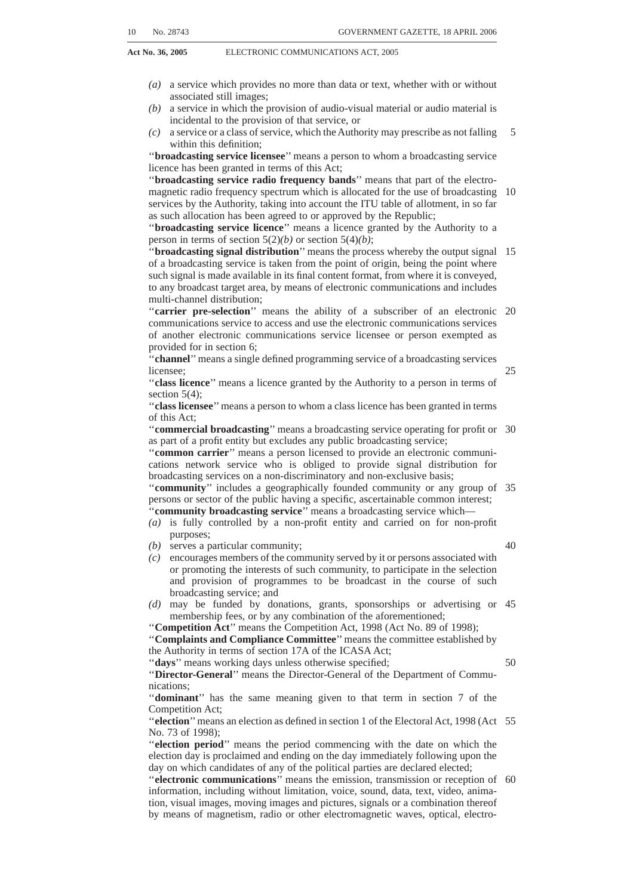*(a)* a service which provides no more than data or text, whether with or without associated still images;

*(b)* a service in which the provision of audio-visual material or audio material is incidental to the provision of that service, or

*(c)* a service or a class of service, which the Authority may prescribe as not falling within this definition;

''**broadcasting service licensee**'' means a person to whom a broadcasting service licence has been granted in terms of this Act;

''**broadcasting service radio frequency bands**'' means that part of the electromagnetic radio frequency spectrum which is allocated for the use of broadcasting services by the Authority, taking into account the ITU table of allotment, in so far as such allocation has been agreed to or approved by the Republic;

''**broadcasting service licence**'' means a licence granted by the Authority to a person in terms of section 5(2)*(b)* or section 5(4)*(b)*;

''**broadcasting signal distribution**'' means the process whereby the output signal of a broadcasting service is taken from the point of origin, being the point where such signal is made available in its final content format, from where it is conveyed, to any broadcast target area, by means of electronic communications and includes multi-channel distribution;

''**carrier pre-selection**'' means the ability of a subscriber of an electronic communications service to access and use the electronic communications services of another electronic communications service licensee or person exempted as provided for in section 6;

''**channel**'' means a single defined programming service of a broadcasting services licensee;

''**class licence**'' means a licence granted by the Authority to a person in terms of section 5(4);

''**class licensee**'' means a person to whom a class licence has been granted in terms of this Act;

''**commercial broadcasting**'' means a broadcasting service operating for profit or as part of a profit entity but excludes any public broadcasting service;

''**common carrier**'' means a person licensed to provide an electronic communications network service who is obliged to provide signal distribution for broadcasting services on a non-discriminatory and non-exclusive basis;

''**community**'' includes a geographically founded community or any group of persons or sector of the public having a specific, ascertainable common interest;

''**community broadcasting service**'' means a broadcasting service which—

*(a)* is fully controlled by a non-profit entity and carried on for non-profit purposes;

*(b)* serves a particular community;

*(c)* encourages members of the community served by it or persons associated with or promoting the interests of such community, to participate in the selection and provision of programmes to be broadcast in the course of such broadcasting service; and

*(d)* may be funded by donations, grants, sponsorships or advertising or membership fees, or by any combination of the aforementioned;

''**Competition Act**'' means the Competition Act, 1998 (Act No. 89 of 1998);

''**Complaints and Compliance Committee**'' means the committee established by the Authority in terms of section 17A of the ICASA Act;

''**days**'' means working days unless otherwise specified;

''**Director-General**'' means the Director-General of the Department of Communications;

''**dominant**'' has the same meaning given to that term in section 7 of the Competition Act;

''**election**'' means an election as defined in section 1 of the Electoral Act, 1998 (Act No. 73 of 1998);

''**election period**'' means the period commencing with the date on which the election day is proclaimed and ending on the day immediately following upon the day on which candidates of any of the political parties are declared elected;

''**electronic communications**'' means the emission, transmission or reception of information, including without limitation, voice, sound, data, text, video, animation, visual images, moving images and pictures, signals or a combination thereof by means of magnetism, radio or other electromagnetic waves, optical, electro-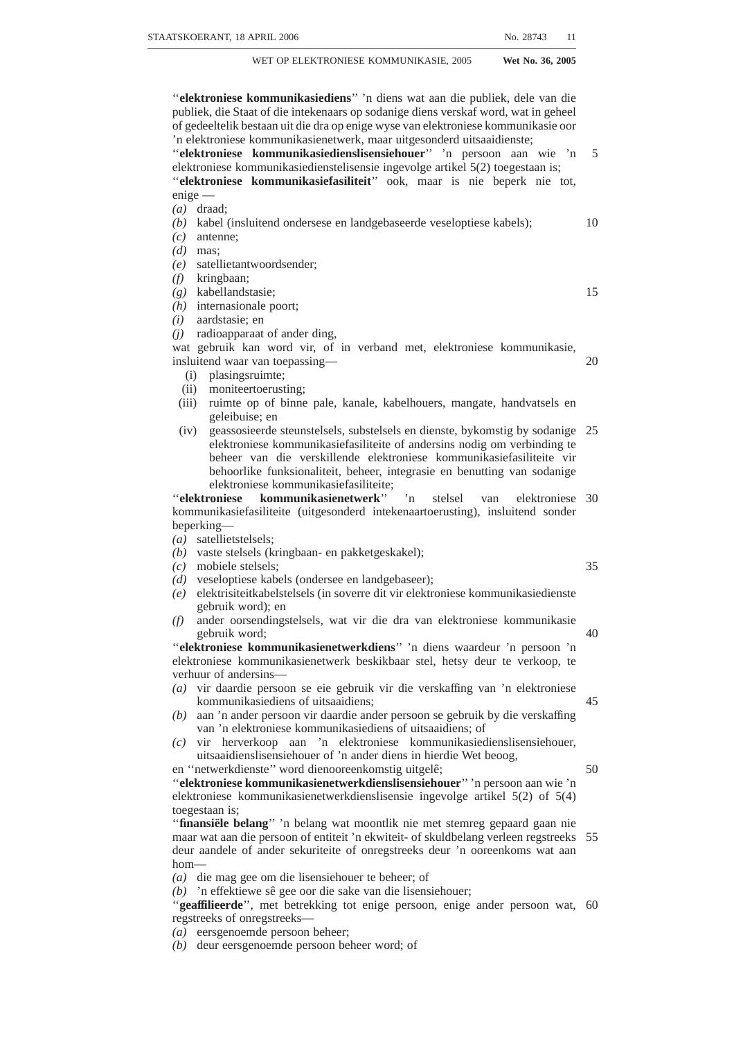''**elektroniese kommunikasiediens**'' 'n diens wat aan die publiek, dele van die publiek, die Staat of die intekenaars op sodanige diens verskaf word, wat in geheel of gedeeltelik bestaan uit die dra op enige wyse van elektroniese kommunikasie oor 'n elektroniese kommunikasienetwerk, maar uitgesonderd uitsaaidienste;

''**elektroniese kommunikasiedienslisensiehouer**'' 'n persoon aan wie 'n elektroniese kommunikasiedienstelisensie ingevolge artikel 5(2) toegestaan is;

''**elektroniese kommunikasiefasiliteit**'' ook, maar is nie beperk nie tot, enige —

*(a)* draad;
*(b)* kabel (insluitend ondersese en landgebaseerde veseloptiese kabels);
*(c)* antenne;
*(d)* mas;
*(e)* satellietantwoordsender;
*(f)* kringbaan;
*(g)* kabellandstasie;
*(h)* internasionale poort;
*(i)* aardstasie; en
*(j)* radioapparaat of ander ding,

wat gebruik kan word vir, of in verband met, elektroniese kommunikasie, insluitend waar van toepassing—

(i) plasingsruimte;
(ii) moniteertoerusting;
(iii) ruimte op of binne pale, kanale, kabelhouers, mangate, handvatsels en geleibuise; en
(iv) geassosieerde steunstelsels, substelsels en dienste, bykomstig by sodanige elektroniese kommunikasiefasiliteite of andersins nodig om verbinding te beheer van die verskillende elektroniese kommunikasiefasiliteite vir behoorlike funksionaliteit, beheer, integrasie en benutting van sodanige elektroniese kommunikasiefasiliteite;

''**elektroniese kommunikasienetwerk**'' 'n stelsel van elektroniese kommunikasiefasiliteite (uitgesonderd intekenaartoerusting), insluitend sonder beperking—

*(a)* satellietstelsels;
*(b)* vaste stelsels (kringbaan- en pakketgeskakel);
*(c)* mobiele stelsels;
*(d)* veseloptiese kabels (ondersee en landgebaseer);
*(e)* elektrisiteitkabelstelsels (in soverre dit vir elektroniese kommunikasiedienste gebruik word); en
*(f)* ander oorsendingstelsels, wat vir die dra van elektroniese kommunikasie gebruik word;

''**elektroniese kommunikasienetwerkdiens**'' 'n diens waardeur 'n persoon 'n elektroniese kommunikasienetwerk beskikbaar stel, hetsy deur te verkoop, te verhuur of andersins—

*(a)* vir daardie persoon se eie gebruik vir die verskaffing van 'n elektroniese kommunikasiediens of uitsaaidiens;
*(b)* aan 'n ander persoon vir daardie ander persoon se gebruik by die verskaffing van 'n elektroniese kommunikasiediens of uitsaaidiens; of
*(c)* vir herverkoop aan 'n elektroniese kommunikasiedienslisensiehouer, uitsaaidienslisensiehouer of 'n ander diens in hierdie Wet beoog,

en ''netwerkdienste'' word dienooreenkomstig uitgelê;

''**elektroniese kommunikasienetwerkdienslisensiehouer**'' 'n persoon aan wie 'n elektroniese kommunikasienetwerkdienslisensie ingevolge artikel 5(2) of 5(4) toegestaan is;

''**finansiële belang**'' 'n belang wat moontlik nie met stemreg gepaard gaan nie maar wat aan die persoon of entiteit 'n ekwiteit- of skuldbelang verleen regstreeks deur aandele of ander sekuriteite of onregstreeks deur 'n ooreenkoms wat aan hom—

*(a)* die mag gee om die lisensiehouer te beheer; of
*(b)* 'n effektiewe sê gee oor die sake van die lisensiehouer;

''**geaffilieerde**'', met betrekking tot enige persoon, enige ander persoon wat, regstreeks of onregstreeks—

*(a)* eersgenoemde persoon beheer;
*(b)* deur eersgenoemde persoon beheer word; of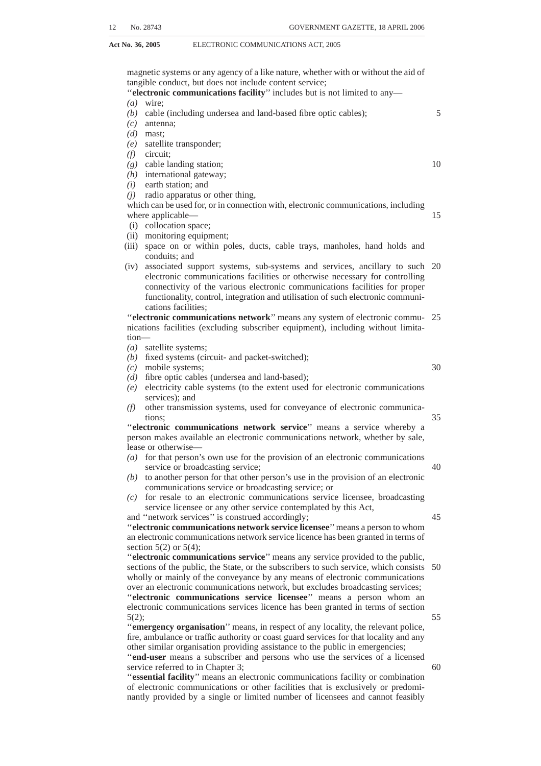magnetic systems or any agency of a like nature, whether with or without the aid of tangible conduct, but does not include content service;

''**electronic communications facility**'' includes but is not limited to any—

*(a)* wire;
*(b)* cable (including undersea and land-based fibre optic cables);
*(c)* antenna;
*(d)* mast;
*(e)* satellite transponder;
*(f)* circuit;
*(g)* cable landing station;
*(h)* international gateway;
*(i)* earth station; and
*(j)* radio apparatus or other thing,

which can be used for, or in connection with, electronic communications, including where applicable—

(i) collocation space;
(ii) monitoring equipment;
(iii) space on or within poles, ducts, cable trays, manholes, hand holds and conduits; and
(iv) associated support systems, sub-systems and services, ancillary to such electronic communications facilities or otherwise necessary for controlling connectivity of the various electronic communications facilities for proper functionality, control, integration and utilisation of such electronic communications facilities;

''**electronic communications network**'' means any system of electronic communications facilities (excluding subscriber equipment), including without limitation—

*(a)* satellite systems;
*(b)* fixed systems (circuit- and packet-switched);
*(c)* mobile systems;
*(d)* fibre optic cables (undersea and land-based);
*(e)* electricity cable systems (to the extent used for electronic communications services); and
*(f)* other transmission systems, used for conveyance of electronic communications;

''**electronic communications network service**'' means a service whereby a person makes available an electronic communications network, whether by sale, lease or otherwise—

*(a)* for that person's own use for the provision of an electronic communications service or broadcasting service;
*(b)* to another person for that other person's use in the provision of an electronic communications service or broadcasting service; or
*(c)* for resale to an electronic communications service licensee, broadcasting service licensee or any other service contemplated by this Act,

and ''network services'' is construed accordingly;

''**electronic communications network service licensee**'' means a person to whom an electronic communications network service licence has been granted in terms of section 5(2) or 5(4);

''**electronic communications service**'' means any service provided to the public, sections of the public, the State, or the subscribers to such service, which consists wholly or mainly of the conveyance by any means of electronic communications over an electronic communications network, but excludes broadcasting services;

''**electronic communications service licensee**'' means a person whom an electronic communications services licence has been granted in terms of section 5(2);

''**emergency organisation**'' means, in respect of any locality, the relevant police, fire, ambulance or traffic authority or coast guard services for that locality and any other similar organisation providing assistance to the public in emergencies;

''**end-user** means a subscriber and persons who use the services of a licensed service referred to in Chapter 3;

''**essential facility**'' means an electronic communications facility or combination of electronic communications or other facilities that is exclusively or predominantly provided by a single or limited number of licensees and cannot feasibly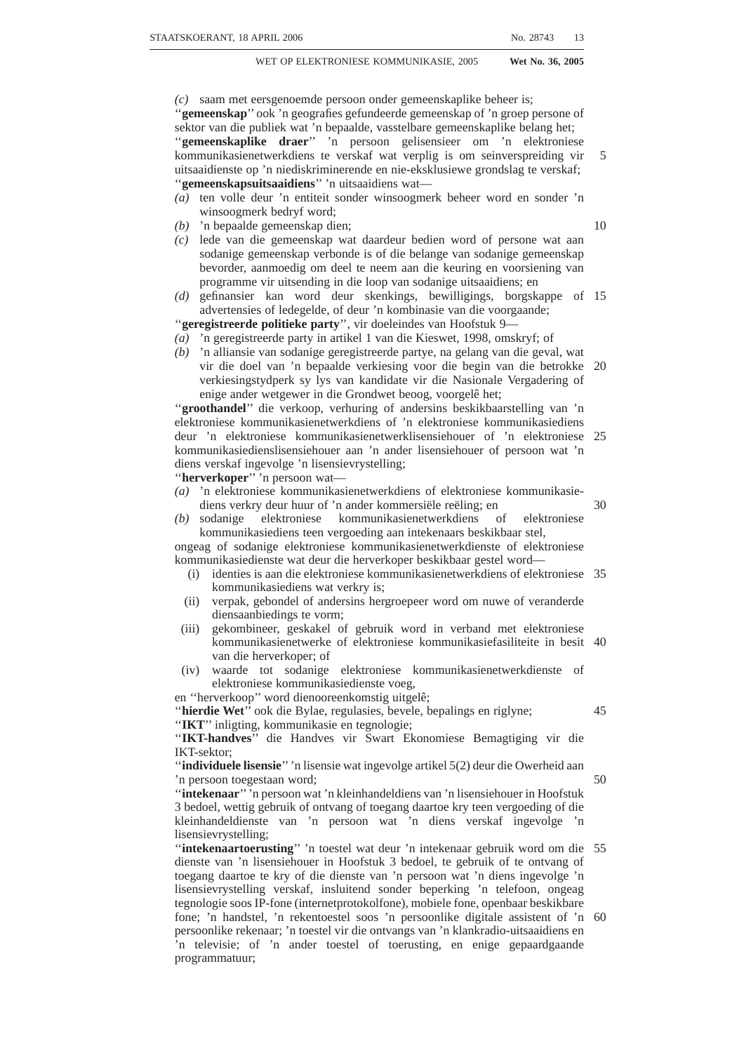*(c)* saam met eersgenoemde persoon onder gemeenskaplike beheer is;

''**gemeenskap**'' ook 'n geografies gefundeerde gemeenskap of 'n groep persone of sektor van die publiek wat 'n bepaalde, vasstelbare gemeenskaplike belang het;

''**gemeenskaplike draer**'' 'n persoon gelisensieer om 'n elektroniese kommunikasienetwerkdiens te verskaf wat verplig is om seinverspreiding vir uitsaaidienste op 'n niediskriminerende en nie-eksklusiewe grondslag te verskaf;

''**gemeenskapsuitsaaidiens**'' 'n uitsaaidiens wat—

*(a)* ten volle deur 'n entiteit sonder winsoogmerk beheer word en sonder 'n winsoogmerk bedryf word;

*(b)* 'n bepaalde gemeenskap dien;

*(c)* lede van die gemeenskap wat daardeur bedien word of persone wat aan sodanige gemeenskap verbonde is of die belange van sodanige gemeenskap bevorder, aanmoedig om deel te neem aan die keuring en voorsiening van programme vir uitsending in die loop van sodanige uitsaaidiens; en

*(d)* gefinansier kan word deur skenkings, bewilligings, borgskappe of advertensies of ledegelde, of deur 'n kombinasie van die voorgaande;

''**geregistreerde politieke party**'', vir doeleindes van Hoofstuk 9—

*(a)* 'n geregistreerde party in artikel 1 van die Kieswet, 1998, omskryf; of

*(b)* 'n alliansie van sodanige geregistreerde partye, na gelang van die geval, wat vir die doel van 'n bepaalde verkiesing voor die begin van die betrokke verkiesingstydperk sy lys van kandidate vir die Nasionale Vergadering of enige ander wetgewer in die Grondwet beoog, voorgelê het;

''**groothandel**'' die verkoop, verhuring of andersins beskikbaarstelling van 'n elektroniese kommunikasienetwerkdiens of 'n elektroniese kommunikasiediens deur 'n elektroniese kommunikasienetwerklisensiehouer of 'n elektroniese kommunikasiedienslisensiehouer aan 'n ander lisensiehouer of persoon wat 'n diens verskaf ingevolge 'n lisensievrystelling;

''**herverkoper**'' 'n persoon wat—

*(a)* 'n elektroniese kommunikasienetwerkdiens of elektroniese kommunikasiediens verkry deur huur of 'n ander kommersiële reëling; en

*(b)* sodanige elektroniese kommunikasienetwerkdiens of elektroniese kommunikasiediens teen vergoeding aan intekenaars beskikbaar stel,

ongeag of sodanige elektroniese kommunikasienetwerkdienste of elektroniese kommunikasiedienste wat deur die herverkoper beskikbaar gestel word—

(i) identies is aan die elektroniese kommunikasienetwerkdiens of elektroniese kommunikasiediens wat verkry is;

(ii) verpak, gebondel of andersins hergroepeer word om nuwe of veranderde diensaanbiedings te vorm;

(iii) gekombineer, geskakel of gebruik word in verband met elektroniese kommunikasienetwerke of elektroniese kommunikasiefasiliteite in besit van die herverkoper; of

(iv) waarde tot sodanige elektroniese kommunikasienetwerkdienste of elektroniese kommunikasiedienste voeg,

en ''herverkoop'' word dienooreenkomstig uitgelê;

''**hierdie Wet**'' ook die Bylae, regulasies, bevele, bepalings en riglyne;

''**IKT**'' inligting, kommunikasie en tegnologie;

''**IKT-handves**'' die Handves vir Swart Ekonomiese Bemagtiging vir die IKT-sektor;

''**individuele lisensie**'' 'n lisensie wat ingevolge artikel 5(2) deur die Owerheid aan 'n persoon toegestaan word;

''**intekenaar**'' 'n persoon wat 'n kleinhandeldiens van 'n lisensiehouer in Hoofstuk 3 bedoel, wettig gebruik of ontvang of toegang daartoe kry teen vergoeding of die kleinhandeldienste van 'n persoon wat 'n diens verskaf ingevolge 'n lisensievrystelling;

''**intekenaartoerusting**'' 'n toestel wat deur 'n intekenaar gebruik word om die dienste van 'n lisensiehouer in Hoofstuk 3 bedoel, te gebruik of te ontvang of toegang daartoe te kry of die dienste van 'n persoon wat 'n diens ingevolge 'n lisensievrystelling verskaf, insluitend sonder beperking 'n telefoon, ongeag tegnologie soos IP-fone (internetprotokolfone), mobiele fone, openbaar beskikbare fone; 'n handstel, 'n rekentoestel soos 'n persoonlike digitale assistent of 'n persoonlike rekenaar; 'n toestel vir die ontvangs van 'n klankradio-uitsaaidiens en 'n televisie; of 'n ander toestel of toerusting, en enige gepaardgaande programmatuur;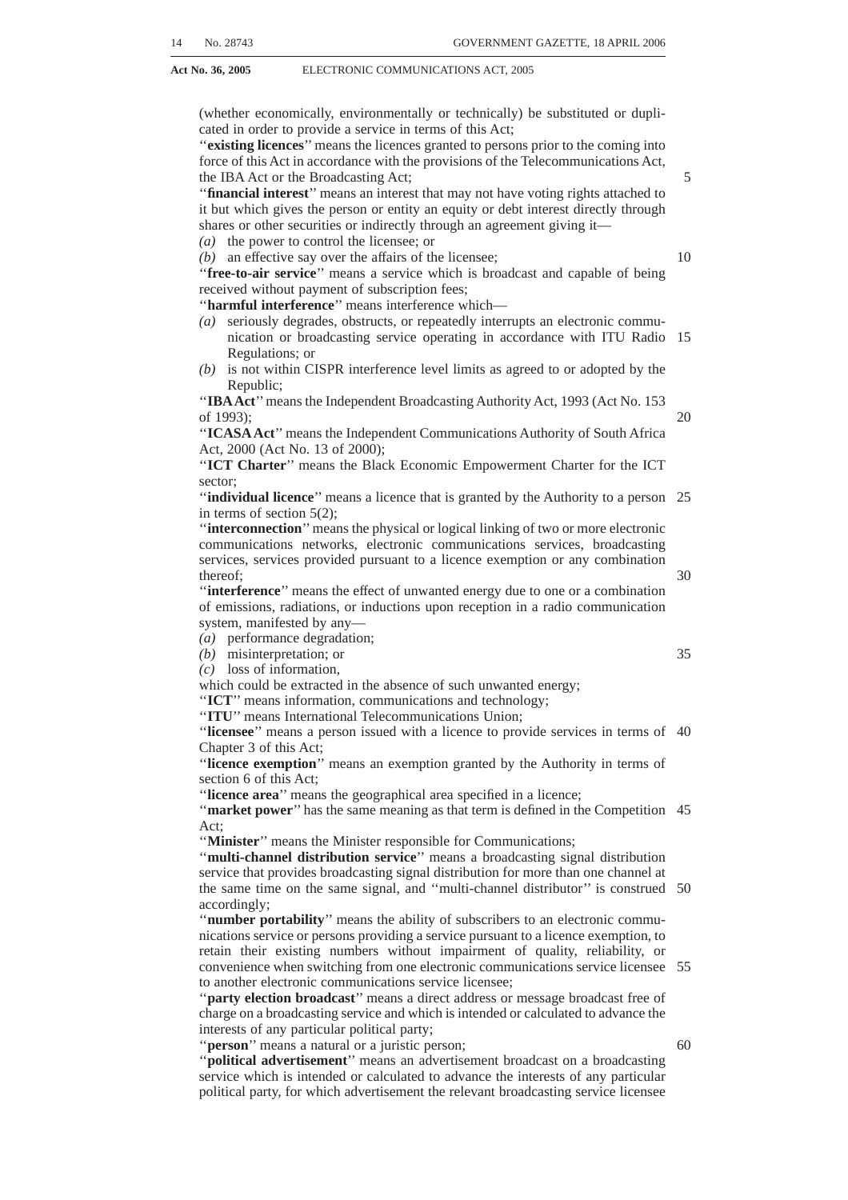(whether economically, environmentally or technically) be substituted or duplicated in order to provide a service in terms of this Act;

''**existing licences**'' means the licences granted to persons prior to the coming into force of this Act in accordance with the provisions of the Telecommunications Act, the IBA Act or the Broadcasting Act;

''**financial interest**'' means an interest that may not have voting rights attached to it but which gives the person or entity an equity or debt interest directly through shares or other securities or indirectly through an agreement giving it—

*(a)* the power to control the licensee; or

*(b)* an effective say over the affairs of the licensee;

''**free-to-air service**'' means a service which is broadcast and capable of being received without payment of subscription fees;

''**harmful interference**'' means interference which—

*(a)* seriously degrades, obstructs, or repeatedly interrupts an electronic communication or broadcasting service operating in accordance with ITU Radio Regulations; or

*(b)* is not within CISPR interference level limits as agreed to or adopted by the Republic;

''**IBA Act**'' means the Independent Broadcasting Authority Act, 1993 (Act No. 153 of 1993);

''**ICASA Act**'' means the Independent Communications Authority of South Africa Act, 2000 (Act No. 13 of 2000);

''**ICT Charter**'' means the Black Economic Empowerment Charter for the ICT sector;

''**individual licence**'' means a licence that is granted by the Authority to a person in terms of section 5(2);

''**interconnection**'' means the physical or logical linking of two or more electronic communications networks, electronic communications services, broadcasting services, services provided pursuant to a licence exemption or any combination thereof;

''**interference**'' means the effect of unwanted energy due to one or a combination of emissions, radiations, or inductions upon reception in a radio communication system, manifested by any—

*(a)* performance degradation;

*(b)* misinterpretation; or

*(c)* loss of information,

which could be extracted in the absence of such unwanted energy;

''**ICT**'' means information, communications and technology;

''**ITU**'' means International Telecommunications Union;

''**licensee**'' means a person issued with a licence to provide services in terms of Chapter 3 of this Act;

''**licence exemption**'' means an exemption granted by the Authority in terms of section 6 of this Act;

''**licence area**'' means the geographical area specified in a licence;

''**market power**'' has the same meaning as that term is defined in the Competition Act;

''**Minister**'' means the Minister responsible for Communications;

''**multi-channel distribution service**'' means a broadcasting signal distribution service that provides broadcasting signal distribution for more than one channel at the same time on the same signal, and ''multi-channel distributor'' is construed accordingly;

''**number portability**'' means the ability of subscribers to an electronic communications service or persons providing a service pursuant to a licence exemption, to retain their existing numbers without impairment of quality, reliability, or convenience when switching from one electronic communications service licensee to another electronic communications service licensee;

''**party election broadcast**'' means a direct address or message broadcast free of charge on a broadcasting service and which is intended or calculated to advance the interests of any particular political party;

''**person**'' means a natural or a juristic person;

''**political advertisement**'' means an advertisement broadcast on a broadcasting service which is intended or calculated to advance the interests of any particular political party, for which advertisement the relevant broadcasting service licensee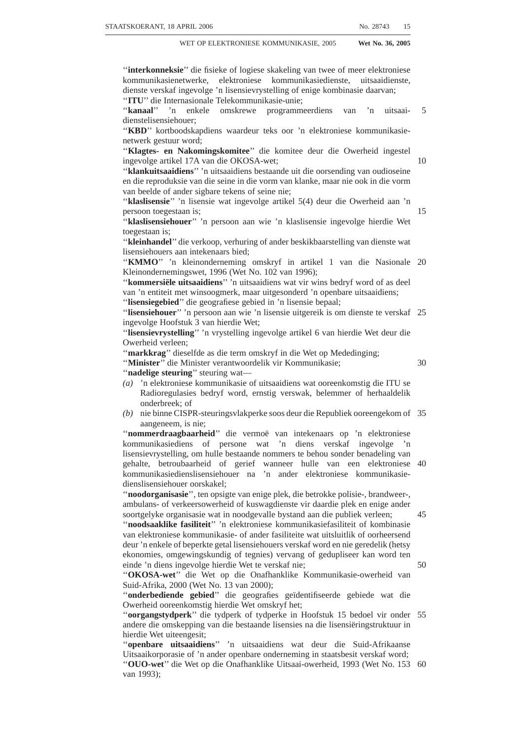''**interkonneksie**'' die fisieke of logiese skakeling van twee of meer elektroniese kommunikasienetwerke, elektroniese kommunikasiedienste, uitsaaidienste, dienste verskaf ingevolge 'n lisensievrystelling of enige kombinasie daarvan;

''**ITU**'' die Internasionale Telekommunikasie-unie;

''**kanaal**'' 'n enkele omskrewe programmeerdiens van 'n uitsaaidienstelisensiehouer;

''**KBD**'' kortboodskapdiens waardeur teks oor 'n elektroniese kommunikasienetwerk gestuur word;

''**Klagtes- en Nakomingskomitee**'' die komitee deur die Owerheid ingestel ingevolge artikel 17A van die OKOSA-wet;

''**klankuitsaaidiens**'' 'n uitsaaidiens bestaande uit die oorsending van oudioseine en die reproduksie van die seine in die vorm van klanke, maar nie ook in die vorm van beelde of ander sigbare tekens of seine nie;

''**klaslisensie**'' 'n lisensie wat ingevolge artikel 5(4) deur die Owerheid aan 'n persoon toegestaan is;

''**klaslisensiehouer**'' 'n persoon aan wie 'n klaslisensie ingevolge hierdie Wet toegestaan is;

''**kleinhandel**'' die verkoop, verhuring of ander beskikbaarstelling van dienste wat lisensiehouers aan intekenaars bied;

''**KMMO**'' 'n kleinonderneming omskryf in artikel 1 van die Nasionale Kleinondernemingswet, 1996 (Wet No. 102 van 1996);

''**kommersiële uitsaaidiens**'' 'n uitsaaidiens wat vir wins bedryf word of as deel van 'n entiteit met winsoogmerk, maar uitgesonderd 'n openbare uitsaaidiens;

''**lisensiegebied**'' die geografiese gebied in 'n lisensie bepaal;

''**lisensiehouer**'' 'n persoon aan wie 'n lisensie uitgereik is om dienste te verskaf ingevolge Hoofstuk 3 van hierdie Wet;

''**lisensievrystelling**'' 'n vrystelling ingevolge artikel 6 van hierdie Wet deur die Owerheid verleen;

''**markkrag**'' dieselfde as die term omskryf in die Wet op Mededinging;

''**Minister**'' die Minister verantwoordelik vir Kommunikasie;

''**nadelige steuring**'' steuring wat—

*(a)* 'n elektroniese kommunikasie of uitsaaidiens wat ooreenkomstig die ITU se Radioregulasies bedryf word, ernstig verswak, belemmer of herhaaldelik onderbreek; of

*(b)* nie binne CISPR-steuringsvlakperke soos deur die Republiek ooreengekom of aangeneem, is nie;

''**nommerdraagbaarheid**'' die vermoë van intekenaars op 'n elektroniese kommunikasiediens of persone wat 'n diens verskaf ingevolge 'n lisensievrystelling, om hulle bestaande nommers te behou sonder benadeling van gehalte, betroubaarheid of gerief wanneer hulle van een elektroniese kommunikasiedienslisensiehouer na 'n ander elektroniese kommunikasiedienslisensiehouer oorskakel;

''**noodorganisasie**'', ten opsigte van enige plek, die betrokke polisie-, brandweer-, ambulans- of verkeersowerheid of kuswagdienste vir daardie plek en enige ander soortgelyke organisasie wat in noodgevalle bystand aan die publiek verleen;

''**noodsaaklike fasiliteit**'' 'n elektroniese kommunikasiefasiliteit of kombinasie van elektroniese kommunikasie- of ander fasiliteite wat uitsluitlik of oorheersend deur 'n enkele of beperkte getal lisensiehouers verskaf word en nie geredelik (hetsy ekonomies, omgewingskundig of tegnies) vervang of gedupliseer kan word ten einde 'n diens ingevolge hierdie Wet te verskaf nie;

''**OKOSA-wet**'' die Wet op die Onafhanklike Kommunikasie-owerheid van Suid-Afrika, 2000 (Wet No. 13 van 2000);

''**onderbediende gebied**'' die geografies geïdentifiseerde gebiede wat die Owerheid ooreenkomstig hierdie Wet omskryf het;

''**oorgangstydperk**'' die tydperk of tydperke in Hoofstuk 15 bedoel vir onder andere die omskepping van die bestaande lisensies na die lisensiëringstruktuur in hierdie Wet uiteengesit;

''**openbare uitsaaidiens**'' 'n uitsaaidiens wat deur die Suid-Afrikaanse Uitsaaikorporasie of 'n ander openbare onderneming in staatsbesit verskaf word;

''**OUO-wet**'' die Wet op die Onafhanklike Uitsaai-owerheid, 1993 (Wet No. 153 van 1993);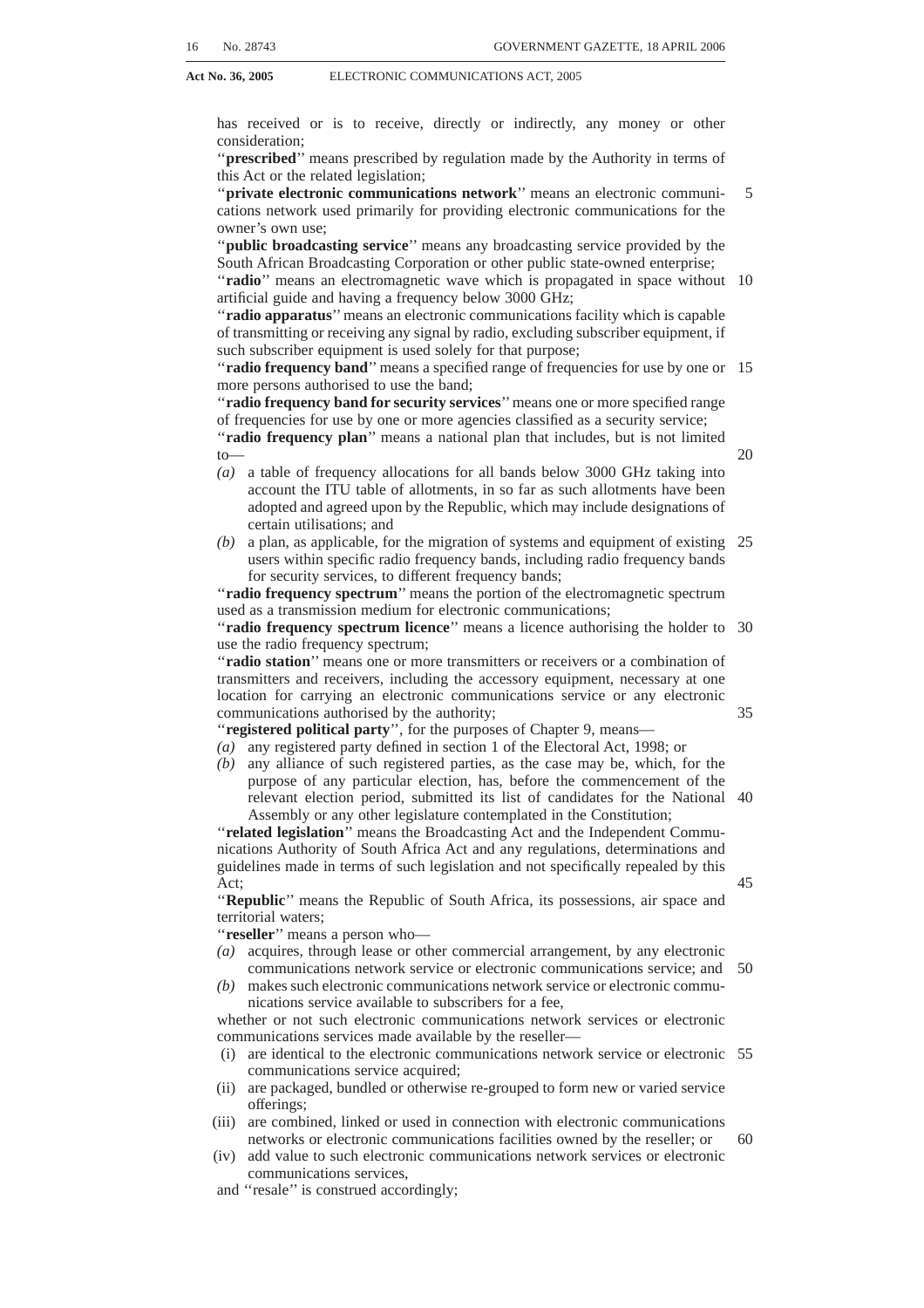has received or is to receive, directly or indirectly, any money or other consideration;

''**prescribed**'' means prescribed by regulation made by the Authority in terms of this Act or the related legislation;

''**private electronic communications network**'' means an electronic communications network used primarily for providing electronic communications for the owner's own use;

''**public broadcasting service**'' means any broadcasting service provided by the South African Broadcasting Corporation or other public state-owned enterprise;

''**radio**'' means an electromagnetic wave which is propagated in space without artificial guide and having a frequency below 3000 GHz;

''**radio apparatus**'' means an electronic communications facility which is capable of transmitting or receiving any signal by radio, excluding subscriber equipment, if such subscriber equipment is used solely for that purpose;

''**radio frequency band**'' means a specified range of frequencies for use by one or more persons authorised to use the band;

''**radio frequency band for security services**'' means one or more specified range of frequencies for use by one or more agencies classified as a security service;

''**radio frequency plan**'' means a national plan that includes, but is not limited to—

*(a)* a table of frequency allocations for all bands below 3000 GHz taking into account the ITU table of allotments, in so far as such allotments have been adopted and agreed upon by the Republic, which may include designations of certain utilisations; and

*(b)* a plan, as applicable, for the migration of systems and equipment of existing users within specific radio frequency bands, including radio frequency bands for security services, to different frequency bands;

''**radio frequency spectrum**'' means the portion of the electromagnetic spectrum used as a transmission medium for electronic communications;

''**radio frequency spectrum licence**'' means a licence authorising the holder to use the radio frequency spectrum;

''**radio station**'' means one or more transmitters or receivers or a combination of transmitters and receivers, including the accessory equipment, necessary at one location for carrying an electronic communications service or any electronic communications authorised by the authority;

''**registered political party**'', for the purposes of Chapter 9, means—

*(a)* any registered party defined in section 1 of the Electoral Act, 1998; or

*(b)* any alliance of such registered parties, as the case may be, which, for the purpose of any particular election, has, before the commencement of the relevant election period, submitted its list of candidates for the National Assembly or any other legislature contemplated in the Constitution;

''**related legislation**'' means the Broadcasting Act and the Independent Communications Authority of South Africa Act and any regulations, determinations and guidelines made in terms of such legislation and not specifically repealed by this Act;

''**Republic**'' means the Republic of South Africa, its possessions, air space and territorial waters;

''**reseller**'' means a person who—

*(a)* acquires, through lease or other commercial arrangement, by any electronic communications network service or electronic communications service; and

*(b)* makes such electronic communications network service or electronic communications service available to subscribers for a fee,

whether or not such electronic communications network services or electronic communications services made available by the reseller—

(i) are identical to the electronic communications network service or electronic communications service acquired;

(ii) are packaged, bundled or otherwise re-grouped to form new or varied service offerings;

(iii) are combined, linked or used in connection with electronic communications networks or electronic communications facilities owned by the reseller; or

(iv) add value to such electronic communications network services or electronic communications services,

and ''resale'' is construed accordingly;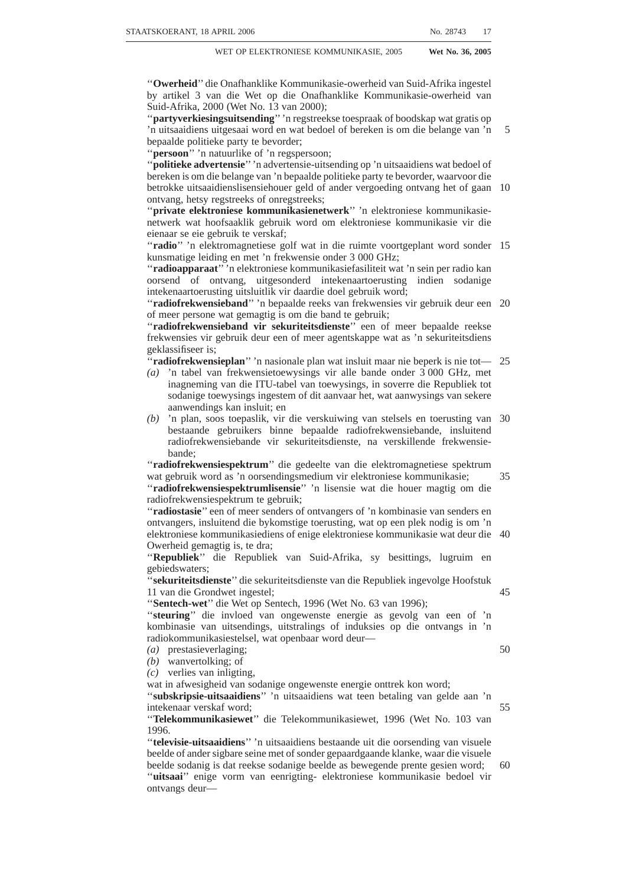''**Owerheid**'' die Onafhanklike Kommunikasie-owerheid van Suid-Afrika ingestel by artikel 3 van die Wet op die Onafhanklike Kommunikasie-owerheid van Suid-Afrika, 2000 (Wet No. 13 van 2000);

''**partyverkiesingsuitsending**'' 'n regstreekse toespraak of boodskap wat gratis op 'n uitsaaidiens uitgesaai word en wat bedoel of bereken is om die belange van 'n bepaalde politieke party te bevorder;

''**persoon**'' 'n natuurlike of 'n regspersoon;

''**politieke advertensie**'' 'n advertensie-uitsending op 'n uitsaaidiens wat bedoel of bereken is om die belange van 'n bepaalde politieke party te bevorder, waarvoor die betrokke uitsaaidienslisensiehouer geld of ander vergoeding ontvang het of gaan ontvang, hetsy regstreeks of onregstreeks;

''**private elektroniese kommunikasienetwerk**'' 'n elektroniese kommunikasie-netwerk wat hoofsaaklik gebruik word om elektroniese kommunikasie vir die eienaar se eie gebruik te verskaf;

''**radio**'' 'n elektromagnetiese golf wat in die ruimte voortgeplant word sonder kunsmatige leiding en met 'n frekwensie onder 3 000 GHz;

''**radioapparaat**'' 'n elektroniese kommunikasiefasiliteit wat 'n sein per radio kan oorsend of ontvang, uitgesonderd intekenaartoerusting indien sodanige intekenaartoerusting uitsluitlik vir daardie doel gebruik word;

''**radiofrekwensieband**'' 'n bepaalde reeks van frekwensies vir gebruik deur een of meer persone wat gemagtig is om die band te gebruik;

''**radiofrekwensieband vir sekuriteitsdienste**'' een of meer bepaalde reekse frekwensies vir gebruik deur een of meer agentskappe wat as 'n sekuriteitsdiens geklassifiseer is;

''**radiofrekwensieplan**'' 'n nasionale plan wat insluit maar nie beperk is nie tot—

*(a)* 'n tabel van frekwensietoewysings vir alle bande onder 3 000 GHz, met inagneming van die ITU-tabel van toewysings, in soverre die Republiek tot sodanige toewysings ingestem of dit aanvaar het, wat aanwysings van sekere aanwendings kan insluit; en

*(b)* 'n plan, soos toepaslik, vir die verskuiwing van stelsels en toerusting van bestaande gebruikers binne bepaalde radiofrekwensiebande, insluitend radiofrekwensiebande vir sekuriteitsdienste, na verskillende frekwensie-bande;

''**radiofrekwensiespektrum**'' die gedeelte van die elektromagnetiese spektrum wat gebruik word as 'n oorsendingsmedium vir elektroniese kommunikasie;

''**radiofrekwensiespektrumlisensie**'' 'n lisensie wat die houer magtig om die radiofrekwensiespektrum te gebruik;

''**radiostasie**'' een of meer senders of ontvangers of 'n kombinasie van senders en ontvangers, insluitend die bykomstige toerusting, wat op een plek nodig is om 'n elektroniese kommunikasiediens of enige elektroniese kommunikasie wat deur die Owerheid gemagtig is, te dra;

''**Republiek**'' die Republiek van Suid-Afrika, sy besittings, lugruim en gebiedswaters;

''**sekuriteitsdienste**'' die sekuriteitsdienste van die Republiek ingevolge Hoofstuk 11 van die Grondwet ingestel;

''**Sentech-wet**'' die Wet op Sentech, 1996 (Wet No. 63 van 1996);

''**steuring**'' die invloed van ongewenste energie as gevolg van een of 'n kombinasie van uitsendings, uitstralings of induksies op die ontvangs in 'n radiokommunikasiestelsel, wat openbaar word deur—

*(a)* prestasieverlaging;

*(b)* wanvertolking; of

*(c)* verlies van inligting,

wat in afwesigheid van sodanige ongewenste energie onttrek kon word;

''**subskripsie-uitsaaidiens**'' 'n uitsaaidiens wat teen betaling van gelde aan 'n intekenaar verskaf word;

''**Telekommunikasiewet**'' die Telekommunikasiewet, 1996 (Wet No. 103 van 1996.

''**televisie-uitsaaidiens**'' 'n uitsaaidiens bestaande uit die oorsending van visuele beelde of ander sigbare seine met of sonder gepaardgaande klanke, waar die visuele beelde sodanig is dat reekse sodanige beelde as bewegende prente gesien word;

''**uitsaai**'' enige vorm van eenrigting- elektroniese kommunikasie bedoel vir ontvangs deur—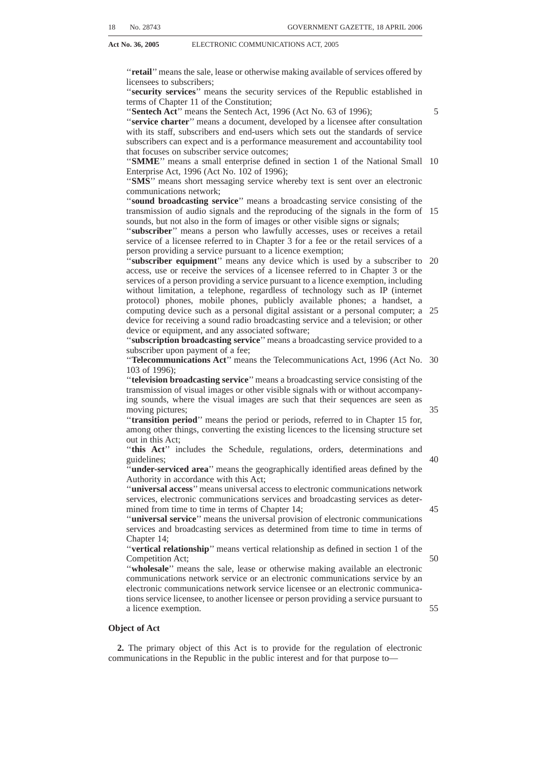''**retail**'' means the sale, lease or otherwise making available of services offered by licensees to subscribers;

''**security services**'' means the security services of the Republic established in terms of Chapter 11 of the Constitution;

''**Sentech Act**'' means the Sentech Act, 1996 (Act No. 63 of 1996);

''**service charter**'' means a document, developed by a licensee after consultation with its staff, subscribers and end-users which sets out the standards of service subscribers can expect and is a performance measurement and accountability tool that focuses on subscriber service outcomes;

''**SMME**'' means a small enterprise defined in section 1 of the National Small Enterprise Act, 1996 (Act No. 102 of 1996);

''**SMS**'' means short messaging service whereby text is sent over an electronic communications network;

''**sound broadcasting service**'' means a broadcasting service consisting of the transmission of audio signals and the reproducing of the signals in the form of sounds, but not also in the form of images or other visible signs or signals;

''**subscriber**'' means a person who lawfully accesses, uses or receives a retail service of a licensee referred to in Chapter 3 for a fee or the retail services of a person providing a service pursuant to a licence exemption;

''**subscriber equipment**'' means any device which is used by a subscriber to access, use or receive the services of a licensee referred to in Chapter 3 or the services of a person providing a service pursuant to a licence exemption, including without limitation, a telephone, regardless of technology such as IP (internet protocol) phones, mobile phones, publicly available phones; a handset, a computing device such as a personal digital assistant or a personal computer; a device for receiving a sound radio broadcasting service and a television; or other device or equipment, and any associated software;

''**subscription broadcasting service**'' means a broadcasting service provided to a subscriber upon payment of a fee;

''**Telecommunications Act**'' means the Telecommunications Act, 1996 (Act No. 103 of 1996);

''**television broadcasting service**'' means a broadcasting service consisting of the transmission of visual images or other visible signals with or without accompanying sounds, where the visual images are such that their sequences are seen as moving pictures;

''**transition period**'' means the period or periods, referred to in Chapter 15 for, among other things, converting the existing licences to the licensing structure set out in this Act;

''**this Act**'' includes the Schedule, regulations, orders, determinations and guidelines;

''**under-serviced area**'' means the geographically identified areas defined by the Authority in accordance with this Act;

''**universal access**'' means universal access to electronic communications network services, electronic communications services and broadcasting services as determined from time to time in terms of Chapter 14;

''**universal service**'' means the universal provision of electronic communications services and broadcasting services as determined from time to time in terms of Chapter 14;

''**vertical relationship**'' means vertical relationship as defined in section 1 of the Competition Act;

''**wholesale**'' means the sale, lease or otherwise making available an electronic communications network service or an electronic communications service by an electronic communications network service licensee or an electronic communications service licensee, to another licensee or person providing a service pursuant to a licence exemption.

**Object of Act**

**2.** The primary object of this Act is to provide for the regulation of electronic communications in the Republic in the public interest and for that purpose to—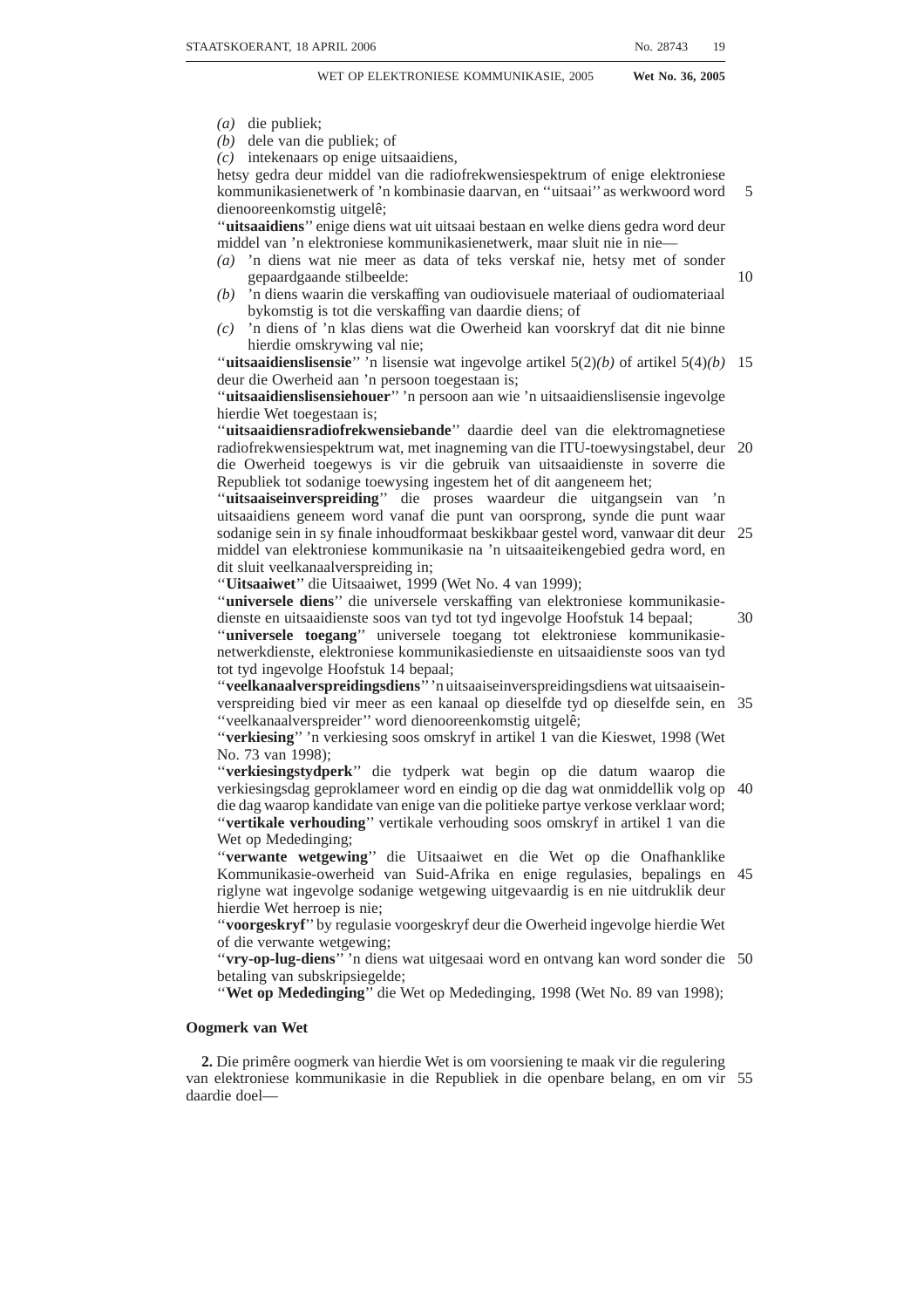*(a)* die publiek;
*(b)* dele van die publiek; of
*(c)* intekenaars op enige uitsaaidiens,

hetsy gedra deur middel van die radiofrekwensiespektrum of enige elektroniese kommunikasienetwerk of 'n kombinasie daarvan, en ''uitsaai'' as werkwoord word dienooreenkomstig uitgelê;

''**uitsaaidiens**'' enige diens wat uit uitsaai bestaan en welke diens gedra word deur middel van 'n elektroniese kommunikasienetwerk, maar sluit nie in nie—

*(a)* 'n diens wat nie meer as data of teks verskaf nie, hetsy met of sonder gepaardgaande stilbeelde:
*(b)* 'n diens waarin die verskaffing van oudiovisuele materiaal of oudiomateriaal bykomstig is tot die verskaffing van daardie diens; of
*(c)* 'n diens of 'n klas diens wat die Owerheid kan voorskryf dat dit nie binne hierdie omskrywing val nie;

''**uitsaaidienslisensie**'' 'n lisensie wat ingevolge artikel 5(2)*(b)* of artikel 5(4)*(b)* deur die Owerheid aan 'n persoon toegestaan is;

''**uitsaaidienslisensiehouer**'' 'n persoon aan wie 'n uitsaaidienslisensie ingevolge hierdie Wet toegestaan is;

''**uitsaaidiensradiofrekwensiebande**'' daardie deel van die elektromagnetiese radiofrekwensiespektrum wat, met inagneming van die ITU-toewysingstabel, deur die Owerheid toegewys is vir die gebruik van uitsaaidienste in soverre die Republiek tot sodanige toewysing ingestem het of dit aangeneem het;

''**uitsaaiseinverspreiding**'' die proses waardeur die uitgangsein van 'n uitsaaidiens geneem word vanaf die punt van oorsprong, synde die punt waar sodanige sein in sy finale inhoudformaat beskikbaar gestel word, vanwaar dit deur middel van elektroniese kommunikasie na 'n uitsaaiteikengebied gedra word, en dit sluit veelkanaalverspreiding in;

''**Uitsaaiwet**'' die Uitsaaiwet, 1999 (Wet No. 4 van 1999);

''**universele diens**'' die universele verskaffing van elektroniese kommunikasiedienste en uitsaaidienste soos van tyd tot tyd ingevolge Hoofstuk 14 bepaal;

''**universele toegang**'' universele toegang tot elektroniese kommunikasienetwerkdienste, elektroniese kommunikasiedienste en uitsaaidienste soos van tyd tot tyd ingevolge Hoofstuk 14 bepaal;

''**veelkanaalverspreidingsdiens**'' 'n uitsaaiseinverspreidingsdiens wat uitsaaiseinverspreiding bied vir meer as een kanaal op dieselfde tyd op dieselfde sein, en ''veelkanaalverspreider'' word dienooreenkomstig uitgelê;

''**verkiesing**'' 'n verkiesing soos omskryf in artikel 1 van die Kieswet, 1998 (Wet No. 73 van 1998);

''**verkiesingstydperk**'' die tydperk wat begin op die datum waarop die verkiesingsdag geproklameer word en eindig op die dag wat onmiddellik volg op die dag waarop kandidate van enige van die politieke partye verkose verklaar word;

''**vertikale verhouding**'' vertikale verhouding soos omskryf in artikel 1 van die Wet op Mededinging;

''**verwante wetgewing**'' die Uitsaaiwet en die Wet op die Onafhanklike Kommunikasie-owerheid van Suid-Afrika en enige regulasies, bepalings en riglyne wat ingevolge sodanige wetgewing uitgevaardig is en nie uitdruklik deur hierdie Wet herroep is nie;

''**voorgeskryf**'' by regulasie voorgeskryf deur die Owerheid ingevolge hierdie Wet of die verwante wetgewing;

''**vry-op-lug-diens**'' 'n diens wat uitgesaai word en ontvang kan word sonder die betaling van subskripsiegelde;

''**Wet op Mededinging**'' die Wet op Mededinging, 1998 (Wet No. 89 van 1998);

**Oogmerk van Wet**

**2.** Die primêre oogmerk van hierdie Wet is om voorsiening te maak vir die regulering van elektroniese kommunikasie in die Republiek in die openbare belang, en om vir daardie doel—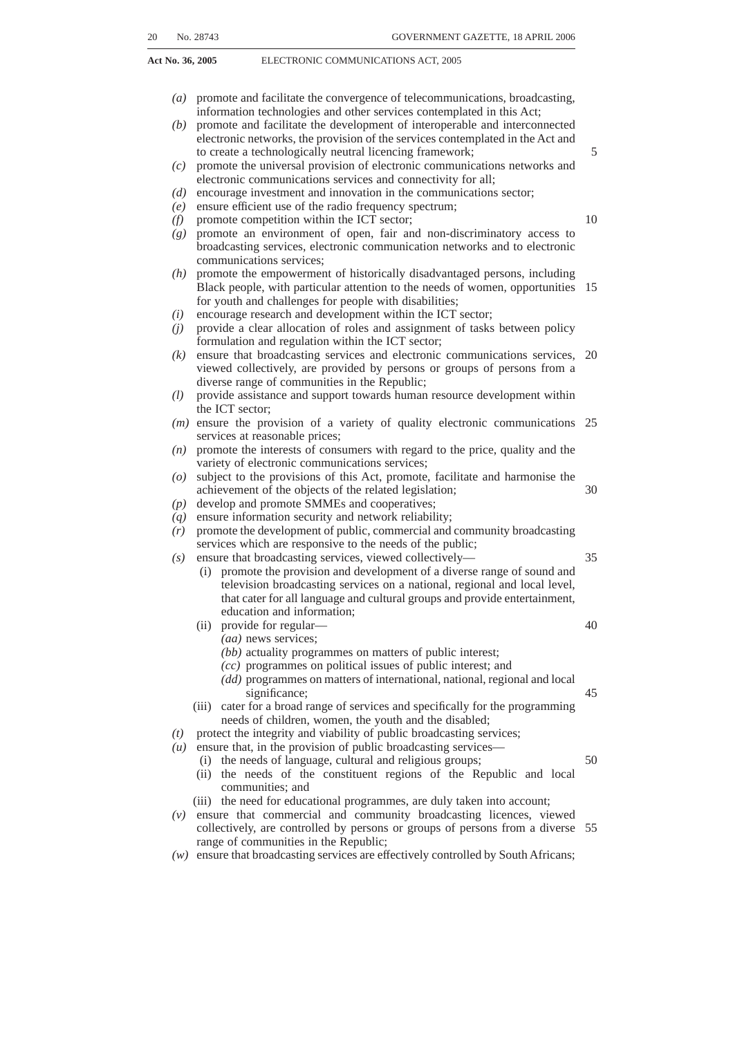*(a)* promote and facilitate the convergence of telecommunications, broadcasting, information technologies and other services contemplated in this Act;

*(b)* promote and facilitate the development of interoperable and interconnected electronic networks, the provision of the services contemplated in the Act and to create a technologically neutral licencing framework;

*(c)* promote the universal provision of electronic communications networks and electronic communications services and connectivity for all;

*(d)* encourage investment and innovation in the communications sector;

*(e)* ensure efficient use of the radio frequency spectrum;

*(f)* promote competition within the ICT sector;

*(g)* promote an environment of open, fair and non-discriminatory access to broadcasting services, electronic communication networks and to electronic communications services;

*(h)* promote the empowerment of historically disadvantaged persons, including Black people, with particular attention to the needs of women, opportunities for youth and challenges for people with disabilities;

*(i)* encourage research and development within the ICT sector;

*(j)* provide a clear allocation of roles and assignment of tasks between policy formulation and regulation within the ICT sector;

*(k)* ensure that broadcasting services and electronic communications services, viewed collectively, are provided by persons or groups of persons from a diverse range of communities in the Republic;

*(l)* provide assistance and support towards human resource development within the ICT sector;

*(m)* ensure the provision of a variety of quality electronic communications services at reasonable prices;

*(n)* promote the interests of consumers with regard to the price, quality and the variety of electronic communications services;

*(o)* subject to the provisions of this Act, promote, facilitate and harmonise the achievement of the objects of the related legislation;

*(p)* develop and promote SMMEs and cooperatives;

*(q)* ensure information security and network reliability;

*(r)* promote the development of public, commercial and community broadcasting services which are responsive to the needs of the public;

*(s)* ensure that broadcasting services, viewed collectively—

  (i) promote the provision and development of a diverse range of sound and television broadcasting services on a national, regional and local level, that cater for all language and cultural groups and provide entertainment, education and information;

  (ii) provide for regular—

    *(aa)* news services;

    *(bb)* actuality programmes on matters of public interest;

    *(cc)* programmes on political issues of public interest; and

    *(dd)* programmes on matters of international, national, regional and local significance;

  (iii) cater for a broad range of services and specifically for the programming needs of children, women, the youth and the disabled;

*(t)* protect the integrity and viability of public broadcasting services;

*(u)* ensure that, in the provision of public broadcasting services—

  (i) the needs of language, cultural and religious groups;

  (ii) the needs of the constituent regions of the Republic and local communities; and

  (iii) the need for educational programmes, are duly taken into account;

*(v)* ensure that commercial and community broadcasting licences, viewed collectively, are controlled by persons or groups of persons from a diverse range of communities in the Republic;

*(w)* ensure that broadcasting services are effectively controlled by South Africans;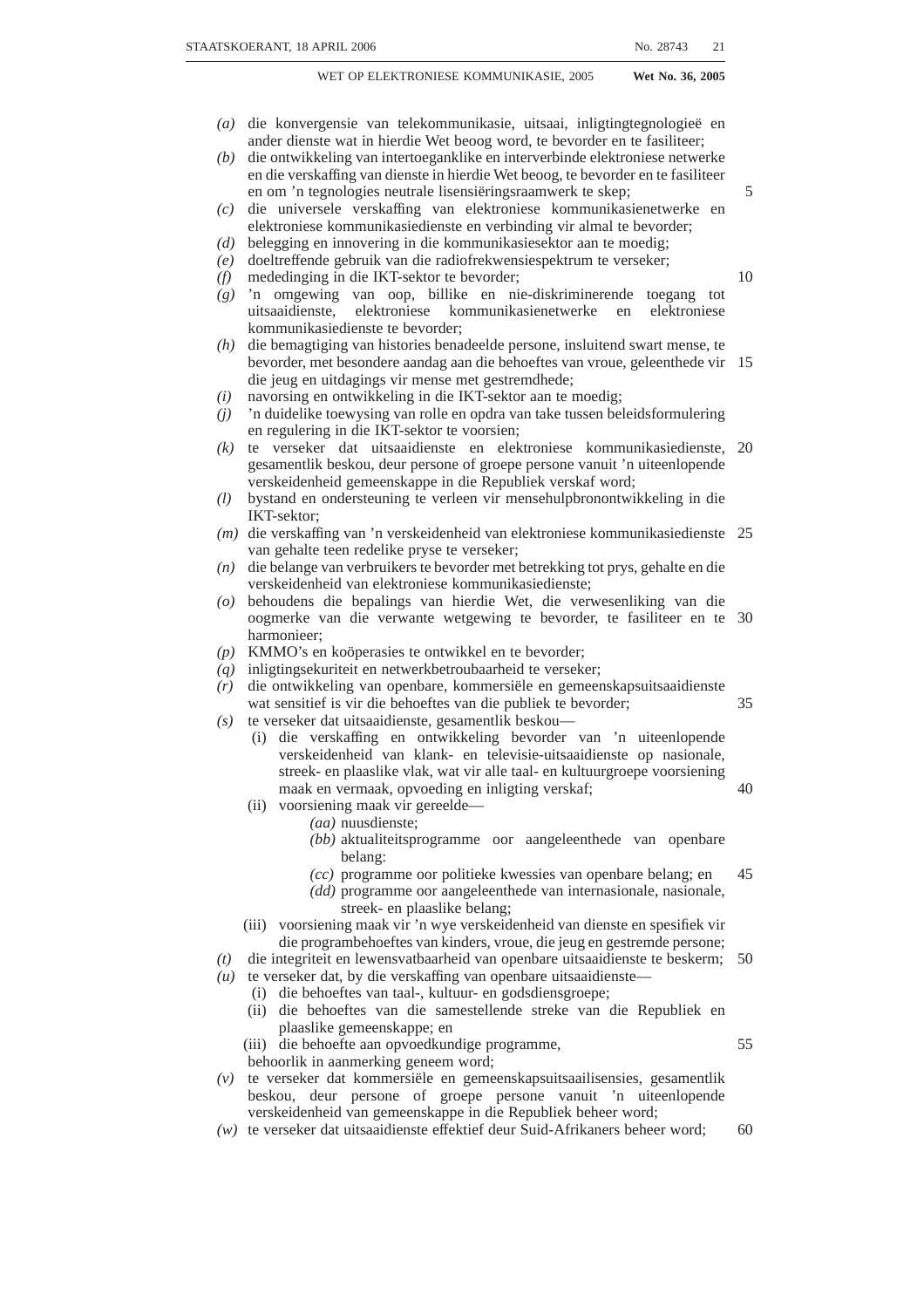*(a)* die konvergensie van telekommunikasie, uitsaai, inligtingtegnologieë en ander dienste wat in hierdie Wet beoog word, te bevorder en te fasiliteer;

*(b)* die ontwikkeling van intertoeganklike en interverbinde elektroniese netwerke en die verskaffing van dienste in hierdie Wet beoog, te bevorder en te fasiliteer en om 'n tegnologies neutrale lisensiëringsraamwerk te skep;

*(c)* die universele verskaffing van elektroniese kommunikasienetwerke en elektroniese kommunikasiedienste en verbinding vir almal te bevorder;

*(d)* belegging en innovering in die kommunikasiesektor aan te moedig;

*(e)* doeltreffende gebruik van die radiofrekwensiespektrum te verseker;

*(f)* mededinging in die IKT-sektor te bevorder;

*(g)* 'n omgewing van oop, billike en nie-diskriminerende toegang tot uitsaaidienste, elektroniese kommunikasienetwerke en elektroniese kommunikasiedienste te bevorder;

*(h)* die bemagtiging van histories benadeelde persone, insluitend swart mense, te bevorder, met besondere aandag aan die behoeftes van vroue, geleenthede vir die jeug en uitdagings vir mense met gestremdhede;

*(i)* navorsing en ontwikkeling in die IKT-sektor aan te moedig;

*(j)* 'n duidelike toewysing van rolle en opdra van take tussen beleidsformulering en regulering in die IKT-sektor te voorsien;

*(k)* te verseker dat uitsaaidienste en elektroniese kommunikasiedienste, gesamentlik beskou, deur persone of groepe persone vanuit 'n uiteenlopende verskeidenheid gemeenskappe in die Republiek verskaf word;

*(l)* bystand en ondersteuning te verleen vir mensehulpbronontwikkeling in die IKT-sektor;

*(m)* die verskaffing van 'n verskeidenheid van elektroniese kommunikasiedienste van gehalte teen redelike pryse te verseker;

*(n)* die belange van verbruikers te bevorder met betrekking tot prys, gehalte en die verskeidenheid van elektroniese kommunikasiedienste;

*(o)* behoudens die bepalings van hierdie Wet, die verwesenliking van die oogmerke van die verwante wetgewing te bevorder, te fasiliteer en te harmonieer;

*(p)* KMMO's en koöperasies te ontwikkel en te bevorder;

*(q)* inligtingsekuriteit en netwerkbetroubaarheid te verseker;

*(r)* die ontwikkeling van openbare, kommersiële en gemeenskapsuitsaaidienste wat sensitief is vir die behoeftes van die publiek te bevorder;

*(s)* te verseker dat uitsaaidienste, gesamentlik beskou—

 (i) die verskaffing en ontwikkeling bevorder van 'n uiteenlopende verskeidenheid van klank- en televisie-uitsaaidienste op nasionale, streek- en plaaslike vlak, wat vir alle taal- en kultuurgroepe voorsiening maak en vermaak, opvoeding en inligting verskaf;

 (ii) voorsiening maak vir gereelde—

  *(aa)* nuusdienste;

  *(bb)* aktualiteitsprogramme oor aangeleenthede van openbare belang:

  *(cc)* programme oor politieke kwessies van openbare belang; en

  *(dd)* programme oor aangeleenthede van internasionale, nasionale, streek- en plaaslike belang;

 (iii) voorsiening maak vir 'n wye verskeidenheid van dienste en spesifiek vir die programbehoeftes van kinders, vroue, die jeug en gestremde persone;

*(t)* die integriteit en lewensvatbaarheid van openbare uitsaaidienste te beskerm;

*(u)* te verseker dat, by die verskaffing van openbare uitsaaidienste—

 (i) die behoeftes van taal-, kultuur- en godsdiensgroepe;

 (ii) die behoeftes van die samestellende streke van die Republiek en plaaslike gemeenskappe; en

 (iii) die behoefte aan opvoedkundige programme,

 behoorlik in aanmerking geneem word;

*(v)* te verseker dat kommersiële en gemeenskapsuitsaailisensies, gesamentlik beskou, deur persone of groepe persone vanuit 'n uiteenlopende verskeidenheid van gemeenskappe in die Republiek beheer word;

*(w)* te verseker dat uitsaaidienste effektief deur Suid-Afrikaners beheer word;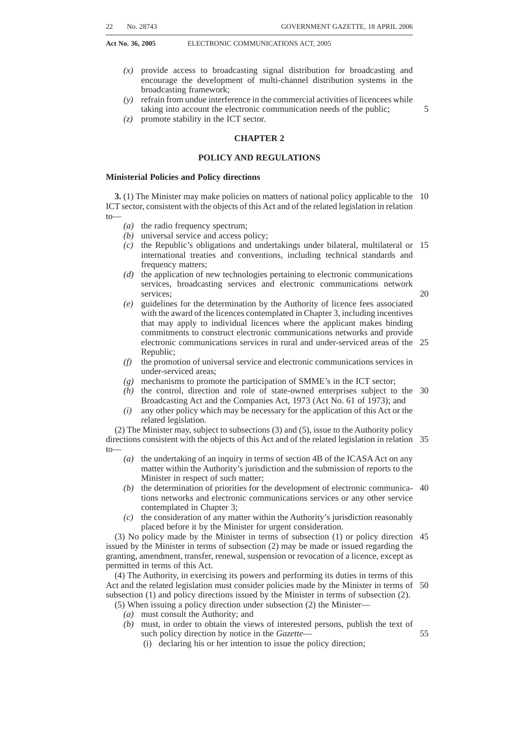*(x)* provide access to broadcasting signal distribution for broadcasting and encourage the development of multi-channel distribution systems in the broadcasting framework;

*(y)* refrain from undue interference in the commercial activities of licencees while taking into account the electronic communication needs of the public;

*(z)* promote stability in the ICT sector.

## CHAPTER 2

## POLICY AND REGULATIONS

### Ministerial Policies and Policy directions

**3.** (1) The Minister may make policies on matters of national policy applicable to the ICT sector, consistent with the objects of this Act and of the related legislation in relation to—

*(a)* the radio frequency spectrum;

*(b)* universal service and access policy;

*(c)* the Republic's obligations and undertakings under bilateral, multilateral or international treaties and conventions, including technical standards and frequency matters;

*(d)* the application of new technologies pertaining to electronic communications services, broadcasting services and electronic communications network services;

*(e)* guidelines for the determination by the Authority of licence fees associated with the award of the licences contemplated in Chapter 3, including incentives that may apply to individual licences where the applicant makes binding commitments to construct electronic communications networks and provide electronic communications services in rural and under-serviced areas of the Republic;

*(f)* the promotion of universal service and electronic communications services in under-serviced areas;

*(g)* mechanisms to promote the participation of SMME's in the ICT sector;

*(h)* the control, direction and role of state-owned enterprises subject to the Broadcasting Act and the Companies Act, 1973 (Act No. 61 of 1973); and

*(i)* any other policy which may be necessary for the application of this Act or the related legislation.

(2) The Minister may, subject to subsections (3) and (5), issue to the Authority policy directions consistent with the objects of this Act and of the related legislation in relation to—

*(a)* the undertaking of an inquiry in terms of section 4B of the ICASA Act on any matter within the Authority's jurisdiction and the submission of reports to the Minister in respect of such matter;

*(b)* the determination of priorities for the development of electronic communications networks and electronic communications services or any other service contemplated in Chapter 3;

*(c)* the consideration of any matter within the Authority's jurisdiction reasonably placed before it by the Minister for urgent consideration.

(3) No policy made by the Minister in terms of subsection (1) or policy direction issued by the Minister in terms of subsection (2) may be made or issued regarding the granting, amendment, transfer, renewal, suspension or revocation of a licence, except as permitted in terms of this Act.

(4) The Authority, in exercising its powers and performing its duties in terms of this Act and the related legislation must consider policies made by the Minister in terms of subsection (1) and policy directions issued by the Minister in terms of subsection (2).

(5) When issuing a policy direction under subsection (2) the Minister—

*(a)* must consult the Authority; and

*(b)* must, in order to obtain the views of interested persons, publish the text of such policy direction by notice in the *Gazette*—

(i) declaring his or her intention to issue the policy direction;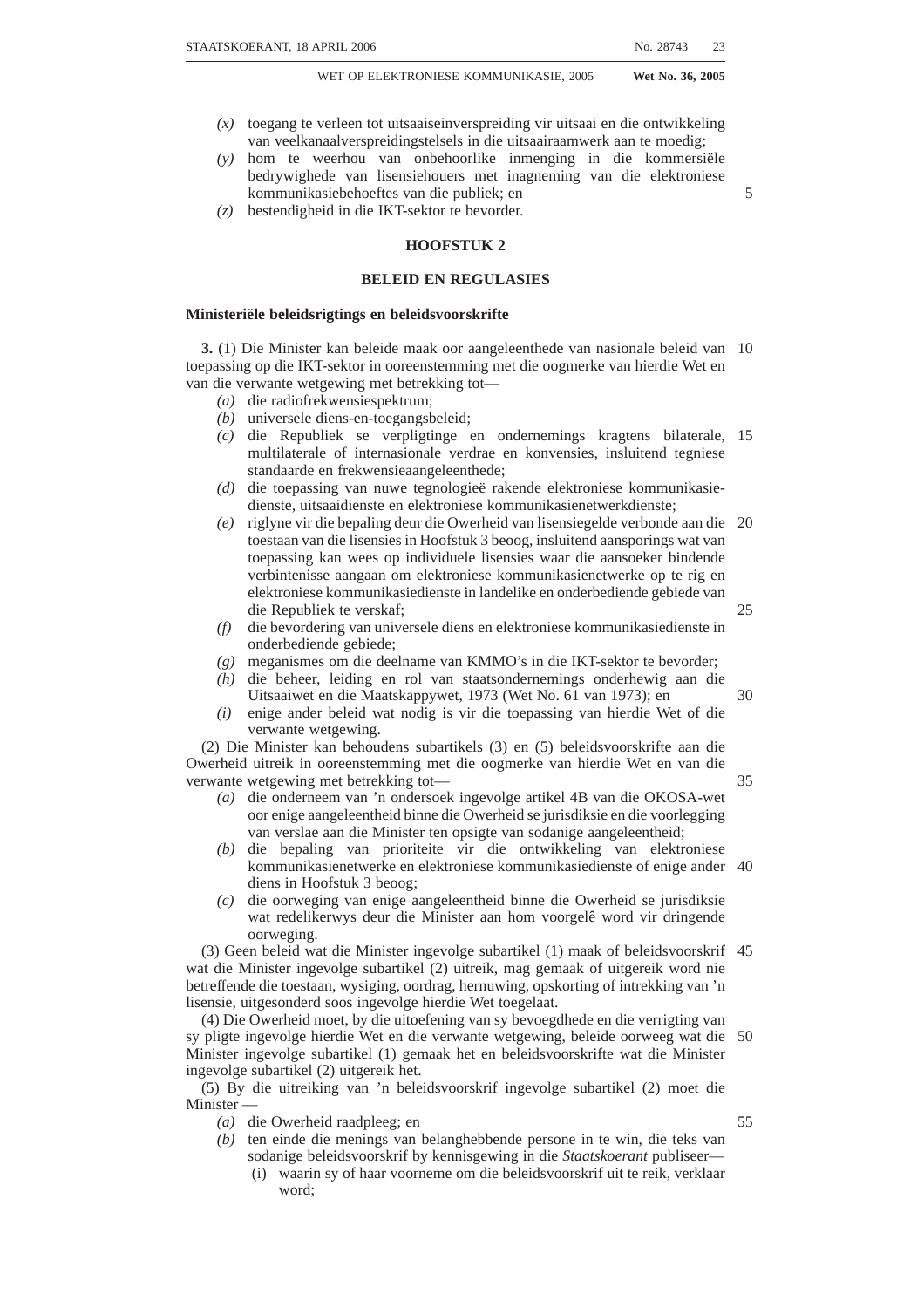*(x)* toegang te verleen tot uitsaaiseinverspreiding vir uitsaai en die ontwikkeling van veelkanaalverspreidingstelsels in die uitsaairaamwerk aan te moedig;

*(y)* hom te weerhou van onbehoorlike inmenging in die kommersiële bedrywighede van lisensiehouers met inagneming van die elektroniese kommunikasiebehoeftes van die publiek; en

*(z)* bestendigheid in die IKT-sektor te bevorder.

## HOOFSTUK 2

## BELEID EN REGULASIES

### Ministeriële beleidsrigtings en beleidsvoorskrifte

**3.** (1) Die Minister kan beleide maak oor aangeleenthede van nasionale beleid van toepassing op die IKT-sektor in ooreenstemming met die oogmerke van hierdie Wet en van die verwante wetgewing met betrekking tot—

*(a)* die radiofrekwensiespektrum;

*(b)* universele diens-en-toegangsbeleid;

*(c)* die Republiek se verpligtinge en ondernemings kragtens bilaterale, multilaterale of internasionale verdrae en konvensies, insluitend tegniese standaarde en frekwensieaangeleenthede;

*(d)* die toepassing van nuwe tegnologieë rakende elektroniese kommunikasiedienste, uitsaaidienste en elektroniese kommunikasienetwerkdienste;

*(e)* riglyne vir die bepaling deur die Owerheid van lisensiegelde verbonde aan die toestaan van die lisensies in Hoofstuk 3 beoog, insluitend aansporings wat van toepassing kan wees op individuele lisensies waar die aansoeker bindende verbintenisse aangaan om elektroniese kommunikasienetwerke op te rig en elektroniese kommunikasiedienste in landelike en onderbediende gebiede van die Republiek te verskaf;

*(f)* die bevordering van universele diens en elektroniese kommunikasiedienste in onderbediende gebiede;

*(g)* meganismes om die deelname van KMMO's in die IKT-sektor te bevorder;

*(h)* die beheer, leiding en rol van staatsondernemings onderhewig aan die Uitsaaiwet en die Maatskappywet, 1973 (Wet No. 61 van 1973); en

*(i)* enige ander beleid wat nodig is vir die toepassing van hierdie Wet of die verwante wetgewing.

(2) Die Minister kan behoudens subartikels (3) en (5) beleidsvoorskrifte aan die Owerheid uitreik in ooreenstemming met die oogmerke van hierdie Wet en van die verwante wetgewing met betrekking tot—

*(a)* die onderneem van 'n ondersoek ingevolge artikel 4B van die OKOSA-wet oor enige aangeleentheid binne die Owerheid se jurisdiksie en die voorlegging van verslae aan die Minister ten opsigte van sodanige aangeleentheid;

*(b)* die bepaling van prioriteite vir die ontwikkeling van elektroniese kommunikasienetwerke en elektroniese kommunikasiedienste of enige ander diens in Hoofstuk 3 beoog;

*(c)* die oorweging van enige aangeleentheid binne die Owerheid se jurisdiksie wat redelikerwys deur die Minister aan hom voorgelê word vir dringende oorweging.

(3) Geen beleid wat die Minister ingevolge subartikel (1) maak of beleidsvoorskrif wat die Minister ingevolge subartikel (2) uitreik, mag gemaak of uitgereik word nie betreffende die toestaan, wysiging, oordrag, hernuwing, opskorting of intrekking van 'n lisensie, uitgesonderd soos ingevolge hierdie Wet toegelaat.

(4) Die Owerheid moet, by die uitoefening van sy bevoegdhede en die verrigting van sy pligte ingevolge hierdie Wet en die verwante wetgewing, beleide oorweeg wat die Minister ingevolge subartikel (1) gemaak het en beleidsvoorskrifte wat die Minister ingevolge subartikel (2) uitgereik het.

(5) By die uitreiking van 'n beleidsvoorskrif ingevolge subartikel (2) moet die Minister —

*(a)* die Owerheid raadpleeg; en

*(b)* ten einde die menings van belanghebbende persone in te win, die teks van sodanige beleidsvoorskrif by kennisgewing in die *Staatskoerant* publiseer—

(i) waarin sy of haar voorneme om die beleidsvoorskrif uit te reik, verklaar word;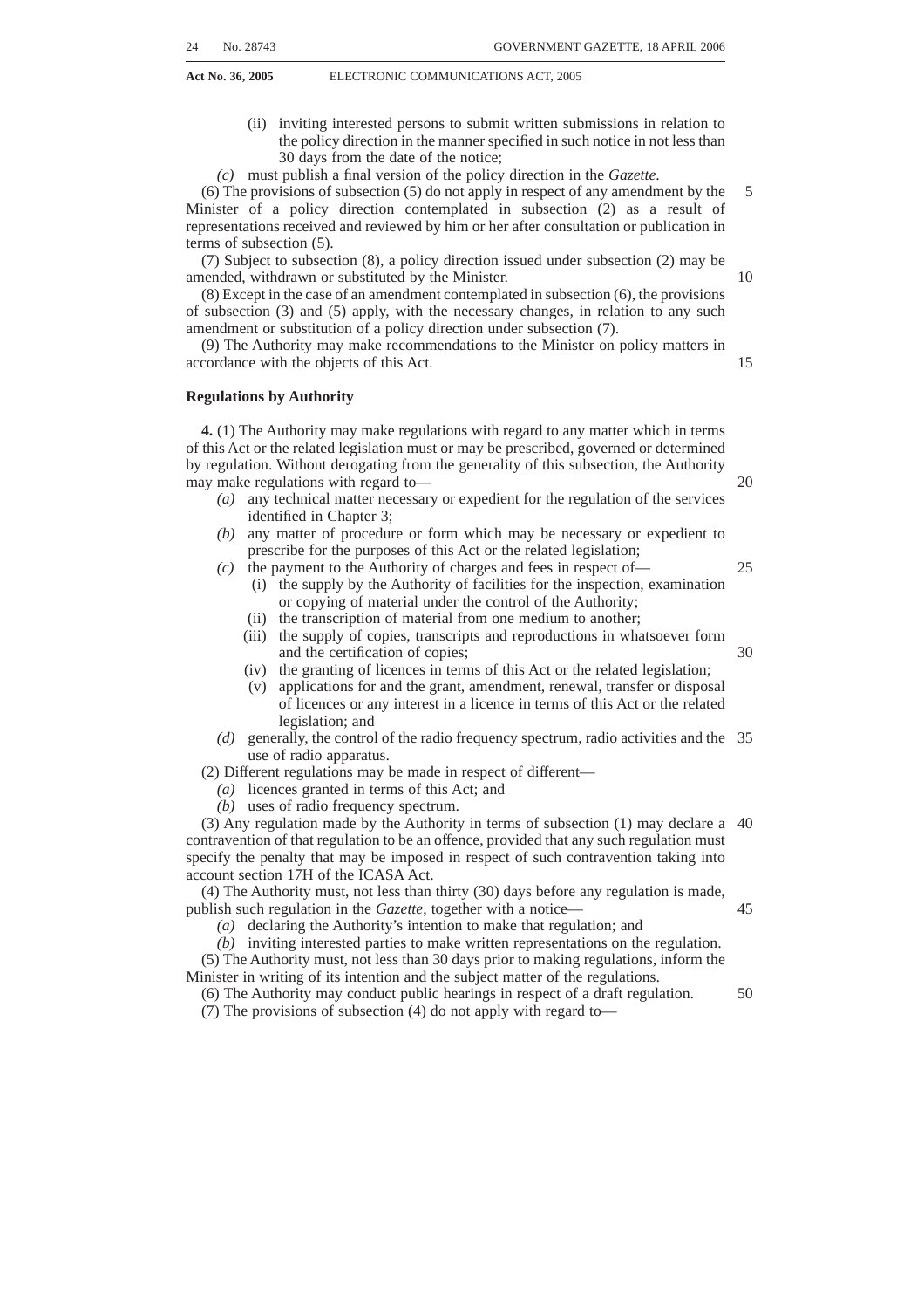(ii) inviting interested persons to submit written submissions in relation to the policy direction in the manner specified in such notice in not less than 30 days from the date of the notice;

*(c)* must publish a final version of the policy direction in the *Gazette*.

(6) The provisions of subsection (5) do not apply in respect of any amendment by the Minister of a policy direction contemplated in subsection (2) as a result of representations received and reviewed by him or her after consultation or publication in terms of subsection (5).

(7) Subject to subsection (8), a policy direction issued under subsection (2) may be amended, withdrawn or substituted by the Minister.

(8) Except in the case of an amendment contemplated in subsection (6), the provisions of subsection (3) and (5) apply, with the necessary changes, in relation to any such amendment or substitution of a policy direction under subsection (7).

(9) The Authority may make recommendations to the Minister on policy matters in accordance with the objects of this Act.

**Regulations by Authority**

**4.** (1) The Authority may make regulations with regard to any matter which in terms of this Act or the related legislation must or may be prescribed, governed or determined by regulation. Without derogating from the generality of this subsection, the Authority may make regulations with regard to—

*(a)* any technical matter necessary or expedient for the regulation of the services identified in Chapter 3;

*(b)* any matter of procedure or form which may be necessary or expedient to prescribe for the purposes of this Act or the related legislation;

*(c)* the payment to the Authority of charges and fees in respect of—

(i) the supply by the Authority of facilities for the inspection, examination or copying of material under the control of the Authority;

(ii) the transcription of material from one medium to another;

(iii) the supply of copies, transcripts and reproductions in whatsoever form and the certification of copies;

(iv) the granting of licences in terms of this Act or the related legislation;

(v) applications for and the grant, amendment, renewal, transfer or disposal of licences or any interest in a licence in terms of this Act or the related legislation; and

*(d)* generally, the control of the radio frequency spectrum, radio activities and the use of radio apparatus.

(2) Different regulations may be made in respect of different—

*(a)* licences granted in terms of this Act; and

*(b)* uses of radio frequency spectrum.

(3) Any regulation made by the Authority in terms of subsection (1) may declare a contravention of that regulation to be an offence, provided that any such regulation must specify the penalty that may be imposed in respect of such contravention taking into account section 17H of the ICASA Act.

(4) The Authority must, not less than thirty (30) days before any regulation is made, publish such regulation in the *Gazette*, together with a notice—

*(a)* declaring the Authority's intention to make that regulation; and

*(b)* inviting interested parties to make written representations on the regulation.

(5) The Authority must, not less than 30 days prior to making regulations, inform the Minister in writing of its intention and the subject matter of the regulations.

(6) The Authority may conduct public hearings in respect of a draft regulation.

(7) The provisions of subsection (4) do not apply with regard to—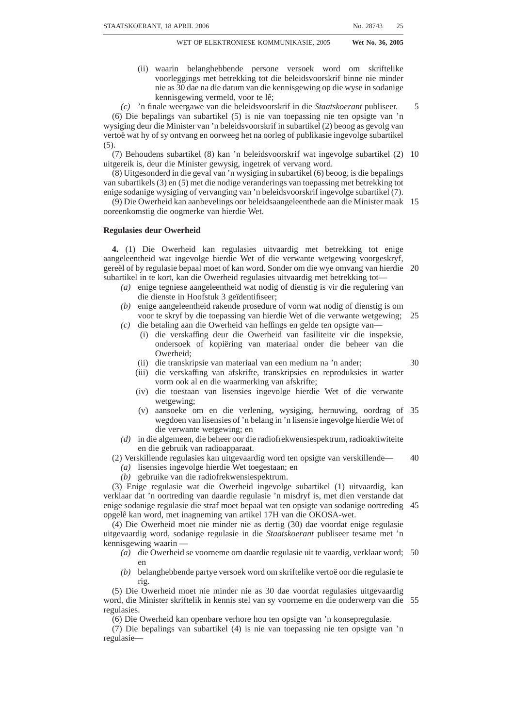(ii) waarin belanghebbende persone versoek word om skriftelike voorleggings met betrekking tot die beleidsvoorskrif binne nie minder nie as 30 dae na die datum van die kennisgewing op die wyse in sodanige kennisgewing vermeld, voor te lê;

*(c)* 'n finale weergawe van die beleidsvoorskrif in die *Staatskoerant* publiseer.

(6) Die bepalings van subartikel (5) is nie van toepassing nie ten opsigte van 'n wysiging deur die Minister van 'n beleidsvoorskrif in subartikel (2) beoog as gevolg van vertoë wat hy of sy ontvang en oorweeg het na oorleg of publikasie ingevolge subartikel (5).

(7) Behoudens subartikel (8) kan 'n beleidsvoorskrif wat ingevolge subartikel (2) uitgereik is, deur die Minister gewysig, ingetrek of vervang word.

(8) Uitgesonderd in die geval van 'n wysiging in subartikel (6) beoog, is die bepalings van subartikels (3) en (5) met die nodige veranderings van toepassing met betrekking tot enige sodanige wysiging of vervanging van 'n beleidsvoorskrif ingevolge subartikel (7).

(9) Die Owerheid kan aanbevelings oor beleidsaangeleenthede aan die Minister maak ooreenkomstig die oogmerke van hierdie Wet.

**Regulasies deur Owerheid**

**4.** (1) Die Owerheid kan regulasies uitvaardig met betrekking tot enige aangeleentheid wat ingevolge hierdie Wet of die verwante wetgewing voorgeskryf, gereël of by regulasie bepaal moet of kan word. Sonder om die wye omvang van hierdie subartikel in te kort, kan die Owerheid regulasies uitvaardig met betrekking tot—

*(a)* enige tegniese aangeleentheid wat nodig of dienstig is vir die regulering van die dienste in Hoofstuk 3 geïdentifiseer;

*(b)* enige aangeleentheid rakende prosedure of vorm wat nodig of dienstig is om voor te skryf by die toepassing van hierdie Wet of die verwante wetgewing;

*(c)* die betaling aan die Owerheid van heffings en gelde ten opsigte van—

(i) die verskaffing deur die Owerheid van fasiliteite vir die inspeksie, ondersoek of kopiëring van materiaal onder die beheer van die Owerheid;

(ii) die transkripsie van materiaal van een medium na 'n ander;

(iii) die verskaffing van afskrifte, transkripsies en reproduksies in watter vorm ook al en die waarmerking van afskrifte;

(iv) die toestaan van lisensies ingevolge hierdie Wet of die verwante wetgewing;

(v) aansoeke om en die verlening, wysiging, hernuwing, oordrag of wegdoen van lisensies of 'n belang in 'n lisensie ingevolge hierdie Wet of die verwante wetgewing; en

*(d)* in die algemeen, die beheer oor die radiofrekwensiespektrum, radioaktiwiteite en die gebruik van radioapparaat.

(2) Verskillende regulasies kan uitgevaardig word ten opsigte van verskillende—

*(a)* lisensies ingevolge hierdie Wet toegestaan; en

*(b)* gebruike van die radiofrekwensiespektrum.

(3) Enige regulasie wat die Owerheid ingevolge subartikel (1) uitvaardig, kan verklaar dat 'n oortreding van daardie regulasie 'n misdryf is, met dien verstande dat enige sodanige regulasie die straf moet bepaal wat ten opsigte van sodanige oortreding opgelê kan word, met inagneming van artikel 17H van die OKOSA-wet.

(4) Die Owerheid moet nie minder nie as dertig (30) dae voordat enige regulasie uitgevaardig word, sodanige regulasie in die *Staatskoerant* publiseer tesame met 'n kennisgewing waarin —

*(a)* die Owerheid se voorneme om daardie regulasie uit te vaardig, verklaar word; en

*(b)* belanghebbende partye versoek word om skriftelike vertoë oor die regulasie te rig.

(5) Die Owerheid moet nie minder nie as 30 dae voordat regulasies uitgevaardig word, die Minister skriftelik in kennis stel van sy voorneme en die onderwerp van die regulasies.

(6) Die Owerheid kan openbare verhore hou ten opsigte van 'n konsepregulasie.

(7) Die bepalings van subartikel (4) is nie van toepassing nie ten opsigte van 'n regulasie—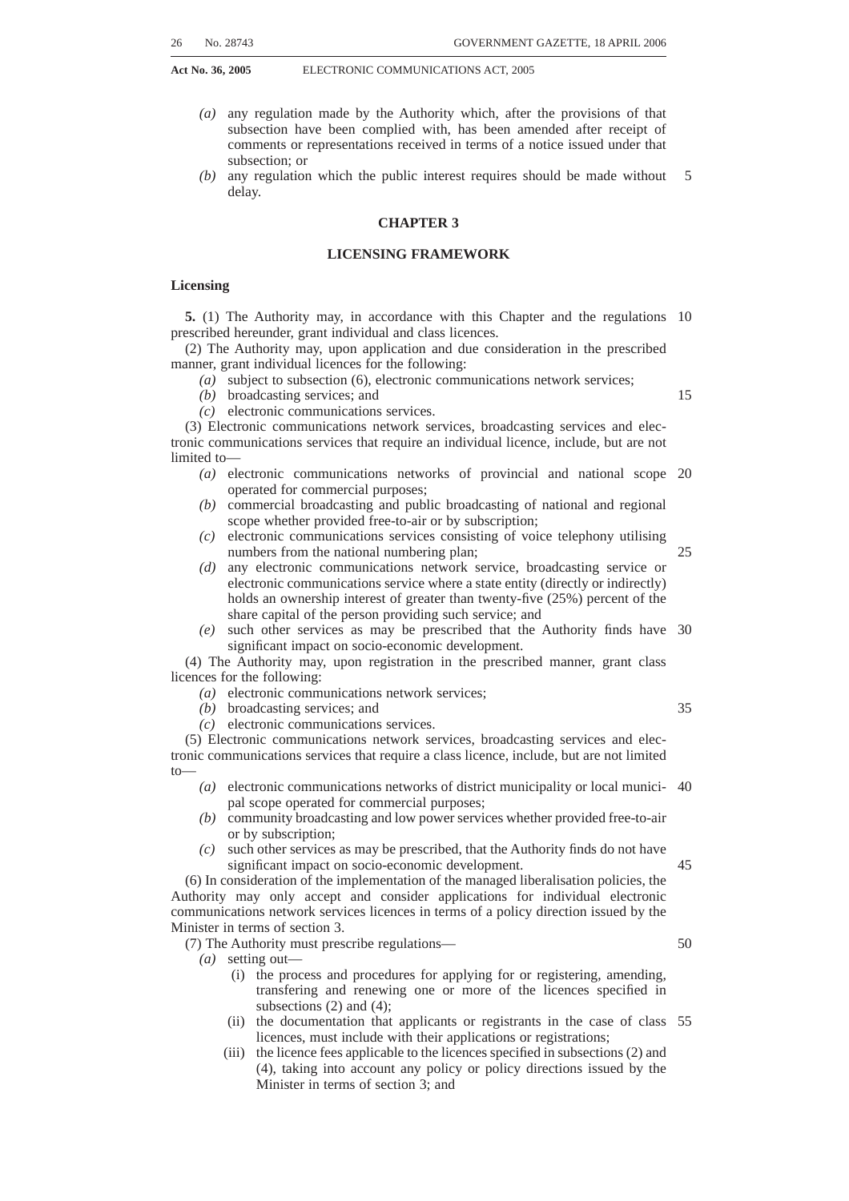*(a)* any regulation made by the Authority which, after the provisions of that subsection have been complied with, has been amended after receipt of comments or representations received in terms of a notice issued under that subsection; or

*(b)* any regulation which the public interest requires should be made without delay.

## CHAPTER 3

## LICENSING FRAMEWORK

**Licensing**

**5.** (1) The Authority may, in accordance with this Chapter and the regulations prescribed hereunder, grant individual and class licences.

(2) The Authority may, upon application and due consideration in the prescribed manner, grant individual licences for the following:

*(a)* subject to subsection (6), electronic communications network services;

*(b)* broadcasting services; and

*(c)* electronic communications services.

(3) Electronic communications network services, broadcasting services and electronic communications services that require an individual licence, include, but are not limited to—

*(a)* electronic communications networks of provincial and national scope operated for commercial purposes;

*(b)* commercial broadcasting and public broadcasting of national and regional scope whether provided free-to-air or by subscription;

*(c)* electronic communications services consisting of voice telephony utilising numbers from the national numbering plan;

*(d)* any electronic communications network service, broadcasting service or electronic communications service where a state entity (directly or indirectly) holds an ownership interest of greater than twenty-five (25%) percent of the share capital of the person providing such service; and

*(e)* such other services as may be prescribed that the Authority finds have significant impact on socio-economic development.

(4) The Authority may, upon registration in the prescribed manner, grant class licences for the following:

*(a)* electronic communications network services;

*(b)* broadcasting services; and

*(c)* electronic communications services.

(5) Electronic communications network services, broadcasting services and electronic communications services that require a class licence, include, but are not limited to—

*(a)* electronic communications networks of district municipality or local municipal scope operated for commercial purposes;

*(b)* community broadcasting and low power services whether provided free-to-air or by subscription;

*(c)* such other services as may be prescribed, that the Authority finds do not have significant impact on socio-economic development.

(6) In consideration of the implementation of the managed liberalisation policies, the Authority may only accept and consider applications for individual electronic communications network services licences in terms of a policy direction issued by the Minister in terms of section 3.

(7) The Authority must prescribe regulations—

*(a)* setting out—

(i) the process and procedures for applying for or registering, amending, transfering and renewing one or more of the licences specified in subsections (2) and (4);

(ii) the documentation that applicants or registrants in the case of class licences, must include with their applications or registrations;

(iii) the licence fees applicable to the licences specified in subsections (2) and (4), taking into account any policy or policy directions issued by the Minister in terms of section 3; and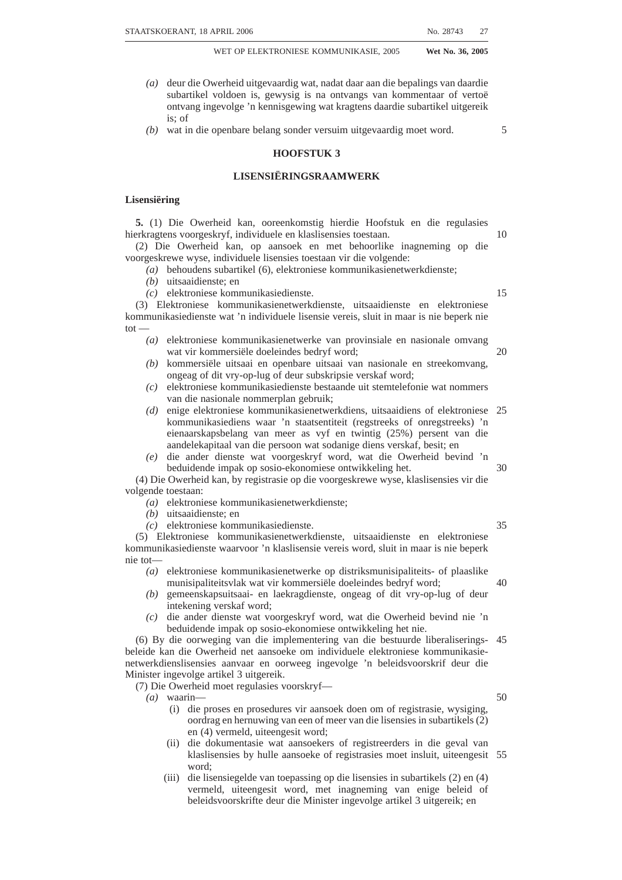*(a)* deur die Owerheid uitgevaardig wat, nadat daar aan die bepalings van daardie subartikel voldoen is, gewysig is na ontvangs van kommentaar of vertoë ontvang ingevolge 'n kennisgewing wat kragtens daardie subartikel uitgereik is; of

*(b)* wat in die openbare belang sonder versuim uitgevaardig moet word.

## HOOFSTUK 3

## LISENSIËRINGSRAAMWERK

**Lisensiëring**

**5.** (1) Die Owerheid kan, ooreenkomstig hierdie Hoofstuk en die regulasies hierkragtens voorgeskryf, individuele en klaslisensies toestaan.

(2) Die Owerheid kan, op aansoek en met behoorlike inagneming op die voorgeskrewe wyse, individuele lisensies toestaan vir die volgende:

*(a)* behoudens subartikel (6), elektroniese kommunikasienetwerkdienste;

*(b)* uitsaaidienste; en

*(c)* elektroniese kommunikasiedienste.

(3) Elektroniese kommunikasienetwerkdienste, uitsaaidienste en elektroniese kommunikasiedienste wat 'n individuele lisensie vereis, sluit in maar is nie beperk nie tot —

*(a)* elektroniese kommunikasienetwerke van provinsiale en nasionale omvang wat vir kommersiële doeleindes bedryf word;

*(b)* kommersiële uitsaai en openbare uitsaai van nasionale en streekomvang, ongeag of dit vry-op-lug of deur subskripsie verskaf word;

*(c)* elektroniese kommunikasiedienste bestaande uit stemtelefonie wat nommers van die nasionale nommerplan gebruik;

*(d)* enige elektroniese kommunikasienetwerkdiens, uitsaaidiens of elektroniese kommunikasiediens waar 'n staatsentiteit (regstreeks of onregstreeks) 'n eienaarskapsbelang van meer as vyf en twintig (25%) persent van die aandelekapitaal van die persoon wat sodanige diens verskaf, besit; en

*(e)* die ander dienste wat voorgeskryf word, wat die Owerheid bevind 'n beduidende impak op sosio-ekonomiese ontwikkeling het.

(4) Die Owerheid kan, by registrasie op die voorgeskrewe wyse, klaslisensies vir die volgende toestaan:

*(a)* elektroniese kommunikasienetwerkdienste;

*(b)* uitsaaidienste; en

*(c)* elektroniese kommunikasiedienste.

(5) Elektroniese kommunikasienetwerkdienste, uitsaaidienste en elektroniese kommunikasiedienste waarvoor 'n klaslisensie vereis word, sluit in maar is nie beperk nie tot—

*(a)* elektroniese kommunikasienetwerke op distriksmunisipaliteits- of plaaslike munisipaliteitsvlak wat vir kommersiële doeleindes bedryf word;

*(b)* gemeenskapsuitsaai- en laekragdienste, ongeag of dit vry-op-lug of deur intekening verskaf word;

*(c)* die ander dienste wat voorgeskryf word, wat die Owerheid bevind nie 'n beduidende impak op sosio-ekonomiese ontwikkeling het nie.

(6) By die oorweging van die implementering van die bestuurde liberaliseringsbeleide kan die Owerheid net aansoeke om individuele elektroniese kommunikasienetwerkdienslisensies aanvaar en oorweeg ingevolge 'n beleidsvoorskrif deur die Minister ingevolge artikel 3 uitgereik.

(7) Die Owerheid moet regulasies voorskryf—

*(a)* waarin—

(i) die proses en prosedures vir aansoek doen om of registrasie, wysiging, oordrag en hernuwing van een of meer van die lisensies in subartikels (2) en (4) vermeld, uiteengesit word;

(ii) die dokumentasie wat aansoekers of registreerders in die geval van klaslisensies by hulle aansoeke of registrasies moet insluit, uiteengesit word;

(iii) die lisensiegelde van toepassing op die lisensies in subartikels (2) en (4) vermeld, uiteengesit word, met inagneming van enige beleid of beleidsvoorskrifte deur die Minister ingevolge artikel 3 uitgereik; en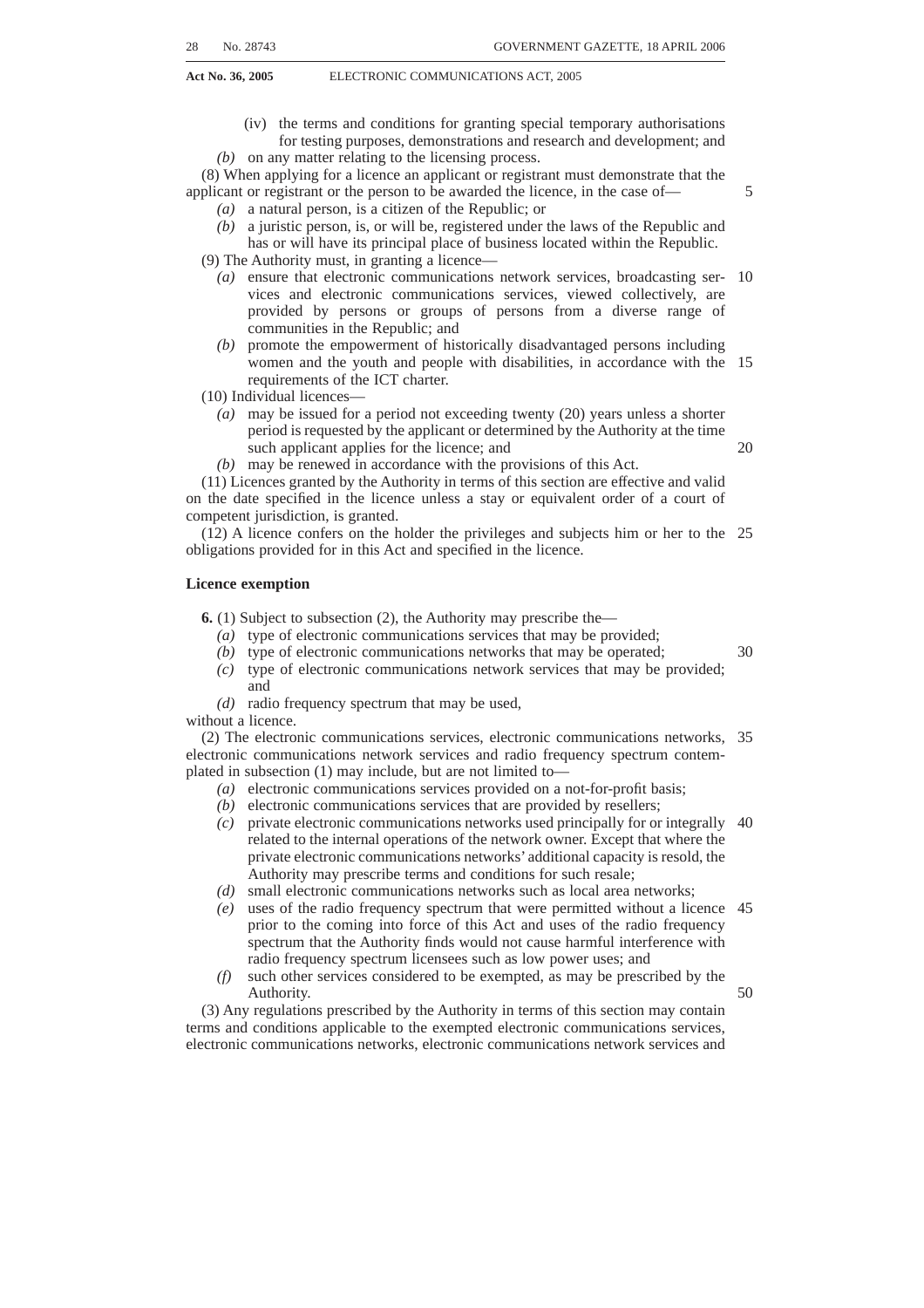(iv) the terms and conditions for granting special temporary authorisations for testing purposes, demonstrations and research and development; and

*(b)* on any matter relating to the licensing process.

(8) When applying for a licence an applicant or registrant must demonstrate that the applicant or registrant or the person to be awarded the licence, in the case of—

*(a)* a natural person, is a citizen of the Republic; or

*(b)* a juristic person, is, or will be, registered under the laws of the Republic and has or will have its principal place of business located within the Republic.

(9) The Authority must, in granting a licence—

*(a)* ensure that electronic communications network services, broadcasting services and electronic communications services, viewed collectively, are provided by persons or groups of persons from a diverse range of communities in the Republic; and

*(b)* promote the empowerment of historically disadvantaged persons including women and the youth and people with disabilities, in accordance with the requirements of the ICT charter.

(10) Individual licences—

*(a)* may be issued for a period not exceeding twenty (20) years unless a shorter period is requested by the applicant or determined by the Authority at the time such applicant applies for the licence; and

*(b)* may be renewed in accordance with the provisions of this Act.

(11) Licences granted by the Authority in terms of this section are effective and valid on the date specified in the licence unless a stay or equivalent order of a court of competent jurisdiction, is granted.

(12) A licence confers on the holder the privileges and subjects him or her to the obligations provided for in this Act and specified in the licence.

**Licence exemption**

**6.** (1) Subject to subsection (2), the Authority may prescribe the—

*(a)* type of electronic communications services that may be provided;

*(b)* type of electronic communications networks that may be operated;

*(c)* type of electronic communications network services that may be provided; and

*(d)* radio frequency spectrum that may be used,

without a licence.

(2) The electronic communications services, electronic communications networks, electronic communications network services and radio frequency spectrum contemplated in subsection (1) may include, but are not limited to—

*(a)* electronic communications services provided on a not-for-profit basis;

*(b)* electronic communications services that are provided by resellers;

*(c)* private electronic communications networks used principally for or integrally related to the internal operations of the network owner. Except that where the private electronic communications networks' additional capacity is resold, the Authority may prescribe terms and conditions for such resale;

*(d)* small electronic communications networks such as local area networks;

*(e)* uses of the radio frequency spectrum that were permitted without a licence prior to the coming into force of this Act and uses of the radio frequency spectrum that the Authority finds would not cause harmful interference with radio frequency spectrum licensees such as low power uses; and

*(f)* such other services considered to be exempted, as may be prescribed by the Authority.

(3) Any regulations prescribed by the Authority in terms of this section may contain terms and conditions applicable to the exempted electronic communications services, electronic communications networks, electronic communications network services and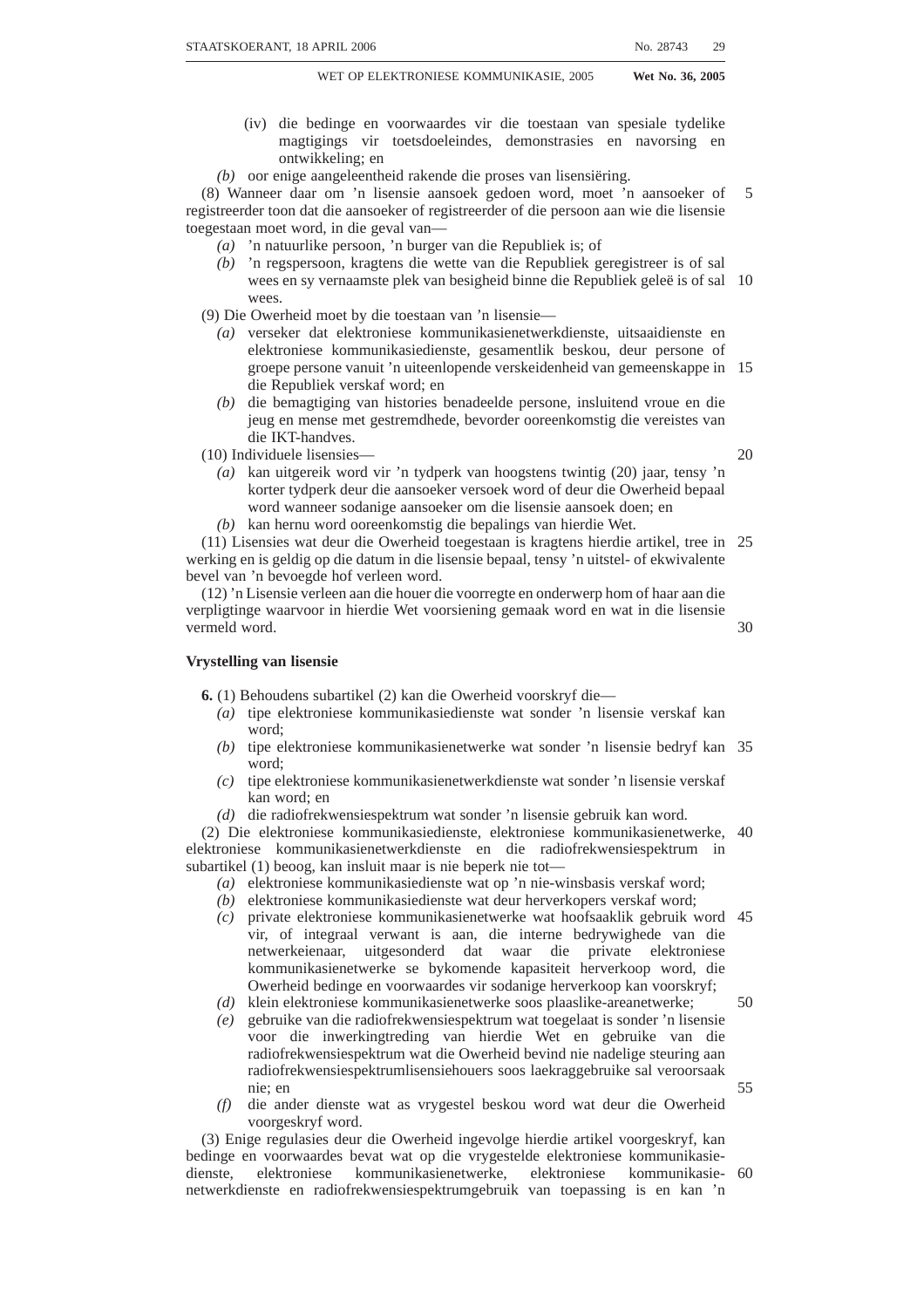(iv) die bedinge en voorwaardes vir die toestaan van spesiale tydelike magtigings vir toetsdoeleindes, demonstrasies en navorsing en ontwikkeling; en

*(b)* oor enige aangeleentheid rakende die proses van lisensiëring.

(8) Wanneer daar om 'n lisensie aansoek gedoen word, moet 'n aansoeker of registreerder toon dat die aansoeker of registreerder of die persoon aan wie die lisensie toegestaan moet word, in die geval van—

*(a)* 'n natuurlike persoon, 'n burger van die Republiek is; of

*(b)* 'n regspersoon, kragtens die wette van die Republiek geregistreer is of sal wees en sy vernaamste plek van besigheid binne die Republiek geleë is of sal wees.

(9) Die Owerheid moet by die toestaan van 'n lisensie—

*(a)* verseker dat elektroniese kommunikasienetwerkdienste, uitsaaidienste en elektroniese kommunikasiedienste, gesamentlik beskou, deur persone of groepe persone vanuit 'n uiteenlopende verskeidenheid van gemeenskappe in die Republiek verskaf word; en

*(b)* die bemagtiging van histories benadeelde persone, insluitend vroue en die jeug en mense met gestremdhede, bevorder ooreenkomstig die vereistes van die IKT-handves.

(10) Individuele lisensies—

*(a)* kan uitgereik word vir 'n tydperk van hoogstens twintig (20) jaar, tensy 'n korter tydperk deur die aansoeker versoek word of deur die Owerheid bepaal word wanneer sodanige aansoeker om die lisensie aansoek doen; en

*(b)* kan hernu word ooreenkomstig die bepalings van hierdie Wet.

(11) Lisensies wat deur die Owerheid toegestaan is kragtens hierdie artikel, tree in werking en is geldig op die datum in die lisensie bepaal, tensy 'n uitstel- of ekwivalente bevel van 'n bevoegde hof verleen word.

(12) 'n Lisensie verleen aan die houer die voorregte en onderwerp hom of haar aan die verpligtinge waarvoor in hierdie Wet voorsiening gemaak word en wat in die lisensie vermeld word.

**Vrystelling van lisensie**

**6.** (1) Behoudens subartikel (2) kan die Owerheid voorskryf die—

*(a)* tipe elektroniese kommunikasiedienste wat sonder 'n lisensie verskaf kan word;

*(b)* tipe elektroniese kommunikasienetwerke wat sonder 'n lisensie bedryf kan word;

*(c)* tipe elektroniese kommunikasienetwerkdienste wat sonder 'n lisensie verskaf kan word; en

*(d)* die radiofrekwensiespektrum wat sonder 'n lisensie gebruik kan word.

(2) Die elektroniese kommunikasiedienste, elektroniese kommunikasienetwerke, elektroniese kommunikasienetwerkdienste en die radiofrekwensiespektrum in subartikel (1) beoog, kan insluit maar is nie beperk nie tot—

*(a)* elektroniese kommunikasiedienste wat op 'n nie-winsbasis verskaf word;

*(b)* elektroniese kommunikasiedienste wat deur herverkopers verskaf word;

*(c)* private elektroniese kommunikasienetwerke wat hoofsaaklik gebruik word vir, of integraal verwant is aan, die interne bedrywighede van die netwerkeienaar, uitgesonderd dat waar die private elektroniese kommunikasienetwerke se bykomende kapasiteit herverkoop word, die Owerheid bedinge en voorwaardes vir sodanige herverkoop kan voorskryf;

*(d)* klein elektroniese kommunikasienetwerke soos plaaslike-areanetwerke;

*(e)* gebruike van die radiofrekwensiespektrum wat toegelaat is sonder 'n lisensie voor die inwerkingtreding van hierdie Wet en gebruike van die radiofrekwensiespektrum wat die Owerheid bevind nie nadelige steuring aan radiofrekwensiespektrumlisensiehouers soos laekraggebruike sal veroorsaak nie; en

*(f)* die ander dienste wat as vrygestel beskou word wat deur die Owerheid voorgeskryf word.

(3) Enige regulasies deur die Owerheid ingevolge hierdie artikel voorgeskryf, kan bedinge en voorwaardes bevat wat op die vrygestelde elektroniese kommunikasiedienste, elektroniese kommunikasienetwerke, elektroniese kommunikasienetwerkdienste en radiofrekwensiespektrumgebruik van toepassing is en kan 'n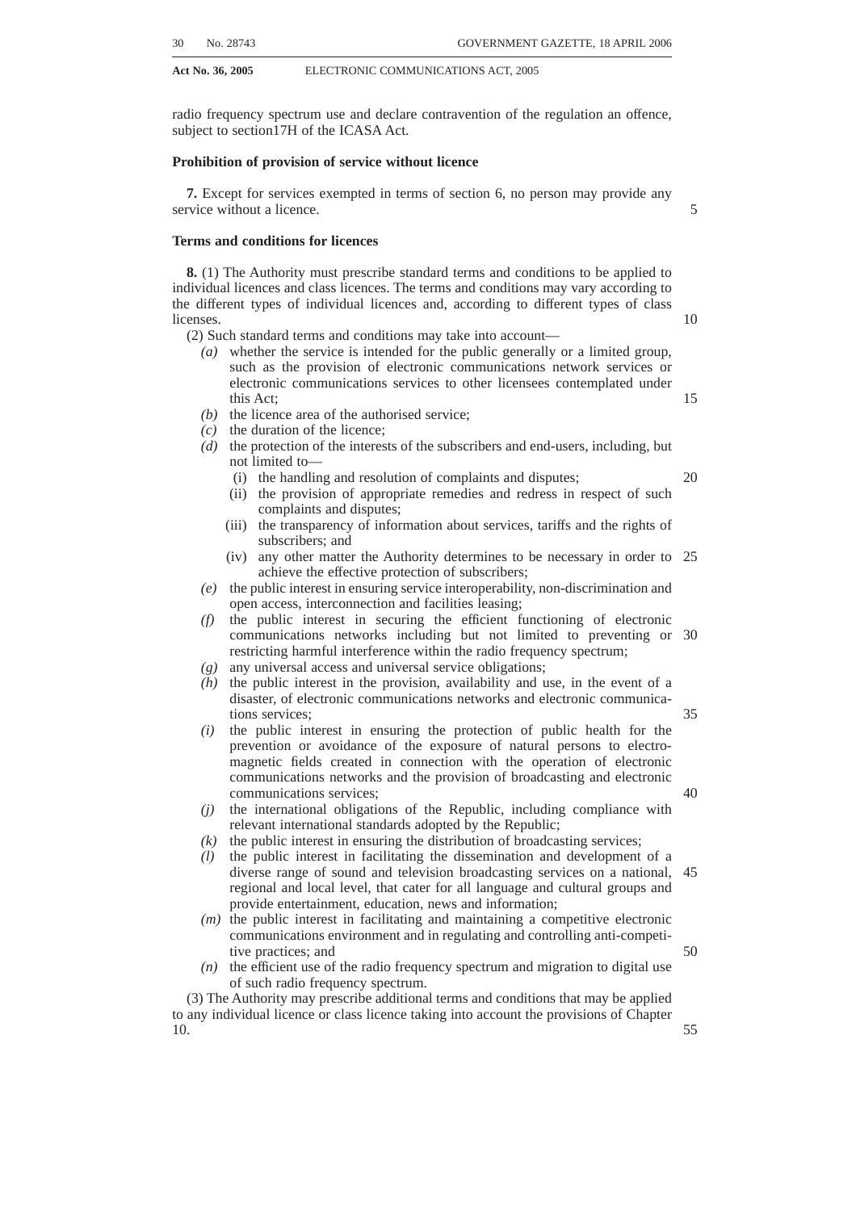radio frequency spectrum use and declare contravention of the regulation an offence, subject to section17H of the ICASA Act.

**Prohibition of provision of service without licence**

**7.** Except for services exempted in terms of section 6, no person may provide any service without a licence.

**Terms and conditions for licences**

**8.** (1) The Authority must prescribe standard terms and conditions to be applied to individual licences and class licences. The terms and conditions may vary according to the different types of individual licences and, according to different types of class licenses.

(2) Such standard terms and conditions may take into account—

*(a)* whether the service is intended for the public generally or a limited group, such as the provision of electronic communications network services or electronic communications services to other licensees contemplated under this Act;

*(b)* the licence area of the authorised service;

*(c)* the duration of the licence;

*(d)* the protection of the interests of the subscribers and end-users, including, but not limited to—

(i) the handling and resolution of complaints and disputes;

(ii) the provision of appropriate remedies and redress in respect of such complaints and disputes;

(iii) the transparency of information about services, tariffs and the rights of subscribers; and

(iv) any other matter the Authority determines to be necessary in order to achieve the effective protection of subscribers;

*(e)* the public interest in ensuring service interoperability, non-discrimination and open access, interconnection and facilities leasing;

*(f)* the public interest in securing the efficient functioning of electronic communications networks including but not limited to preventing or restricting harmful interference within the radio frequency spectrum;

*(g)* any universal access and universal service obligations;

*(h)* the public interest in the provision, availability and use, in the event of a disaster, of electronic communications networks and electronic communications services;

*(i)* the public interest in ensuring the protection of public health for the prevention or avoidance of the exposure of natural persons to electromagnetic fields created in connection with the operation of electronic communications networks and the provision of broadcasting and electronic communications services;

*(j)* the international obligations of the Republic, including compliance with relevant international standards adopted by the Republic;

*(k)* the public interest in ensuring the distribution of broadcasting services;

*(l)* the public interest in facilitating the dissemination and development of a diverse range of sound and television broadcasting services on a national, regional and local level, that cater for all language and cultural groups and provide entertainment, education, news and information;

*(m)* the public interest in facilitating and maintaining a competitive electronic communications environment and in regulating and controlling anti-competitive practices; and

*(n)* the efficient use of the radio frequency spectrum and migration to digital use of such radio frequency spectrum.

(3) The Authority may prescribe additional terms and conditions that may be applied to any individual licence or class licence taking into account the provisions of Chapter 10.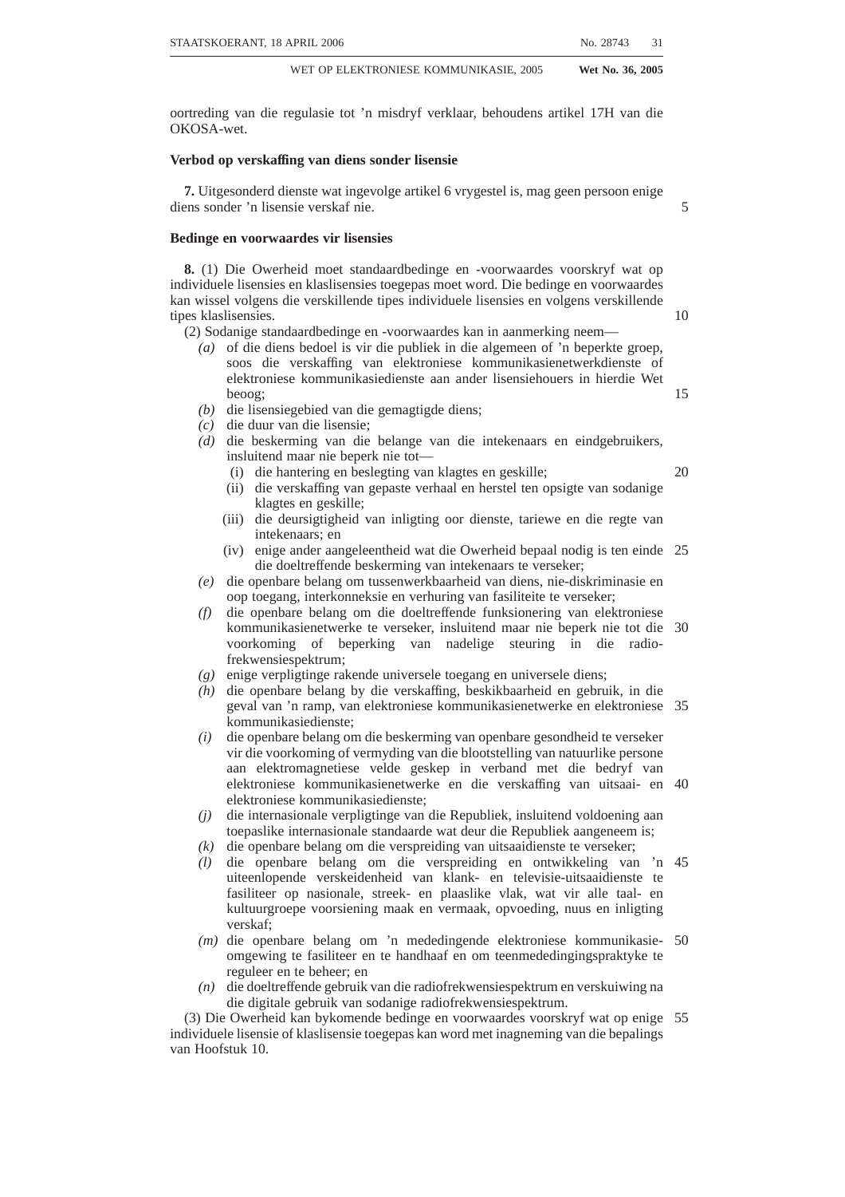oortreding van die regulasie tot 'n misdryf verklaar, behoudens artikel 17H van die OKOSA-wet.

**Verbod op verskaffing van diens sonder lisensie**

**7.** Uitgesonderd dienste wat ingevolge artikel 6 vrygestel is, mag geen persoon enige diens sonder 'n lisensie verskaf nie.

**Bedinge en voorwaardes vir lisensies**

**8.** (1) Die Owerheid moet standaardbedinge en -voorwaardes voorskryf wat op individuele lisensies en klaslisensies toegepas moet word. Die bedinge en voorwaardes kan wissel volgens die verskillende tipes individuele lisensies en volgens verskillende tipes klaslisensies.

(2) Sodanige standaardbedinge en -voorwaardes kan in aanmerking neem—

*(a)* of die diens bedoel is vir die publiek in die algemeen of 'n beperkte groep, soos die verskaffing van elektroniese kommunikasienetwerkdienste of elektroniese kommunikasiedienste aan ander lisensiehouers in hierdie Wet beoog;

*(b)* die lisensiegebied van die gemagtigde diens;

*(c)* die duur van die lisensie;

*(d)* die beskerming van die belange van die intekenaars en eindgebruikers, insluitend maar nie beperk nie tot—

(i) die hantering en beslegting van klagtes en geskille;

(ii) die verskaffing van gepaste verhaal en herstel ten opsigte van sodanige klagtes en geskille;

(iii) die deursigtigheid van inligting oor dienste, tariewe en die regte van intekenaars; en

(iv) enige ander aangeleentheid wat die Owerheid bepaal nodig is ten einde die doeltreffende beskerming van intekenaars te verseker;

*(e)* die openbare belang om tussenwerkbaarheid van diens, nie-diskriminasie en oop toegang, interkonneksie en verhuring van fasiliteite te verseker;

*(f)* die openbare belang om die doeltreffende funksionering van elektroniese kommunikasienetwerke te verseker, insluitend maar nie beperk nie tot die voorkoming of beperking van nadelige steuring in die radiofrekwensiespektrum;

*(g)* enige verpligtinge rakende universele toegang en universele diens;

*(h)* die openbare belang by die verskaffing, beskikbaarheid en gebruik, in die geval van 'n ramp, van elektroniese kommunikasienetwerke en elektroniese kommunikasiedienste;

*(i)* die openbare belang om die beskerming van openbare gesondheid te verseker vir die voorkoming of vermyding van die blootstelling van natuurlike persone aan elektromagnetiese velde geskep in verband met die bedryf van elektroniese kommunikasienetwerke en die verskaffing van uitsaai- en elektroniese kommunikasiedienste;

*(j)* die internasionale verpligtinge van die Republiek, insluitend voldoening aan toepaslike internasionale standaarde wat deur die Republiek aangeneem is;

*(k)* die openbare belang om die verspreiding van uitsaaidienste te verseker;

*(l)* die openbare belang om die verspreiding en ontwikkeling van 'n uiteenlopende verskeidenheid van klank- en televisie-uitsaaidienste te fasiliteer op nasionale, streek- en plaaslike vlak, wat vir alle taal- en kultuurgroepe voorsiening maak en vermaak, opvoeding, nuus en inligting verskaf;

*(m)* die openbare belang om 'n mededingende elektroniese kommunikasie-omgewing te fasiliteer en te handhaaf en om teenmededingingspraktyke te reguleer en te beheer; en

*(n)* die doeltreffende gebruik van die radiofrekwensiespektrum en verskuiwing na die digitale gebruik van sodanige radiofrekwensiespektrum.

(3) Die Owerheid kan bykomende bedinge en voorwaardes voorskryf wat op enige individuele lisensie of klaslisensie toegepas kan word met inagneming van die bepalings van Hoofstuk 10.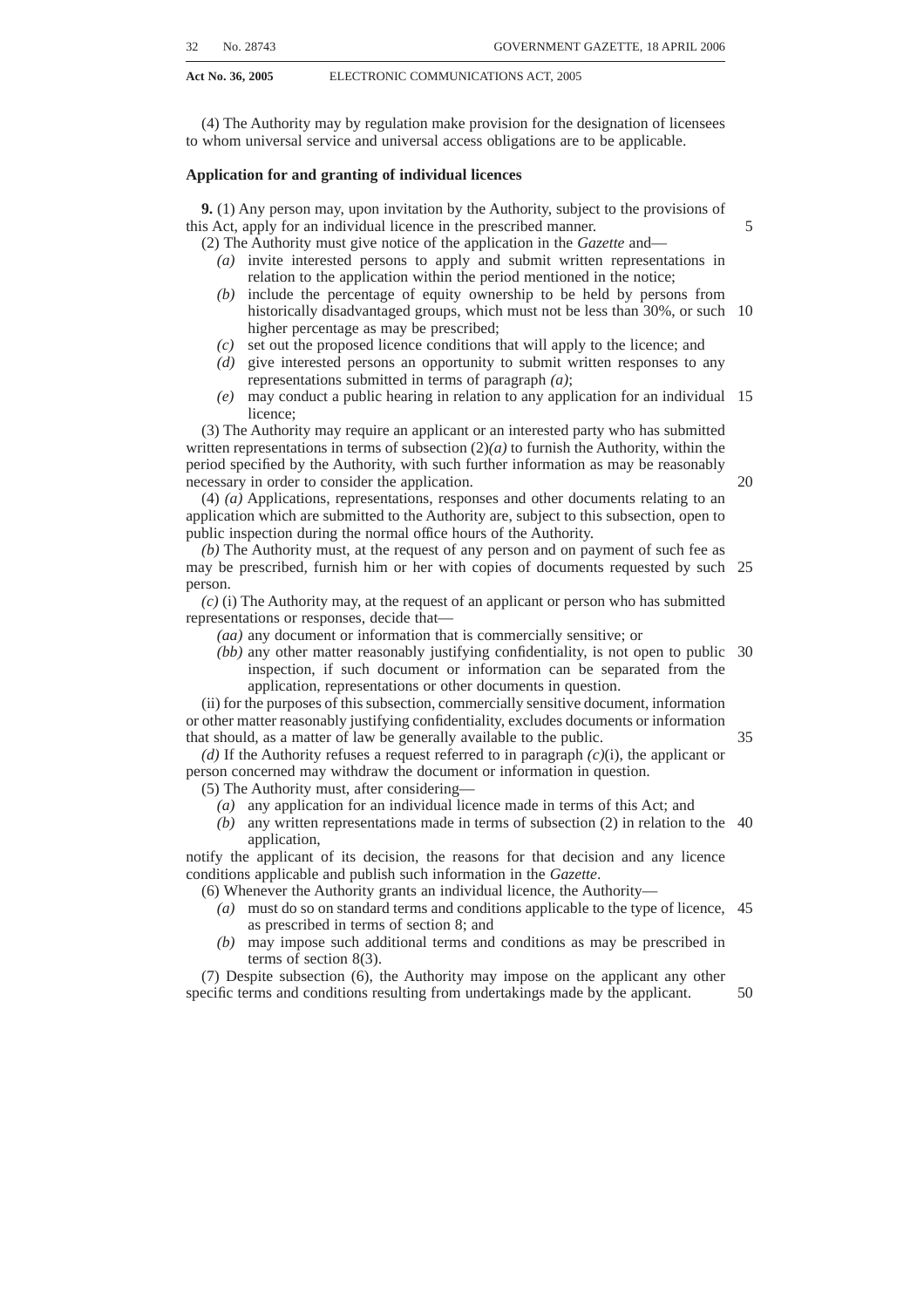(4) The Authority may by regulation make provision for the designation of licensees to whom universal service and universal access obligations are to be applicable.

**Application for and granting of individual licences**

**9.** (1) Any person may, upon invitation by the Authority, subject to the provisions of this Act, apply for an individual licence in the prescribed manner.

(2) The Authority must give notice of the application in the *Gazette* and—

- *(a)* invite interested persons to apply and submit written representations in relation to the application within the period mentioned in the notice;
- *(b)* include the percentage of equity ownership to be held by persons from historically disadvantaged groups, which must not be less than 30%, or such higher percentage as may be prescribed;
- *(c)* set out the proposed licence conditions that will apply to the licence; and
- *(d)* give interested persons an opportunity to submit written responses to any representations submitted in terms of paragraph *(a)*;
- *(e)* may conduct a public hearing in relation to any application for an individual licence;

(3) The Authority may require an applicant or an interested party who has submitted written representations in terms of subsection (2)*(a)* to furnish the Authority, within the period specified by the Authority, with such further information as may be reasonably necessary in order to consider the application.

(4) *(a)* Applications, representations, responses and other documents relating to an application which are submitted to the Authority are, subject to this subsection, open to public inspection during the normal office hours of the Authority.

*(b)* The Authority must, at the request of any person and on payment of such fee as may be prescribed, furnish him or her with copies of documents requested by such person.

*(c)* (i) The Authority may, at the request of an applicant or person who has submitted representations or responses, decide that—

- *(aa)* any document or information that is commercially sensitive; or
- *(bb)* any other matter reasonably justifying confidentiality, is not open to public inspection, if such document or information can be separated from the application, representations or other documents in question.

(ii) for the purposes of this subsection, commercially sensitive document, information or other matter reasonably justifying confidentiality, excludes documents or information that should, as a matter of law be generally available to the public.

*(d)* If the Authority refuses a request referred to in paragraph *(c)*(i), the applicant or person concerned may withdraw the document or information in question.

(5) The Authority must, after considering—

- *(a)* any application for an individual licence made in terms of this Act; and
- *(b)* any written representations made in terms of subsection (2) in relation to the application,

notify the applicant of its decision, the reasons for that decision and any licence conditions applicable and publish such information in the *Gazette*.

(6) Whenever the Authority grants an individual licence, the Authority—

- *(a)* must do so on standard terms and conditions applicable to the type of licence, as prescribed in terms of section 8; and
- *(b)* may impose such additional terms and conditions as may be prescribed in terms of section 8(3).

(7) Despite subsection (6), the Authority may impose on the applicant any other specific terms and conditions resulting from undertakings made by the applicant.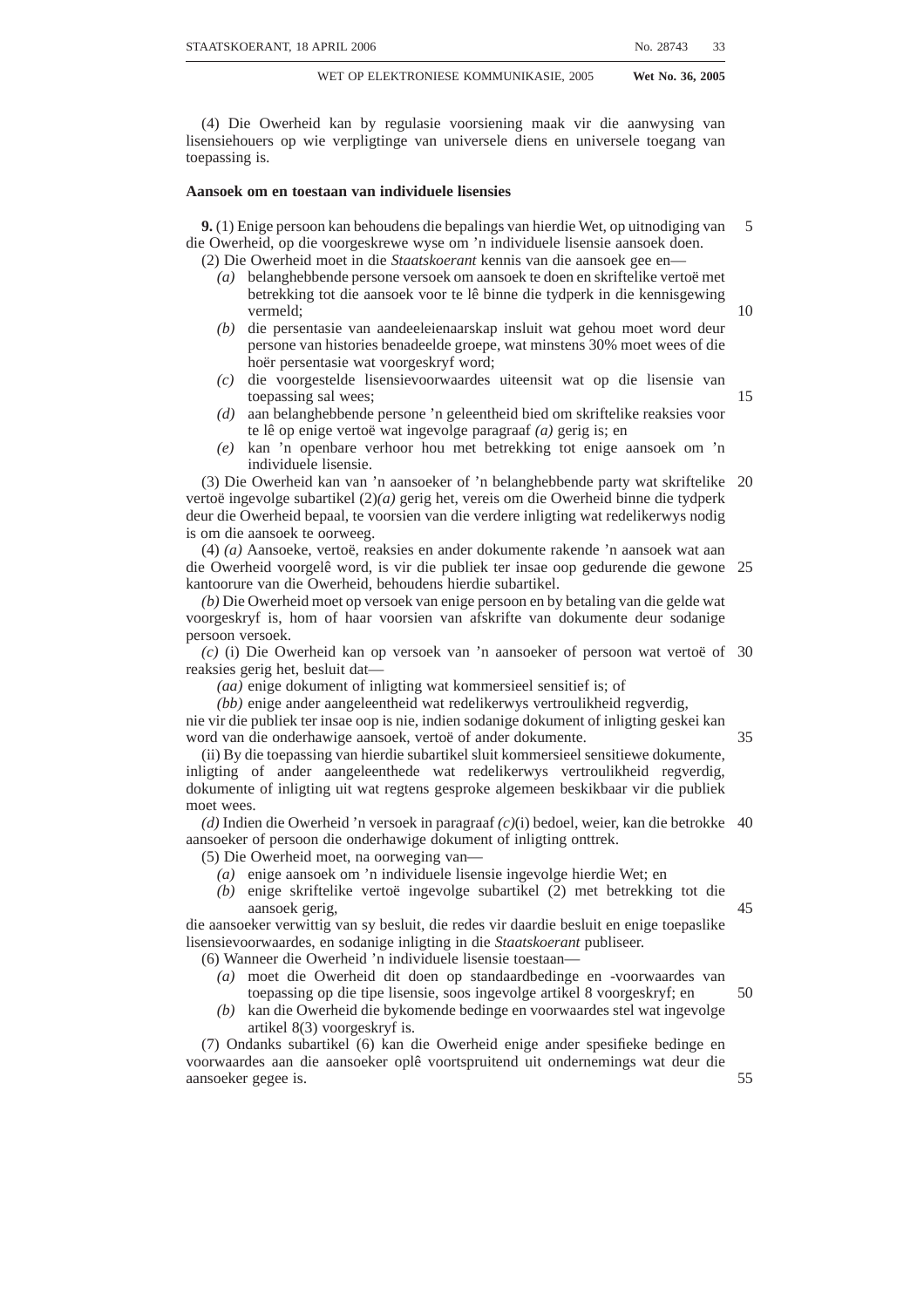(4) Die Owerheid kan by regulasie voorsiening maak vir die aanwysing van lisensiehouers op wie verpligtinge van universele diens en universele toegang van toepassing is.

**Aansoek om en toestaan van individuele lisensies**

**9.** (1) Enige persoon kan behoudens die bepalings van hierdie Wet, op uitnodiging van die Owerheid, op die voorgeskrewe wyse om 'n individuele lisensie aansoek doen.

(2) Die Owerheid moet in die *Staatskoerant* kennis van die aansoek gee en—

*(a)* belanghebbende persone versoek om aansoek te doen en skriftelike vertoë met betrekking tot die aansoek voor te lê binne die tydperk in die kennisgewing vermeld;

*(b)* die persentasie van aandeeleienaarskap insluit wat gehou moet word deur persone van histories benadeelde groepe, wat minstens 30% moet wees of die hoër persentasie wat voorgeskryf word;

*(c)* die voorgestelde lisensievoorwaardes uiteensit wat op die lisensie van toepassing sal wees;

*(d)* aan belanghebbende persone 'n geleentheid bied om skriftelike reaksies voor te lê op enige vertoë wat ingevolge paragraaf *(a)* gerig is; en

*(e)* kan 'n openbare verhoor hou met betrekking tot enige aansoek om 'n individuele lisensie.

(3) Die Owerheid kan van 'n aansoeker of 'n belanghebbende party wat skriftelike vertoë ingevolge subartikel (2)*(a)* gerig het, vereis om die Owerheid binne die tydperk deur die Owerheid bepaal, te voorsien van die verdere inligting wat redelikerwys nodig is om die aansoek te oorweeg.

(4) *(a)* Aansoeke, vertoë, reaksies en ander dokumente rakende 'n aansoek wat aan die Owerheid voorgelê word, is vir die publiek ter insae oop gedurende die gewone kantoorure van die Owerheid, behoudens hierdie subartikel.

*(b)* Die Owerheid moet op versoek van enige persoon en by betaling van die gelde wat voorgeskryf is, hom of haar voorsien van afskrifte van dokumente deur sodanige persoon versoek.

*(c)* (i) Die Owerheid kan op versoek van 'n aansoeker of persoon wat vertoë of reaksies gerig het, besluit dat—

*(aa)* enige dokument of inligting wat kommersieel sensitief is; of

*(bb)* enige ander aangeleentheid wat redelikerwys vertroulikheid regverdig,

nie vir die publiek ter insae oop is nie, indien sodanige dokument of inligting geskei kan word van die onderhawige aansoek, vertoë of ander dokumente.

(ii) By die toepassing van hierdie subartikel sluit kommersieel sensitiewe dokumente, inligting of ander aangeleenthede wat redelikerwys vertroulikheid regverdig, dokumente of inligting uit wat regtens gesproke algemeen beskikbaar vir die publiek moet wees.

*(d)* Indien die Owerheid 'n versoek in paragraaf *(c)*(i) bedoel, weier, kan die betrokke aansoeker of persoon die onderhawige dokument of inligting onttrek.

(5) Die Owerheid moet, na oorweging van—

*(a)* enige aansoek om 'n individuele lisensie ingevolge hierdie Wet; en

*(b)* enige skriftelike vertoë ingevolge subartikel (2) met betrekking tot die aansoek gerig,

die aansoeker verwittig van sy besluit, die redes vir daardie besluit en enige toepaslike lisensievoorwaardes, en sodanige inligting in die *Staatskoerant* publiseer.

(6) Wanneer die Owerheid 'n individuele lisensie toestaan—

*(a)* moet die Owerheid dit doen op standaardbedinge en -voorwaardes van toepassing op die tipe lisensie, soos ingevolge artikel 8 voorgeskryf; en

*(b)* kan die Owerheid die bykomende bedinge en voorwaardes stel wat ingevolge artikel 8(3) voorgeskryf is.

(7) Ondanks subartikel (6) kan die Owerheid enige ander spesifieke bedinge en voorwaardes aan die aansoeker oplê voortspruitend uit ondernemings wat deur die aansoeker gegee is.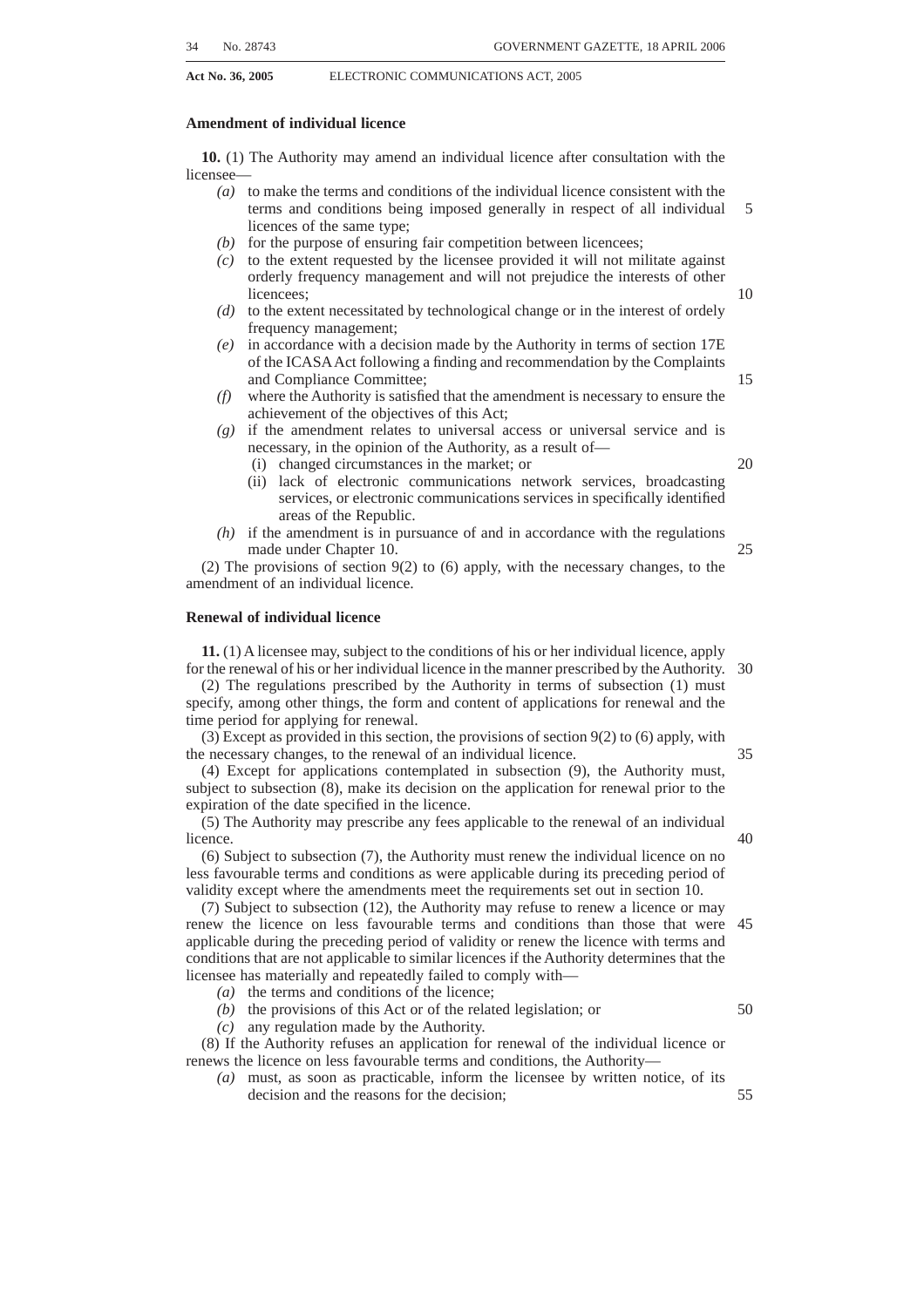### Amendment of individual licence

**10.** (1) The Authority may amend an individual licence after consultation with the licensee—

- *(a)* to make the terms and conditions of the individual licence consistent with the terms and conditions being imposed generally in respect of all individual licences of the same type;
- *(b)* for the purpose of ensuring fair competition between licencees;
- *(c)* to the extent requested by the licensee provided it will not militate against orderly frequency management and will not prejudice the interests of other licencees;
- *(d)* to the extent necessitated by technological change or in the interest of ordely frequency management;
- *(e)* in accordance with a decision made by the Authority in terms of section 17E of the ICASA Act following a finding and recommendation by the Complaints and Compliance Committee;
- *(f)* where the Authority is satisfied that the amendment is necessary to ensure the achievement of the objectives of this Act;
- *(g)* if the amendment relates to universal access or universal service and is necessary, in the opinion of the Authority, as a result of—
  - (i) changed circumstances in the market; or
  - (ii) lack of electronic communications network services, broadcasting services, or electronic communications services in specifically identified areas of the Republic.
- *(h)* if the amendment is in pursuance of and in accordance with the regulations made under Chapter 10.

(2) The provisions of section 9(2) to (6) apply, with the necessary changes, to the amendment of an individual licence.

### Renewal of individual licence

**11.** (1) A licensee may, subject to the conditions of his or her individual licence, apply for the renewal of his or her individual licence in the manner prescribed by the Authority.

(2) The regulations prescribed by the Authority in terms of subsection (1) must specify, among other things, the form and content of applications for renewal and the time period for applying for renewal.

(3) Except as provided in this section, the provisions of section 9(2) to (6) apply, with the necessary changes, to the renewal of an individual licence.

(4) Except for applications contemplated in subsection (9), the Authority must, subject to subsection (8), make its decision on the application for renewal prior to the expiration of the date specified in the licence.

(5) The Authority may prescribe any fees applicable to the renewal of an individual licence.

(6) Subject to subsection (7), the Authority must renew the individual licence on no less favourable terms and conditions as were applicable during its preceding period of validity except where the amendments meet the requirements set out in section 10.

(7) Subject to subsection (12), the Authority may refuse to renew a licence or may renew the licence on less favourable terms and conditions than those that were applicable during the preceding period of validity or renew the licence with terms and conditions that are not applicable to similar licences if the Authority determines that the licensee has materially and repeatedly failed to comply with—

- *(a)* the terms and conditions of the licence;
- *(b)* the provisions of this Act or of the related legislation; or
- *(c)* any regulation made by the Authority.

(8) If the Authority refuses an application for renewal of the individual licence or renews the licence on less favourable terms and conditions, the Authority—

- *(a)* must, as soon as practicable, inform the licensee by written notice, of its decision and the reasons for the decision;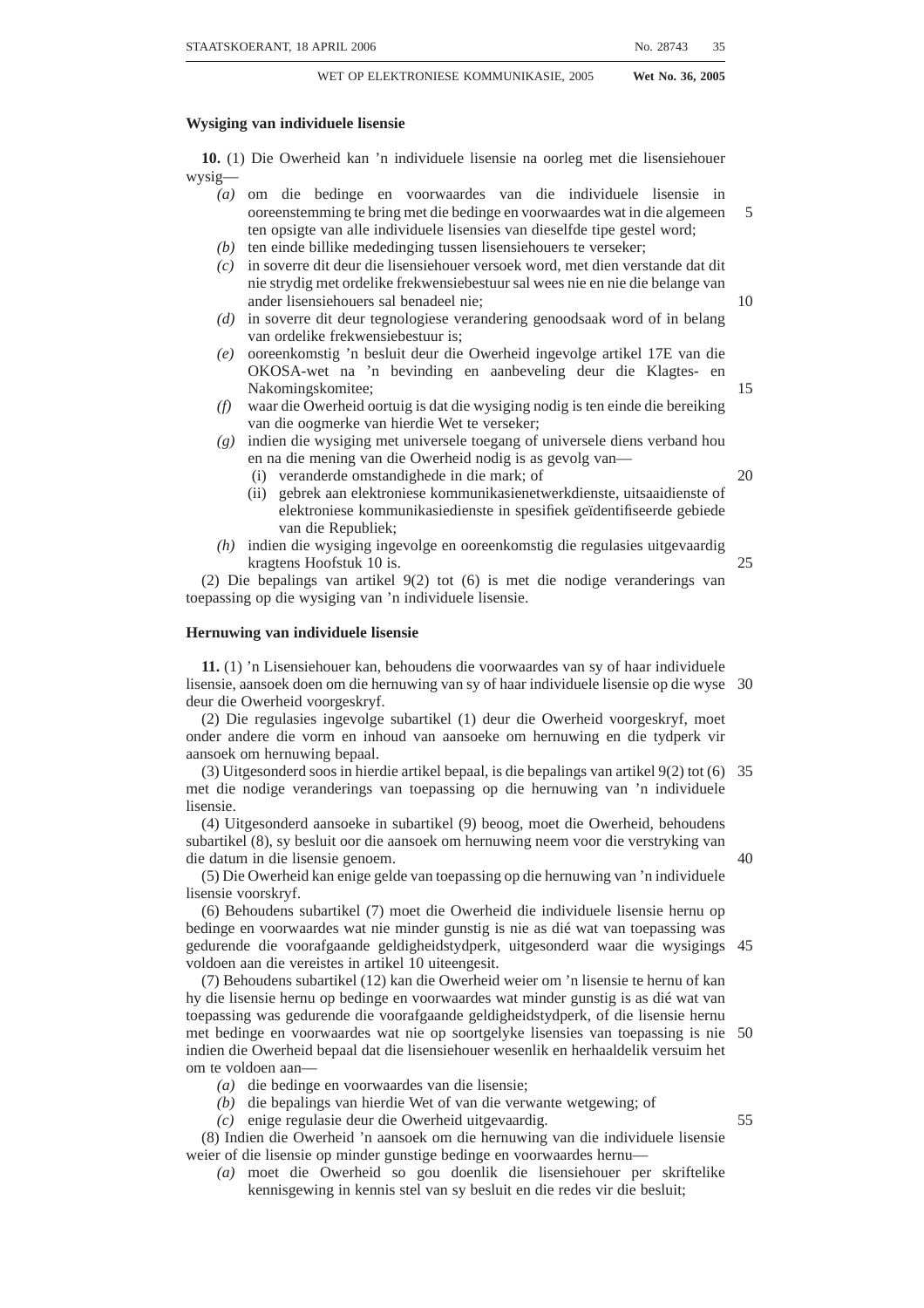**Wysiging van individuele lisensie**

**10.** (1) Die Owerheid kan 'n individuele lisensie na oorleg met die lisensiehouer wysig—

*(a)* om die bedinge en voorwaardes van die individuele lisensie in ooreenstemming te bring met die bedinge en voorwaardes wat in die algemeen ten opsigte van alle individuele lisensies van dieselfde tipe gestel word;

*(b)* ten einde billike mededinging tussen lisensiehouers te verseker;

*(c)* in soverre dit deur die lisensiehouer versoek word, met dien verstande dat dit nie strydig met ordelike frekwensiebestuur sal wees nie en nie die belange van ander lisensiehouers sal benadeel nie;

*(d)* in soverre dit deur tegnologiese verandering genoodsaak word of in belang van ordelike frekwensiebestuur is;

*(e)* ooreenkomstig 'n besluit deur die Owerheid ingevolge artikel 17E van die OKOSA-wet na 'n bevinding en aanbeveling deur die Klagtes- en Nakomingskomitee;

*(f)* waar die Owerheid oortuig is dat die wysiging nodig is ten einde die bereiking van die oogmerke van hierdie Wet te verseker;

*(g)* indien die wysiging met universele toegang of universele diens verband hou en na die mening van die Owerheid nodig is as gevolg van—

  (i) veranderde omstandighede in die mark; of

  (ii) gebrek aan elektroniese kommunikasienetwerkdienste, uitsaaidienste of elektroniese kommunikasiedienste in spesifiek geïdentifiseerde gebiede van die Republiek;

*(h)* indien die wysiging ingevolge en ooreenkomstig die regulasies uitgevaardig kragtens Hoofstuk 10 is.

(2) Die bepalings van artikel 9(2) tot (6) is met die nodige veranderings van toepassing op die wysiging van 'n individuele lisensie.

**Hernuwing van individuele lisensie**

**11.** (1) 'n Lisensiehouer kan, behoudens die voorwaardes van sy of haar individuele lisensie, aansoek doen om die hernuwing van sy of haar individuele lisensie op die wyse deur die Owerheid voorgeskryf.

(2) Die regulasies ingevolge subartikel (1) deur die Owerheid voorgeskryf, moet onder andere die vorm en inhoud van aansoeke om hernuwing en die tydperk vir aansoek om hernuwing bepaal.

(3) Uitgesonderd soos in hierdie artikel bepaal, is die bepalings van artikel 9(2) tot (6) met die nodige veranderings van toepassing op die hernuwing van 'n individuele lisensie.

(4) Uitgesonderd aansoeke in subartikel (9) beoog, moet die Owerheid, behoudens subartikel (8), sy besluit oor die aansoek om hernuwing neem voor die verstryking van die datum in die lisensie genoem.

(5) Die Owerheid kan enige gelde van toepassing op die hernuwing van 'n individuele lisensie voorskryf.

(6) Behoudens subartikel (7) moet die Owerheid die individuele lisensie hernu op bedinge en voorwaardes wat nie minder gunstig is nie as dié wat van toepassing was gedurende die voorafgaande geldigheidstydperk, uitgesonderd waar die wysigings voldoen aan die vereistes in artikel 10 uiteengesit.

(7) Behoudens subartikel (12) kan die Owerheid weier om 'n lisensie te hernu of kan hy die lisensie hernu op bedinge en voorwaardes wat minder gunstig is as dié wat van toepassing was gedurende die voorafgaande geldigheidstydperk, of die lisensie hernu met bedinge en voorwaardes wat nie op soortgelyke lisensies van toepassing is nie indien die Owerheid bepaal dat die lisensiehouer wesenlik en herhaaldelik versuim het om te voldoen aan—

*(a)* die bedinge en voorwaardes van die lisensie;

*(b)* die bepalings van hierdie Wet of van die verwante wetgewing; of

*(c)* enige regulasie deur die Owerheid uitgevaardig.

(8) Indien die Owerheid 'n aansoek om die hernuwing van die individuele lisensie weier of die lisensie op minder gunstige bedinge en voorwaardes hernu—

*(a)* moet die Owerheid so gou doenlik die lisensiehouer per skriftelike kennisgewing in kennis stel van sy besluit en die redes vir die besluit;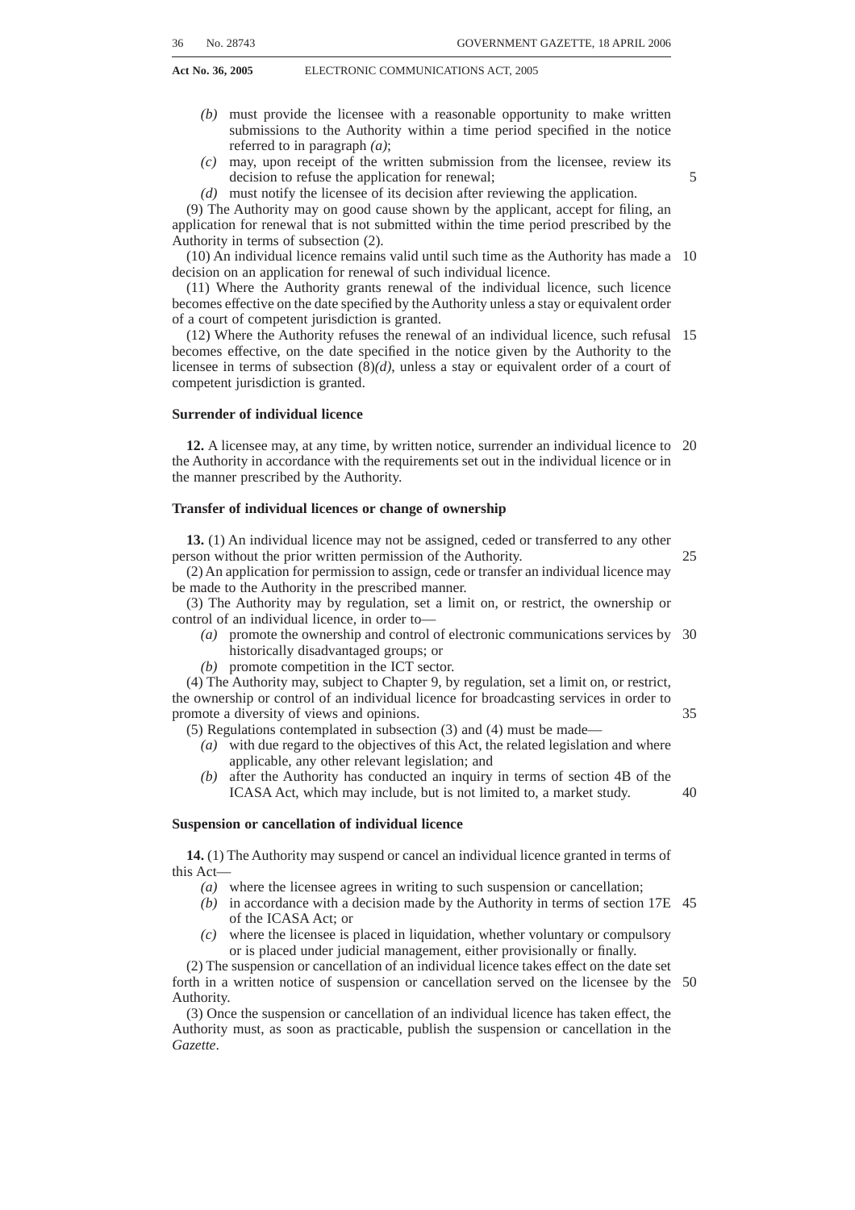*(b)* must provide the licensee with a reasonable opportunity to make written submissions to the Authority within a time period specified in the notice referred to in paragraph *(a)*;

*(c)* may, upon receipt of the written submission from the licensee, review its decision to refuse the application for renewal;

*(d)* must notify the licensee of its decision after reviewing the application.

(9) The Authority may on good cause shown by the applicant, accept for filing, an application for renewal that is not submitted within the time period prescribed by the Authority in terms of subsection (2).

(10) An individual licence remains valid until such time as the Authority has made a decision on an application for renewal of such individual licence.

(11) Where the Authority grants renewal of the individual licence, such licence becomes effective on the date specified by the Authority unless a stay or equivalent order of a court of competent jurisdiction is granted.

(12) Where the Authority refuses the renewal of an individual licence, such refusal becomes effective, on the date specified in the notice given by the Authority to the licensee in terms of subsection (8)*(d)*, unless a stay or equivalent order of a court of competent jurisdiction is granted.

**Surrender of individual licence**

**12.** A licensee may, at any time, by written notice, surrender an individual licence to the Authority in accordance with the requirements set out in the individual licence or in the manner prescribed by the Authority.

**Transfer of individual licences or change of ownership**

**13.** (1) An individual licence may not be assigned, ceded or transferred to any other person without the prior written permission of the Authority.

(2) An application for permission to assign, cede or transfer an individual licence may be made to the Authority in the prescribed manner.

(3) The Authority may by regulation, set a limit on, or restrict, the ownership or control of an individual licence, in order to—

*(a)* promote the ownership and control of electronic communications services by historically disadvantaged groups; or

*(b)* promote competition in the ICT sector.

(4) The Authority may, subject to Chapter 9, by regulation, set a limit on, or restrict, the ownership or control of an individual licence for broadcasting services in order to promote a diversity of views and opinions.

(5) Regulations contemplated in subsection (3) and (4) must be made—

*(a)* with due regard to the objectives of this Act, the related legislation and where applicable, any other relevant legislation; and

*(b)* after the Authority has conducted an inquiry in terms of section 4B of the ICASA Act, which may include, but is not limited to, a market study.

**Suspension or cancellation of individual licence**

**14.** (1) The Authority may suspend or cancel an individual licence granted in terms of this Act—

*(a)* where the licensee agrees in writing to such suspension or cancellation;

*(b)* in accordance with a decision made by the Authority in terms of section 17E of the ICASA Act; or

*(c)* where the licensee is placed in liquidation, whether voluntary or compulsory or is placed under judicial management, either provisionally or finally.

(2) The suspension or cancellation of an individual licence takes effect on the date set forth in a written notice of suspension or cancellation served on the licensee by the Authority.

(3) Once the suspension or cancellation of an individual licence has taken effect, the Authority must, as soon as practicable, publish the suspension or cancellation in the *Gazette*.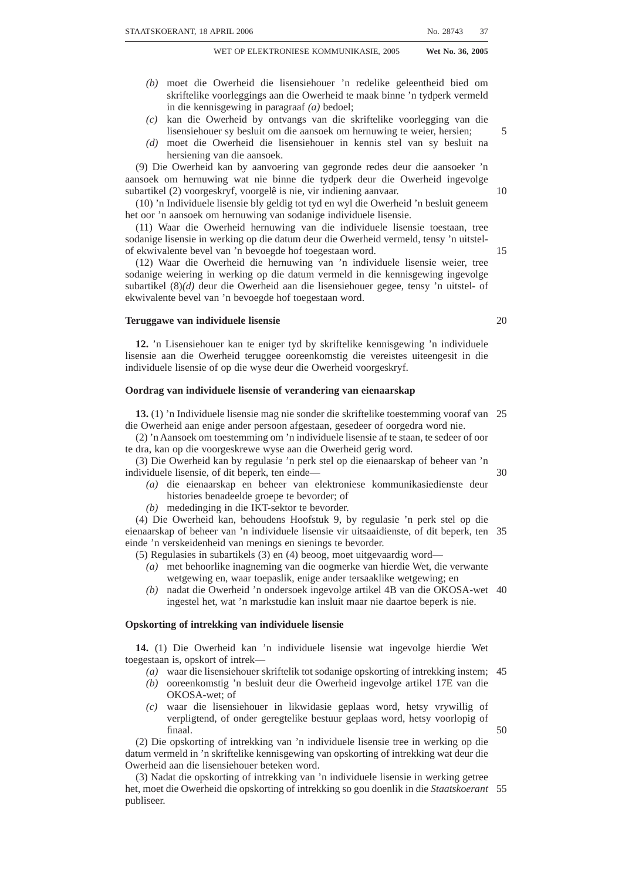*(b)* moet die Owerheid die lisensiehouer 'n redelike geleentheid bied om skriftelike voorleggings aan die Owerheid te maak binne 'n tydperk vermeld in die kennisgewing in paragraaf *(a)* bedoel;

*(c)* kan die Owerheid by ontvangs van die skriftelike voorlegging van die lisensiehouer sy besluit om die aansoek om hernuwing te weier, hersien;

*(d)* moet die Owerheid die lisensiehouer in kennis stel van sy besluit na hersiening van die aansoek.

(9) Die Owerheid kan by aanvoering van gegronde redes deur die aansoeker 'n aansoek om hernuwing wat nie binne die tydperk deur die Owerheid ingevolge subartikel (2) voorgeskryf, voorgelê is nie, vir indiening aanvaar.

(10) 'n Individuele lisensie bly geldig tot tyd en wyl die Owerheid 'n besluit geneem het oor 'n aansoek om hernuwing van sodanige individuele lisensie.

(11) Waar die Owerheid hernuwing van die individuele lisensie toestaan, tree sodanige lisensie in werking op die datum deur die Owerheid vermeld, tensy 'n uitstel- of ekwivalente bevel van 'n bevoegde hof toegestaan word.

(12) Waar die Owerheid die hernuwing van 'n individuele lisensie weier, tree sodanige weiering in werking op die datum vermeld in die kennisgewing ingevolge subartikel (8)*(d)* deur die Owerheid aan die lisensiehouer gegee, tensy 'n uitstel- of ekwivalente bevel van 'n bevoegde hof toegestaan word.

**Teruggawe van individuele lisensie**

**12.** 'n Lisensiehouer kan te eniger tyd by skriftelike kennisgewing 'n individuele lisensie aan die Owerheid teruggee ooreenkomstig die vereistes uiteengesit in die individuele lisensie of op die wyse deur die Owerheid voorgeskryf.

**Oordrag van individuele lisensie of verandering van eienaarskap**

**13.** (1) 'n Individuele lisensie mag nie sonder die skriftelike toestemming vooraf van die Owerheid aan enige ander persoon afgestaan, gesedeer of oorgedra word nie.

(2) 'n Aansoek om toestemming om 'n individuele lisensie af te staan, te sedeer of oor te dra, kan op die voorgeskrewe wyse aan die Owerheid gerig word.

(3) Die Owerheid kan by regulasie 'n perk stel op die eienaarskap of beheer van 'n individuele lisensie, of dit beperk, ten einde—

*(a)* die eienaarskap en beheer van elektroniese kommunikasiedienste deur histories benadeelde groepe te bevorder; of

*(b)* mededinging in die IKT-sektor te bevorder.

(4) Die Owerheid kan, behoudens Hoofstuk 9, by regulasie 'n perk stel op die eienaarskap of beheer van 'n individuele lisensie vir uitsaaidienste, of dit beperk, ten einde 'n verskeidenheid van menings en sienings te bevorder.

(5) Regulasies in subartikels (3) en (4) beoog, moet uitgevaardig word—

*(a)* met behoorlike inagneming van die oogmerke van hierdie Wet, die verwante wetgewing en, waar toepaslik, enige ander tersaaklike wetgewing; en

*(b)* nadat die Owerheid 'n ondersoek ingevolge artikel 4B van die OKOSA-wet ingestel het, wat 'n markstudie kan insluit maar nie daartoe beperk is nie.

**Opskorting of intrekking van individuele lisensie**

**14.** (1) Die Owerheid kan 'n individuele lisensie wat ingevolge hierdie Wet toegestaan is, opskort of intrek—

*(a)* waar die lisensiehouer skriftelik tot sodanige opskorting of intrekking instem;

*(b)* ooreenkomstig 'n besluit deur die Owerheid ingevolge artikel 17E van die OKOSA-wet; of

*(c)* waar die lisensiehouer in likwidasie geplaas word, hetsy vrywillig of verpligtend, of onder geregtelike bestuur geplaas word, hetsy voorlopig of finaal.

(2) Die opskorting of intrekking van 'n individuele lisensie tree in werking op die datum vermeld in 'n skriftelike kennisgewing van opskorting of intrekking wat deur die Owerheid aan die lisensiehouer beteken word.

(3) Nadat die opskorting of intrekking van 'n individuele lisensie in werking getree het, moet die Owerheid die opskorting of intrekking so gou doenlik in die *Staatskoerant* publiseer.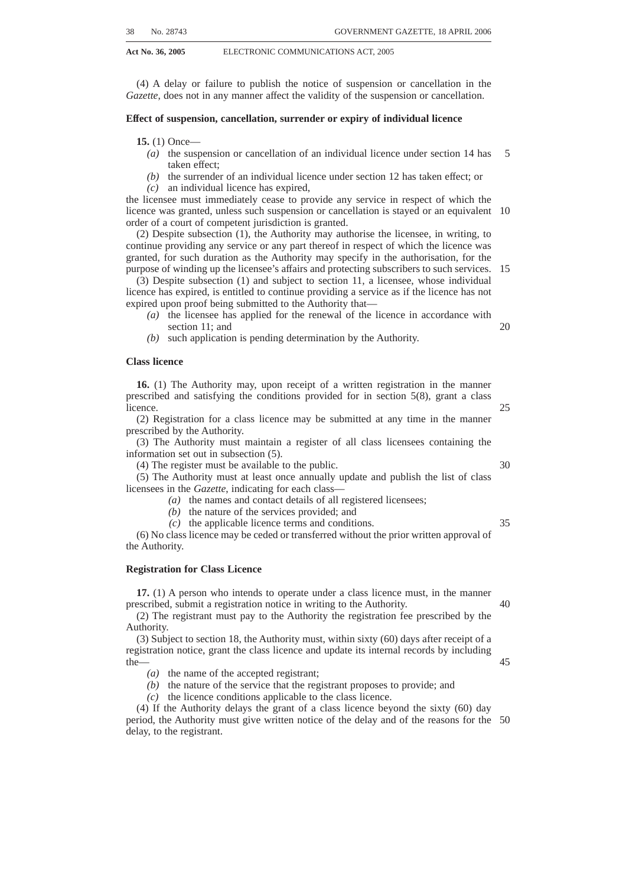(4) A delay or failure to publish the notice of suspension or cancellation in the *Gazette*, does not in any manner affect the validity of the suspension or cancellation.

**Effect of suspension, cancellation, surrender or expiry of individual licence**

**15.** (1) Once—

*(a)* the suspension or cancellation of an individual licence under section 14 has taken effect;

*(b)* the surrender of an individual licence under section 12 has taken effect; or

*(c)* an individual licence has expired,

the licensee must immediately cease to provide any service in respect of which the licence was granted, unless such suspension or cancellation is stayed or an equivalent order of a court of competent jurisdiction is granted.

(2) Despite subsection (1), the Authority may authorise the licensee, in writing, to continue providing any service or any part thereof in respect of which the licence was granted, for such duration as the Authority may specify in the authorisation, for the purpose of winding up the licensee's affairs and protecting subscribers to such services.

(3) Despite subsection (1) and subject to section 11, a licensee, whose individual licence has expired, is entitled to continue providing a service as if the licence has not expired upon proof being submitted to the Authority that—

*(a)* the licensee has applied for the renewal of the licence in accordance with section 11; and

*(b)* such application is pending determination by the Authority.

**Class licence**

**16.** (1) The Authority may, upon receipt of a written registration in the manner prescribed and satisfying the conditions provided for in section 5(8), grant a class licence.

(2) Registration for a class licence may be submitted at any time in the manner prescribed by the Authority.

(3) The Authority must maintain a register of all class licensees containing the information set out in subsection (5).

(4) The register must be available to the public.

(5) The Authority must at least once annually update and publish the list of class licensees in the *Gazette*, indicating for each class—

*(a)* the names and contact details of all registered licensees;

*(b)* the nature of the services provided; and

*(c)* the applicable licence terms and conditions.

(6) No class licence may be ceded or transferred without the prior written approval of the Authority.

**Registration for Class Licence**

**17.** (1) A person who intends to operate under a class licence must, in the manner prescribed, submit a registration notice in writing to the Authority.

(2) The registrant must pay to the Authority the registration fee prescribed by the Authority.

(3) Subject to section 18, the Authority must, within sixty (60) days after receipt of a registration notice, grant the class licence and update its internal records by including the—

*(a)* the name of the accepted registrant;

*(b)* the nature of the service that the registrant proposes to provide; and

*(c)* the licence conditions applicable to the class licence.

(4) If the Authority delays the grant of a class licence beyond the sixty (60) day period, the Authority must give written notice of the delay and of the reasons for the delay, to the registrant.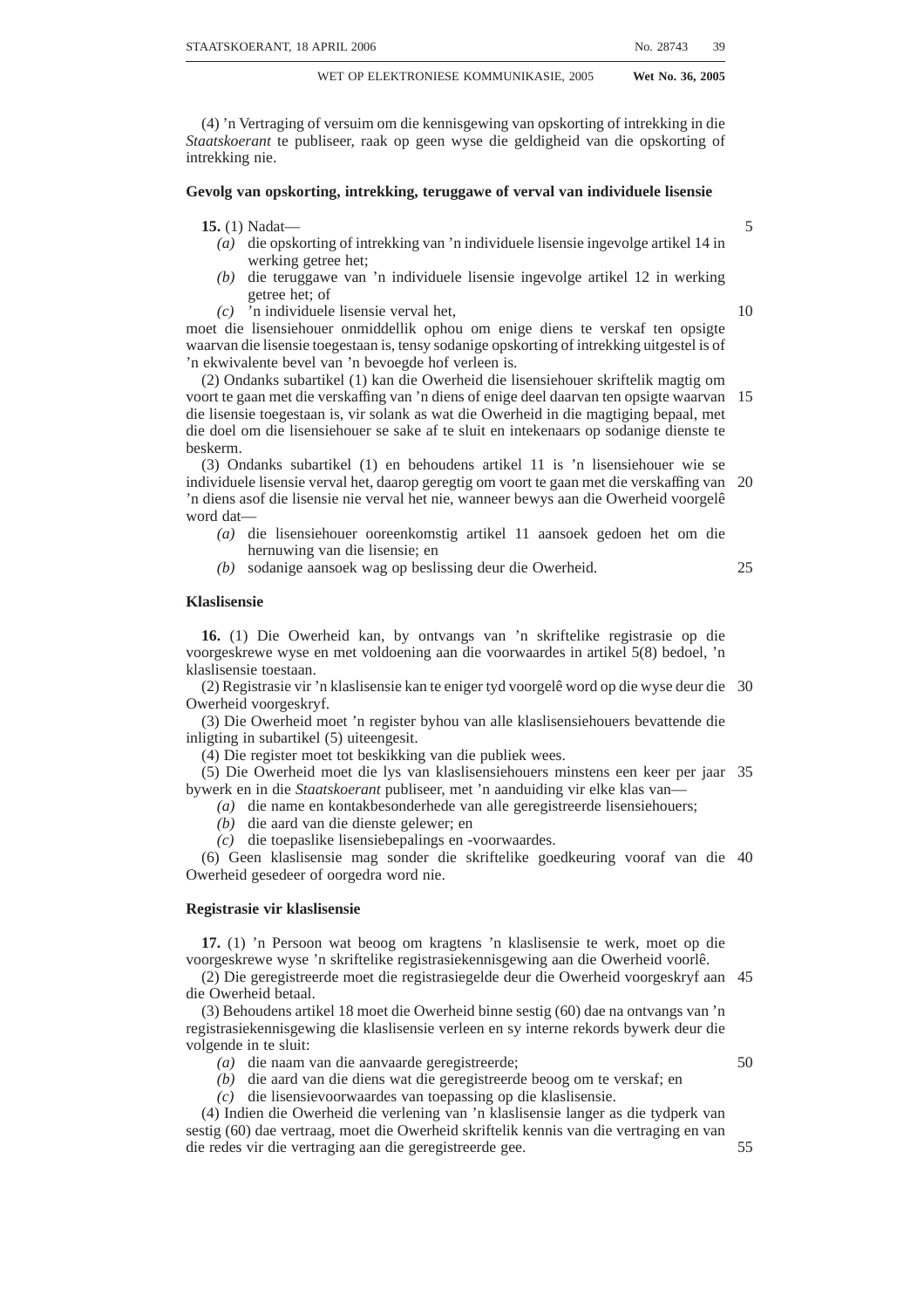(4) 'n Vertraging of versuim om die kennisgewing van opskorting of intrekking in die *Staatskoerant* te publiseer, raak op geen wyse die geldigheid van die opskorting of intrekking nie.

**Gevolg van opskorting, intrekking, teruggawe of verval van individuele lisensie**

**15.** (1) Nadat—

*(a)* die opskorting of intrekking van 'n individuele lisensie ingevolge artikel 14 in werking getree het;

*(b)* die teruggawe van 'n individuele lisensie ingevolge artikel 12 in werking getree het; of

*(c)* 'n individuele lisensie verval het,

moet die lisensiehouer onmiddellik ophou om enige diens te verskaf ten opsigte waarvan die lisensie toegestaan is, tensy sodanige opskorting of intrekking uitgestel is of 'n ekwivalente bevel van 'n bevoegde hof verleen is.

(2) Ondanks subartikel (1) kan die Owerheid die lisensiehouer skriftelik magtig om voort te gaan met die verskaffing van 'n diens of enige deel daarvan ten opsigte waarvan die lisensie toegestaan is, vir solank as wat die Owerheid in die magtiging bepaal, met die doel om die lisensiehouer se sake af te sluit en intekenaars op sodanige dienste te beskerm.

(3) Ondanks subartikel (1) en behoudens artikel 11 is 'n lisensiehouer wie se individuele lisensie verval het, daarop geregtig om voort te gaan met die verskaffing van 'n diens asof die lisensie nie verval het nie, wanneer bewys aan die Owerheid voorgelê word dat—

*(a)* die lisensiehouer ooreenkomstig artikel 11 aansoek gedoen het om die hernuwing van die lisensie; en

*(b)* sodanige aansoek wag op beslissing deur die Owerheid.

**Klaslisensie**

**16.** (1) Die Owerheid kan, by ontvangs van 'n skriftelike registrasie op die voorgeskrewe wyse en met voldoening aan die voorwaardes in artikel 5(8) bedoel, 'n klaslisensie toestaan.

(2) Registrasie vir 'n klaslisensie kan te eniger tyd voorgelê word op die wyse deur die Owerheid voorgeskryf.

(3) Die Owerheid moet 'n register byhou van alle klaslisensiehouers bevattende die inligting in subartikel (5) uiteengesit.

(4) Die register moet tot beskikking van die publiek wees.

(5) Die Owerheid moet die lys van klaslisensiehouers minstens een keer per jaar bywerk en in die *Staatskoerant* publiseer, met 'n aanduiding vir elke klas van—

*(a)* die name en kontakbesonderhede van alle geregistreerde lisensiehouers;

*(b)* die aard van die dienste gelewer; en

*(c)* die toepaslike lisensiebepalings en -voorwaardes.

(6) Geen klaslisensie mag sonder die skriftelike goedkeuring vooraf van die Owerheid gesedeer of oorgedra word nie.

**Registrasie vir klaslisensie**

**17.** (1) 'n Persoon wat beoog om kragtens 'n klaslisensie te werk, moet op die voorgeskrewe wyse 'n skriftelike registrasiekennisgewing aan die Owerheid voorlê.

(2) Die geregistreerde moet die registrasiegelde deur die Owerheid voorgeskryf aan die Owerheid betaal.

(3) Behoudens artikel 18 moet die Owerheid binne sestig (60) dae na ontvangs van 'n registrasiekennisgewing die klaslisensie verleen en sy interne rekords bywerk deur die volgende in te sluit:

*(a)* die naam van die aanvaarde geregistreerde;

*(b)* die aard van die diens wat die geregistreerde beoog om te verskaf; en

*(c)* die lisensievoorwaardes van toepassing op die klaslisensie.

(4) Indien die Owerheid die verlening van 'n klaslisensie langer as die tydperk van sestig (60) dae vertraag, moet die Owerheid skriftelik kennis van die vertraging en van die redes vir die vertraging aan die geregistreerde gee.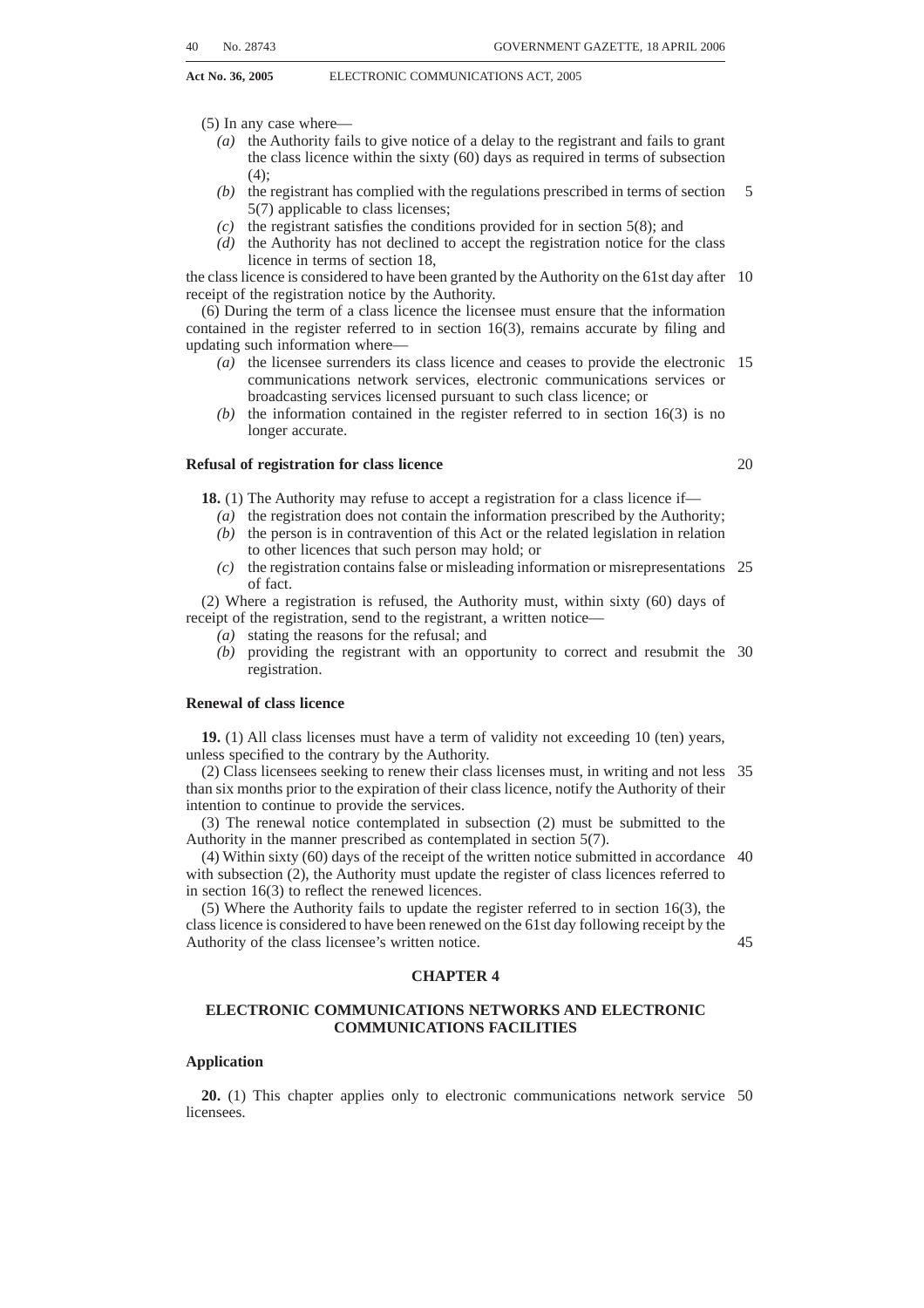(5) In any case where—

- *(a)* the Authority fails to give notice of a delay to the registrant and fails to grant the class licence within the sixty (60) days as required in terms of subsection (4);
- *(b)* the registrant has complied with the regulations prescribed in terms of section 5(7) applicable to class licenses;
- *(c)* the registrant satisfies the conditions provided for in section 5(8); and
- *(d)* the Authority has not declined to accept the registration notice for the class licence in terms of section 18,

the class licence is considered to have been granted by the Authority on the 61st day after receipt of the registration notice by the Authority.

(6) During the term of a class licence the licensee must ensure that the information contained in the register referred to in section 16(3), remains accurate by filing and updating such information where—

- *(a)* the licensee surrenders its class licence and ceases to provide the electronic communications network services, electronic communications services or broadcasting services licensed pursuant to such class licence; or
- *(b)* the information contained in the register referred to in section 16(3) is no longer accurate.

**Refusal of registration for class licence**

**18.** (1) The Authority may refuse to accept a registration for a class licence if—

- *(a)* the registration does not contain the information prescribed by the Authority;
- *(b)* the person is in contravention of this Act or the related legislation in relation to other licences that such person may hold; or
- *(c)* the registration contains false or misleading information or misrepresentations of fact.

(2) Where a registration is refused, the Authority must, within sixty (60) days of receipt of the registration, send to the registrant, a written notice—

- *(a)* stating the reasons for the refusal; and
- *(b)* providing the registrant with an opportunity to correct and resubmit the registration.

**Renewal of class licence**

**19.** (1) All class licenses must have a term of validity not exceeding 10 (ten) years, unless specified to the contrary by the Authority.

(2) Class licensees seeking to renew their class licenses must, in writing and not less than six months prior to the expiration of their class licence, notify the Authority of their intention to continue to provide the services.

(3) The renewal notice contemplated in subsection (2) must be submitted to the Authority in the manner prescribed as contemplated in section 5(7).

(4) Within sixty (60) days of the receipt of the written notice submitted in accordance with subsection (2), the Authority must update the register of class licences referred to in section 16(3) to reflect the renewed licences.

(5) Where the Authority fails to update the register referred to in section 16(3), the class licence is considered to have been renewed on the 61st day following receipt by the Authority of the class licensee's written notice.

## CHAPTER 4

## ELECTRONIC COMMUNICATIONS NETWORKS AND ELECTRONIC COMMUNICATIONS FACILITIES

**Application**

**20.** (1) This chapter applies only to electronic communications network service licensees.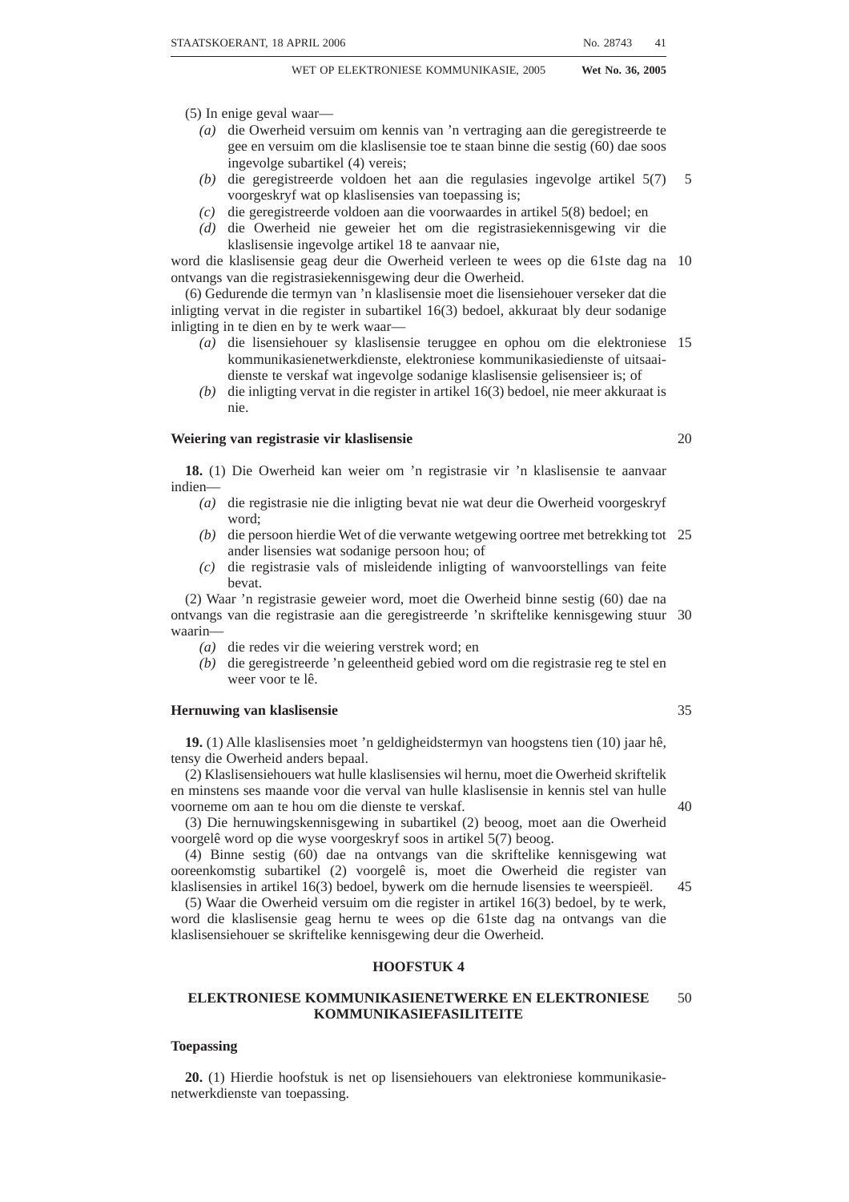(5) In enige geval waar—

*(a)* die Owerheid versuim om kennis van 'n vertraging aan die geregistreerde te gee en versuim om die klaslisensie toe te staan binne die sestig (60) dae soos ingevolge subartikel (4) vereis;

*(b)* die geregistreerde voldoen het aan die regulasies ingevolge artikel 5(7) voorgeskryf wat op klaslisensies van toepassing is;

*(c)* die geregistreerde voldoen aan die voorwaardes in artikel 5(8) bedoel; en

*(d)* die Owerheid nie geweier het om die registrasiekennisgewing vir die klaslisensie ingevolge artikel 18 te aanvaar nie,

word die klaslisensie geag deur die Owerheid verleen te wees op die 61ste dag na ontvangs van die registrasiekennisgewing deur die Owerheid.

(6) Gedurende die termyn van 'n klaslisensie moet die lisensiehouer verseker dat die inligting vervat in die register in subartikel 16(3) bedoel, akkuraat bly deur sodanige inligting in te dien en by te werk waar—

*(a)* die lisensiehouer sy klaslisensie teruggee en ophou om die elektroniese kommunikasienetwerkdienste, elektroniese kommunikasiedienste of uitsaaidienste te verskaf wat ingevolge sodanige klaslisensie gelisensieer is; of

*(b)* die inligting vervat in die register in artikel 16(3) bedoel, nie meer akkuraat is nie.

**Weiering van registrasie vir klaslisensie**

**18.** (1) Die Owerheid kan weier om 'n registrasie vir 'n klaslisensie te aanvaar indien—

*(a)* die registrasie nie die inligting bevat nie wat deur die Owerheid voorgeskryf word;

*(b)* die persoon hierdie Wet of die verwante wetgewing oortree met betrekking tot ander lisensies wat sodanige persoon hou; of

*(c)* die registrasie vals of misleidende inligting of wanvoorstellings van feite bevat.

(2) Waar 'n registrasie geweier word, moet die Owerheid binne sestig (60) dae na ontvangs van die registrasie aan die geregistreerde 'n skriftelike kennisgewing stuur waarin—

*(a)* die redes vir die weiering verstrek word; en

*(b)* die geregistreerde 'n geleentheid gebied word om die registrasie reg te stel en weer voor te lê.

**Hernuwing van klaslisensie**

**19.** (1) Alle klaslisensies moet 'n geldigheidstermyn van hoogstens tien (10) jaar hê, tensy die Owerheid anders bepaal.

(2) Klaslisensiehouers wat hulle klaslisensies wil hernu, moet die Owerheid skriftelik en minstens ses maande voor die verval van hulle klaslisensie in kennis stel van hulle voorneme om aan te hou om die dienste te verskaf.

(3) Die hernuwingskennisgewing in subartikel (2) beoog, moet aan die Owerheid voorgelê word op die wyse voorgeskryf soos in artikel 5(7) beoog.

(4) Binne sestig (60) dae na ontvangs van die skriftelike kennisgewing wat ooreenkomstig subartikel (2) voorgelê is, moet die Owerheid die register van klaslisensies in artikel 16(3) bedoel, bywerk om die hernude lisensies te weerspieël.

(5) Waar die Owerheid versuim om die register in artikel 16(3) bedoel, by te werk, word die klaslisensie geag hernu te wees op die 61ste dag na ontvangs van die klaslisensiehouer se skriftelike kennisgewing deur die Owerheid.

## HOOFSTUK 4

## ELEKTRONIESE KOMMUNIKASIENETWERKE EN ELEKTRONIESE KOMMUNIKASIEFASILITEITE

**Toepassing**

**20.** (1) Hierdie hoofstuk is net op lisensiehouers van elektroniese kommunikasienetwerkdienste van toepassing.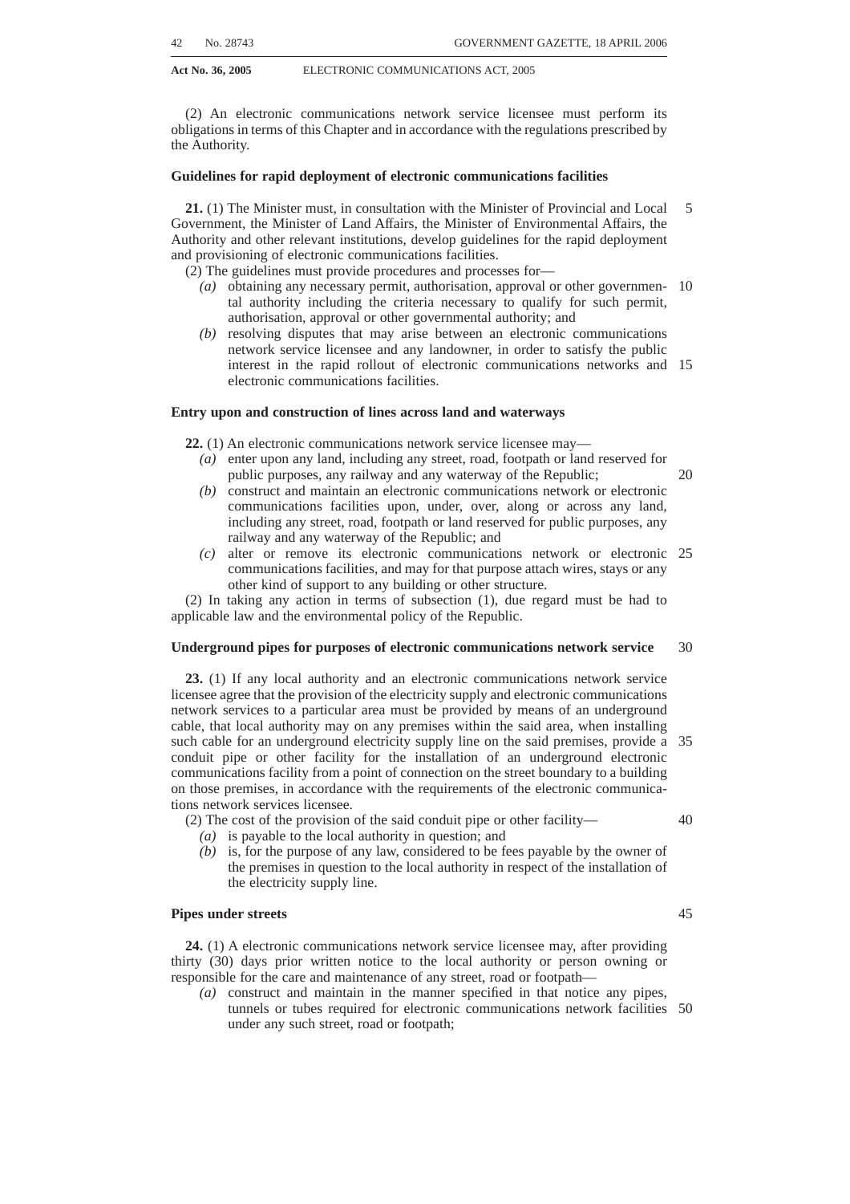(2) An electronic communications network service licensee must perform its obligations in terms of this Chapter and in accordance with the regulations prescribed by the Authority.

**Guidelines for rapid deployment of electronic communications facilities**

**21.** (1) The Minister must, in consultation with the Minister of Provincial and Local Government, the Minister of Land Affairs, the Minister of Environmental Affairs, the Authority and other relevant institutions, develop guidelines for the rapid deployment and provisioning of electronic communications facilities.

(2) The guidelines must provide procedures and processes for—

*(a)* obtaining any necessary permit, authorisation, approval or other governmental authority including the criteria necessary to qualify for such permit, authorisation, approval or other governmental authority; and

*(b)* resolving disputes that may arise between an electronic communications network service licensee and any landowner, in order to satisfy the public interest in the rapid rollout of electronic communications networks and electronic communications facilities.

**Entry upon and construction of lines across land and waterways**

**22.** (1) An electronic communications network service licensee may—

*(a)* enter upon any land, including any street, road, footpath or land reserved for public purposes, any railway and any waterway of the Republic;

*(b)* construct and maintain an electronic communications network or electronic communications facilities upon, under, over, along or across any land, including any street, road, footpath or land reserved for public purposes, any railway and any waterway of the Republic; and

*(c)* alter or remove its electronic communications network or electronic communications facilities, and may for that purpose attach wires, stays or any other kind of support to any building or other structure.

(2) In taking any action in terms of subsection (1), due regard must be had to applicable law and the environmental policy of the Republic.

**Underground pipes for purposes of electronic communications network service**

**23.** (1) If any local authority and an electronic communications network service licensee agree that the provision of the electricity supply and electronic communications network services to a particular area must be provided by means of an underground cable, that local authority may on any premises within the said area, when installing such cable for an underground electricity supply line on the said premises, provide a conduit pipe or other facility for the installation of an underground electronic communications facility from a point of connection on the street boundary to a building on those premises, in accordance with the requirements of the electronic communications network services licensee.

(2) The cost of the provision of the said conduit pipe or other facility—

*(a)* is payable to the local authority in question; and

*(b)* is, for the purpose of any law, considered to be fees payable by the owner of the premises in question to the local authority in respect of the installation of the electricity supply line.

**Pipes under streets**

**24.** (1) A electronic communications network service licensee may, after providing thirty (30) days prior written notice to the local authority or person owning or responsible for the care and maintenance of any street, road or footpath—

*(a)* construct and maintain in the manner specified in that notice any pipes, tunnels or tubes required for electronic communications network facilities under any such street, road or footpath;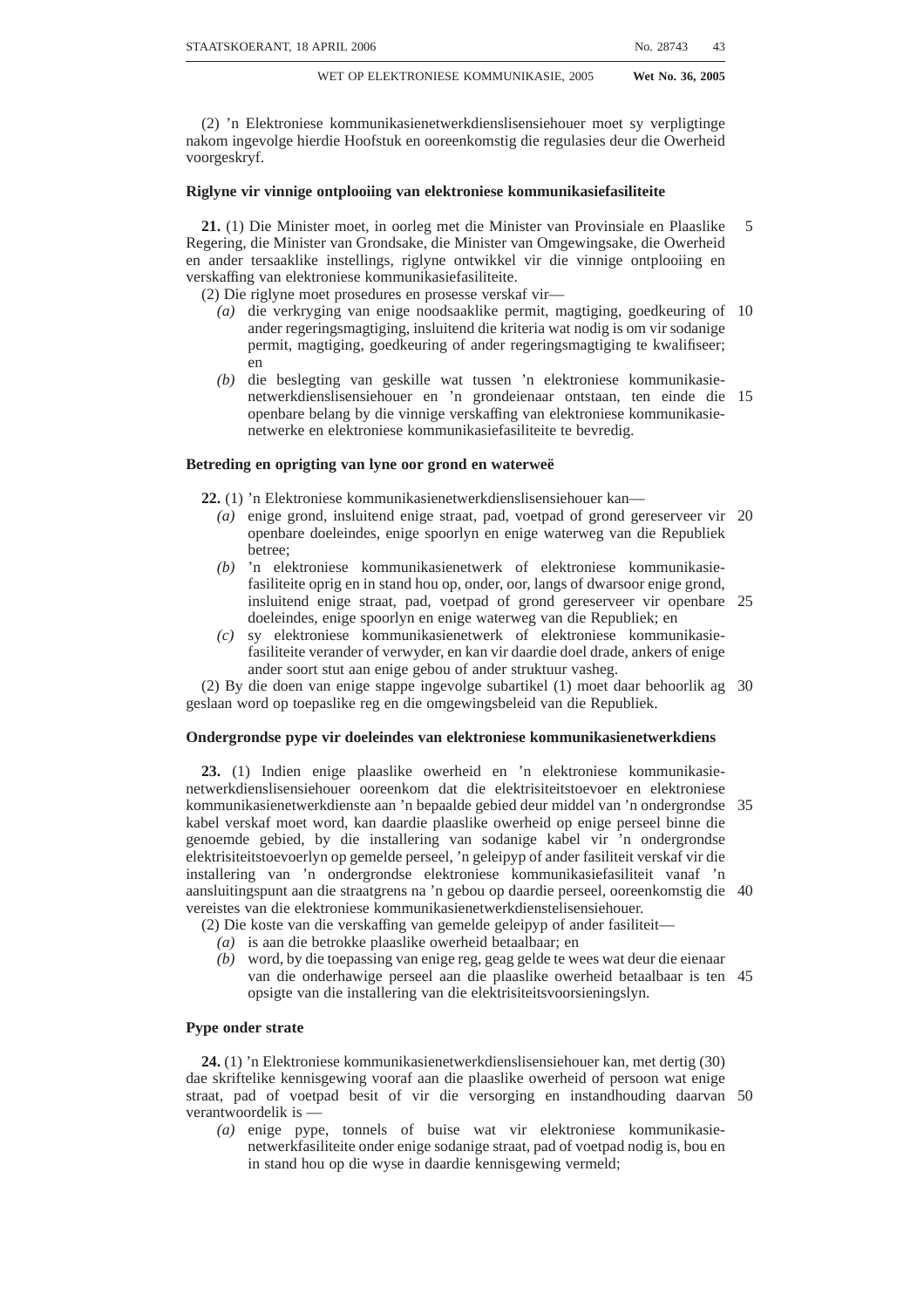(2) 'n Elektroniese kommunikasienetwerkdienslisensiehouer moet sy verpligtinge nakom ingevolge hierdie Hoofstuk en ooreenkomstig die regulasies deur die Owerheid voorgeskryf.

**Riglyne vir vinnige ontplooiing van elektroniese kommunikasiefasiliteite**

**21.** (1) Die Minister moet, in oorleg met die Minister van Provinsiale en Plaaslike Regering, die Minister van Grondsake, die Minister van Omgewingsake, die Owerheid en ander tersaaklike instellings, riglyne ontwikkel vir die vinnige ontplooiing en verskaffing van elektroniese kommunikasiefasiliteite.

(2) Die riglyne moet prosedures en prosesse verskaf vir—

*(a)* die verkryging van enige noodsaaklike permit, magtiging, goedkeuring of ander regeringsmagtiging, insluitend die kriteria wat nodig is om vir sodanige permit, magtiging, goedkeuring of ander regeringsmagtiging te kwalifiseer; en

*(b)* die beslegting van geskille wat tussen 'n elektroniese kommunikasienetwerkdienslisensiehouer en 'n grondeienaar ontstaan, ten einde die openbare belang by die vinnige verskaffing van elektroniese kommunikasienetwerke en elektroniese kommunikasiefasiliteite te bevredig.

**Betreding en oprigting van lyne oor grond en waterweë**

**22.** (1) 'n Elektroniese kommunikasienetwerkdienslisensiehouer kan—

*(a)* enige grond, insluitend enige straat, pad, voetpad of grond gereserveer vir openbare doeleindes, enige spoorlyn en enige waterweg van die Republiek betree;

*(b)* 'n elektroniese kommunikasienetwerk of elektroniese kommunikasiefasiliteite oprig en in stand hou op, onder, oor, langs of dwarsoor enige grond, insluitend enige straat, pad, voetpad of grond gereserveer vir openbare doeleindes, enige spoorlyn en enige waterweg van die Republiek; en

*(c)* sy elektroniese kommunikasienetwerk of elektroniese kommunikasiefasiliteite verander of verwyder, en kan vir daardie doel drade, ankers of enige ander soort stut aan enige gebou of ander struktuur vasheg.

(2) By die doen van enige stappe ingevolge subartikel (1) moet daar behoorlik ag geslaan word op toepaslike reg en die omgewingsbeleid van die Republiek.

**Ondergrondse pype vir doeleindes van elektroniese kommunikasienetwerkdiens**

**23.** (1) Indien enige plaaslike owerheid en 'n elektroniese kommunikasienetwerkdienslisensiehouer ooreenkom dat die elektrisiteitstoevoer en elektroniese kommunikasienetwerkdienste aan 'n bepaalde gebied deur middel van 'n ondergrondse kabel verskaf moet word, kan daardie plaaslike owerheid op enige perseel binne die genoemde gebied, by die installering van sodanige kabel vir 'n ondergrondse elektrisiteitstoevoerlyn op gemelde perseel, 'n geleipyp of ander fasiliteit verskaf vir die installering van 'n ondergrondse elektroniese kommunikasiefasiliteit vanaf 'n aansluitingspunt aan die straatgrens na 'n gebou op daardie perseel, ooreenkomstig die vereistes van die elektroniese kommunikasienetwerkdienstelisensiehouer.

(2) Die koste van die verskaffing van gemelde geleipyp of ander fasiliteit—

*(a)* is aan die betrokke plaaslike owerheid betaalbaar; en

*(b)* word, by die toepassing van enige reg, geag gelde te wees wat deur die eienaar van die onderhawige perseel aan die plaaslike owerheid betaalbaar is ten opsigte van die installering van die elektrisiteitsvoorsieningslyn.

**Pype onder strate**

**24.** (1) 'n Elektroniese kommunikasienetwerkdienslisensiehouer kan, met dertig (30) dae skriftelike kennisgewing vooraf aan die plaaslike owerheid of persoon wat enige straat, pad of voetpad besit of vir die versorging en instandhouding daarvan verantwoordelik is —

*(a)* enige pype, tonnels of buise wat vir elektroniese kommunikasienetwerkfasiliteite onder enige sodanige straat, pad of voetpad nodig is, bou en in stand hou op die wyse in daardie kennisgewing vermeld;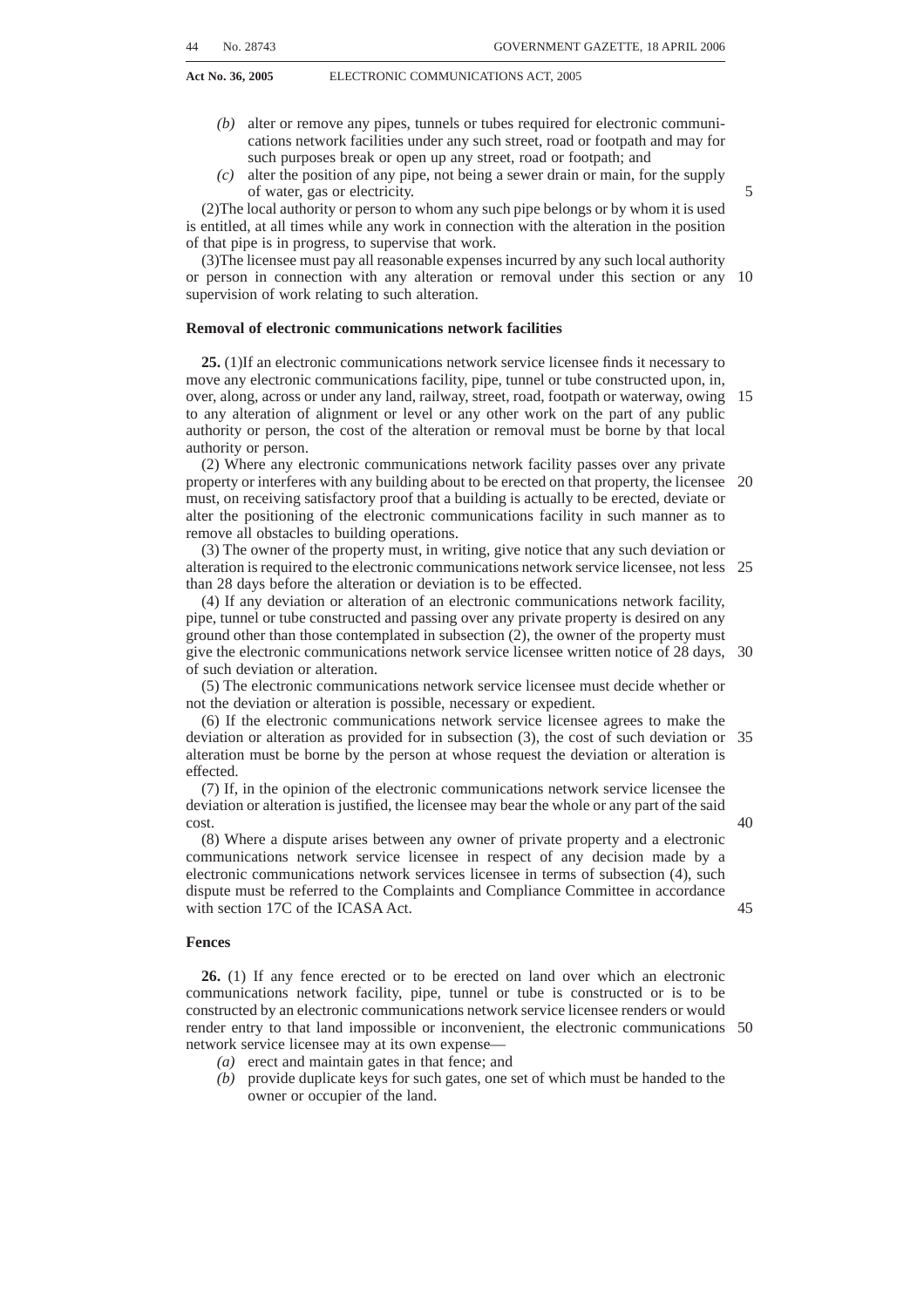*(b)* alter or remove any pipes, tunnels or tubes required for electronic communications network facilities under any such street, road or footpath and may for such purposes break or open up any street, road or footpath; and

*(c)* alter the position of any pipe, not being a sewer drain or main, for the supply of water, gas or electricity.

(2)The local authority or person to whom any such pipe belongs or by whom it is used is entitled, at all times while any work in connection with the alteration in the position of that pipe is in progress, to supervise that work.

(3)The licensee must pay all reasonable expenses incurred by any such local authority or person in connection with any alteration or removal under this section or any supervision of work relating to such alteration.

**Removal of electronic communications network facilities**

**25.** (1)If an electronic communications network service licensee finds it necessary to move any electronic communications facility, pipe, tunnel or tube constructed upon, in, over, along, across or under any land, railway, street, road, footpath or waterway, owing to any alteration of alignment or level or any other work on the part of any public authority or person, the cost of the alteration or removal must be borne by that local authority or person.

(2) Where any electronic communications network facility passes over any private property or interferes with any building about to be erected on that property, the licensee must, on receiving satisfactory proof that a building is actually to be erected, deviate or alter the positioning of the electronic communications facility in such manner as to remove all obstacles to building operations.

(3) The owner of the property must, in writing, give notice that any such deviation or alteration is required to the electronic communications network service licensee, not less than 28 days before the alteration or deviation is to be effected.

(4) If any deviation or alteration of an electronic communications network facility, pipe, tunnel or tube constructed and passing over any private property is desired on any ground other than those contemplated in subsection (2), the owner of the property must give the electronic communications network service licensee written notice of 28 days, of such deviation or alteration.

(5) The electronic communications network service licensee must decide whether or not the deviation or alteration is possible, necessary or expedient.

(6) If the electronic communications network service licensee agrees to make the deviation or alteration as provided for in subsection (3), the cost of such deviation or alteration must be borne by the person at whose request the deviation or alteration is effected.

(7) If, in the opinion of the electronic communications network service licensee the deviation or alteration is justified, the licensee may bear the whole or any part of the said cost.

(8) Where a dispute arises between any owner of private property and a electronic communications network service licensee in respect of any decision made by a electronic communications network services licensee in terms of subsection (4), such dispute must be referred to the Complaints and Compliance Committee in accordance with section 17C of the ICASA Act.

**Fences**

**26.** (1) If any fence erected or to be erected on land over which an electronic communications network facility, pipe, tunnel or tube is constructed or is to be constructed by an electronic communications network service licensee renders or would render entry to that land impossible or inconvenient, the electronic communications network service licensee may at its own expense—

*(a)* erect and maintain gates in that fence; and

*(b)* provide duplicate keys for such gates, one set of which must be handed to the owner or occupier of the land.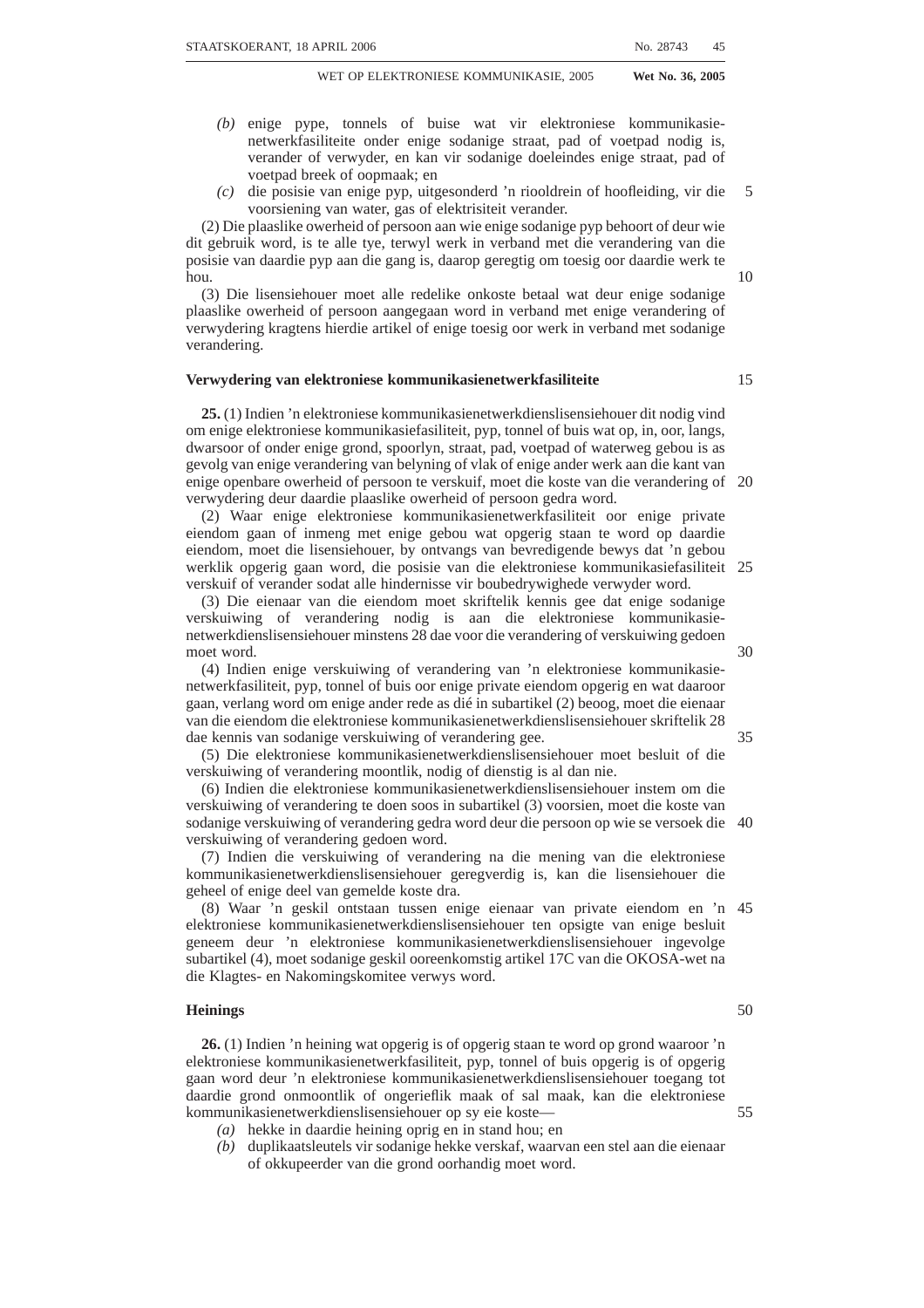(b) enige pype, tonnels of buise wat vir elektroniese kommunikasienetwerkfasiliteite onder enige sodanige straat, pad of voetpad nodig is, verander of verwyder, en kan vir sodanige doeleindes enige straat, pad of voetpad breek of oopmaak; en

(c) die posisie van enige pyp, uitgesonderd 'n riooldrein of hoofleiding, vir die voorsiening van water, gas of elektrisiteit verander.

(2) Die plaaslike owerheid of persoon aan wie enige sodanige pyp behoort of deur wie dit gebruik word, is te alle tye, terwyl werk in verband met die verandering van die posisie van daardie pyp aan die gang is, daarop geregtig om toesig oor daardie werk te hou.

(3) Die lisensiehouer moet alle redelike onkoste betaal wat deur enige sodanige plaaslike owerheid of persoon aangegaan word in verband met enige verandering of verwydering kragtens hierdie artikel of enige toesig oor werk in verband met sodanige verandering.

**Verwydering van elektroniese kommunikasienetwerkfasiliteite**

**25.** (1) Indien 'n elektroniese kommunikasienetwerkdienslisensiehouer dit nodig vind om enige elektroniese kommunikasiefasiliteit, pyp, tonnel of buis wat op, in, oor, langs, dwarsoor of onder enige grond, spoorlyn, straat, pad, voetpad of waterweg gebou is as gevolg van enige verandering van belyning of vlak of enige ander werk aan die kant van enige openbare owerheid of persoon te verskuif, moet die koste van die verandering of verwydering deur daardie plaaslike owerheid of persoon gedra word.

(2) Waar enige elektroniese kommunikasienetwerkfasiliteit oor enige private eiendom gaan of inmeng met enige gebou wat opgerig staan te word op daardie eiendom, moet die lisensiehouer, by ontvangs van bevredigende bewys dat 'n gebou werklik opgerig gaan word, die posisie van die elektroniese kommunikasiefasiliteit verskuif of verander sodat alle hindernisse vir boubedrywighede verwyder word.

(3) Die eienaar van die eiendom moet skriftelik kennis gee dat enige sodanige verskuiwing of verandering nodig is aan die elektroniese kommunikasienetwerkdienslisensiehouer minstens 28 dae voor die verandering of verskuiwing gedoen moet word.

(4) Indien enige verskuiwing of verandering van 'n elektroniese kommunikasienetwerkfasiliteit, pyp, tonnel of buis oor enige private eiendom opgerig en wat daaroor gaan, verlang word om enige ander rede as dié in subartikel (2) beoog, moet die eienaar van die eiendom die elektroniese kommunikasienetwerkdienslisensiehouer skriftelik 28 dae kennis van sodanige verskuiwing of verandering gee.

(5) Die elektroniese kommunikasienetwerkdienslisensiehouer moet besluit of die verskuiwing of verandering moontlik, nodig of dienstig is al dan nie.

(6) Indien die elektroniese kommunikasienetwerkdienslisensiehouer instem om die verskuiwing of verandering te doen soos in subartikel (3) voorsien, moet die koste van sodanige verskuiwing of verandering gedra word deur die persoon op wie se versoek die verskuiwing of verandering gedoen word.

(7) Indien die verskuiwing of verandering na die mening van die elektroniese kommunikasienetwerkdienslisensiehouer geregverdig is, kan die lisensiehouer die geheel of enige deel van gemelde koste dra.

(8) Waar 'n geskil ontstaan tussen enige eienaar van private eiendom en 'n elektroniese kommunikasienetwerkdienslisensiehouer ten opsigte van enige besluit geneem deur 'n elektroniese kommunikasienetwerkdienslisensiehouer ingevolge subartikel (4), moet sodanige geskil ooreenkomstig artikel 17C van die OKOSA-wet na die Klagtes- en Nakomingskomitee verwys word.

**Heinings**

**26.** (1) Indien 'n heining wat opgerig is of opgerig staan te word op grond waaroor 'n elektroniese kommunikasienetwerkfasiliteit, pyp, tonnel of buis opgerig is of opgerig gaan word deur 'n elektroniese kommunikasienetwerkdienslisensiehouer toegang tot daardie grond onmoontlik of ongerieflik maak of sal maak, kan die elektroniese kommunikasienetwerkdienslisensiehouer op sy eie koste—

(a) hekke in daardie heining oprig en in stand hou; en

(b) duplikaatsleutels vir sodanige hekke verskaf, waarvan een stel aan die eienaar of okkupeerder van die grond oorhandig moet word.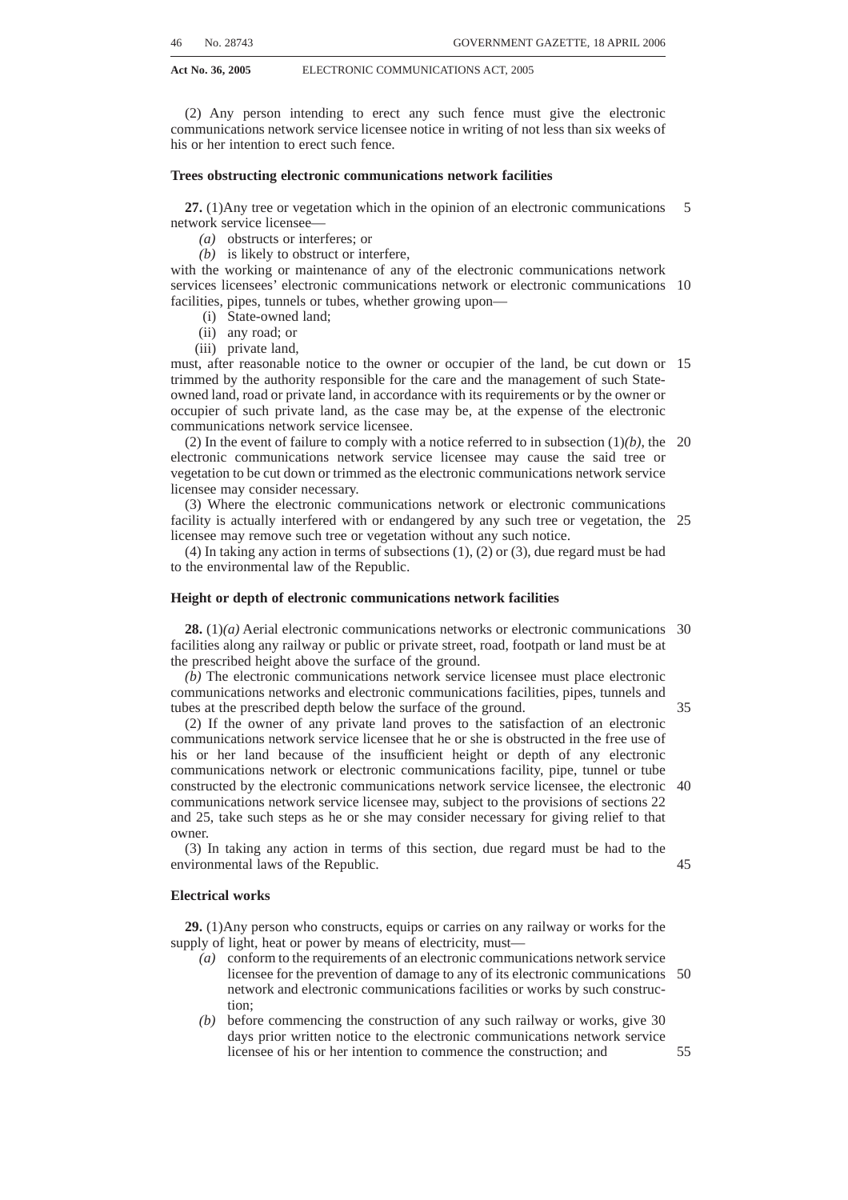(2) Any person intending to erect any such fence must give the electronic communications network service licensee notice in writing of not less than six weeks of his or her intention to erect such fence.

**Trees obstructing electronic communications network facilities**

**27.** (1)Any tree or vegetation which in the opinion of an electronic communications network service licensee—

*(a)* obstructs or interferes; or

*(b)* is likely to obstruct or interfere,

with the working or maintenance of any of the electronic communications network services licensees' electronic communications network or electronic communications facilities, pipes, tunnels or tubes, whether growing upon—

(i) State-owned land;

(ii) any road; or

(iii) private land,

must, after reasonable notice to the owner or occupier of the land, be cut down or trimmed by the authority responsible for the care and the management of such State-owned land, road or private land, in accordance with its requirements or by the owner or occupier of such private land, as the case may be, at the expense of the electronic communications network service licensee.

(2) In the event of failure to comply with a notice referred to in subsection (1)*(b)*, the electronic communications network service licensee may cause the said tree or vegetation to be cut down or trimmed as the electronic communications network service licensee may consider necessary.

(3) Where the electronic communications network or electronic communications facility is actually interfered with or endangered by any such tree or vegetation, the licensee may remove such tree or vegetation without any such notice.

(4) In taking any action in terms of subsections (1), (2) or (3), due regard must be had to the environmental law of the Republic.

**Height or depth of electronic communications network facilities**

**28.** (1)*(a)* Aerial electronic communications networks or electronic communications facilities along any railway or public or private street, road, footpath or land must be at the prescribed height above the surface of the ground.

*(b)* The electronic communications network service licensee must place electronic communications networks and electronic communications facilities, pipes, tunnels and tubes at the prescribed depth below the surface of the ground.

(2) If the owner of any private land proves to the satisfaction of an electronic communications network service licensee that he or she is obstructed in the free use of his or her land because of the insufficient height or depth of any electronic communications network or electronic communications facility, pipe, tunnel or tube constructed by the electronic communications network service licensee, the electronic communications network service licensee may, subject to the provisions of sections 22 and 25, take such steps as he or she may consider necessary for giving relief to that owner.

(3) In taking any action in terms of this section, due regard must be had to the environmental laws of the Republic.

**Electrical works**

**29.** (1)Any person who constructs, equips or carries on any railway or works for the supply of light, heat or power by means of electricity, must—

*(a)* conform to the requirements of an electronic communications network service licensee for the prevention of damage to any of its electronic communications network and electronic communications facilities or works by such construction;

*(b)* before commencing the construction of any such railway or works, give 30 days prior written notice to the electronic communications network service licensee of his or her intention to commence the construction; and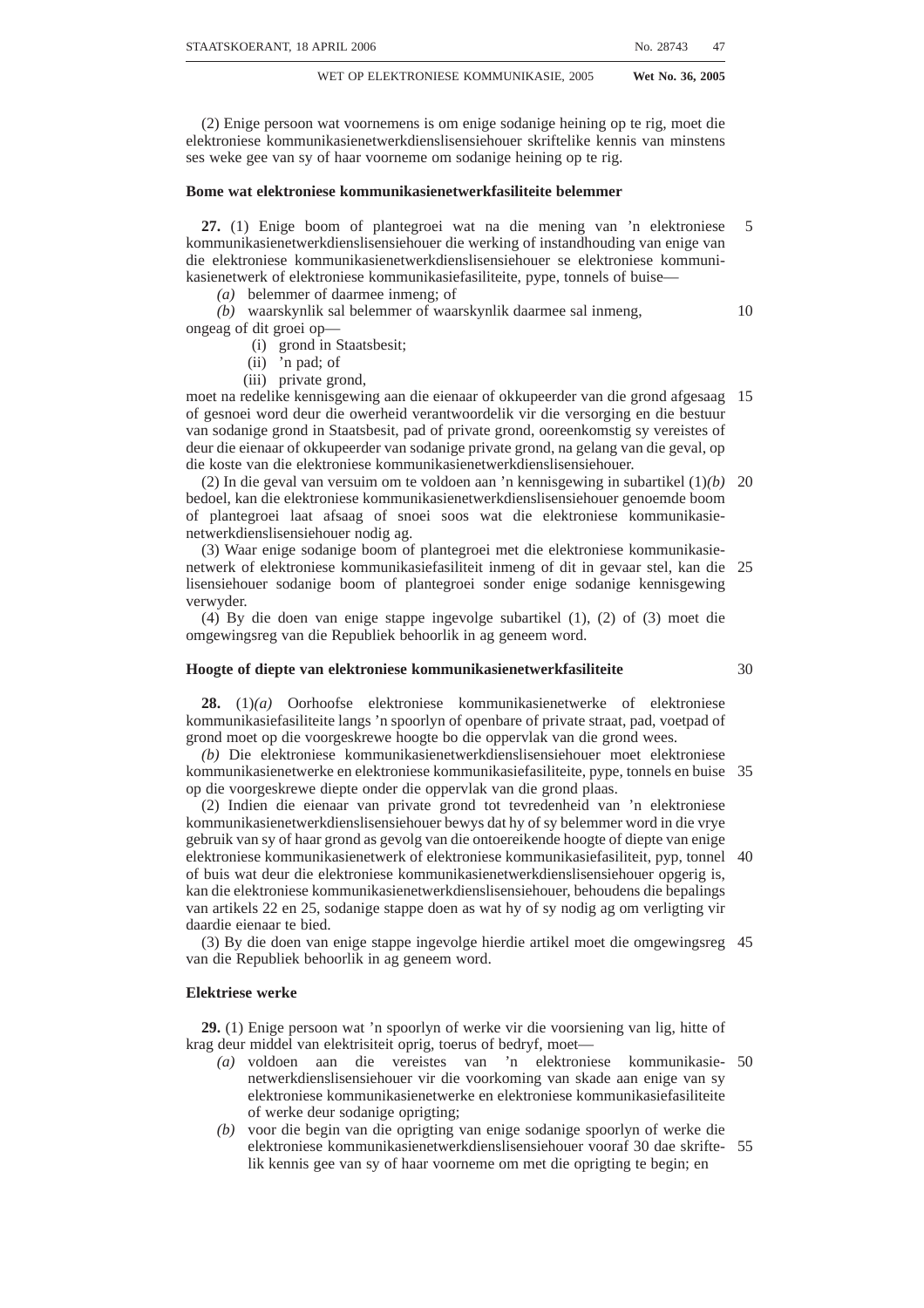(2) Enige persoon wat voornemens is om enige sodanige heining op te rig, moet die elektroniese kommunikasienetwerkdienslisensiehouer skriftelike kennis van minstens ses weke gee van sy of haar voorneme om sodanige heining op te rig.

**Bome wat elektroniese kommunikasienetwerkfasiliteite belemmer**

**27.** (1) Enige boom of plantegroei wat na die mening van 'n elektroniese kommunikasienetwerkdienslisensiehouer die werking of instandhouding van enige van die elektroniese kommunikasienetwerkdienslisensiehouer se elektroniese kommunikasienetwerk of elektroniese kommunikasiefasiliteite, pype, tonnels of buise—

*(a)* belemmer of daarmee inmeng; of

*(b)* waarskynlik sal belemmer of waarskynlik daarmee sal inmeng,

ongeag of dit groei op—

(i) grond in Staatsbesit;

(ii) 'n pad; of

(iii) private grond,

moet na redelike kennisgewing aan die eienaar of okkupeerder van die grond afgesaag of gesnoei word deur die owerheid verantwoordelik vir die versorging en die bestuur van sodanige grond in Staatsbesit, pad of private grond, ooreenkomstig sy vereistes of deur die eienaar of okkupeerder van sodanige private grond, na gelang van die geval, op die koste van die elektroniese kommunikasienetwerkdienslisensiehouer.

(2) In die geval van versuim om te voldoen aan 'n kennisgewing in subartikel (1)*(b)* bedoel, kan die elektroniese kommunikasienetwerkdienslisensiehouer genoemde boom of plantegroei laat afsaag of snoei soos wat die elektroniese kommunikasienetwerkdienslisensiehouer nodig ag.

(3) Waar enige sodanige boom of plantegroei met die elektroniese kommunikasienetwerk of elektroniese kommunikasiefasiliteit inmeng of dit in gevaar stel, kan die lisensiehouer sodanige boom of plantegroei sonder enige sodanige kennisgewing verwyder.

(4) By die doen van enige stappe ingevolge subartikel (1), (2) of (3) moet die omgewingsreg van die Republiek behoorlik in ag geneem word.

**Hoogte of diepte van elektroniese kommunikasienetwerkfasiliteite**

**28.** (1)*(a)* Oorhoofse elektroniese kommunikasienetwerke of elektroniese kommunikasiefasiliteite langs 'n spoorlyn of openbare of private straat, pad, voetpad of grond moet op die voorgeskrewe hoogte bo die oppervlak van die grond wees.

*(b)* Die elektroniese kommunikasienetwerkdienslisensiehouer moet elektroniese kommunikasienetwerke en elektroniese kommunikasiefasiliteite, pype, tonnels en buise op die voorgeskrewe diepte onder die oppervlak van die grond plaas.

(2) Indien die eienaar van private grond tot tevredenheid van 'n elektroniese kommunikasienetwerkdienslisensiehouer bewys dat hy of sy belemmer word in die vrye gebruik van sy of haar grond as gevolg van die ontoereikende hoogte of diepte van enige elektroniese kommunikasienetwerk of elektroniese kommunikasiefasiliteit, pyp, tonnel of buis wat deur die elektroniese kommunikasienetwerkdienslisensiehouer opgerig is, kan die elektroniese kommunikasienetwerkdienslisensiehouer, behoudens die bepalings van artikels 22 en 25, sodanige stappe doen as wat hy of sy nodig ag om verligting vir daardie eienaar te bied.

(3) By die doen van enige stappe ingevolge hierdie artikel moet die omgewingsreg van die Republiek behoorlik in ag geneem word.

**Elektriese werke**

**29.** (1) Enige persoon wat 'n spoorlyn of werke vir die voorsiening van lig, hitte of krag deur middel van elektrisiteit oprig, toerus of bedryf, moet—

*(a)* voldoen aan die vereistes van 'n elektroniese kommunikasienetwerkdienslisensiehouer vir die voorkoming van skade aan enige van sy elektroniese kommunikasienetwerke en elektroniese kommunikasiefasiliteite of werke deur sodanige oprigting;

*(b)* voor die begin van die oprigting van enige sodanige spoorlyn of werke die elektroniese kommunikasienetwerkdienslisensiehouer vooraf 30 dae skriftelik kennis gee van sy of haar voorneme om met die oprigting te begin; en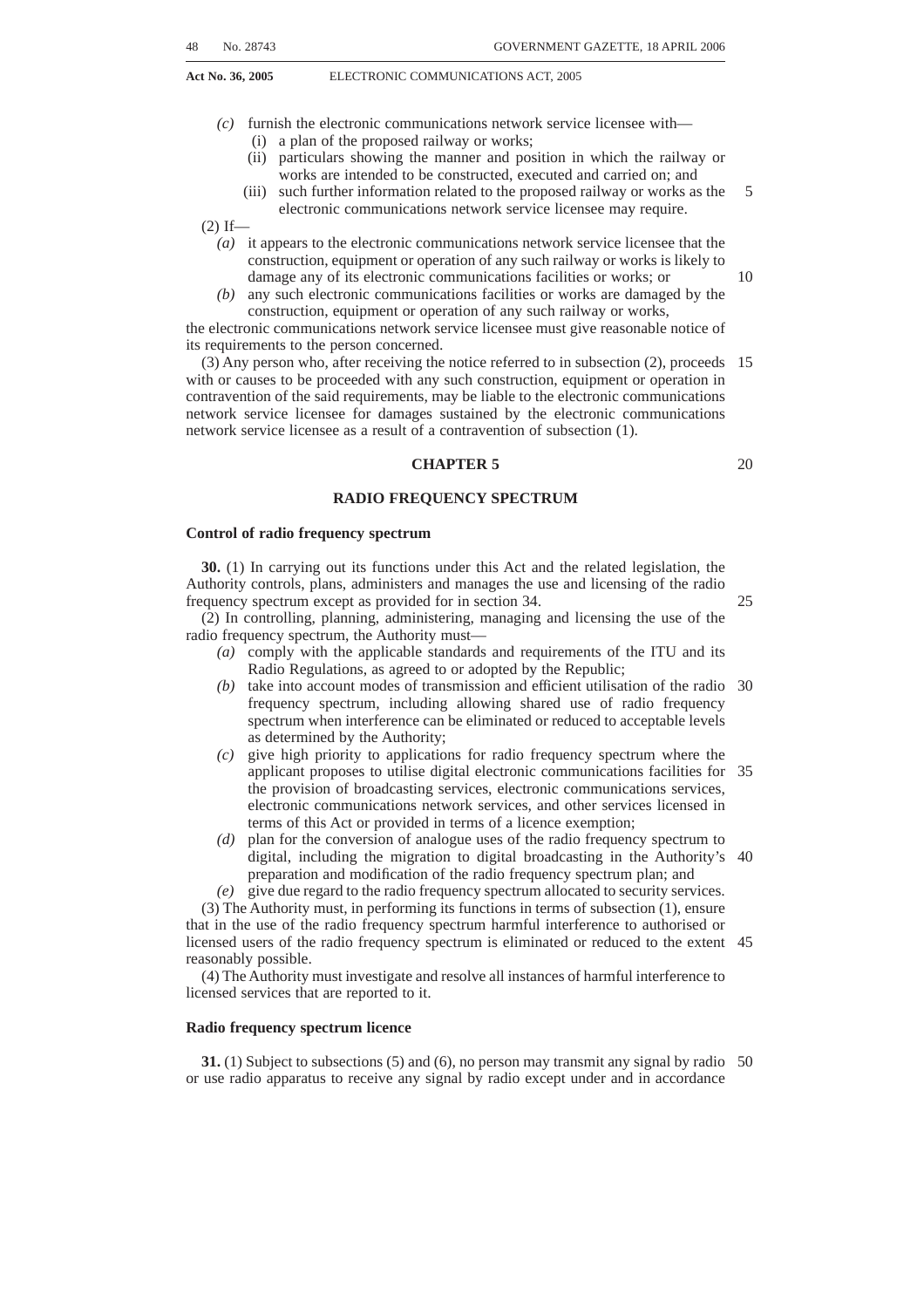(c) furnish the electronic communications network service licensee with—
   (i) a plan of the proposed railway or works;
   (ii) particulars showing the manner and position in which the railway or works are intended to be constructed, executed and carried on; and
   (iii) such further information related to the proposed railway or works as the electronic communications network service licensee may require.

(2) If—

(a) it appears to the electronic communications network service licensee that the construction, equipment or operation of any such railway or works is likely to damage any of its electronic communications facilities or works; or

(b) any such electronic communications facilities or works are damaged by the construction, equipment or operation of any such railway or works,

the electronic communications network service licensee must give reasonable notice of its requirements to the person concerned.

(3) Any person who, after receiving the notice referred to in subsection (2), proceeds with or causes to be proceeded with any such construction, equipment or operation in contravention of the said requirements, may be liable to the electronic communications network service licensee for damages sustained by the electronic communications network service licensee as a result of a contravention of subsection (1).

## CHAPTER 5

## RADIO FREQUENCY SPECTRUM

### Control of radio frequency spectrum

**30.** (1) In carrying out its functions under this Act and the related legislation, the Authority controls, plans, administers and manages the use and licensing of the radio frequency spectrum except as provided for in section 34.

(2) In controlling, planning, administering, managing and licensing the use of the radio frequency spectrum, the Authority must—

(a) comply with the applicable standards and requirements of the ITU and its Radio Regulations, as agreed to or adopted by the Republic;

(b) take into account modes of transmission and efficient utilisation of the radio frequency spectrum, including allowing shared use of radio frequency spectrum when interference can be eliminated or reduced to acceptable levels as determined by the Authority;

(c) give high priority to applications for radio frequency spectrum where the applicant proposes to utilise digital electronic communications facilities for the provision of broadcasting services, electronic communications services, electronic communications network services, and other services licensed in terms of this Act or provided in terms of a licence exemption;

(d) plan for the conversion of analogue uses of the radio frequency spectrum to digital, including the migration to digital broadcasting in the Authority's preparation and modification of the radio frequency spectrum plan; and

(e) give due regard to the radio frequency spectrum allocated to security services.

(3) The Authority must, in performing its functions in terms of subsection (1), ensure that in the use of the radio frequency spectrum harmful interference to authorised or licensed users of the radio frequency spectrum is eliminated or reduced to the extent reasonably possible.

(4) The Authority must investigate and resolve all instances of harmful interference to licensed services that are reported to it.

### Radio frequency spectrum licence

**31.** (1) Subject to subsections (5) and (6), no person may transmit any signal by radio or use radio apparatus to receive any signal by radio except under and in accordance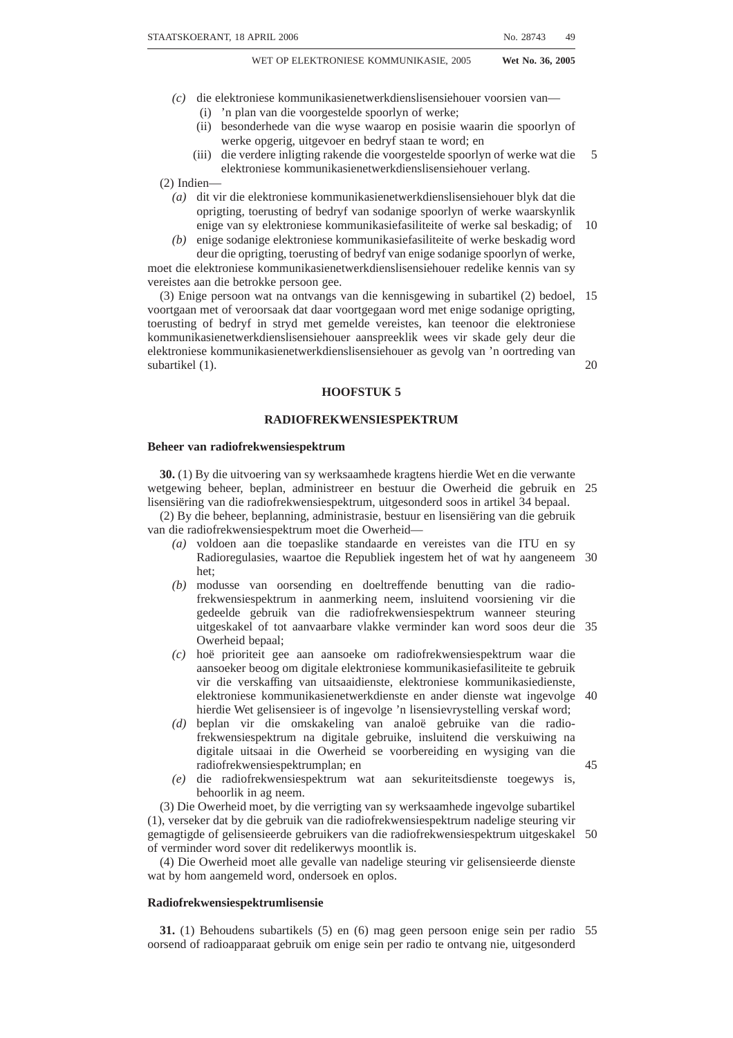(c) die elektroniese kommunikasienetwerkdienslisensiehouer voorsien van—

(i) 'n plan van die voorgestelde spoorlyn of werke;

(ii) besonderhede van die wyse waarop en posisie waarin die spoorlyn of werke opgerig, uitgevoer en bedryf staan te word; en

(iii) die verdere inligting rakende die voorgestelde spoorlyn of werke wat die elektroniese kommunikasienetwerkdienslisensiehouer verlang.

(2) Indien—

(a) dit vir die elektroniese kommunikasienetwerkdienslisensiehouer blyk dat die oprigting, toerusting of bedryf van sodanige spoorlyn of werke waarskynlik enige van sy elektroniese kommunikasiefasiliteite of werke sal beskadig; of

(b) enige sodanige elektroniese kommunikasiefasiliteite of werke beskadig word deur die oprigting, toerusting of bedryf van enige sodanige spoorlyn of werke,

moet die elektroniese kommunikasienetwerkdienslisensiehouer redelike kennis van sy vereistes aan die betrokke persoon gee.

(3) Enige persoon wat na ontvangs van die kennisgewing in subartikel (2) bedoel, voortgaan met of veroorsaak dat daar voortgegaan word met enige sodanige oprigting, toerusting of bedryf in stryd met gemelde vereistes, kan teenoor die elektroniese kommunikasienetwerkdienslisensiehouer aanspreeklik wees vir skade gely deur die elektroniese kommunikasienetwerkdienslisensiehouer as gevolg van 'n oortreding van subartikel (1).

## HOOFSTUK 5

## RADIOFREKWENSIESPEKTRUM

### Beheer van radiofrekwensiespektrum

**30.** (1) By die uitvoering van sy werksaamhede kragtens hierdie Wet en die verwante wetgewing beheer, beplan, administreer en bestuur die Owerheid die gebruik en lisensiëring van die radiofrekwensiespektrum, uitgesonderd soos in artikel 34 bepaal.

(2) By die beheer, beplanning, administrasie, bestuur en lisensiëring van die gebruik van die radiofrekwensiespektrum moet die Owerheid—

(a) voldoen aan die toepaslike standaarde en vereistes van die ITU en sy Radioregulasies, waartoe die Republiek ingestem het of wat hy aangeneem het;

(b) modusse van oorsending en doeltreffende benutting van die radiofrekwensiespektrum in aanmerking neem, insluitend voorsiening vir die gedeelde gebruik van die radiofrekwensiespektrum wanneer steuring uitgeskakel of tot aanvaarbare vlakke verminder kan word soos deur die Owerheid bepaal;

(c) hoë prioriteit gee aan aansoeke om radiofrekwensiespektrum waar die aansoeker beoog om digitale elektroniese kommunikasiefasiliteite te gebruik vir die verskaffing van uitsaaidienste, elektroniese kommunikasiedienste, elektroniese kommunikasienetwerkdienste en ander dienste wat ingevolge hierdie Wet gelisensieer is of ingevolge 'n lisensievrystelling verskaf word;

(d) beplan vir die omskakeling van analoë gebruike van die radiofrekwensiespektrum na digitale gebruike, insluitend die verskuiwing na digitale uitsaai in die Owerheid se voorbereiding en wysiging van die radiofrekwensiespektrumplan; en

(e) die radiofrekwensiespektrum wat aan sekuriteitsdienste toegewys is, behoorlik in ag neem.

(3) Die Owerheid moet, by die verrigting van sy werksaamhede ingevolge subartikel (1), verseker dat by die gebruik van die radiofrekwensiespektrum nadelige steuring vir gemagtigde of gelisensieerde gebruikers van die radiofrekwensiespektrum uitgeskakel of verminder word sover dit redelikerwys moontlik is.

(4) Die Owerheid moet alle gevalle van nadelige steuring vir gelisensieerde dienste wat by hom aangemeld word, ondersoek en oplos.

### Radiofrekwensiespektrumlisensie

**31.** (1) Behoudens subartikels (5) en (6) mag geen persoon enige sein per radio oorsend of radioapparaat gebruik om enige sein per radio te ontvang nie, uitgesonderd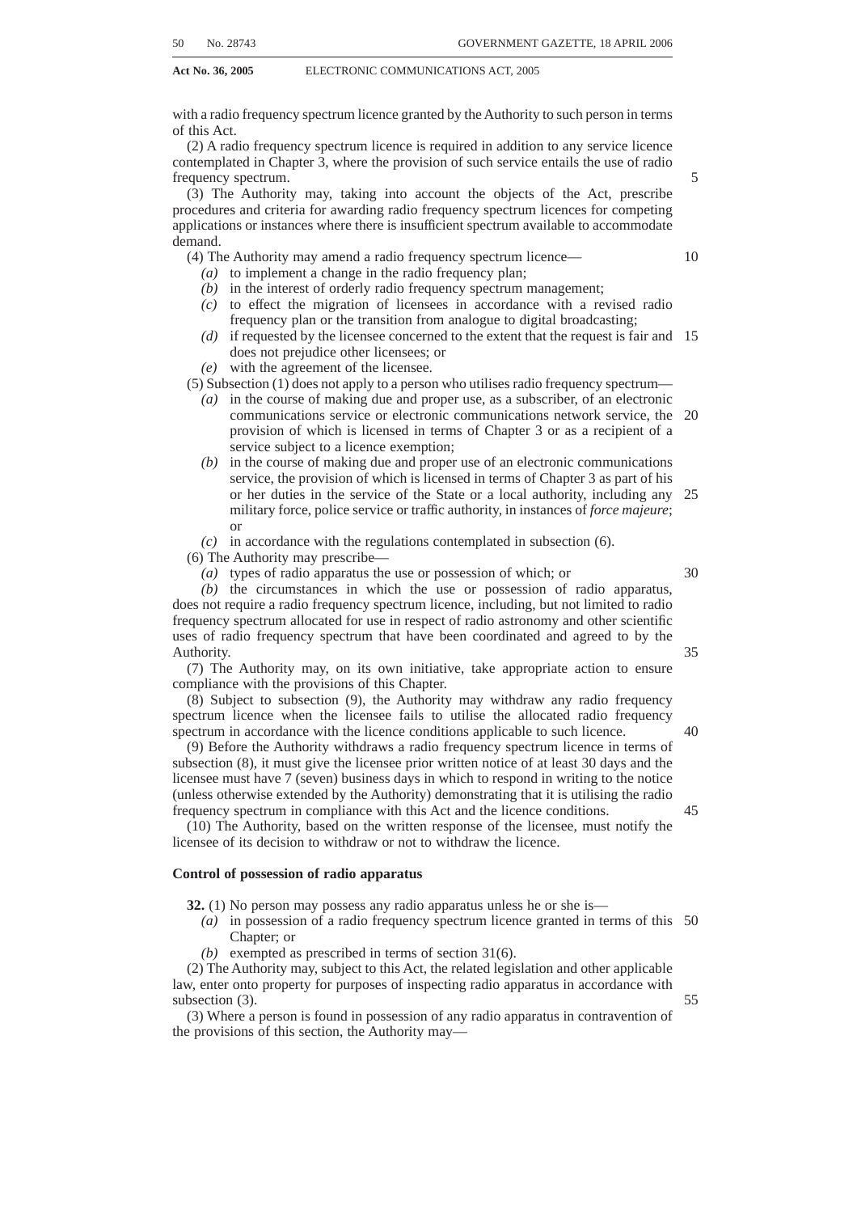with a radio frequency spectrum licence granted by the Authority to such person in terms of this Act.

(2) A radio frequency spectrum licence is required in addition to any service licence contemplated in Chapter 3, where the provision of such service entails the use of radio frequency spectrum.

(3) The Authority may, taking into account the objects of the Act, prescribe procedures and criteria for awarding radio frequency spectrum licences for competing applications or instances where there is insufficient spectrum available to accommodate demand.

(4) The Authority may amend a radio frequency spectrum licence—

- *(a)* to implement a change in the radio frequency plan;
- *(b)* in the interest of orderly radio frequency spectrum management;
- *(c)* to effect the migration of licensees in accordance with a revised radio frequency plan or the transition from analogue to digital broadcasting;
- *(d)* if requested by the licensee concerned to the extent that the request is fair and does not prejudice other licensees; or
- *(e)* with the agreement of the licensee.

(5) Subsection (1) does not apply to a person who utilises radio frequency spectrum—

- *(a)* in the course of making due and proper use, as a subscriber, of an electronic communications service or electronic communications network service, the provision of which is licensed in terms of Chapter 3 or as a recipient of a service subject to a licence exemption;
- *(b)* in the course of making due and proper use of an electronic communications service, the provision of which is licensed in terms of Chapter 3 as part of his or her duties in the service of the State or a local authority, including any military force, police service or traffic authority, in instances of *force majeure*; or
- *(c)* in accordance with the regulations contemplated in subsection (6).

(6) The Authority may prescribe—

- *(a)* types of radio apparatus the use or possession of which; or
- *(b)* the circumstances in which the use or possession of radio apparatus,

does not require a radio frequency spectrum licence, including, but not limited to radio frequency spectrum allocated for use in respect of radio astronomy and other scientific uses of radio frequency spectrum that have been coordinated and agreed to by the Authority.

(7) The Authority may, on its own initiative, take appropriate action to ensure compliance with the provisions of this Chapter.

(8) Subject to subsection (9), the Authority may withdraw any radio frequency spectrum licence when the licensee fails to utilise the allocated radio frequency spectrum in accordance with the licence conditions applicable to such licence.

(9) Before the Authority withdraws a radio frequency spectrum licence in terms of subsection (8), it must give the licensee prior written notice of at least 30 days and the licensee must have 7 (seven) business days in which to respond in writing to the notice (unless otherwise extended by the Authority) demonstrating that it is utilising the radio frequency spectrum in compliance with this Act and the licence conditions.

(10) The Authority, based on the written response of the licensee, must notify the licensee of its decision to withdraw or not to withdraw the licence.

**Control of possession of radio apparatus**

**32.** (1) No person may possess any radio apparatus unless he or she is—

- *(a)* in possession of a radio frequency spectrum licence granted in terms of this Chapter; or
- *(b)* exempted as prescribed in terms of section 31(6).

(2) The Authority may, subject to this Act, the related legislation and other applicable law, enter onto property for purposes of inspecting radio apparatus in accordance with subsection (3).

(3) Where a person is found in possession of any radio apparatus in contravention of the provisions of this section, the Authority may—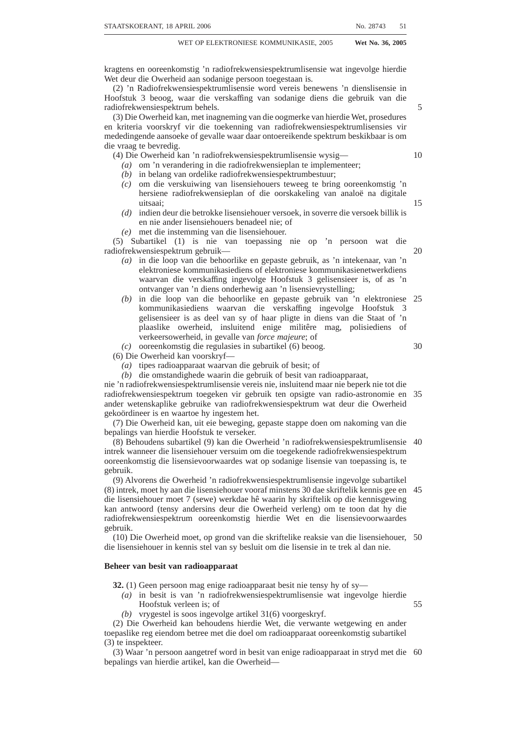kragtens en ooreenkomstig 'n radiofrekwensiespektrumlisensie wat ingevolge hierdie Wet deur die Owerheid aan sodanige persoon toegestaan is.

(2) 'n Radiofrekwensiespektrumlisensie word vereis benewens 'n dienslisensie in Hoofstuk 3 beoog, waar die verskaffing van sodanige diens die gebruik van die radiofrekwensiespektrum behels.

(3) Die Owerheid kan, met inagneming van die oogmerke van hierdie Wet, prosedures en kriteria voorskryf vir die toekenning van radiofrekwensiespektrumlisensies vir mededingende aansoeke of gevalle waar daar ontoereikende spektrum beskikbaar is om die vraag te bevredig.

(4) Die Owerheid kan 'n radiofrekwensiespektrumlisensie wysig—

*(a)* om 'n verandering in die radiofrekwensieplan te implementeer;

*(b)* in belang van ordelike radiofrekwensiespektrumbestuur;

*(c)* om die verskuiwing van lisensiehouers teweeg te bring ooreenkomstig 'n hersiene radiofrekwensieplan of die oorskakeling van analoë na digitale uitsaai;

*(d)* indien deur die betrokke lisensiehouer versoek, in soverre die versoek billik is en nie ander lisensiehouers benadeel nie; of

*(e)* met die instemming van die lisensiehouer.

(5) Subartikel (1) is nie van toepassing nie op 'n persoon wat die radiofrekwensiespektrum gebruik—

*(a)* in die loop van die behoorlike en gepaste gebruik, as 'n intekenaar, van 'n elektroniese kommunikasiediens of elektroniese kommunikasienetwerkdiens waarvan die verskaffing ingevolge Hoofstuk 3 gelisensieer is, of as 'n ontvanger van 'n diens onderhewig aan 'n lisensievrystelling;

*(b)* in die loop van die behoorlike en gepaste gebruik van 'n elektroniese kommunikasiediens waarvan die verskaffing ingevolge Hoofstuk 3 gelisensieer is as deel van sy of haar pligte in diens van die Staat of 'n plaaslike owerheid, insluitend enige militêre mag, polisiediens of verkeersowerheid, in gevalle van *force majeure*; of

*(c)* ooreenkomstig die regulasies in subartikel (6) beoog.

(6) Die Owerheid kan voorskryf—

*(a)* tipes radioapparaat waarvan die gebruik of besit; of

*(b)* die omstandighede waarin die gebruik of besit van radioapparaat,

nie 'n radiofrekwensiespektrumlisensie vereis nie, insluitend maar nie beperk nie tot die radiofrekwensiespektrum toegeken vir gebruik ten opsigte van radio-astronomie en ander wetenskaplike gebruike van radiofrekwensiespektrum wat deur die Owerheid gekoördineer is en waartoe hy ingestem het.

(7) Die Owerheid kan, uit eie beweging, gepaste stappe doen om nakoming van die bepalings van hierdie Hoofstuk te verseker.

(8) Behoudens subartikel (9) kan die Owerheid 'n radiofrekwensiespektrumlisensie intrek wanneer die lisensiehouer versuim om die toegekende radiofrekwensiespektrum ooreenkomstig die lisensievoorwaardes wat op sodanige lisensie van toepassing is, te gebruik.

(9) Alvorens die Owerheid 'n radiofrekwensiespektrumlisensie ingevolge subartikel (8) intrek, moet hy aan die lisensiehouer vooraf minstens 30 dae skriftelik kennis gee en die lisensiehouer moet 7 (sewe) werkdae hê waarin hy skriftelik op die kennisgewing kan antwoord (tensy andersins deur die Owerheid verleng) om te toon dat hy die radiofrekwensiespektrum ooreenkomstig hierdie Wet en die lisensievoorwaardes gebruik.

(10) Die Owerheid moet, op grond van die skriftelike reaksie van die lisensiehouer, die lisensiehouer in kennis stel van sy besluit om die lisensie in te trek al dan nie.

### Beheer van besit van radioapparaat

**32.** (1) Geen persoon mag enige radioapparaat besit nie tensy hy of sy—

*(a)* in besit is van 'n radiofrekwensiespektrumlisensie wat ingevolge hierdie Hoofstuk verleen is; of

*(b)* vrygestel is soos ingevolge artikel 31(6) voorgeskryf.

(2) Die Owerheid kan behoudens hierdie Wet, die verwante wetgewing en ander toepaslike reg eiendom betree met die doel om radioapparaat ooreenkomstig subartikel (3) te inspekteer.

(3) Waar 'n persoon aangetref word in besit van enige radioapparaat in stryd met die bepalings van hierdie artikel, kan die Owerheid—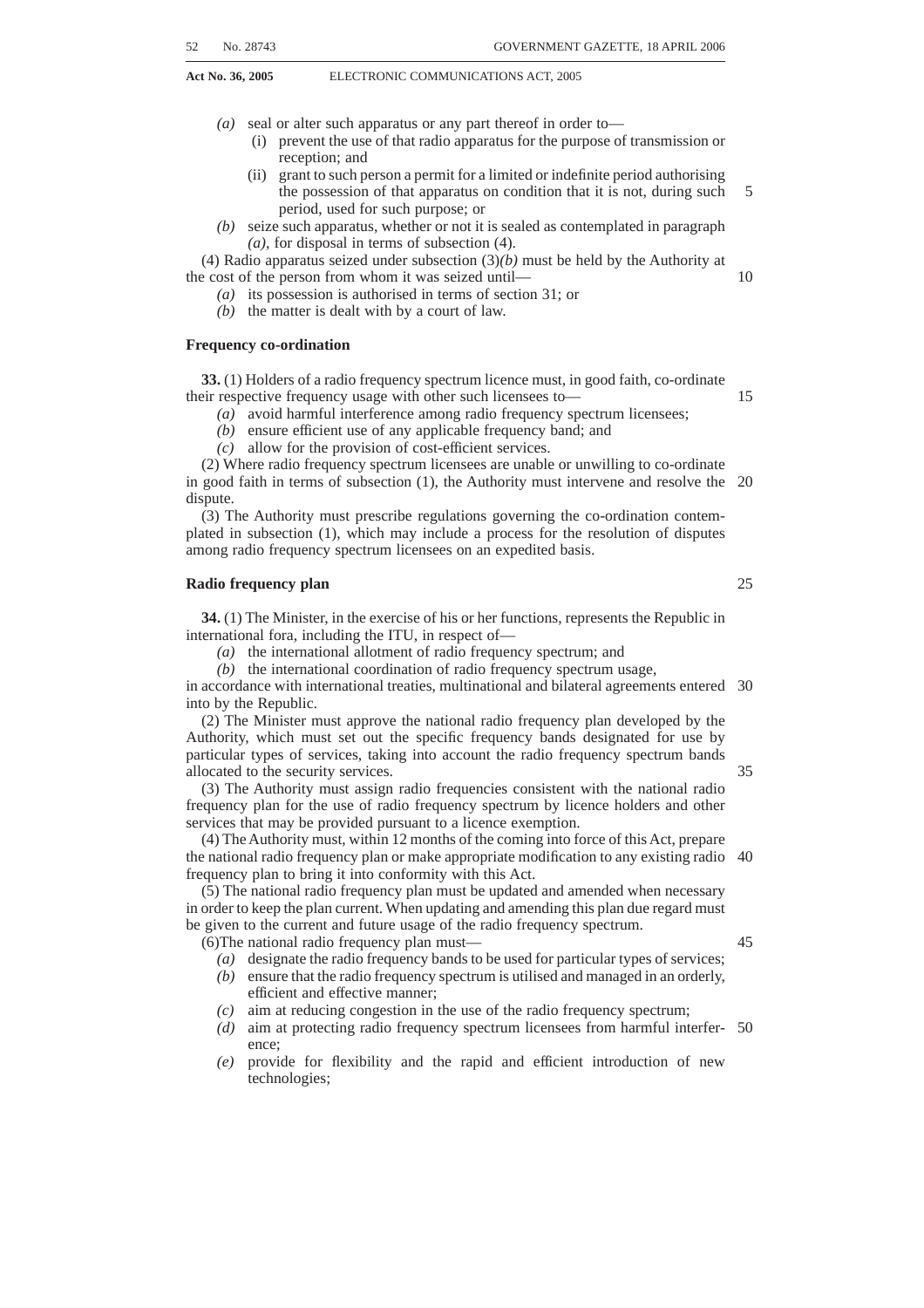*(a)* seal or alter such apparatus or any part thereof in order to—

(i) prevent the use of that radio apparatus for the purpose of transmission or reception; and

(ii) grant to such person a permit for a limited or indefinite period authorising the possession of that apparatus on condition that it is not, during such period, used for such purpose; or

*(b)* seize such apparatus, whether or not it is sealed as contemplated in paragraph *(a)*, for disposal in terms of subsection (4).

(4) Radio apparatus seized under subsection (3)*(b)* must be held by the Authority at the cost of the person from whom it was seized until—

*(a)* its possession is authorised in terms of section 31; or

*(b)* the matter is dealt with by a court of law.

**Frequency co-ordination**

**33.** (1) Holders of a radio frequency spectrum licence must, in good faith, co-ordinate their respective frequency usage with other such licensees to—

*(a)* avoid harmful interference among radio frequency spectrum licensees;

*(b)* ensure efficient use of any applicable frequency band; and

*(c)* allow for the provision of cost-efficient services.

(2) Where radio frequency spectrum licensees are unable or unwilling to co-ordinate in good faith in terms of subsection (1), the Authority must intervene and resolve the dispute.

(3) The Authority must prescribe regulations governing the co-ordination contemplated in subsection (1), which may include a process for the resolution of disputes among radio frequency spectrum licensees on an expedited basis.

**Radio frequency plan**

**34.** (1) The Minister, in the exercise of his or her functions, represents the Republic in international fora, including the ITU, in respect of—

*(a)* the international allotment of radio frequency spectrum; and

*(b)* the international coordination of radio frequency spectrum usage,

in accordance with international treaties, multinational and bilateral agreements entered into by the Republic.

(2) The Minister must approve the national radio frequency plan developed by the Authority, which must set out the specific frequency bands designated for use by particular types of services, taking into account the radio frequency spectrum bands allocated to the security services.

(3) The Authority must assign radio frequencies consistent with the national radio frequency plan for the use of radio frequency spectrum by licence holders and other services that may be provided pursuant to a licence exemption.

(4) The Authority must, within 12 months of the coming into force of this Act, prepare the national radio frequency plan or make appropriate modification to any existing radio frequency plan to bring it into conformity with this Act.

(5) The national radio frequency plan must be updated and amended when necessary in order to keep the plan current. When updating and amending this plan due regard must be given to the current and future usage of the radio frequency spectrum.

(6)The national radio frequency plan must—

*(a)* designate the radio frequency bands to be used for particular types of services;

*(b)* ensure that the radio frequency spectrum is utilised and managed in an orderly, efficient and effective manner;

*(c)* aim at reducing congestion in the use of the radio frequency spectrum;

*(d)* aim at protecting radio frequency spectrum licensees from harmful interference;

*(e)* provide for flexibility and the rapid and efficient introduction of new technologies;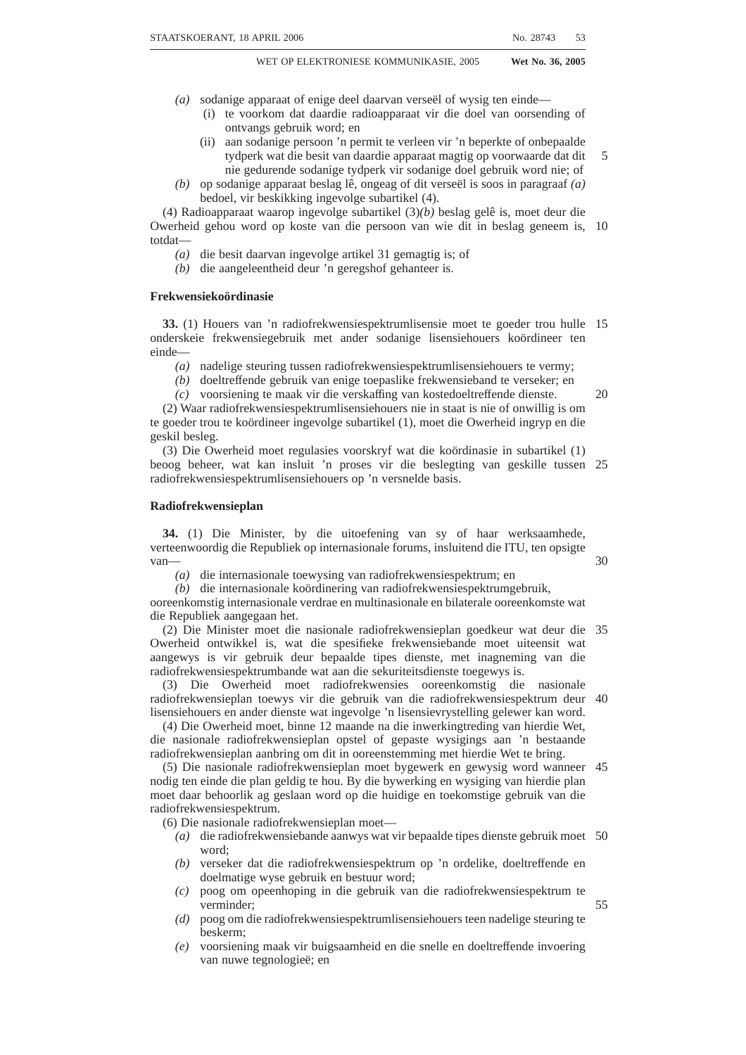(a) sodanige apparaat of enige deel daarvan verseël of wysig ten einde—

(i) te voorkom dat daardie radioapparaat vir die doel van oorsending of ontvangs gebruik word; en

(ii) aan sodanige persoon 'n permit te verleen vir 'n beperkte of onbepaalde tydperk wat die besit van daardie apparaat magtig op voorwaarde dat dit nie gedurende sodanige tydperk vir sodanige doel gebruik word nie; of

(b) op sodanige apparaat beslag lê, ongeag of dit verseël is soos in paragraaf *(a)* bedoel, vir beskikking ingevolge subartikel (4).

(4) Radioapparaat waarop ingevolge subartikel (3)*(b)* beslag gelê is, moet deur die Owerheid gehou word op koste van die persoon van wie dit in beslag geneem is, totdat—

*(a)* die besit daarvan ingevolge artikel 31 gemagtig is; of

*(b)* die aangeleentheid deur 'n geregshof gehanteer is.

**Frekwensiekoördinasie**

**33.** (1) Houers van 'n radiofrekwensiespektrumlisensie moet te goeder trou hulle onderskeie frekwensiegebruik met ander sodanige lisensiehouers koördineer ten einde—

*(a)* nadelige steuring tussen radiofrekwensiespektrumlisensiehouers te vermy;

*(b)* doeltreffende gebruik van enige toepaslike frekwensieband te verseker; en

*(c)* voorsiening te maak vir die verskaffing van kostedoeltreffende dienste.

(2) Waar radiofrekwensiespektrumlisensiehouers nie in staat is nie of onwillig is om te goeder trou te koördineer ingevolge subartikel (1), moet die Owerheid ingryp en die geskil besleg.

(3) Die Owerheid moet regulasies voorskryf wat die koördinasie in subartikel (1) beoog beheer, wat kan insluit 'n proses vir die beslegting van geskille tussen radiofrekwensiespektrumlisensiehouers op 'n versnelde basis.

**Radiofrekwensieplan**

**34.** (1) Die Minister, by die uitoefening van sy of haar werksaamhede, verteenwoordig die Republiek op internasionale forums, insluitend die ITU, ten opsigte van—

*(a)* die internasionale toewysing van radiofrekwensiespektrum; en

*(b)* die internasionale koördinering van radiofrekwensiespektrumgebruik,

ooreenkomstig internasionale verdrae en multinasionale en bilaterale ooreenkomste wat die Republiek aangegaan het.

(2) Die Minister moet die nasionale radiofrekwensieplan goedkeur wat deur die Owerheid ontwikkel is, wat die spesifieke frekwensiebande moet uiteensit wat aangewys is vir gebruik deur bepaalde tipes dienste, met inagneming van die radiofrekwensiespektrumbande wat aan die sekuriteitsdienste toegewys is.

(3) Die Owerheid moet radiofrekwensies ooreenkomstig die nasionale radiofrekwensieplan toewys vir die gebruik van die radiofrekwensiespektrum deur lisensiehouers en ander dienste wat ingevolge 'n lisensievrystelling gelewer kan word.

(4) Die Owerheid moet, binne 12 maande na die inwerkingtreding van hierdie Wet, die nasionale radiofrekwensieplan opstel of gepaste wysigings aan 'n bestaande radiofrekwensieplan aanbring om dit in ooreenstemming met hierdie Wet te bring.

(5) Die nasionale radiofrekwensieplan moet bygewerk en gewysig word wanneer nodig ten einde die plan geldig te hou. By die bywerking en wysiging van hierdie plan moet daar behoorlik ag geslaan word op die huidige en toekomstige gebruik van die radiofrekwensiespektrum.

(6) Die nasionale radiofrekwensieplan moet—

*(a)* die radiofrekwensiebande aanwys wat vir bepaalde tipes dienste gebruik moet word;

*(b)* verseker dat die radiofrekwensiespektrum op 'n ordelike, doeltreffende en doelmatige wyse gebruik en bestuur word;

*(c)* poog om opeenhoping in die gebruik van die radiofrekwensiespektrum te verminder;

*(d)* poog om die radiofrekwensiespektrumlisensiehouers teen nadelige steuring te beskerm;

*(e)* voorsiening maak vir buigsaamheid en die snelle en doeltreffende invoering van nuwe tegnologieë; en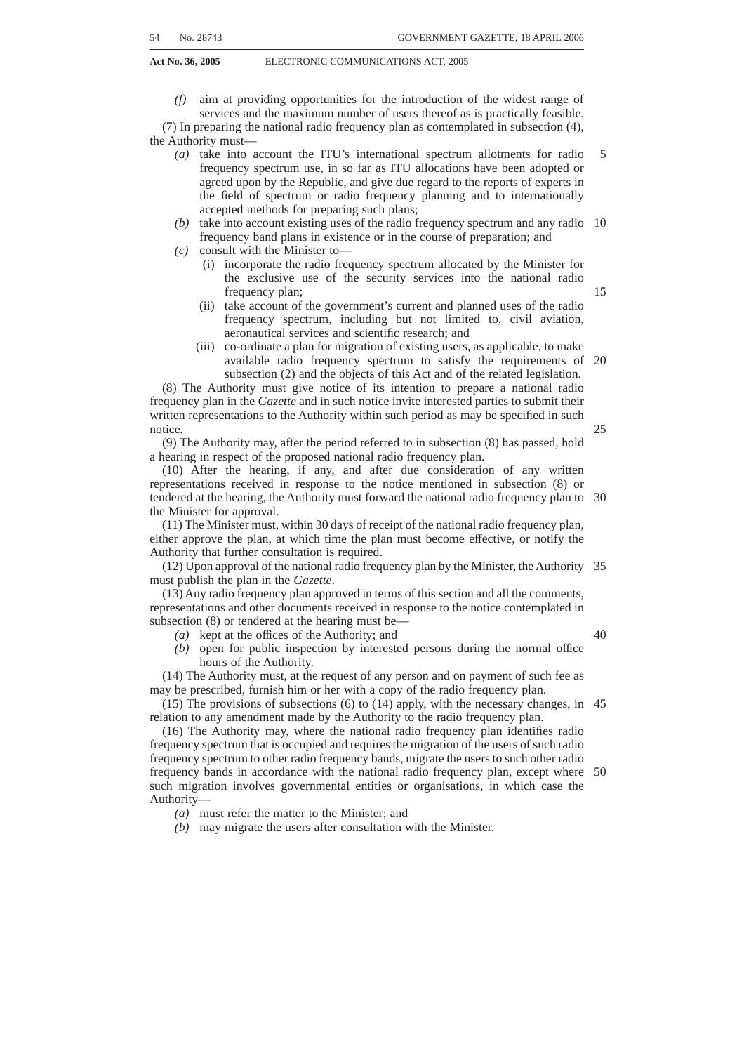*(f)* aim at providing opportunities for the introduction of the widest range of services and the maximum number of users thereof as is practically feasible.

(7) In preparing the national radio frequency plan as contemplated in subsection (4), the Authority must—

*(a)* take into account the ITU's international spectrum allotments for radio frequency spectrum use, in so far as ITU allocations have been adopted or agreed upon by the Republic, and give due regard to the reports of experts in the field of spectrum or radio frequency planning and to internationally accepted methods for preparing such plans;

*(b)* take into account existing uses of the radio frequency spectrum and any radio frequency band plans in existence or in the course of preparation; and

*(c)* consult with the Minister to—

(i) incorporate the radio frequency spectrum allocated by the Minister for the exclusive use of the security services into the national radio frequency plan;

(ii) take account of the government's current and planned uses of the radio frequency spectrum, including but not limited to, civil aviation, aeronautical services and scientific research; and

(iii) co-ordinate a plan for migration of existing users, as applicable, to make available radio frequency spectrum to satisfy the requirements of subsection (2) and the objects of this Act and of the related legislation.

(8) The Authority must give notice of its intention to prepare a national radio frequency plan in the *Gazette* and in such notice invite interested parties to submit their written representations to the Authority within such period as may be specified in such notice.

(9) The Authority may, after the period referred to in subsection (8) has passed, hold a hearing in respect of the proposed national radio frequency plan.

(10) After the hearing, if any, and after due consideration of any written representations received in response to the notice mentioned in subsection (8) or tendered at the hearing, the Authority must forward the national radio frequency plan to the Minister for approval.

(11) The Minister must, within 30 days of receipt of the national radio frequency plan, either approve the plan, at which time the plan must become effective, or notify the Authority that further consultation is required.

(12) Upon approval of the national radio frequency plan by the Minister, the Authority must publish the plan in the *Gazette*.

(13) Any radio frequency plan approved in terms of this section and all the comments, representations and other documents received in response to the notice contemplated in subsection (8) or tendered at the hearing must be—

*(a)* kept at the offices of the Authority; and

*(b)* open for public inspection by interested persons during the normal office hours of the Authority.

(14) The Authority must, at the request of any person and on payment of such fee as may be prescribed, furnish him or her with a copy of the radio frequency plan.

(15) The provisions of subsections (6) to (14) apply, with the necessary changes, in relation to any amendment made by the Authority to the radio frequency plan.

(16) The Authority may, where the national radio frequency plan identifies radio frequency spectrum that is occupied and requires the migration of the users of such radio frequency spectrum to other radio frequency bands, migrate the users to such other radio frequency bands in accordance with the national radio frequency plan, except where such migration involves governmental entities or organisations, in which case the Authority—

*(a)* must refer the matter to the Minister; and

*(b)* may migrate the users after consultation with the Minister.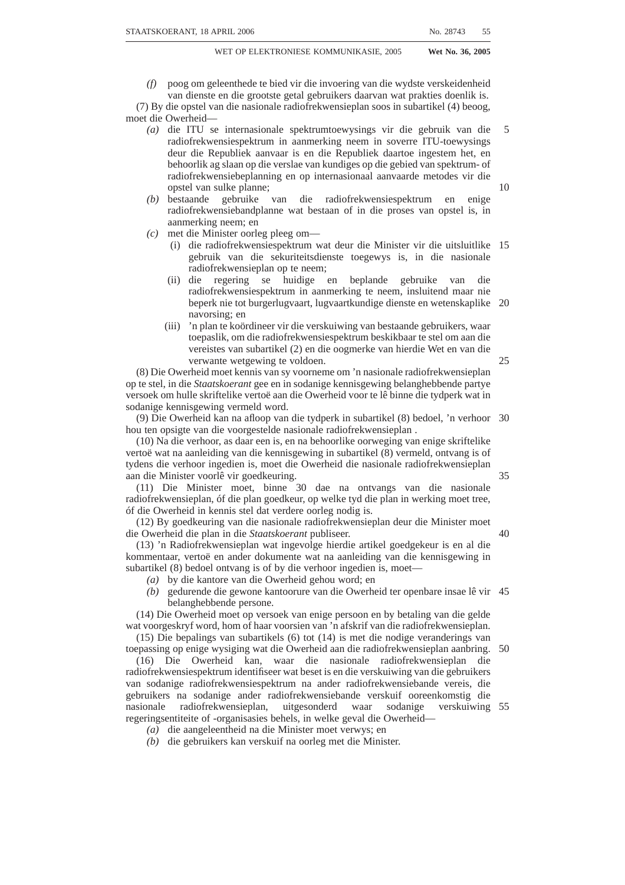*(f)* poog om geleenthede te bied vir die invoering van die wydste verskeidenheid van dienste en die grootste getal gebruikers daarvan wat prakties doenlik is.

(7) By die opstel van die nasionale radiofrekwensieplan soos in subartikel (4) beoog, moet die Owerheid—

*(a)* die ITU se internasionale spektrumtoewysings vir die gebruik van die radiofrekwensiespektrum in aanmerking neem in soverre ITU-toewysings deur die Republiek aanvaar is en die Republiek daartoe ingestem het, en behoorlik ag slaan op die verslae van kundiges op die gebied van spektrum- of radiofrekwensiebeplanning en op internasionaal aanvaarde metodes vir die opstel van sulke planne;

*(b)* bestaande gebruike van die radiofrekwensiespektrum en enige radiofrekwensiebandplanne wat bestaan of in die proses van opstel is, in aanmerking neem; en

*(c)* met die Minister oorleg pleeg om—

(i) die radiofrekwensiespektrum wat deur die Minister vir die uitsluitlike gebruik van die sekuriteitsdienste toegewys is, in die nasionale radiofrekwensieplan op te neem;

(ii) die regering se huidige en beplande gebruike van die radiofrekwensiespektrum in aanmerking te neem, insluitend maar nie beperk nie tot burgerlugvaart, lugvaartkundige dienste en wetenskaplike navorsing; en

(iii) 'n plan te koördineer vir die verskuiwing van bestaande gebruikers, waar toepaslik, om die radiofrekwensiespektrum beskikbaar te stel om aan die vereistes van subartikel (2) en die oogmerke van hierdie Wet en van die verwante wetgewing te voldoen.

(8) Die Owerheid moet kennis van sy voorneme om 'n nasionale radiofrekwensieplan op te stel, in die *Staatskoerant* gee en in sodanige kennisgewing belanghebbende partye versoek om hulle skriftelike vertoë aan die Owerheid voor te lê binne die tydperk wat in sodanige kennisgewing vermeld word.

(9) Die Owerheid kan na afloop van die tydperk in subartikel (8) bedoel, 'n verhoor hou ten opsigte van die voorgestelde nasionale radiofrekwensieplan .

(10) Na die verhoor, as daar een is, en na behoorlike oorweging van enige skriftelike vertoë wat na aanleiding van die kennisgewing in subartikel (8) vermeld, ontvang is of tydens die verhoor ingedien is, moet die Owerheid die nasionale radiofrekwensieplan aan die Minister voorlê vir goedkeuring.

(11) Die Minister moet, binne 30 dae na ontvangs van die nasionale radiofrekwensieplan, óf die plan goedkeur, op welke tyd die plan in werking moet tree, óf die Owerheid in kennis stel dat verdere oorleg nodig is.

(12) By goedkeuring van die nasionale radiofrekwensieplan deur die Minister moet die Owerheid die plan in die *Staatskoerant* publiseer.

(13) 'n Radiofrekwensieplan wat ingevolge hierdie artikel goedgekeur is en al die kommentaar, vertoë en ander dokumente wat na aanleiding van die kennisgewing in subartikel (8) bedoel ontvang is of by die verhoor ingedien is, moet—

*(a)* by die kantore van die Owerheid gehou word; en

*(b)* gedurende die gewone kantoorure van die Owerheid ter openbare insae lê vir belanghebbende persone.

(14) Die Owerheid moet op versoek van enige persoon en by betaling van die gelde wat voorgeskryf word, hom of haar voorsien van 'n afskrif van die radiofrekwensieplan.

(15) Die bepalings van subartikels (6) tot (14) is met die nodige veranderings van toepassing op enige wysiging wat die Owerheid aan die radiofrekwensieplan aanbring.

(16) Die Owerheid kan, waar die nasionale radiofrekwensieplan die radiofrekwensiespektrum identifiseer wat beset is en die verskuiwing van die gebruikers van sodanige radiofrekwensiespektrum na ander radiofrekwensiebande vereis, die gebruikers na sodanige ander radiofrekwensiebande verskuif ooreenkomstig die nasionale radiofrekwensieplan, uitgesonderd waar sodanige verskuiwing regeringsentiteite of -organisasies behels, in welke geval die Owerheid—

*(a)* die aangeleentheid na die Minister moet verwys; en

*(b)* die gebruikers kan verskuif na oorleg met die Minister.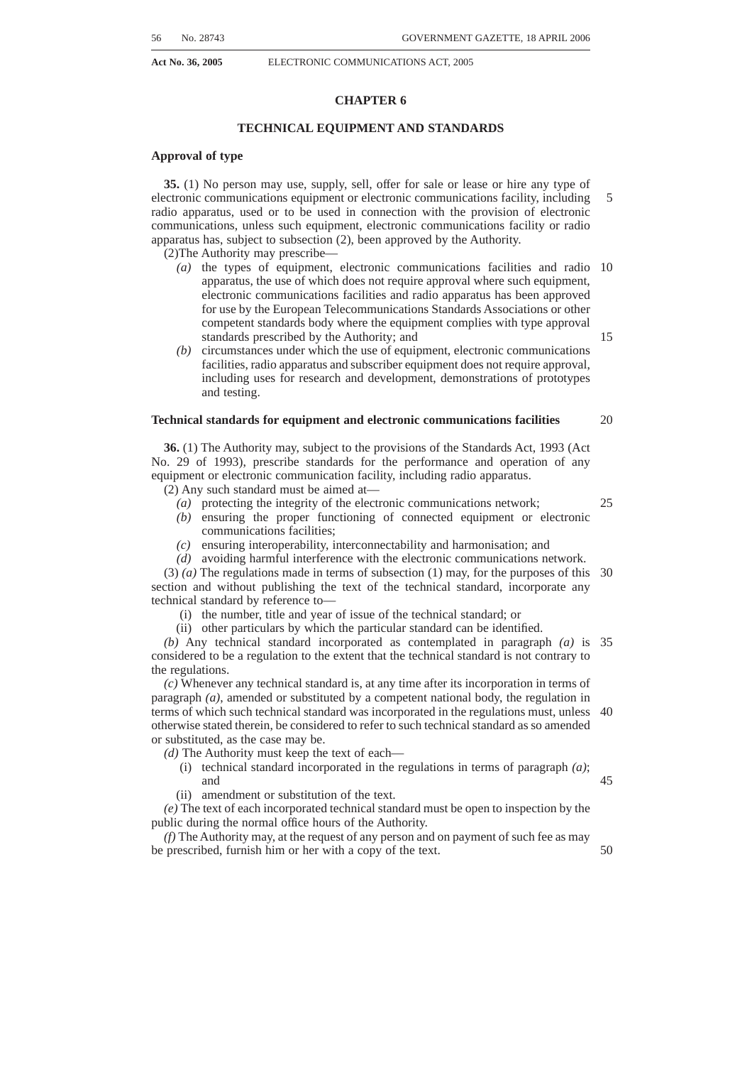## CHAPTER 6

## TECHNICAL EQUIPMENT AND STANDARDS

**Approval of type**

**35.** (1) No person may use, supply, sell, offer for sale or lease or hire any type of electronic communications equipment or electronic communications facility, including radio apparatus, used or to be used in connection with the provision of electronic communications, unless such equipment, electronic communications facility or radio apparatus has, subject to subsection (2), been approved by the Authority.

(2)The Authority may prescribe—

*(a)* the types of equipment, electronic communications facilities and radio apparatus, the use of which does not require approval where such equipment, electronic communications facilities and radio apparatus has been approved for use by the European Telecommunications Standards Associations or other competent standards body where the equipment complies with type approval standards prescribed by the Authority; and

*(b)* circumstances under which the use of equipment, electronic communications facilities, radio apparatus and subscriber equipment does not require approval, including uses for research and development, demonstrations of prototypes and testing.

**Technical standards for equipment and electronic communications facilities**

**36.** (1) The Authority may, subject to the provisions of the Standards Act, 1993 (Act No. 29 of 1993), prescribe standards for the performance and operation of any equipment or electronic communication facility, including radio apparatus.

(2) Any such standard must be aimed at—

*(a)* protecting the integrity of the electronic communications network;

*(b)* ensuring the proper functioning of connected equipment or electronic communications facilities;

*(c)* ensuring interoperability, interconnectability and harmonisation; and

*(d)* avoiding harmful interference with the electronic communications network.

(3) *(a)* The regulations made in terms of subsection (1) may, for the purposes of this section and without publishing the text of the technical standard, incorporate any technical standard by reference to—

(i) the number, title and year of issue of the technical standard; or

(ii) other particulars by which the particular standard can be identified.

*(b)* Any technical standard incorporated as contemplated in paragraph *(a)* is considered to be a regulation to the extent that the technical standard is not contrary to the regulations.

*(c)* Whenever any technical standard is, at any time after its incorporation in terms of paragraph *(a)*, amended or substituted by a competent national body, the regulation in terms of which such technical standard was incorporated in the regulations must, unless otherwise stated therein, be considered to refer to such technical standard as so amended or substituted, as the case may be.

*(d)* The Authority must keep the text of each—

(i) technical standard incorporated in the regulations in terms of paragraph *(a)*; and

(ii) amendment or substitution of the text.

*(e)* The text of each incorporated technical standard must be open to inspection by the public during the normal office hours of the Authority.

*(f)* The Authority may, at the request of any person and on payment of such fee as may be prescribed, furnish him or her with a copy of the text.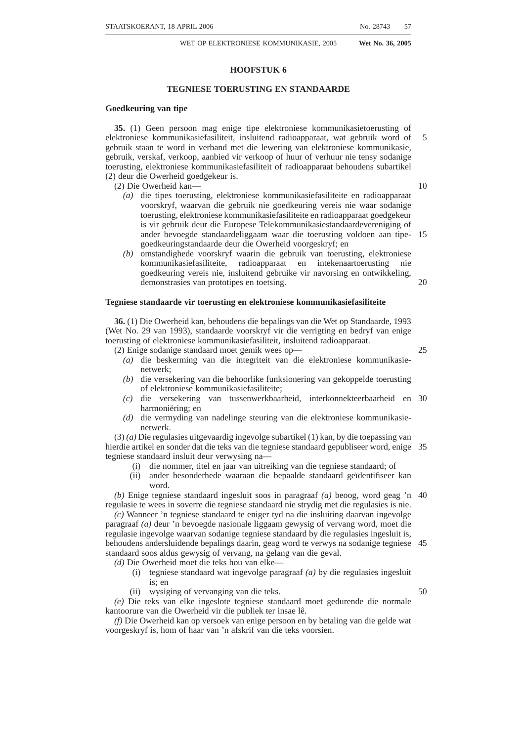## HOOFSTUK 6

## TEGNIESE TOERUSTING EN STANDAARDE

**Goedkeuring van tipe**

**35.** (1) Geen persoon mag enige tipe elektroniese kommunikasietoerusting of elektroniese kommunikasiefasiliteit, insluitend radioapparaat, wat gebruik word of gebruik staan te word in verband met die lewering van elektroniese kommunikasie, gebruik, verskaf, verkoop, aanbied vir verkoop of huur of verhuur nie tensy sodanige toerusting, elektroniese kommunikasiefasiliteit of radioapparaat behoudens subartikel (2) deur die Owerheid goedgekeur is.

(2) Die Owerheid kan—

*(a)* die tipes toerusting, elektroniese kommunikasiefasiliteite en radioapparaat voorskryf, waarvan die gebruik nie goedkeuring vereis nie waar sodanige toerusting, elektroniese kommunikasiefasiliteite en radioapparaat goedgekeur is vir gebruik deur die Europese Telekommunikasiestandaardevereniging of ander bevoegde standaardeliggaam waar die toerusting voldoen aan tipe-goedkeuringstandaarde deur die Owerheid voorgeskryf; en

*(b)* omstandighede voorskryf waarin die gebruik van toerusting, elektroniese kommunikasiefasiliteite, radioapparaat en intekenaartoerusting nie goedkeuring vereis nie, insluitend gebruike vir navorsing en ontwikkeling, demonstrasies van prototipes en toetsing.

**Tegniese standaarde vir toerusting en elektroniese kommunikasiefasiliteite**

**36.** (1) Die Owerheid kan, behoudens die bepalings van die Wet op Standaarde, 1993 (Wet No. 29 van 1993), standaarde voorskryf vir die verrigting en bedryf van enige toerusting of elektroniese kommunikasiefasiliteit, insluitend radioapparaat.

(2) Enige sodanige standaard moet gemik wees op—

*(a)* die beskerming van die integriteit van die elektroniese kommunikasienetwerk;

*(b)* die versekering van die behoorlike funksionering van gekoppelde toerusting of elektroniese kommunikasiefasiliteite;

*(c)* die versekering van tussenwerkbaarheid, interkonnekteerbaarheid en harmoniëring; en

*(d)* die vermyding van nadelinge steuring van die elektroniese kommunikasienetwerk.

(3) *(a)* Die regulasies uitgevaardig ingevolge subartikel (1) kan, by die toepassing van hierdie artikel en sonder dat die teks van die tegniese standaard gepubliseer word, enige tegniese standaard insluit deur verwysing na—

(i) die nommer, titel en jaar van uitreiking van die tegniese standaard; of

(ii) ander besonderhede waaraan die bepaalde standaard geïdentifiseer kan word.

*(b)* Enige tegniese standaard ingesluit soos in paragraaf *(a)* beoog, word geag 'n regulasie te wees in soverre die tegniese standaard nie strydig met die regulasies is nie.

*(c)* Wanneer 'n tegniese standaard te eniger tyd na die insluiting daarvan ingevolge paragraaf *(a)* deur 'n bevoegde nasionale liggaam gewysig of vervang word, moet die regulasie ingevolge waarvan sodanige tegniese standaard by die regulasies ingesluit is, behoudens andersluidende bepalings daarin, geag word te verwys na sodanige tegniese standaard soos aldus gewysig of vervang, na gelang van die geval.

*(d)* Die Owerheid moet die teks hou van elke—

(i) tegniese standaard wat ingevolge paragraaf *(a)* by die regulasies ingesluit is; en

(ii) wysiging of vervanging van die teks.

*(e)* Die teks van elke ingeslote tegniese standaard moet gedurende die normale kantoorure van die Owerheid vir die publiek ter insae lê.

*(f)* Die Owerheid kan op versoek van enige persoon en by betaling van die gelde wat voorgeskryf is, hom of haar van 'n afskrif van die teks voorsien.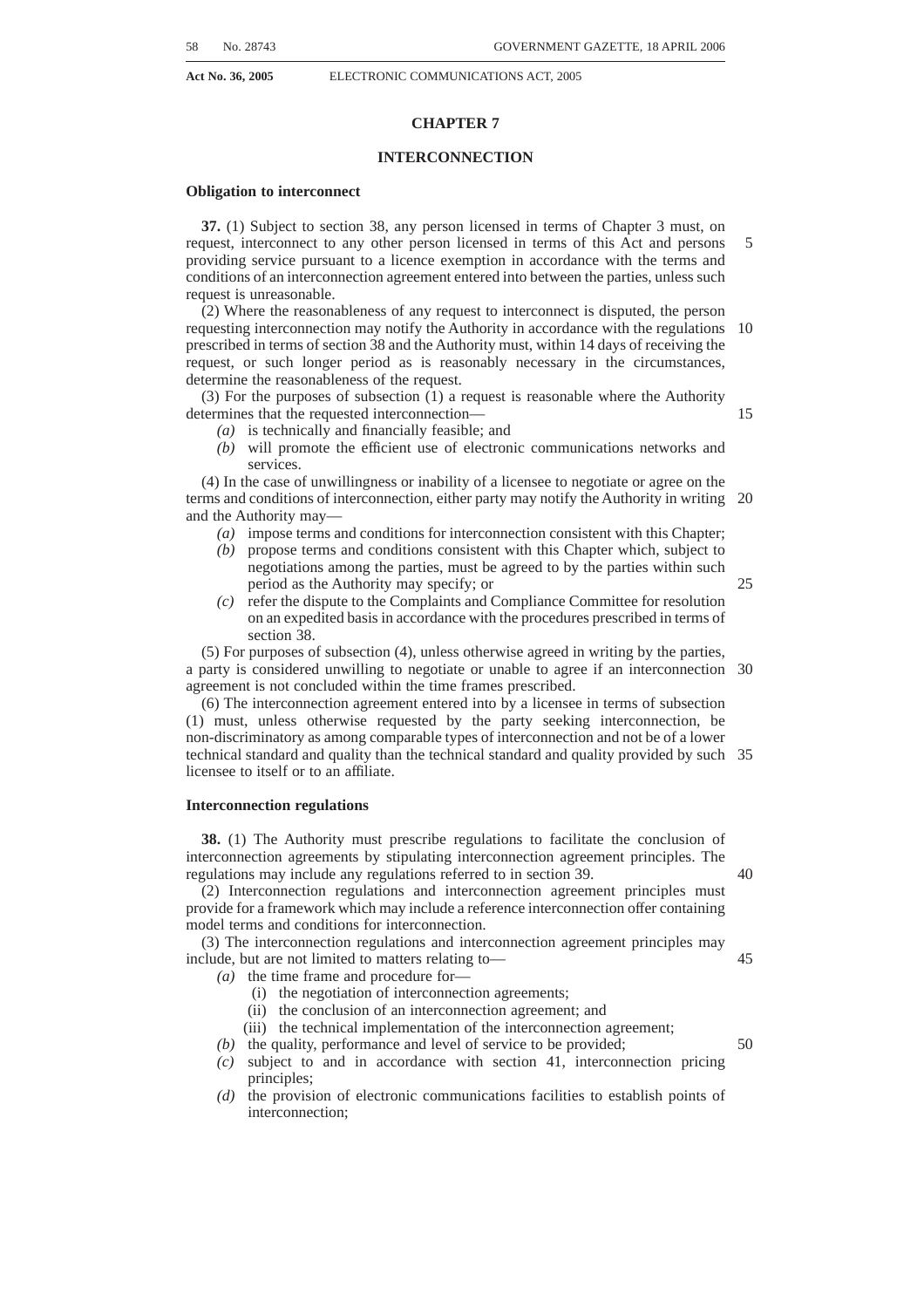## CHAPTER 7

## INTERCONNECTION

**Obligation to interconnect**

**37.** (1) Subject to section 38, any person licensed in terms of Chapter 3 must, on request, interconnect to any other person licensed in terms of this Act and persons providing service pursuant to a licence exemption in accordance with the terms and conditions of an interconnection agreement entered into between the parties, unless such request is unreasonable.

(2) Where the reasonableness of any request to interconnect is disputed, the person requesting interconnection may notify the Authority in accordance with the regulations prescribed in terms of section 38 and the Authority must, within 14 days of receiving the request, or such longer period as is reasonably necessary in the circumstances, determine the reasonableness of the request.

(3) For the purposes of subsection (1) a request is reasonable where the Authority determines that the requested interconnection—

*(a)* is technically and financially feasible; and

*(b)* will promote the efficient use of electronic communications networks and services.

(4) In the case of unwillingness or inability of a licensee to negotiate or agree on the terms and conditions of interconnection, either party may notify the Authority in writing and the Authority may—

*(a)* impose terms and conditions for interconnection consistent with this Chapter;

*(b)* propose terms and conditions consistent with this Chapter which, subject to negotiations among the parties, must be agreed to by the parties within such period as the Authority may specify; or

*(c)* refer the dispute to the Complaints and Compliance Committee for resolution on an expedited basis in accordance with the procedures prescribed in terms of section 38.

(5) For purposes of subsection (4), unless otherwise agreed in writing by the parties, a party is considered unwilling to negotiate or unable to agree if an interconnection agreement is not concluded within the time frames prescribed.

(6) The interconnection agreement entered into by a licensee in terms of subsection (1) must, unless otherwise requested by the party seeking interconnection, be non-discriminatory as among comparable types of interconnection and not be of a lower technical standard and quality than the technical standard and quality provided by such licensee to itself or to an affiliate.

**Interconnection regulations**

**38.** (1) The Authority must prescribe regulations to facilitate the conclusion of interconnection agreements by stipulating interconnection agreement principles. The regulations may include any regulations referred to in section 39.

(2) Interconnection regulations and interconnection agreement principles must provide for a framework which may include a reference interconnection offer containing model terms and conditions for interconnection.

(3) The interconnection regulations and interconnection agreement principles may include, but are not limited to matters relating to—

*(a)* the time frame and procedure for—

(i) the negotiation of interconnection agreements;

(ii) the conclusion of an interconnection agreement; and

(iii) the technical implementation of the interconnection agreement;

*(b)* the quality, performance and level of service to be provided;

*(c)* subject to and in accordance with section 41, interconnection pricing principles;

*(d)* the provision of electronic communications facilities to establish points of interconnection;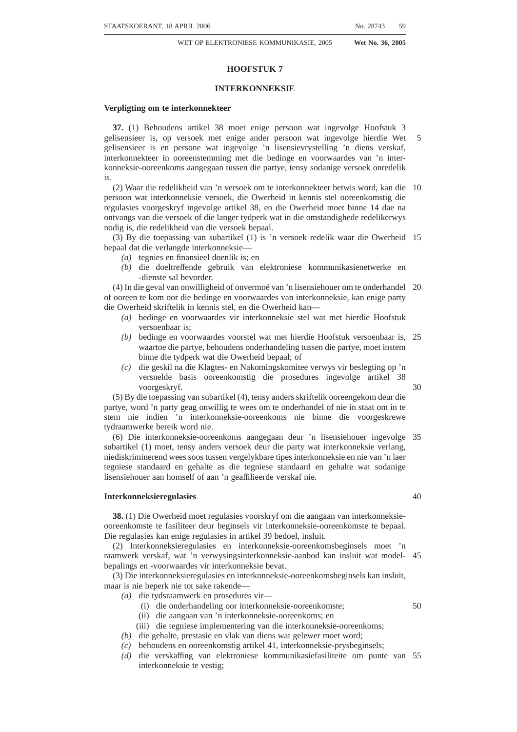## HOOFSTUK 7

## INTERKONNEKSIE

**Verpligting om te interkonnekteer**

**37.** (1) Behoudens artikel 38 moet enige persoon wat ingevolge Hoofstuk 3 gelisensieer is, op versoek met enige ander persoon wat ingevolge hierdie Wet gelisensieer is en persone wat ingevolge 'n lisensievrystelling 'n diens verskaf, interkonnekteer in ooreenstemming met die bedinge en voorwaardes van 'n interkonneksie-ooreenkoms aangegaan tussen die partye, tensy sodanige versoek onredelik is.

(2) Waar die redelikheid van 'n versoek om te interkonnekteer betwis word, kan die persoon wat interkonneksie versoek, die Owerheid in kennis stel ooreenkomstig die regulasies voorgeskryf ingevolge artikel 38, en die Owerheid moet binne 14 dae na ontvangs van die versoek of die langer tydperk wat in die omstandighede redelikerwys nodig is, die redelikheid van die versoek bepaal.

(3) By die toepassing van subartikel (1) is 'n versoek redelik waar die Owerheid bepaal dat die verlangde interkonneksie—

*(a)* tegnies en finansieel doenlik is; en

*(b)* die doeltreffende gebruik van elektroniese kommunikasienetwerke en -dienste sal bevorder.

(4) In die geval van onwilligheid of onvermoë van 'n lisensiehouer om te onderhandel of ooreen te kom oor die bedinge en voorwaardes van interkonneksie, kan enige party die Owerheid skriftelik in kennis stel, en die Owerheid kan—

*(a)* bedinge en voorwaardes vir interkonneksie stel wat met hierdie Hoofstuk versoenbaar is;

*(b)* bedinge en voorwaardes voorstel wat met hierdie Hoofstuk versoenbaar is, waartoe die partye, behoudens onderhandeling tussen die partye, moet instem binne die tydperk wat die Owerheid bepaal; of

*(c)* die geskil na die Klagtes- en Nakomingskomitee verwys vir beslegting op 'n versnelde basis ooreenkomstig die prosedures ingevolge artikel 38 voorgeskryf.

(5) By die toepassing van subartikel (4), tensy anders skriftelik ooreengekom deur die partye, word 'n party geag onwillig te wees om te onderhandel of nie in staat om in te stem nie indien 'n interkonneksie-ooreenkoms nie binne die voorgeskrewe tydraamwerke bereik word nie.

(6) Die interkonneksie-ooreenkoms aangegaan deur 'n lisensiehouer ingevolge subartikel (1) moet, tensy anders versoek deur die party wat interkonneksie verlang, niediskriminerend wees soos tussen vergelykbare tipes interkonneksie en nie van 'n laer tegniese standaard en gehalte as die tegniese standaard en gehalte wat sodanige lisensiehouer aan homself of aan 'n geaffilieerde verskaf nie.

**Interkonneksieregulasies**

**38.** (1) Die Owerheid moet regulasies voorskryf om die aangaan van interkonneksie-ooreenkomste te fasiliteer deur beginsels vir interkonneksie-ooreenkomste te bepaal. Die regulasies kan enige regulasies in artikel 39 bedoel, insluit.

(2) Interkonneksieregulasies en interkonneksie-ooreenkomsbeginsels moet 'n raamwerk verskaf, wat 'n verwysingsinterkonneksie-aanbod kan insluit wat model-bepalings en -voorwaardes vir interkonneksie bevat.

(3) Die interkonneksieregulasies en interkonneksie-ooreenkomsbeginsels kan insluit, maar is nie beperk nie tot sake rakende—

*(a)* die tydsraamwerk en prosedures vir—

(i) die onderhandeling oor interkonneksie-ooreenkomste;

(ii) die aangaan van 'n interkonneksie-ooreenkoms; en

(iii) die tegniese implementering van die interkonneksie-ooreenkoms;

*(b)* die gehalte, prestasie en vlak van diens wat gelewer moet word;

*(c)* behoudens en ooreenkomstig artikel 41, interkonneksie-prysbeginsels;

*(d)* die verskaffing van elektroniese kommunikasiefasiliteite om punte van interkonneksie te vestig;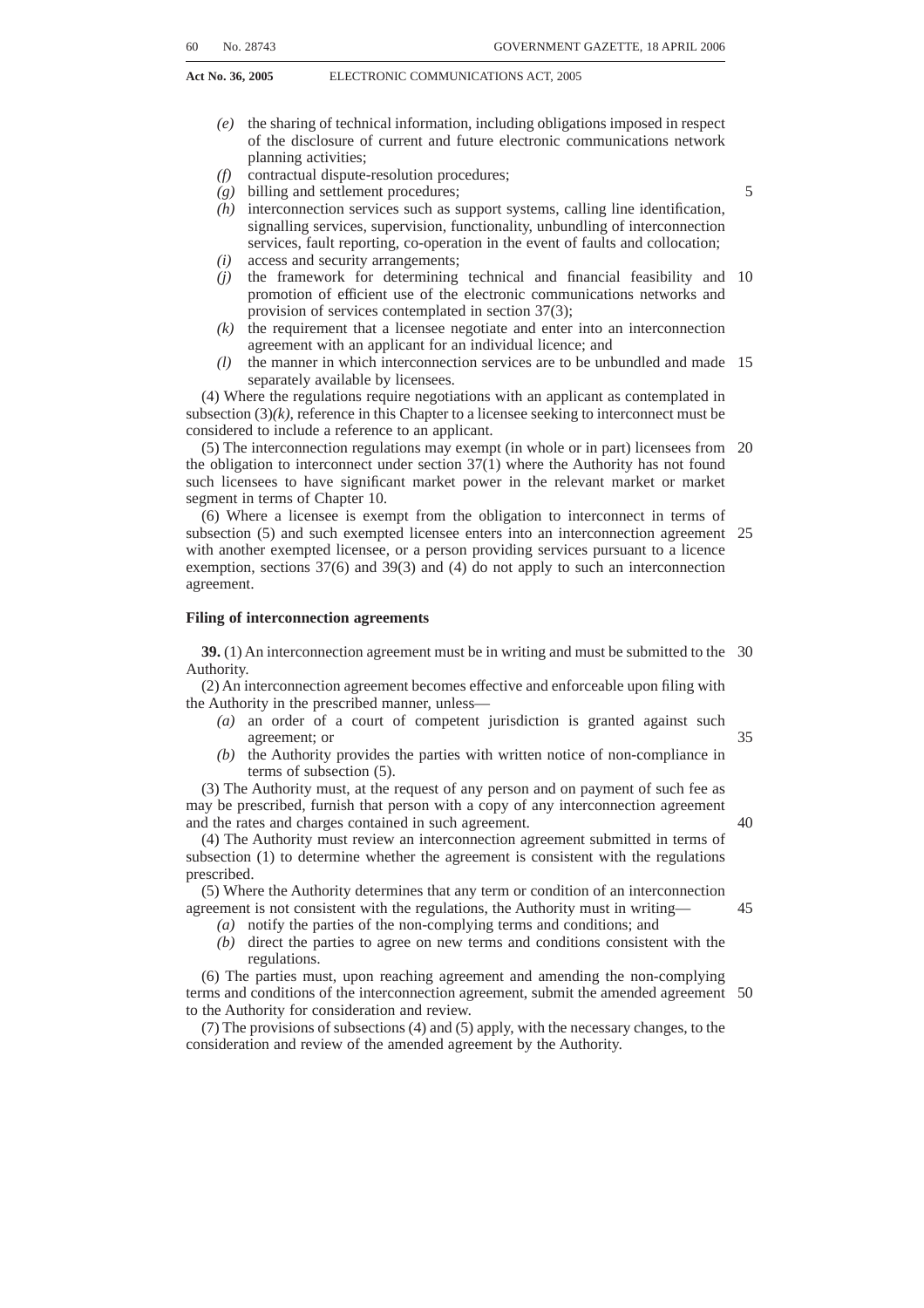*(e)* the sharing of technical information, including obligations imposed in respect of the disclosure of current and future electronic communications network planning activities;

*(f)* contractual dispute-resolution procedures;

*(g)* billing and settlement procedures;

*(h)* interconnection services such as support systems, calling line identification, signalling services, supervision, functionality, unbundling of interconnection services, fault reporting, co-operation in the event of faults and collocation;

*(i)* access and security arrangements;

*(j)* the framework for determining technical and financial feasibility and promotion of efficient use of the electronic communications networks and provision of services contemplated in section 37(3);

*(k)* the requirement that a licensee negotiate and enter into an interconnection agreement with an applicant for an individual licence; and

*(l)* the manner in which interconnection services are to be unbundled and made separately available by licensees.

(4) Where the regulations require negotiations with an applicant as contemplated in subsection (3)*(k)*, reference in this Chapter to a licensee seeking to interconnect must be considered to include a reference to an applicant.

(5) The interconnection regulations may exempt (in whole or in part) licensees from the obligation to interconnect under section 37(1) where the Authority has not found such licensees to have significant market power in the relevant market or market segment in terms of Chapter 10.

(6) Where a licensee is exempt from the obligation to interconnect in terms of subsection (5) and such exempted licensee enters into an interconnection agreement with another exempted licensee, or a person providing services pursuant to a licence exemption, sections 37(6) and 39(3) and (4) do not apply to such an interconnection agreement.

**Filing of interconnection agreements**

**39.** (1) An interconnection agreement must be in writing and must be submitted to the Authority.

(2) An interconnection agreement becomes effective and enforceable upon filing with the Authority in the prescribed manner, unless—

*(a)* an order of a court of competent jurisdiction is granted against such agreement; or

*(b)* the Authority provides the parties with written notice of non-compliance in terms of subsection (5).

(3) The Authority must, at the request of any person and on payment of such fee as may be prescribed, furnish that person with a copy of any interconnection agreement and the rates and charges contained in such agreement.

(4) The Authority must review an interconnection agreement submitted in terms of subsection (1) to determine whether the agreement is consistent with the regulations prescribed.

(5) Where the Authority determines that any term or condition of an interconnection agreement is not consistent with the regulations, the Authority must in writing—

*(a)* notify the parties of the non-complying terms and conditions; and

*(b)* direct the parties to agree on new terms and conditions consistent with the regulations.

(6) The parties must, upon reaching agreement and amending the non-complying terms and conditions of the interconnection agreement, submit the amended agreement to the Authority for consideration and review.

(7) The provisions of subsections (4) and (5) apply, with the necessary changes, to the consideration and review of the amended agreement by the Authority.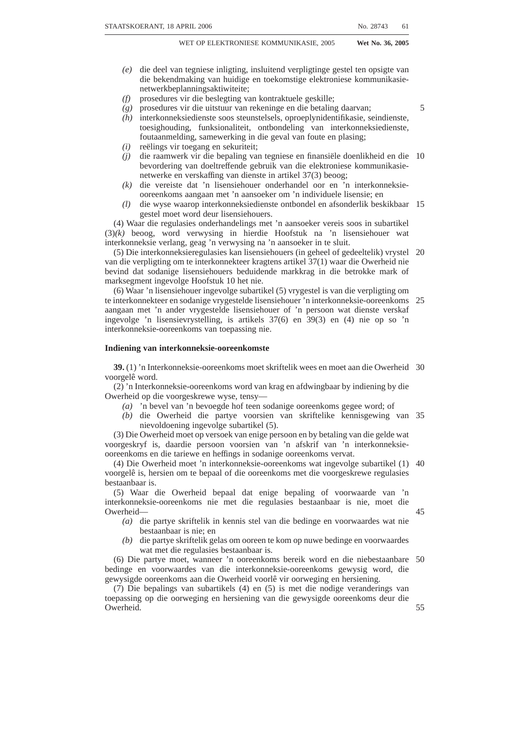*(e)* die deel van tegniese inligting, insluitend verpligtinge gestel ten opsigte van die bekendmaking van huidige en toekomstige elektroniese kommunikasie-netwerkbeplanningsaktiwiteite;

*(f)* prosedures vir die beslegting van kontraktuele geskille;

*(g)* prosedures vir die uitstuur van rekeninge en die betaling daarvan;

*(h)* interkonneksiedienste soos steunstelsels, oproeplynidentifikasie, seindienste, toesighouding, funksionaliteit, ontbondeling van interkonneksiedienste, foutaanmelding, samewerking in die geval van foute en plasing;

*(i)* reëlings vir toegang en sekuriteit;

*(j)* die raamwerk vir die bepaling van tegniese en finansiële doenlikheid en die bevordering van doeltreffende gebruik van die elektroniese kommunikasie-netwerke en verskaffing van dienste in artikel 37(3) beoog;

*(k)* die vereiste dat 'n lisensiehouer onderhandel oor en 'n interkonneksie-ooreenkoms aangaan met 'n aansoeker om 'n individuele lisensie; en

*(l)* die wyse waarop interkonneksiedienste ontbondel en afsonderlik beskikbaar gestel moet word deur lisensiehouers.

(4) Waar die regulasies onderhandelings met 'n aansoeker vereis soos in subartikel (3)*(k)* beoog, word verwysing in hierdie Hoofstuk na 'n lisensiehouer wat interkonneksie verlang, geag 'n verwysing na 'n aansoeker in te sluit.

(5) Die interkonneksieregulasies kan lisensiehouers (in geheel of gedeeltelik) vrystel van die verpligting om te interkonnekteer kragtens artikel 37(1) waar die Owerheid nie bevind dat sodanige lisensiehouers beduidende markkrag in die betrokke mark of marksegment ingevolge Hoofstuk 10 het nie.

(6) Waar 'n lisensiehouer ingevolge subartikel (5) vrygestel is van die verpligting om te interkonnekteer en sodanige vrygestelde lisensiehouer 'n interkonneksie-ooreenkoms aangaan met 'n ander vrygestelde lisensiehouer of 'n persoon wat dienste verskaf ingevolge 'n lisensievrystelling, is artikels 37(6) en 39(3) en (4) nie op so 'n interkonneksie-ooreenkoms van toepassing nie.

**Indiening van interkonneksie-ooreenkomste**

**39.** (1) 'n Interkonneksie-ooreenkoms moet skriftelik wees en moet aan die Owerheid voorgelê word.

(2) 'n Interkonneksie-ooreenkoms word van krag en afdwingbaar by indiening by die Owerheid op die voorgeskrewe wyse, tensy—

*(a)* 'n bevel van 'n bevoegde hof teen sodanige ooreenkoms gegee word; of

*(b)* die Owerheid die partye voorsien van skriftelike kennisgewing van nievoldoening ingevolge subartikel (5).

(3) Die Owerheid moet op versoek van enige persoon en by betaling van die gelde wat voorgeskryf is, daardie persoon voorsien van 'n afskrif van 'n interkonneksie-ooreenkoms en die tariewe en heffings in sodanige ooreenkoms vervat.

(4) Die Owerheid moet 'n interkonneksie-ooreenkoms wat ingevolge subartikel (1) voorgelê is, hersien om te bepaal of die ooreenkoms met die voorgeskrewe regulasies bestaanbaar is.

(5) Waar die Owerheid bepaal dat enige bepaling of voorwaarde van 'n interkonneksie-ooreenkoms nie met die regulasies bestaanbaar is nie, moet die Owerheid—

*(a)* die partye skriftelik in kennis stel van die bedinge en voorwaardes wat nie bestaanbaar is nie; en

*(b)* die partye skriftelik gelas om ooreen te kom op nuwe bedinge en voorwaardes wat met die regulasies bestaanbaar is.

(6) Die partye moet, wanneer 'n ooreenkoms bereik word en die niebestaanbare bedinge en voorwaardes van die interkonneksie-ooreenkoms gewysig word, die gewysigde ooreenkoms aan die Owerheid voorlê vir oorweging en hersiening.

(7) Die bepalings van subartikels (4) en (5) is met die nodige veranderings van toepassing op die oorweging en hersiening van die gewysigde ooreenkoms deur die Owerheid.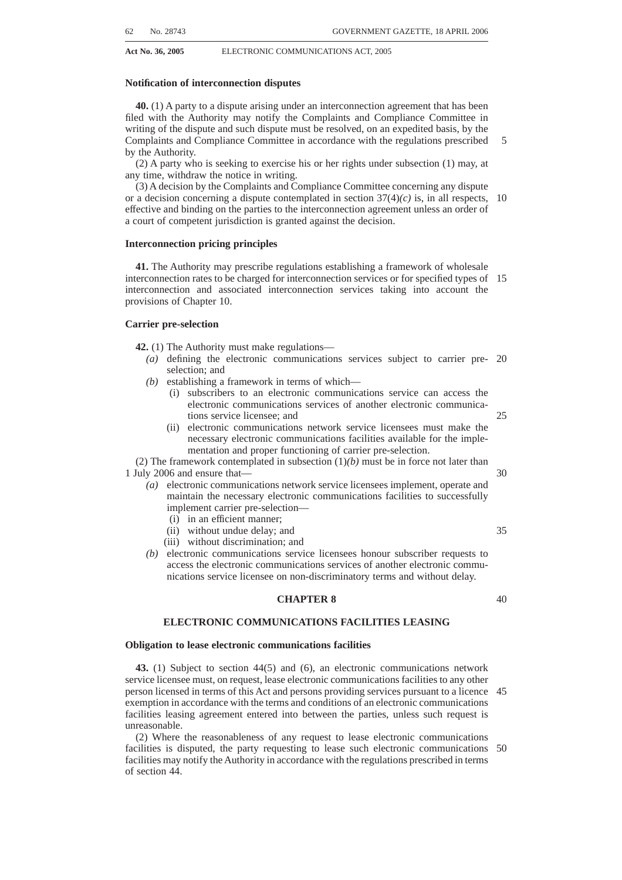**Notification of interconnection disputes**

**40.** (1) A party to a dispute arising under an interconnection agreement that has been filed with the Authority may notify the Complaints and Compliance Committee in writing of the dispute and such dispute must be resolved, on an expedited basis, by the Complaints and Compliance Committee in accordance with the regulations prescribed by the Authority.

(2) A party who is seeking to exercise his or her rights under subsection (1) may, at any time, withdraw the notice in writing.

(3) A decision by the Complaints and Compliance Committee concerning any dispute or a decision concerning a dispute contemplated in section 37(4)*(c)* is, in all respects, effective and binding on the parties to the interconnection agreement unless an order of a court of competent jurisdiction is granted against the decision.

**Interconnection pricing principles**

**41.** The Authority may prescribe regulations establishing a framework of wholesale interconnection rates to be charged for interconnection services or for specified types of interconnection and associated interconnection services taking into account the provisions of Chapter 10.

**Carrier pre-selection**

**42.** (1) The Authority must make regulations—

*(a)* defining the electronic communications services subject to carrier pre-selection; and

*(b)* establishing a framework in terms of which—

(i) subscribers to an electronic communications service can access the electronic communications services of another electronic communications service licensee; and

(ii) electronic communications network service licensees must make the necessary electronic communications facilities available for the implementation and proper functioning of carrier pre-selection.

(2) The framework contemplated in subsection (1)*(b)* must be in force not later than 1 July 2006 and ensure that—

*(a)* electronic communications network service licensees implement, operate and maintain the necessary electronic communications facilities to successfully implement carrier pre-selection—

(i) in an efficient manner;

(ii) without undue delay; and

(iii) without discrimination; and

*(b)* electronic communications service licensees honour subscriber requests to access the electronic communications services of another electronic communications service licensee on non-discriminatory terms and without delay.

## CHAPTER 8

## ELECTRONIC COMMUNICATIONS FACILITIES LEASING

**Obligation to lease electronic communications facilities**

**43.** (1) Subject to section 44(5) and (6), an electronic communications network service licensee must, on request, lease electronic communications facilities to any other person licensed in terms of this Act and persons providing services pursuant to a licence exemption in accordance with the terms and conditions of an electronic communications facilities leasing agreement entered into between the parties, unless such request is unreasonable.

(2) Where the reasonableness of any request to lease electronic communications facilities is disputed, the party requesting to lease such electronic communications facilities may notify the Authority in accordance with the regulations prescribed in terms of section 44.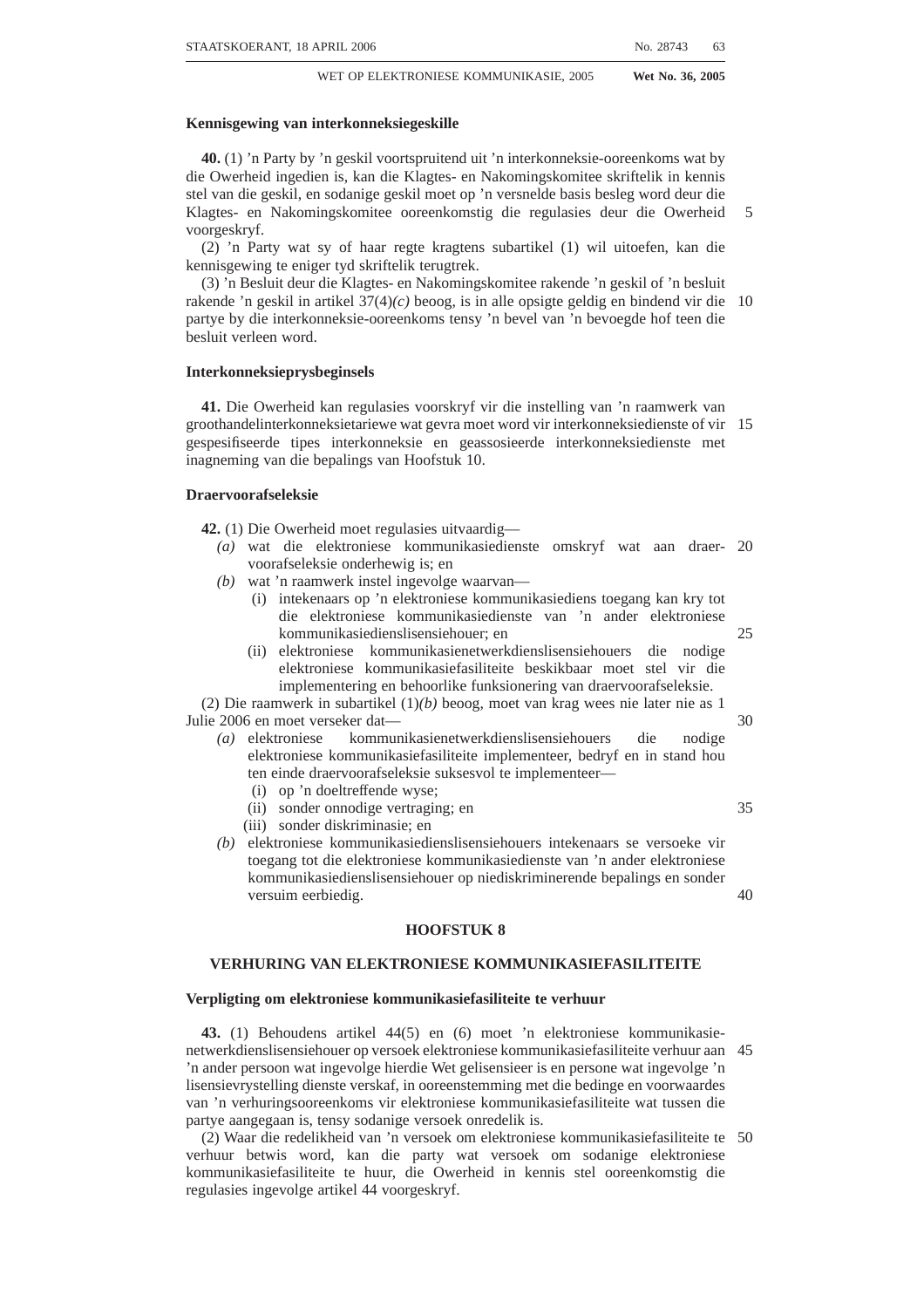**Kennisgewing van interkonneksiegeskille**

**40.** (1) 'n Party by 'n geskil voortspruitend uit 'n interkonneksie-ooreenkoms wat by die Owerheid ingedien is, kan die Klagtes- en Nakomingskomitee skriftelik in kennis stel van die geskil, en sodanige geskil moet op 'n versnelde basis besleg word deur die Klagtes- en Nakomingskomitee ooreenkomstig die regulasies deur die Owerheid voorgeskryf.

(2) 'n Party wat sy of haar regte kragtens subartikel (1) wil uitoefen, kan die kennisgewing te eniger tyd skriftelik terugtrek.

(3) 'n Besluit deur die Klagtes- en Nakomingskomitee rakende 'n geskil of 'n besluit rakende 'n geskil in artikel 37(4)*(c)* beoog, is in alle opsigte geldig en bindend vir die partye by die interkonneksie-ooreenkoms tensy 'n bevel van 'n bevoegde hof teen die besluit verleen word.

**Interkonneksieprysbeginsels**

**41.** Die Owerheid kan regulasies voorskryf vir die instelling van 'n raamwerk van groothandelinterkonneksietariewe wat gevra moet word vir interkonneksiedienste of vir gespesifiseerde tipes interkonneksie en geassosieerde interkonneksiedienste met inagneming van die bepalings van Hoofstuk 10.

**Draervoorafseleksie**

**42.** (1) Die Owerheid moet regulasies uitvaardig—

*(a)* wat die elektroniese kommunikasiedienste omskryf wat aan draervoorafseleksie onderhewig is; en

*(b)* wat 'n raamwerk instel ingevolge waarvan—

(i) intekenaars op 'n elektroniese kommunikasiediens toegang kan kry tot die elektroniese kommunikasiedienste van 'n ander elektroniese kommunikasiedienslisensiehouer; en

(ii) elektroniese kommunikasienetwerkdienslisensiehouers die nodige elektroniese kommunikasiefasiliteite beskikbaar moet stel vir die implementering en behoorlike funksionering van draervoorafseleksie.

(2) Die raamwerk in subartikel (1)*(b)* beoog, moet van krag wees nie later nie as 1 Julie 2006 en moet verseker dat—

*(a)* elektroniese kommunikasienetwerkdienslisensiehouers die nodige elektroniese kommunikasiefasiliteite implementeer, bedryf en in stand hou ten einde draervoorafseleksie suksesvol te implementeer—

(i) op 'n doeltreffende wyse;

(ii) sonder onnodige vertraging; en

(iii) sonder diskriminasie; en

*(b)* elektroniese kommunikasiedienslisensiehouers intekenaars se versoeke vir toegang tot die elektroniese kommunikasiedienste van 'n ander elektroniese kommunikasiedienslisensiehouer op niediskriminerende bepalings en sonder versuim eerbiedig.

## HOOFSTUK 8

## VERHURING VAN ELEKTRONIESE KOMMUNIKASIEFASILITEITE

**Verpligting om elektroniese kommunikasiefasiliteite te verhuur**

**43.** (1) Behoudens artikel 44(5) en (6) moet 'n elektroniese kommunikasienetwerkdienslisensiehouer op versoek elektroniese kommunikasiefasiliteite verhuur aan 'n ander persoon wat ingevolge hierdie Wet gelisensieer is en persone wat ingevolge 'n lisensievrystelling dienste verskaf, in ooreenstemming met die bedinge en voorwaardes van 'n verhuringsooreenkoms vir elektroniese kommunikasiefasiliteite wat tussen die partye aangegaan is, tensy sodanige versoek onredelik is.

(2) Waar die redelikheid van 'n versoek om elektroniese kommunikasiefasiliteite te verhuur betwis word, kan die party wat versoek om sodanige elektroniese kommunikasiefasiliteite te huur, die Owerheid in kennis stel ooreenkomstig die regulasies ingevolge artikel 44 voorgeskryf.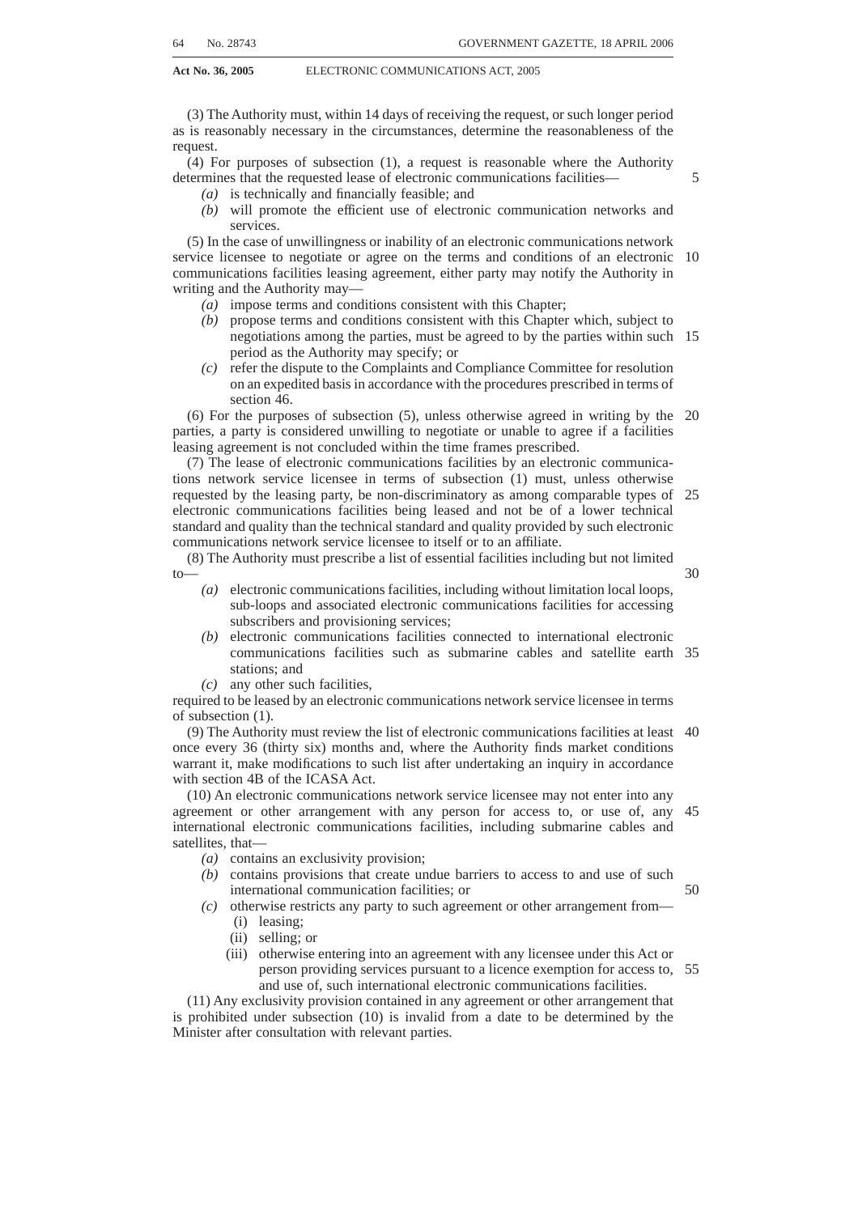(3) The Authority must, within 14 days of receiving the request, or such longer period as is reasonably necessary in the circumstances, determine the reasonableness of the request.

(4) For purposes of subsection (1), a request is reasonable where the Authority determines that the requested lease of electronic communications facilities—

- *(a)* is technically and financially feasible; and
- *(b)* will promote the efficient use of electronic communication networks and services.

(5) In the case of unwillingness or inability of an electronic communications network service licensee to negotiate or agree on the terms and conditions of an electronic communications facilities leasing agreement, either party may notify the Authority in writing and the Authority may—

- *(a)* impose terms and conditions consistent with this Chapter;
- *(b)* propose terms and conditions consistent with this Chapter which, subject to negotiations among the parties, must be agreed to by the parties within such period as the Authority may specify; or
- *(c)* refer the dispute to the Complaints and Compliance Committee for resolution on an expedited basis in accordance with the procedures prescribed in terms of section 46.

(6) For the purposes of subsection (5), unless otherwise agreed in writing by the parties, a party is considered unwilling to negotiate or unable to agree if a facilities leasing agreement is not concluded within the time frames prescribed.

(7) The lease of electronic communications facilities by an electronic communications network service licensee in terms of subsection (1) must, unless otherwise requested by the leasing party, be non-discriminatory as among comparable types of electronic communications facilities being leased and not be of a lower technical standard and quality than the technical standard and quality provided by such electronic communications network service licensee to itself or to an affiliate.

(8) The Authority must prescribe a list of essential facilities including but not limited to—

- *(a)* electronic communications facilities, including without limitation local loops, sub-loops and associated electronic communications facilities for accessing subscribers and provisioning services;
- *(b)* electronic communications facilities connected to international electronic communications facilities such as submarine cables and satellite earth stations; and
- *(c)* any other such facilities,

required to be leased by an electronic communications network service licensee in terms of subsection (1).

(9) The Authority must review the list of electronic communications facilities at least once every 36 (thirty six) months and, where the Authority finds market conditions warrant it, make modifications to such list after undertaking an inquiry in accordance with section 4B of the ICASA Act.

(10) An electronic communications network service licensee may not enter into any agreement or other arrangement with any person for access to, or use of, any international electronic communications facilities, including submarine cables and satellites, that—

- *(a)* contains an exclusivity provision;
- *(b)* contains provisions that create undue barriers to access to and use of such international communication facilities; or
- *(c)* otherwise restricts any party to such agreement or other arrangement from—
  - (i) leasing;
  - (ii) selling; or
  - (iii) otherwise entering into an agreement with any licensee under this Act or person providing services pursuant to a licence exemption for access to, and use of, such international electronic communications facilities.

(11) Any exclusivity provision contained in any agreement or other arrangement that is prohibited under subsection (10) is invalid from a date to be determined by the Minister after consultation with relevant parties.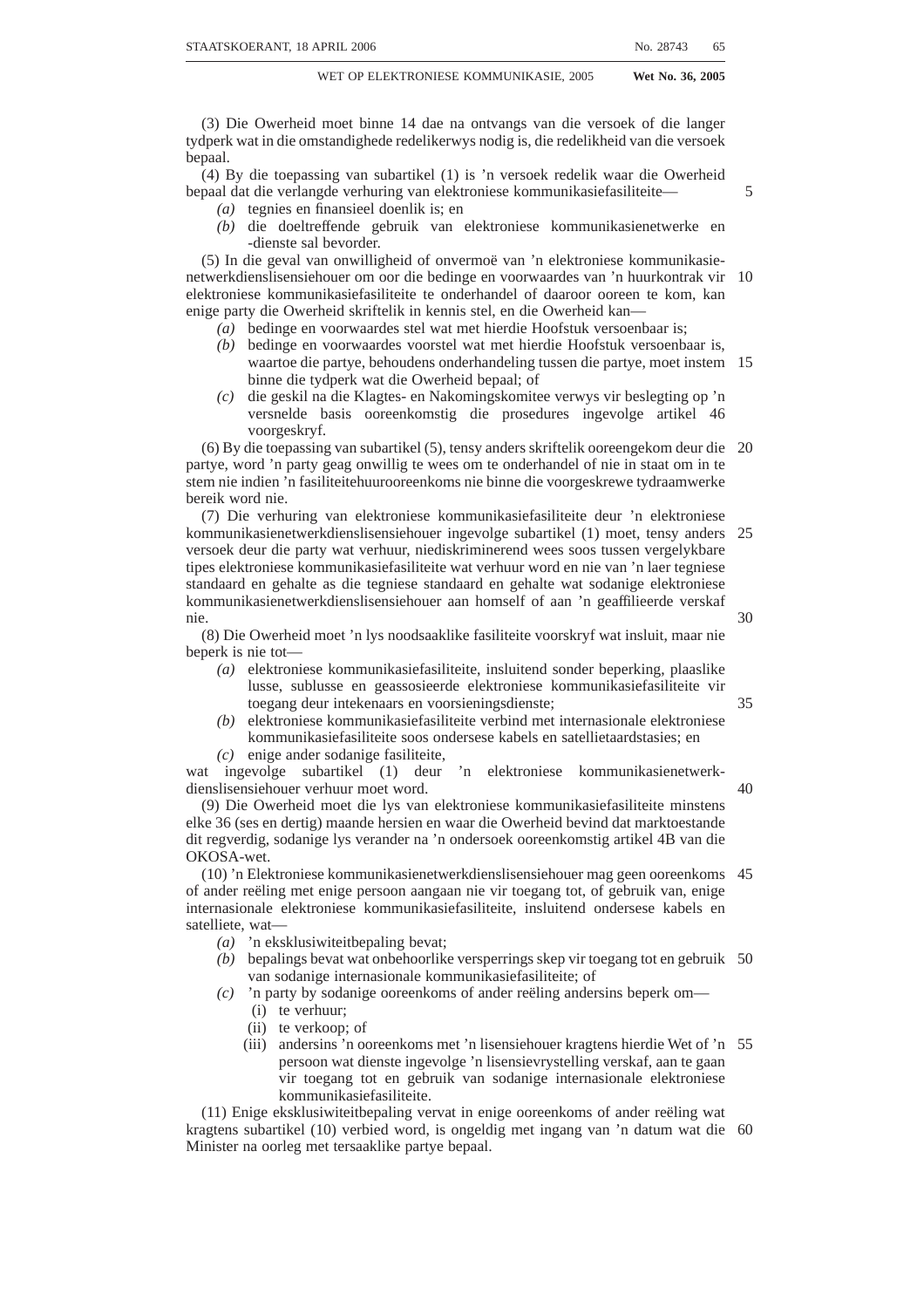(3) Die Owerheid moet binne 14 dae na ontvangs van die versoek of die langer tydperk wat in die omstandighede redelikerwys nodig is, die redelikheid van die versoek bepaal.

(4) By die toepassing van subartikel (1) is 'n versoek redelik waar die Owerheid bepaal dat die verlangde verhuring van elektroniese kommunikasiefasiliteite—

*(a)* tegnies en finansieel doenlik is; en

*(b)* die doeltreffende gebruik van elektroniese kommunikasienetwerke en -dienste sal bevorder.

(5) In die geval van onwilligheid of onvermoë van 'n elektroniese kommunikasienetwerkdienslisensiehouer om oor die bedinge en voorwaardes van 'n huurkontrak vir elektroniese kommunikasiefasiliteite te onderhandel of daaroor ooreen te kom, kan enige party die Owerheid skriftelik in kennis stel, en die Owerheid kan—

*(a)* bedinge en voorwaardes stel wat met hierdie Hoofstuk versoenbaar is;

*(b)* bedinge en voorwaardes voorstel wat met hierdie Hoofstuk versoenbaar is, waartoe die partye, behoudens onderhandeling tussen die partye, moet instem binne die tydperk wat die Owerheid bepaal; of

*(c)* die geskil na die Klagtes- en Nakomingskomitee verwys vir beslegting op 'n versnelde basis ooreenkomstig die prosedures ingevolge artikel 46 voorgeskryf.

(6) By die toepassing van subartikel (5), tensy anders skriftelik ooreengekom deur die partye, word 'n party geag onwillig te wees om te onderhandel of nie in staat om in te stem nie indien 'n fasiliteitehuurooreenkoms nie binne die voorgeskrewe tydraamwerke bereik word nie.

(7) Die verhuring van elektroniese kommunikasiefasiliteite deur 'n elektroniese kommunikasienetwerkdienslisensiehouer ingevolge subartikel (1) moet, tensy anders versoek deur die party wat verhuur, niediskriminerend wees soos tussen vergelykbare tipes elektroniese kommunikasiefasiliteite wat verhuur word en nie van 'n laer tegniese standaard en gehalte as die tegniese standaard en gehalte wat sodanige elektroniese kommunikasienetwerkdienslisensiehouer aan homself of aan 'n geaffilieerde verskaf nie.

(8) Die Owerheid moet 'n lys noodsaaklike fasiliteite voorskryf wat insluit, maar nie beperk is nie tot—

*(a)* elektroniese kommunikasiefasiliteite, insluitend sonder beperking, plaaslike lusse, sublusse en geassosieerde elektroniese kommunikasiefasiliteite vir toegang deur intekenaars en voorsieningsdienste;

*(b)* elektroniese kommunikasiefasiliteite verbind met internasionale elektroniese kommunikasiefasiliteite soos ondersese kabels en satellietaardstasies; en

*(c)* enige ander sodanige fasiliteite,

wat ingevolge subartikel (1) deur 'n elektroniese kommunikasienetwerkdienslisensiehouer verhuur moet word.

(9) Die Owerheid moet die lys van elektroniese kommunikasiefasiliteite minstens elke 36 (ses en dertig) maande hersien en waar die Owerheid bevind dat marktoestande dit regverdig, sodanige lys verander na 'n ondersoek ooreenkomstig artikel 4B van die OKOSA-wet.

(10) 'n Elektroniese kommunikasienetwerkdienslisensiehouer mag geen ooreenkoms of ander reëling met enige persoon aangaan nie vir toegang tot, of gebruik van, enige internasionale elektroniese kommunikasiefasiliteite, insluitend ondersese kabels en satelliete, wat—

*(a)* 'n eksklusiwiteitbepaling bevat;

*(b)* bepalings bevat wat onbehoorlike versperrings skep vir toegang tot en gebruik van sodanige internasionale kommunikasiefasiliteite; of

*(c)* 'n party by sodanige ooreenkoms of ander reëling andersins beperk om—

(i) te verhuur;

(ii) te verkoop; of

(iii) andersins 'n ooreenkoms met 'n lisensiehouer kragtens hierdie Wet of 'n persoon wat dienste ingevolge 'n lisensievrystelling verskaf, aan te gaan vir toegang tot en gebruik van sodanige internasionale elektroniese kommunikasiefasiliteite.

(11) Enige eksklusiwiteitbepaling vervat in enige ooreenkoms of ander reëling wat kragtens subartikel (10) verbied word, is ongeldig met ingang van 'n datum wat die Minister na oorleg met tersaaklike partye bepaal.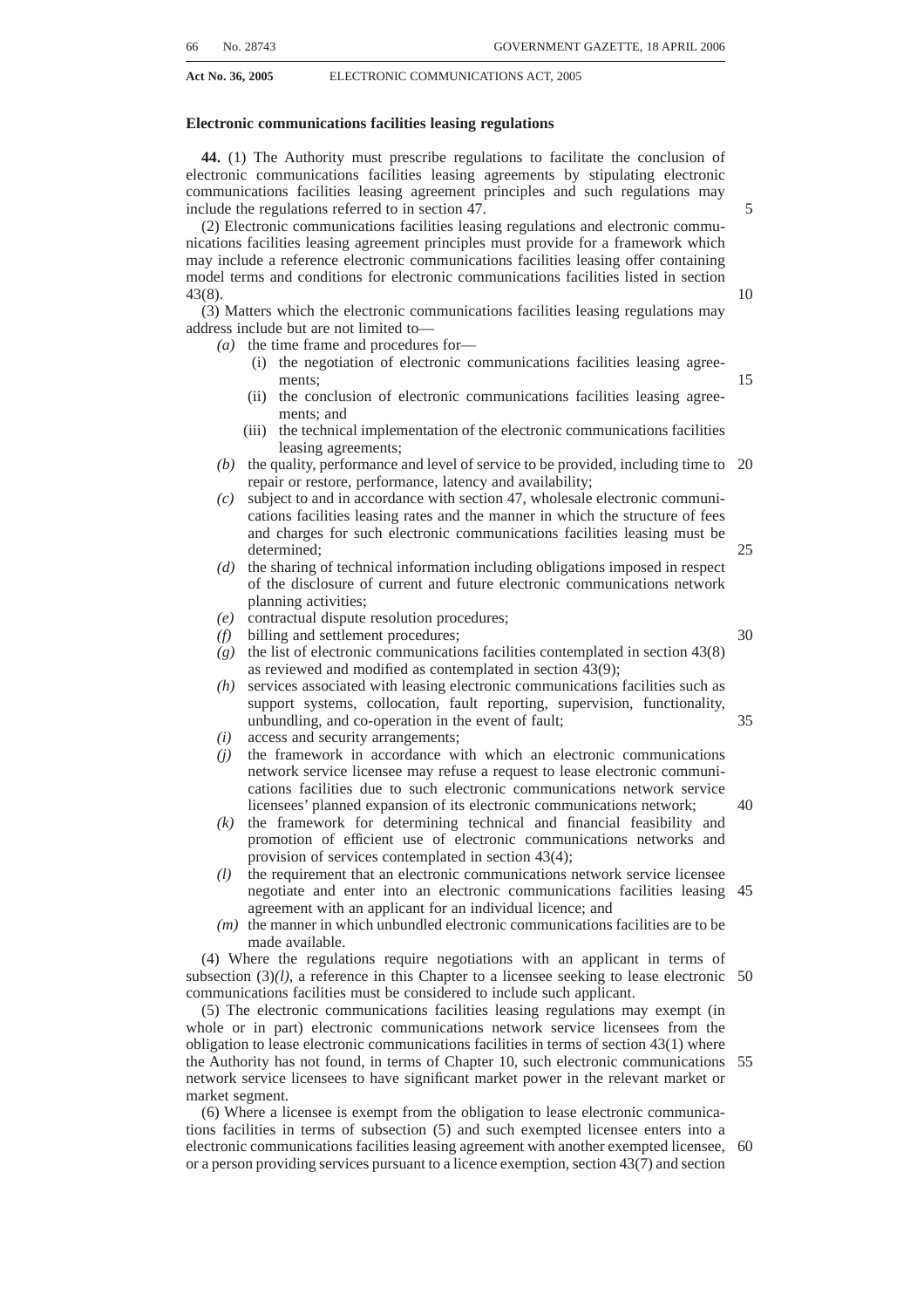### Electronic communications facilities leasing regulations

**44.** (1) The Authority must prescribe regulations to facilitate the conclusion of electronic communications facilities leasing agreements by stipulating electronic communications facilities leasing agreement principles and such regulations may include the regulations referred to in section 47.

(2) Electronic communications facilities leasing regulations and electronic communications facilities leasing agreement principles must provide for a framework which may include a reference electronic communications facilities leasing offer containing model terms and conditions for electronic communications facilities listed in section 43(8).

(3) Matters which the electronic communications facilities leasing regulations may address include but are not limited to—

- *(a)* the time frame and procedures for—
  - (i) the negotiation of electronic communications facilities leasing agreements;
  - (ii) the conclusion of electronic communications facilities leasing agreements; and
  - (iii) the technical implementation of the electronic communications facilities leasing agreements;
- *(b)* the quality, performance and level of service to be provided, including time to repair or restore, performance, latency and availability;
- *(c)* subject to and in accordance with section 47, wholesale electronic communications facilities leasing rates and the manner in which the structure of fees and charges for such electronic communications facilities leasing must be determined;
- *(d)* the sharing of technical information including obligations imposed in respect of the disclosure of current and future electronic communications network planning activities;
- *(e)* contractual dispute resolution procedures;
- *(f)* billing and settlement procedures;
- *(g)* the list of electronic communications facilities contemplated in section 43(8) as reviewed and modified as contemplated in section 43(9);
- *(h)* services associated with leasing electronic communications facilities such as support systems, collocation, fault reporting, supervision, functionality, unbundling, and co-operation in the event of fault;
- *(i)* access and security arrangements;
- *(j)* the framework in accordance with which an electronic communications network service licensee may refuse a request to lease electronic communications facilities due to such electronic communications network service licensees' planned expansion of its electronic communications network;
- *(k)* the framework for determining technical and financial feasibility and promotion of efficient use of electronic communications networks and provision of services contemplated in section 43(4);
- *(l)* the requirement that an electronic communications network service licensee negotiate and enter into an electronic communications facilities leasing agreement with an applicant for an individual licence; and
- *(m)* the manner in which unbundled electronic communications facilities are to be made available.

(4) Where the regulations require negotiations with an applicant in terms of subsection (3)*(l)*, a reference in this Chapter to a licensee seeking to lease electronic communications facilities must be considered to include such applicant.

(5) The electronic communications facilities leasing regulations may exempt (in whole or in part) electronic communications network service licensees from the obligation to lease electronic communications facilities in terms of section 43(1) where the Authority has not found, in terms of Chapter 10, such electronic communications network service licensees to have significant market power in the relevant market or market segment.

(6) Where a licensee is exempt from the obligation to lease electronic communications facilities in terms of subsection (5) and such exempted licensee enters into a electronic communications facilities leasing agreement with another exempted licensee, or a person providing services pursuant to a licence exemption, section 43(7) and section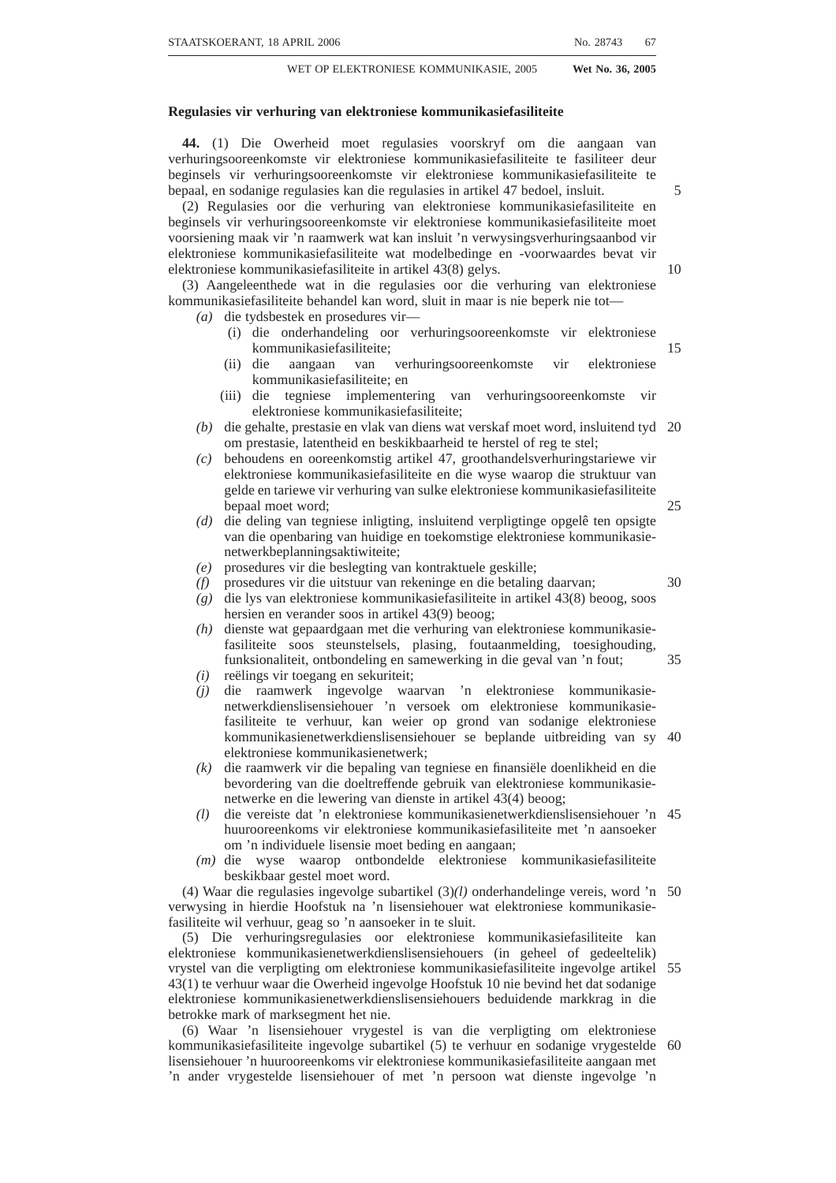**Regulasies vir verhuring van elektroniese kommunikasiefasiliteite**

**44.** (1) Die Owerheid moet regulasies voorskryf om die aangaan van verhuringsooreenkomste vir elektroniese kommunikasiefasiliteite te fasiliteer deur beginsels vir verhuringsooreenkomste vir elektroniese kommunikasiefasiliteite te bepaal, en sodanige regulasies kan die regulasies in artikel 47 bedoel, insluit.

(2) Regulasies oor die verhuring van elektroniese kommunikasiefasiliteite en beginsels vir verhuringsooreenkomste vir elektroniese kommunikasiefasiliteite moet voorsiening maak vir 'n raamwerk wat kan insluit 'n verwysingsverhuringsaanbod vir elektroniese kommunikasiefasiliteite wat modelbedinge en -voorwaardes bevat vir elektroniese kommunikasiefasiliteite in artikel 43(8) gelys.

(3) Aangeleenthede wat in die regulasies oor die verhuring van elektroniese kommunikasiefasiliteite behandel kan word, sluit in maar is nie beperk nie tot—

*(a)* die tydsbestek en prosedures vir—
  - (i) die onderhandeling oor verhuringsooreenkomste vir elektroniese kommunikasiefasiliteite;
  - (ii) die aangaan van verhuringsooreenkomste vir elektroniese kommunikasiefasiliteite; en
  - (iii) die tegniese implementering van verhuringsooreenkomste vir elektroniese kommunikasiefasiliteite;

*(b)* die gehalte, prestasie en vlak van diens wat verskaf moet word, insluitend tyd om prestasie, latentheid en beskikbaarheid te herstel of reg te stel;

*(c)* behoudens en ooreenkomstig artikel 47, groothandelsverhuringstariewe vir elektroniese kommunikasiefasiliteite en die wyse waarop die struktuur van gelde en tariewe vir verhuring van sulke elektroniese kommunikasiefasiliteite bepaal moet word;

*(d)* die deling van tegniese inligting, insluitend verpligtinge opgelê ten opsigte van die openbaring van huidige en toekomstige elektroniese kommunikasienetwerkbeplanningsaktiwiteite;

*(e)* prosedures vir die beslegting van kontraktuele geskille;

*(f)* prosedures vir die uitstuur van rekeninge en die betaling daarvan;

*(g)* die lys van elektroniese kommunikasiefasiliteite in artikel 43(8) beoog, soos hersien en verander soos in artikel 43(9) beoog;

*(h)* dienste wat gepaardgaan met die verhuring van elektroniese kommunikasiefasiliteite soos steunstelsels, plasing, foutaanmelding, toesighouding, funksionaliteit, ontbondeling en samewerking in die geval van 'n fout;

*(i)* reëlings vir toegang en sekuriteit;

*(j)* die raamwerk ingevolge waarvan 'n elektroniese kommunikasienetwerkdienslisensiehouer 'n versoek om elektroniese kommunikasiefasiliteite te verhuur, kan weier op grond van sodanige elektroniese kommunikasienetwerkdienslisensiehouer se beplande uitbreiding van sy elektroniese kommunikasienetwerk;

*(k)* die raamwerk vir die bepaling van tegniese en finansiële doenlikheid en die bevordering van die doeltreffende gebruik van elektroniese kommunikasienetwerke en die lewering van dienste in artikel 43(4) beoog;

*(l)* die vereiste dat 'n elektroniese kommunikasienetwerkdienslisensiehouer 'n huurooreenkoms vir elektroniese kommunikasiefasiliteite met 'n aansoeker om 'n individuele lisensie moet beding en aangaan;

*(m)* die wyse waarop ontbondelde elektroniese kommunikasiefasiliteite beskikbaar gestel moet word.

(4) Waar die regulasies ingevolge subartikel (3)*(l)* onderhandelinge vereis, word 'n verwysing in hierdie Hoofstuk na 'n lisensiehouer wat elektroniese kommunikasiefasiliteite wil verhuur, geag so 'n aansoeker in te sluit.

(5) Die verhuringsregulasies oor elektroniese kommunikasiefasiliteite kan elektroniese kommunikasienetwerkdienslisensiehouers (in geheel of gedeeltelik) vrystel van die verpligting om elektroniese kommunikasiefasiliteite ingevolge artikel 43(1) te verhuur waar die Owerheid ingevolge Hoofstuk 10 nie bevind het dat sodanige elektroniese kommunikasienetwerkdienslisensiehouers beduidende markkrag in die betrokke mark of marksegment het nie.

(6) Waar 'n lisensiehouer vrygestel is van die verpligting om elektroniese kommunikasiefasiliteite ingevolge subartikel (5) te verhuur en sodanige vrygestelde lisensiehouer 'n huurooreenkoms vir elektroniese kommunikasiefasiliteite aangaan met 'n ander vrygestelde lisensiehouer of met 'n persoon wat dienste ingevolge 'n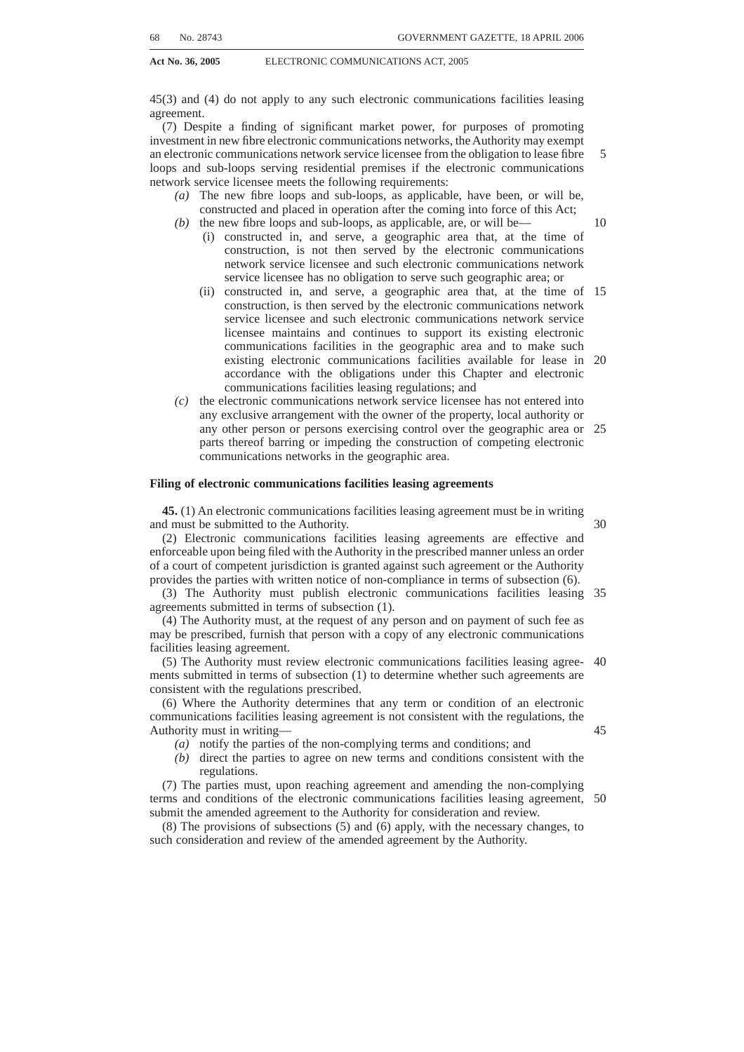45(3) and (4) do not apply to any such electronic communications facilities leasing agreement.

(7) Despite a finding of significant market power, for purposes of promoting investment in new fibre electronic communications networks, the Authority may exempt an electronic communications network service licensee from the obligation to lease fibre loops and sub-loops serving residential premises if the electronic communications network service licensee meets the following requirements:

*(a)* The new fibre loops and sub-loops, as applicable, have been, or will be, constructed and placed in operation after the coming into force of this Act;

*(b)* the new fibre loops and sub-loops, as applicable, are, or will be—

(i) constructed in, and serve, a geographic area that, at the time of construction, is not then served by the electronic communications network service licensee and such electronic communications network service licensee has no obligation to serve such geographic area; or

(ii) constructed in, and serve, a geographic area that, at the time of construction, is then served by the electronic communications network service licensee and such electronic communications network service licensee maintains and continues to support its existing electronic communications facilities in the geographic area and to make such existing electronic communications facilities available for lease in accordance with the obligations under this Chapter and electronic communications facilities leasing regulations; and

*(c)* the electronic communications network service licensee has not entered into any exclusive arrangement with the owner of the property, local authority or any other person or persons exercising control over the geographic area or parts thereof barring or impeding the construction of competing electronic communications networks in the geographic area.

**Filing of electronic communications facilities leasing agreements**

**45.** (1) An electronic communications facilities leasing agreement must be in writing and must be submitted to the Authority.

(2) Electronic communications facilities leasing agreements are effective and enforceable upon being filed with the Authority in the prescribed manner unless an order of a court of competent jurisdiction is granted against such agreement or the Authority provides the parties with written notice of non-compliance in terms of subsection (6).

(3) The Authority must publish electronic communications facilities leasing agreements submitted in terms of subsection (1).

(4) The Authority must, at the request of any person and on payment of such fee as may be prescribed, furnish that person with a copy of any electronic communications facilities leasing agreement.

(5) The Authority must review electronic communications facilities leasing agreements submitted in terms of subsection (1) to determine whether such agreements are consistent with the regulations prescribed.

(6) Where the Authority determines that any term or condition of an electronic communications facilities leasing agreement is not consistent with the regulations, the Authority must in writing—

*(a)* notify the parties of the non-complying terms and conditions; and

*(b)* direct the parties to agree on new terms and conditions consistent with the regulations.

(7) The parties must, upon reaching agreement and amending the non-complying terms and conditions of the electronic communications facilities leasing agreement, submit the amended agreement to the Authority for consideration and review.

(8) The provisions of subsections (5) and (6) apply, with the necessary changes, to such consideration and review of the amended agreement by the Authority.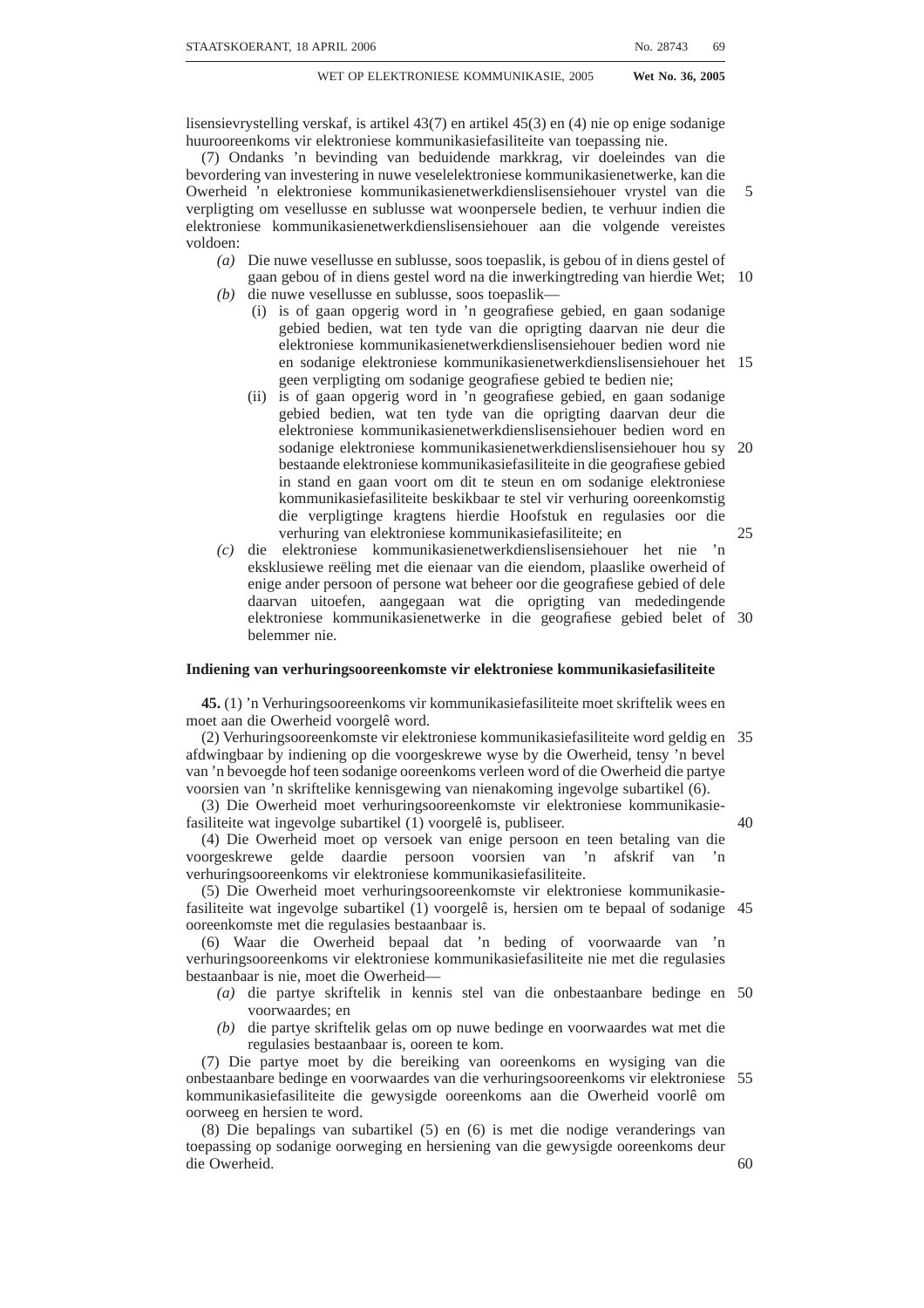lisensievrystelling verskaf, is artikel 43(7) en artikel 45(3) en (4) nie op enige sodanige huurooreenkoms vir elektroniese kommunikasiefasiliteite van toepassing nie.

(7) Ondanks 'n bevinding van beduidende markkrag, vir doeleindes van die bevordering van investering in nuwe veselelektroniese kommunikasienetwerke, kan die Owerheid 'n elektroniese kommunikasienetwerkdienslisensiehouer vrystel van die verpligting om vesellusse en sublusse wat woonpersele bedien, te verhuur indien die elektroniese kommunikasienetwerkdienslisensiehouer aan die volgende vereistes voldoen:

*(a)* Die nuwe vesellusse en sublusse, soos toepaslik, is gebou of in diens gestel of gaan gebou of in diens gestel word na die inwerkingtreding van hierdie Wet;

*(b)* die nuwe vesellusse en sublusse, soos toepaslik—

(i) is of gaan opgerig word in 'n geografiese gebied, en gaan sodanige gebied bedien, wat ten tyde van die oprigting daarvan nie deur die elektroniese kommunikasienetwerkdienslisensiehouer bedien word nie en sodanige elektroniese kommunikasienetwerkdienslisensiehouer het geen verpligting om sodanige geografiese gebied te bedien nie;

(ii) is of gaan opgerig word in 'n geografiese gebied, en gaan sodanige gebied bedien, wat ten tyde van die oprigting daarvan deur die elektroniese kommunikasienetwerkdienslisensiehouer bedien word en sodanige elektroniese kommunikasienetwerkdienslisensiehouer hou sy bestaande elektroniese kommunikasiefasiliteite in die geografiese gebied in stand en gaan voort om dit te steun en om sodanige elektroniese kommunikasiefasiliteite beskikbaar te stel vir verhuring ooreenkomstig die verpligtinge kragtens hierdie Hoofstuk en regulasies oor die verhuring van elektroniese kommunikasiefasiliteite; en

*(c)* die elektroniese kommunikasienetwerkdienslisensiehouer het nie 'n eksklusiewe reëling met die eienaar van die eiendom, plaaslike owerheid of enige ander persoon of persone wat beheer oor die geografiese gebied of dele daarvan uitoefen, aangegaan wat die oprigting van mededingende elektroniese kommunikasienetwerke in die geografiese gebied belet of belemmer nie.

**Indiening van verhuringsooreenkomste vir elektroniese kommunikasiefasiliteite**

**45.** (1) 'n Verhuringsooreenkoms vir kommunikasiefasiliteite moet skriftelik wees en moet aan die Owerheid voorgelê word.

(2) Verhuringsooreenkomste vir elektroniese kommunikasiefasiliteite word geldig en afdwingbaar by indiening op die voorgeskrewe wyse by die Owerheid, tensy 'n bevel van 'n bevoegde hof teen sodanige ooreenkoms verleen word of die Owerheid die partye voorsien van 'n skriftelike kennisgewing van nienakoming ingevolge subartikel (6).

(3) Die Owerheid moet verhuringsooreenkomste vir elektroniese kommunikasiefasiliteite wat ingevolge subartikel (1) voorgelê is, publiseer.

(4) Die Owerheid moet op versoek van enige persoon en teen betaling van die voorgeskrewe gelde daardie persoon voorsien van 'n afskrif van 'n verhuringsooreenkoms vir elektroniese kommunikasiefasiliteite.

(5) Die Owerheid moet verhuringsooreenkomste vir elektroniese kommunikasiefasiliteite wat ingevolge subartikel (1) voorgelê is, hersien om te bepaal of sodanige ooreenkomste met die regulasies bestaanbaar is.

(6) Waar die Owerheid bepaal dat 'n beding of voorwaarde van 'n verhuringsooreenkoms vir elektroniese kommunikasiefasiliteite nie met die regulasies bestaanbaar is nie, moet die Owerheid—

*(a)* die partye skriftelik in kennis stel van die onbestaanbare bedinge en voorwaardes; en

*(b)* die partye skriftelik gelas om op nuwe bedinge en voorwaardes wat met die regulasies bestaanbaar is, ooreen te kom.

(7) Die partye moet by die bereiking van ooreenkoms en wysiging van die onbestaanbare bedinge en voorwaardes van die verhuringsooreenkoms vir elektroniese kommunikasiefasiliteite die gewysigde ooreenkoms aan die Owerheid voorlê om oorweeg en hersien te word.

(8) Die bepalings van subartikel (5) en (6) is met die nodige veranderings van toepassing op sodanige oorweging en hersiening van die gewysigde ooreenkoms deur die Owerheid.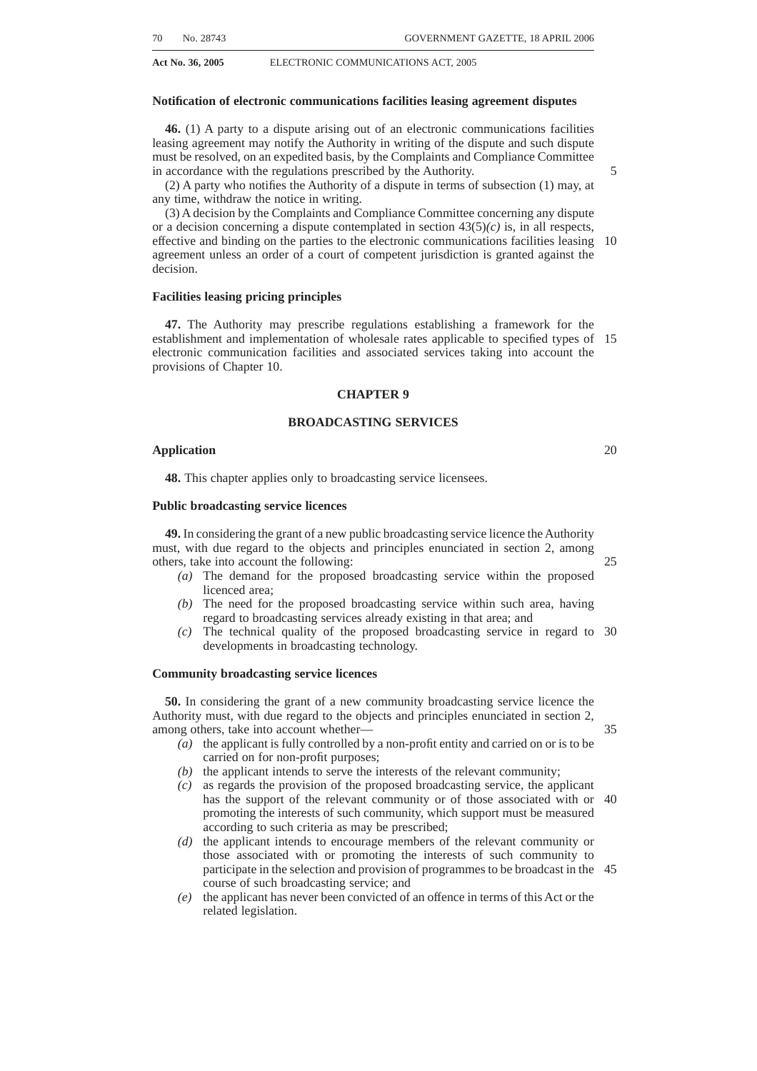**Notification of electronic communications facilities leasing agreement disputes**

**46.** (1) A party to a dispute arising out of an electronic communications facilities leasing agreement may notify the Authority in writing of the dispute and such dispute must be resolved, on an expedited basis, by the Complaints and Compliance Committee in accordance with the regulations prescribed by the Authority.

(2) A party who notifies the Authority of a dispute in terms of subsection (1) may, at any time, withdraw the notice in writing.

(3) A decision by the Complaints and Compliance Committee concerning any dispute or a decision concerning a dispute contemplated in section 43(5)*(c)* is, in all respects, effective and binding on the parties to the electronic communications facilities leasing agreement unless an order of a court of competent jurisdiction is granted against the decision.

**Facilities leasing pricing principles**

**47.** The Authority may prescribe regulations establishing a framework for the establishment and implementation of wholesale rates applicable to specified types of electronic communication facilities and associated services taking into account the provisions of Chapter 10.

## CHAPTER 9

## BROADCASTING SERVICES

**Application**

**48.** This chapter applies only to broadcasting service licensees.

**Public broadcasting service licences**

**49.** In considering the grant of a new public broadcasting service licence the Authority must, with due regard to the objects and principles enunciated in section 2, among others, take into account the following:

*(a)* The demand for the proposed broadcasting service within the proposed licenced area;

*(b)* The need for the proposed broadcasting service within such area, having regard to broadcasting services already existing in that area; and

*(c)* The technical quality of the proposed broadcasting service in regard to developments in broadcasting technology.

**Community broadcasting service licences**

**50.** In considering the grant of a new community broadcasting service licence the Authority must, with due regard to the objects and principles enunciated in section 2, among others, take into account whether—

*(a)* the applicant is fully controlled by a non-profit entity and carried on or is to be carried on for non-profit purposes;

*(b)* the applicant intends to serve the interests of the relevant community;

*(c)* as regards the provision of the proposed broadcasting service, the applicant has the support of the relevant community or of those associated with or promoting the interests of such community, which support must be measured according to such criteria as may be prescribed;

*(d)* the applicant intends to encourage members of the relevant community or those associated with or promoting the interests of such community to participate in the selection and provision of programmes to be broadcast in the course of such broadcasting service; and

*(e)* the applicant has never been convicted of an offence in terms of this Act or the related legislation.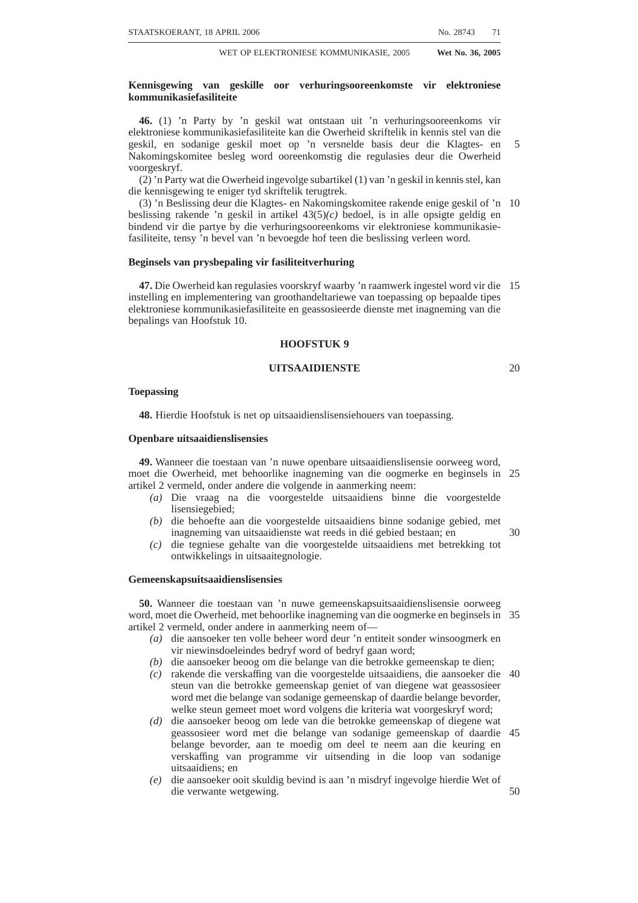**Kennisgewing van geskille oor verhuringsooreenkomste vir elektroniese kommunikasiefasiliteite**

**46.** (1) 'n Party by 'n geskil wat ontstaan uit 'n verhuringsooreenkoms vir elektroniese kommunikasiefasiliteite kan die Owerheid skriftelik in kennis stel van die geskil, en sodanige geskil moet op 'n versnelde basis deur die Klagtes- en Nakomingskomitee besleg word ooreenkomstig die regulasies deur die Owerheid voorgeskryf.

(2) 'n Party wat die Owerheid ingevolge subartikel (1) van 'n geskil in kennis stel, kan die kennisgewing te eniger tyd skriftelik terugtrek.

(3) 'n Beslissing deur die Klagtes- en Nakomingskomitee rakende enige geskil of 'n beslissing rakende 'n geskil in artikel 43(5)*(c)* bedoel, is in alle opsigte geldig en bindend vir die partye by die verhuringsooreenkoms vir elektroniese kommunikasiefasiliteite, tensy 'n bevel van 'n bevoegde hof teen die beslissing verleen word.

**Beginsels van prysbepaling vir fasiliteitverhuring**

**47.** Die Owerheid kan regulasies voorskryf waarby 'n raamwerk ingestel word vir die instelling en implementering van groothandeltariewe van toepassing op bepaalde tipes elektroniese kommunikasiefasiliteite en geassosieerde dienste met inagneming van die bepalings van Hoofstuk 10.

## HOOFSTUK 9

## UITSAAIDIENSTE

**Toepassing**

**48.** Hierdie Hoofstuk is net op uitsaaidienslisensiehouers van toepassing.

**Openbare uitsaaidienslisensies**

**49.** Wanneer die toestaan van 'n nuwe openbare uitsaaidienslisensie oorweeg word, moet die Owerheid, met behoorlike inagneming van die oogmerke en beginsels in artikel 2 vermeld, onder andere die volgende in aanmerking neem:

*(a)* Die vraag na die voorgestelde uitsaaidiens binne die voorgestelde lisensiegebied;

*(b)* die behoefte aan die voorgestelde uitsaaidiens binne sodanige gebied, met inagneming van uitsaaidienste wat reeds in dié gebied bestaan; en

*(c)* die tegniese gehalte van die voorgestelde uitsaaidiens met betrekking tot ontwikkelings in uitsaaitegnologie.

**Gemeenskapsuitsaaidienslisensies**

**50.** Wanneer die toestaan van 'n nuwe gemeenskapsuitsaaidienslisensie oorweeg word, moet die Owerheid, met behoorlike inagneming van die oogmerke en beginsels in artikel 2 vermeld, onder andere in aanmerking neem of—

*(a)* die aansoeker ten volle beheer word deur 'n entiteit sonder winsoogmerk en vir niewinsdoeleindes bedryf word of bedryf gaan word;

*(b)* die aansoeker beoog om die belange van die betrokke gemeenskap te dien;

*(c)* rakende die verskaffing van die voorgestelde uitsaaidiens, die aansoeker die steun van die betrokke gemeenskap geniet of van diegene wat geassosieer word met die belange van sodanige gemeenskap of daardie belange bevorder, welke steun gemeet moet word volgens die kriteria wat voorgeskryf word;

*(d)* die aansoeker beoog om lede van die betrokke gemeenskap of diegene wat geassosieer word met die belange van sodanige gemeenskap of daardie belange bevorder, aan te moedig om deel te neem aan die keuring en verskaffing van programme vir uitsending in die loop van sodanige uitsaaidiens; en

*(e)* die aansoeker ooit skuldig bevind is aan 'n misdryf ingevolge hierdie Wet of die verwante wetgewing.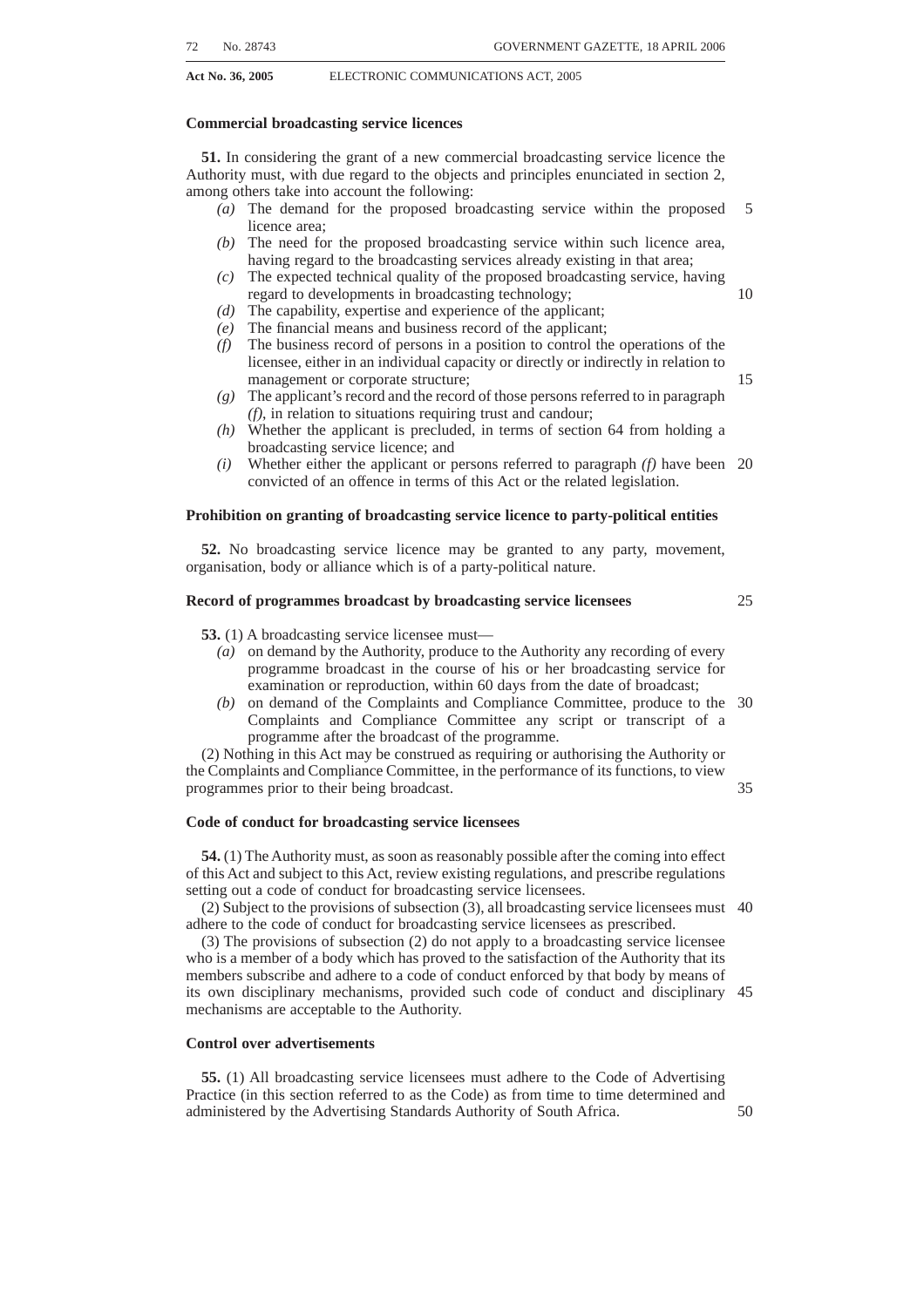**Commercial broadcasting service licences**

**51.** In considering the grant of a new commercial broadcasting service licence the Authority must, with due regard to the objects and principles enunciated in section 2, among others take into account the following:

*(a)* The demand for the proposed broadcasting service within the proposed licence area;

*(b)* The need for the proposed broadcasting service within such licence area, having regard to the broadcasting services already existing in that area;

*(c)* The expected technical quality of the proposed broadcasting service, having regard to developments in broadcasting technology;

*(d)* The capability, expertise and experience of the applicant;

*(e)* The financial means and business record of the applicant;

*(f)* The business record of persons in a position to control the operations of the licensee, either in an individual capacity or directly or indirectly in relation to management or corporate structure;

*(g)* The applicant's record and the record of those persons referred to in paragraph *(f)*, in relation to situations requiring trust and candour;

*(h)* Whether the applicant is precluded, in terms of section 64 from holding a broadcasting service licence; and

*(i)* Whether either the applicant or persons referred to paragraph *(f)* have been convicted of an offence in terms of this Act or the related legislation.

**Prohibition on granting of broadcasting service licence to party-political entities**

**52.** No broadcasting service licence may be granted to any party, movement, organisation, body or alliance which is of a party-political nature.

**Record of programmes broadcast by broadcasting service licensees**

**53.** (1) A broadcasting service licensee must—

*(a)* on demand by the Authority, produce to the Authority any recording of every programme broadcast in the course of his or her broadcasting service for examination or reproduction, within 60 days from the date of broadcast;

*(b)* on demand of the Complaints and Compliance Committee, produce to the Complaints and Compliance Committee any script or transcript of a programme after the broadcast of the programme.

(2) Nothing in this Act may be construed as requiring or authorising the Authority or the Complaints and Compliance Committee, in the performance of its functions, to view programmes prior to their being broadcast.

**Code of conduct for broadcasting service licensees**

**54.** (1) The Authority must, as soon as reasonably possible after the coming into effect of this Act and subject to this Act, review existing regulations, and prescribe regulations setting out a code of conduct for broadcasting service licensees.

(2) Subject to the provisions of subsection (3), all broadcasting service licensees must adhere to the code of conduct for broadcasting service licensees as prescribed.

(3) The provisions of subsection (2) do not apply to a broadcasting service licensee who is a member of a body which has proved to the satisfaction of the Authority that its members subscribe and adhere to a code of conduct enforced by that body by means of its own disciplinary mechanisms, provided such code of conduct and disciplinary mechanisms are acceptable to the Authority.

**Control over advertisements**

**55.** (1) All broadcasting service licensees must adhere to the Code of Advertising Practice (in this section referred to as the Code) as from time to time determined and administered by the Advertising Standards Authority of South Africa.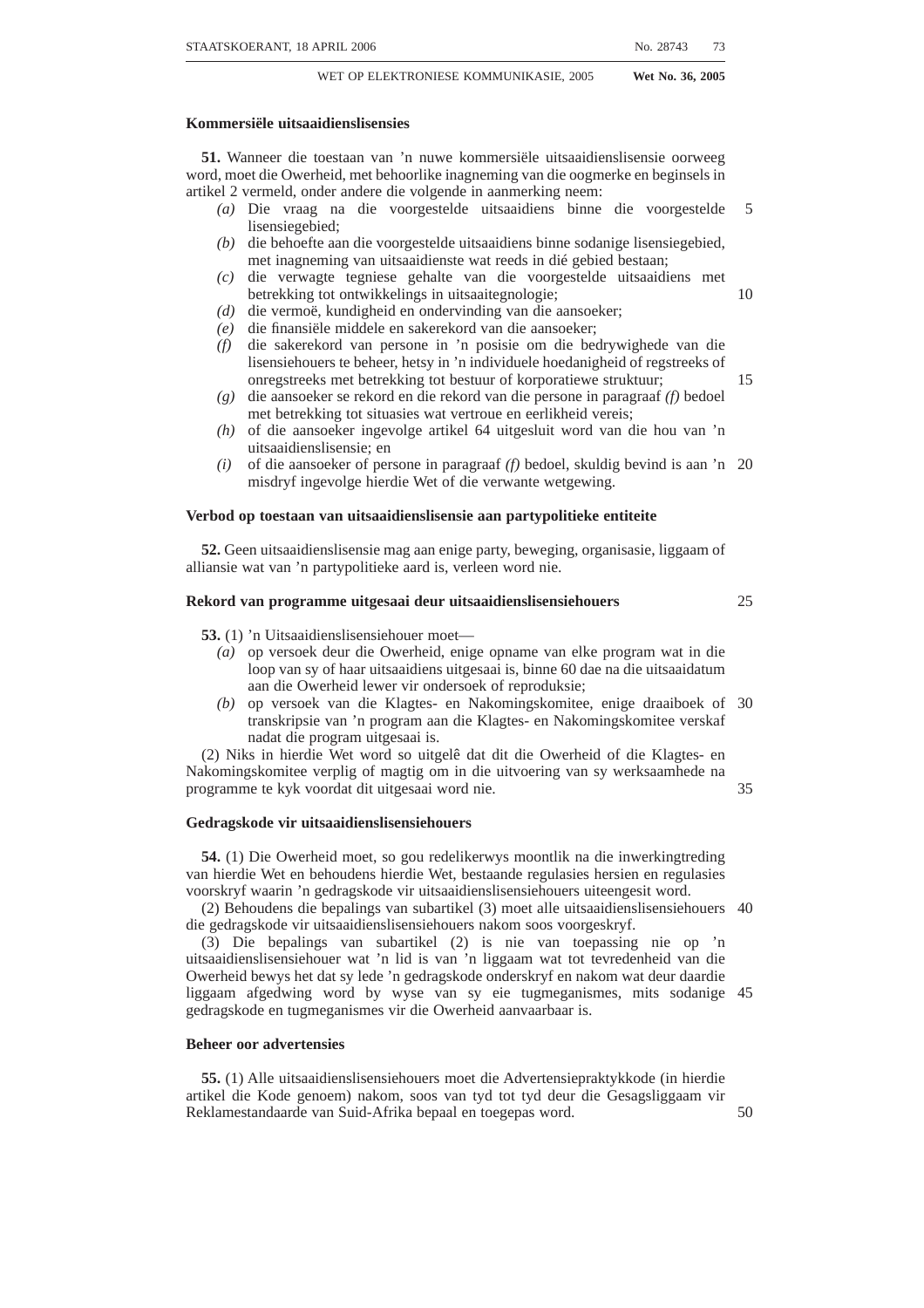**Kommersiële uitsaaidienslisensies**

**51.** Wanneer die toestaan van 'n nuwe kommersiële uitsaaidienslisensie oorweeg word, moet die Owerheid, met behoorlike inagneming van die oogmerke en beginsels in artikel 2 vermeld, onder andere die volgende in aanmerking neem:

- *(a)* Die vraag na die voorgestelde uitsaaidiens binne die voorgestelde lisensiegebied;
- *(b)* die behoefte aan die voorgestelde uitsaaidiens binne sodanige lisensiegebied, met inagneming van uitsaaidienste wat reeds in dié gebied bestaan;
- *(c)* die verwagte tegniese gehalte van die voorgestelde uitsaaidiens met betrekking tot ontwikkelings in uitsaaitegnologie;
- *(d)* die vermoë, kundigheid en ondervinding van die aansoeker;
- *(e)* die finansiële middele en sakerekord van die aansoeker;
- *(f)* die sakerekord van persone in 'n posisie om die bedrywighede van die lisensiehouers te beheer, hetsy in 'n individuele hoedanigheid of regstreeks of onregstreeks met betrekking tot bestuur of korporatiewe struktuur;
- *(g)* die aansoeker se rekord en die rekord van die persone in paragraaf *(f)* bedoel met betrekking tot situasies wat vertroue en eerlikheid vereis;
- *(h)* of die aansoeker ingevolge artikel 64 uitgesluit word van die hou van 'n uitsaaidienslisensie; en
- *(i)* of die aansoeker of persone in paragraaf *(f)* bedoel, skuldig bevind is aan 'n misdryf ingevolge hierdie Wet of die verwante wetgewing.

**Verbod op toestaan van uitsaaidienslisensie aan partypolitieke entiteite**

**52.** Geen uitsaaidienslisensie mag aan enige party, beweging, organisasie, liggaam of alliansie wat van 'n partypolitieke aard is, verleen word nie.

**Rekord van programme uitgesaai deur uitsaaidienslisensiehouers**

**53.** (1) 'n Uitsaaidienslisensiehouer moet—

- *(a)* op versoek deur die Owerheid, enige opname van elke program wat in die loop van sy of haar uitsaaidiens uitgesaai is, binne 60 dae na die uitsaaidatum aan die Owerheid lewer vir ondersoek of reproduksie;
- *(b)* op versoek van die Klagtes- en Nakomingskomitee, enige draaiboek of transkripsie van 'n program aan die Klagtes- en Nakomingskomitee verskaf nadat die program uitgesaai is.

(2) Niks in hierdie Wet word so uitgelê dat dit die Owerheid of die Klagtes- en Nakomingskomitee verplig of magtig om in die uitvoering van sy werksaamhede na programme te kyk voordat dit uitgesaai word nie.

**Gedragskode vir uitsaaidienslisensiehouers**

**54.** (1) Die Owerheid moet, so gou redelikerwys moontlik na die inwerkingtreding van hierdie Wet en behoudens hierdie Wet, bestaande regulasies hersien en regulasies voorskryf waarin 'n gedragskode vir uitsaaidienslisensiehouers uiteengesit word.

(2) Behoudens die bepalings van subartikel (3) moet alle uitsaaidienslisensiehouers die gedragskode vir uitsaaidienslisensiehouers nakom soos voorgeskryf.

(3) Die bepalings van subartikel (2) is nie van toepassing nie op 'n uitsaaidienslisensiehouer wat 'n lid is van 'n liggaam wat tot tevredenheid van die Owerheid bewys het dat sy lede 'n gedragskode onderskryf en nakom wat deur daardie liggaam afgedwing word by wyse van sy eie tugmeganismes, mits sodanige gedragskode en tugmeganismes vir die Owerheid aanvaarbaar is.

**Beheer oor advertensies**

**55.** (1) Alle uitsaaidienslisensiehouers moet die Advertensiepraktykkode (in hierdie artikel die Kode genoem) nakom, soos van tyd tot tyd deur die Gesagsliggaam vir Reklamestandaarde van Suid-Afrika bepaal en toegepas word.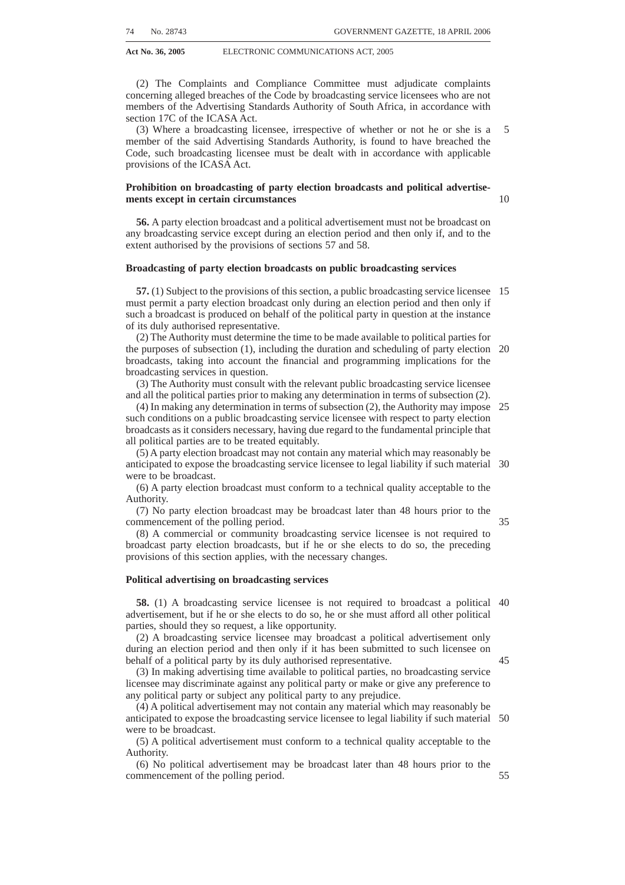(2) The Complaints and Compliance Committee must adjudicate complaints concerning alleged breaches of the Code by broadcasting service licensees who are not members of the Advertising Standards Authority of South Africa, in accordance with section 17C of the ICASA Act.

(3) Where a broadcasting licensee, irrespective of whether or not he or she is a member of the said Advertising Standards Authority, is found to have breached the Code, such broadcasting licensee must be dealt with in accordance with applicable provisions of the ICASA Act.

**Prohibition on broadcasting of party election broadcasts and political advertisements except in certain circumstances**

**56.** A party election broadcast and a political advertisement must not be broadcast on any broadcasting service except during an election period and then only if, and to the extent authorised by the provisions of sections 57 and 58.

**Broadcasting of party election broadcasts on public broadcasting services**

**57.** (1) Subject to the provisions of this section, a public broadcasting service licensee must permit a party election broadcast only during an election period and then only if such a broadcast is produced on behalf of the political party in question at the instance of its duly authorised representative.

(2) The Authority must determine the time to be made available to political parties for the purposes of subsection (1), including the duration and scheduling of party election broadcasts, taking into account the financial and programming implications for the broadcasting services in question.

(3) The Authority must consult with the relevant public broadcasting service licensee and all the political parties prior to making any determination in terms of subsection (2).

(4) In making any determination in terms of subsection (2), the Authority may impose such conditions on a public broadcasting service licensee with respect to party election broadcasts as it considers necessary, having due regard to the fundamental principle that all political parties are to be treated equitably.

(5) A party election broadcast may not contain any material which may reasonably be anticipated to expose the broadcasting service licensee to legal liability if such material were to be broadcast.

(6) A party election broadcast must conform to a technical quality acceptable to the Authority.

(7) No party election broadcast may be broadcast later than 48 hours prior to the commencement of the polling period.

(8) A commercial or community broadcasting service licensee is not required to broadcast party election broadcasts, but if he or she elects to do so, the preceding provisions of this section applies, with the necessary changes.

**Political advertising on broadcasting services**

**58.** (1) A broadcasting service licensee is not required to broadcast a political advertisement, but if he or she elects to do so, he or she must afford all other political parties, should they so request, a like opportunity.

(2) A broadcasting service licensee may broadcast a political advertisement only during an election period and then only if it has been submitted to such licensee on behalf of a political party by its duly authorised representative.

(3) In making advertising time available to political parties, no broadcasting service licensee may discriminate against any political party or make or give any preference to any political party or subject any political party to any prejudice.

(4) A political advertisement may not contain any material which may reasonably be anticipated to expose the broadcasting service licensee to legal liability if such material were to be broadcast.

(5) A political advertisement must conform to a technical quality acceptable to the Authority.

(6) No political advertisement may be broadcast later than 48 hours prior to the commencement of the polling period.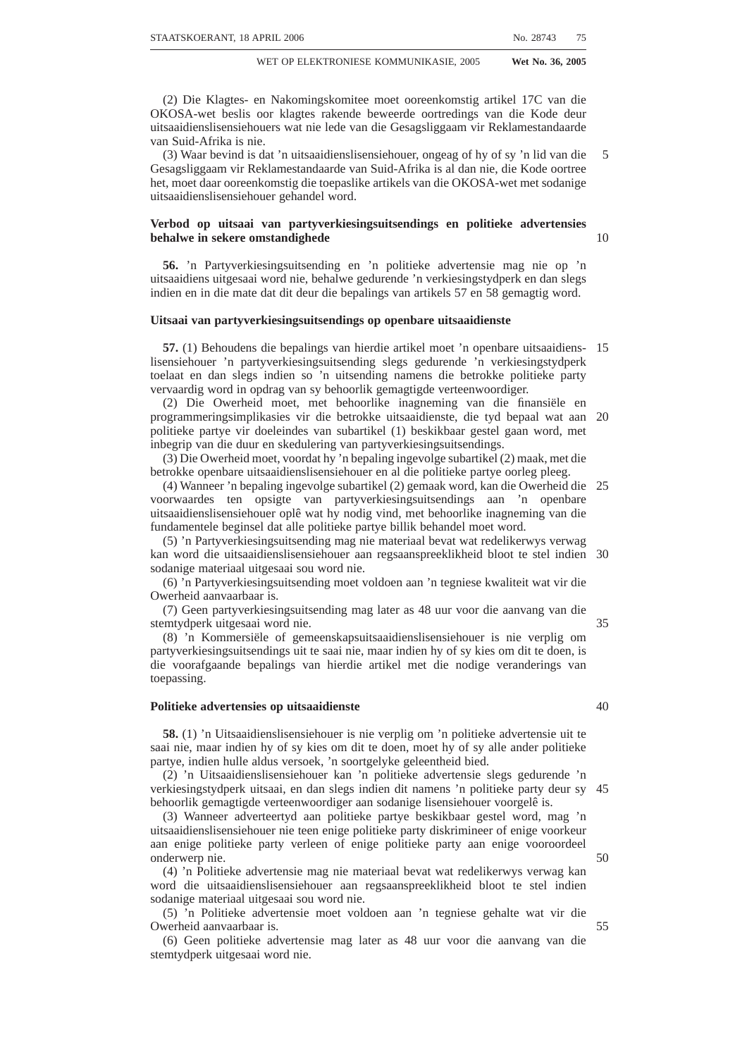(2) Die Klagtes- en Nakomingskomitee moet ooreenkomstig artikel 17C van die OKOSA-wet beslis oor klagtes rakende beweerde oortredings van die Kode deur uitsaaidienslisensiehouers wat nie lede van die Gesagsliggaam vir Reklamestandaarde van Suid-Afrika is nie.

(3) Waar bevind is dat 'n uitsaaidienslisensiehouer, ongeag of hy of sy 'n lid van die Gesagsliggaam vir Reklamestandaarde van Suid-Afrika is al dan nie, die Kode oortree het, moet daar ooreenkomstig die toepaslike artikels van die OKOSA-wet met sodanige uitsaaidienslisensiehouer gehandel word.

**Verbod op uitsaai van partyverkiesingsuitsendings en politieke advertensies behalwe in sekere omstandighede**

**56.** 'n Partyverkiesingsuitsending en 'n politieke advertensie mag nie op 'n uitsaaidiens uitgesaai word nie, behalwe gedurende 'n verkiesingstydperk en dan slegs indien en in die mate dat dit deur die bepalings van artikels 57 en 58 gemagtig word.

**Uitsaai van partyverkiesingsuitsendings op openbare uitsaaidienste**

**57.** (1) Behoudens die bepalings van hierdie artikel moet 'n openbare uitsaaidienslisensiehouer 'n partyverkiesingsuitsending slegs gedurende 'n verkiesingstydperk toelaat en dan slegs indien so 'n uitsending namens die betrokke politieke party vervaardig word in opdrag van sy behoorlik gemagtigde verteenwoordiger.

(2) Die Owerheid moet, met behoorlike inagneming van die finansiële en programmeringsimplikasies vir die betrokke uitsaaidienste, die tyd bepaal wat aan politieke partye vir doeleindes van subartikel (1) beskikbaar gestel gaan word, met inbegrip van die duur en skedulering van partyverkiesingsuitsendings.

(3) Die Owerheid moet, voordat hy 'n bepaling ingevolge subartikel (2) maak, met die betrokke openbare uitsaaidienslisensiehouer en al die politieke partye oorleg pleeg.

(4) Wanneer 'n bepaling ingevolge subartikel (2) gemaak word, kan die Owerheid die voorwaardes ten opsigte van partyverkiesingsuitsendings aan 'n openbare uitsaaidienslisensiehouer oplê wat hy nodig vind, met behoorlike inagneming van die fundamentele beginsel dat alle politieke partye billik behandel moet word.

(5) 'n Partyverkiesingsuitsending mag nie materiaal bevat wat redelikerwys verwag kan word die uitsaaidienslisensiehouer aan regsaanspreeklikheid bloot te stel indien sodanige materiaal uitgesaai sou word nie.

(6) 'n Partyverkiesingsuitsending moet voldoen aan 'n tegniese kwaliteit wat vir die Owerheid aanvaarbaar is.

(7) Geen partyverkiesingsuitsending mag later as 48 uur voor die aanvang van die stemtydperk uitgesaai word nie.

(8) 'n Kommersiële of gemeenskapsuitsaaidienslisensiehouer is nie verplig om partyverkiesingsuitsendings uit te saai nie, maar indien hy of sy kies om dit te doen, is die voorafgaande bepalings van hierdie artikel met die nodige veranderings van toepassing.

**Politieke advertensies op uitsaaidienste**

**58.** (1) 'n Uitsaaidienslisensiehouer is nie verplig om 'n politieke advertensie uit te saai nie, maar indien hy of sy kies om dit te doen, moet hy of sy alle ander politieke partye, indien hulle aldus versoek, 'n soortgelyke geleentheid bied.

(2) 'n Uitsaaidienslisensiehouer kan 'n politieke advertensie slegs gedurende 'n verkiesingstydperk uitsaai, en dan slegs indien dit namens 'n politieke party deur sy behoorlik gemagtigde verteenwoordiger aan sodanige lisensiehouer voorgelê is.

(3) Wanneer adverteertyd aan politieke partye beskikbaar gestel word, mag 'n uitsaaidienslisensiehouer nie teen enige politieke party diskrimineer of enige voorkeur aan enige politieke party verleen of enige politieke party aan enige vooroordeel onderwerp nie.

(4) 'n Politieke advertensie mag nie materiaal bevat wat redelikerwys verwag kan word die uitsaaidienslisensiehouer aan regsaanspreeklikheid bloot te stel indien sodanige materiaal uitgesaai sou word nie.

(5) 'n Politieke advertensie moet voldoen aan 'n tegniese gehalte wat vir die Owerheid aanvaarbaar is.

(6) Geen politieke advertensie mag later as 48 uur voor die aanvang van die stemtydperk uitgesaai word nie.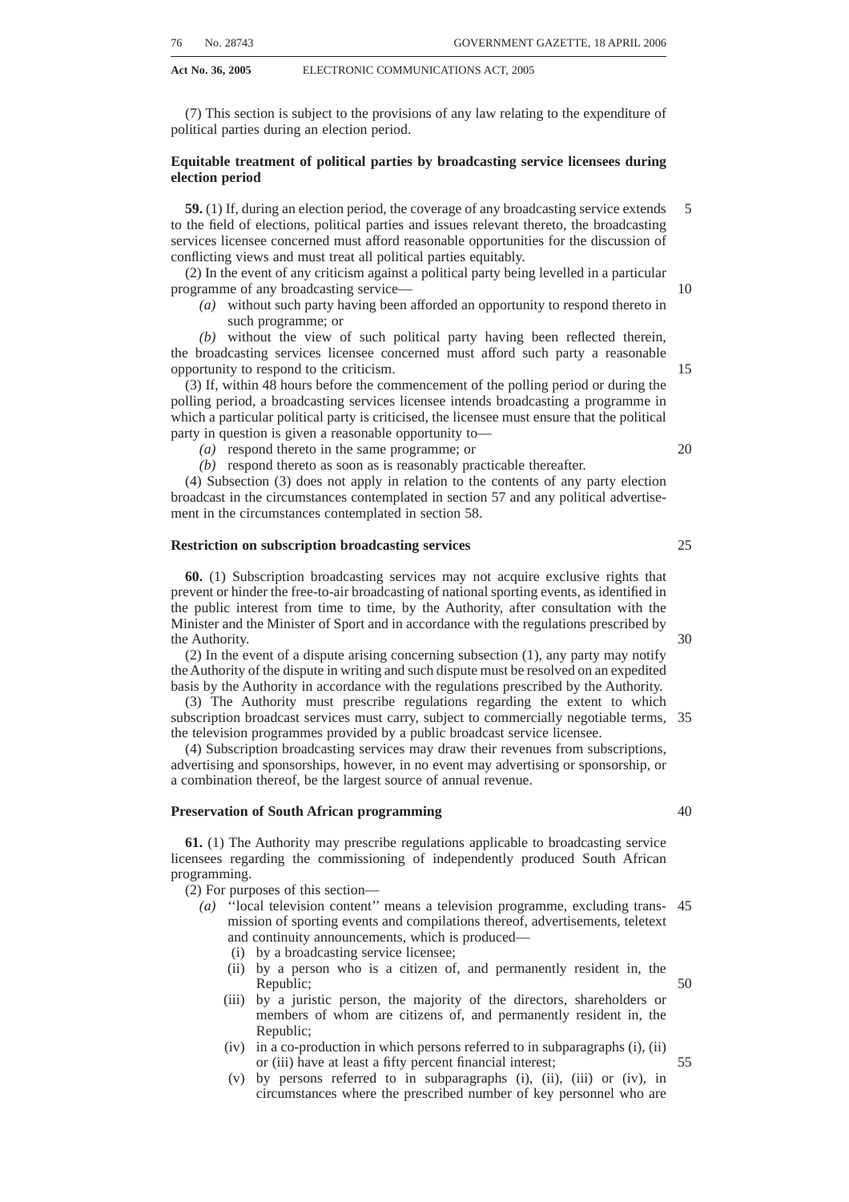(7) This section is subject to the provisions of any law relating to the expenditure of political parties during an election period.

**Equitable treatment of political parties by broadcasting service licensees during election period**

**59.** (1) If, during an election period, the coverage of any broadcasting service extends to the field of elections, political parties and issues relevant thereto, the broadcasting services licensee concerned must afford reasonable opportunities for the discussion of conflicting views and must treat all political parties equitably.

(2) In the event of any criticism against a political party being levelled in a particular programme of any broadcasting service—

*(a)* without such party having been afforded an opportunity to respond thereto in such programme; or

*(b)* without the view of such political party having been reflected therein,

the broadcasting services licensee concerned must afford such party a reasonable opportunity to respond to the criticism.

(3) If, within 48 hours before the commencement of the polling period or during the polling period, a broadcasting services licensee intends broadcasting a programme in which a particular political party is criticised, the licensee must ensure that the political party in question is given a reasonable opportunity to—

*(a)* respond thereto in the same programme; or

*(b)* respond thereto as soon as is reasonably practicable thereafter.

(4) Subsection (3) does not apply in relation to the contents of any party election broadcast in the circumstances contemplated in section 57 and any political advertisement in the circumstances contemplated in section 58.

**Restriction on subscription broadcasting services**

**60.** (1) Subscription broadcasting services may not acquire exclusive rights that prevent or hinder the free-to-air broadcasting of national sporting events, as identified in the public interest from time to time, by the Authority, after consultation with the Minister and the Minister of Sport and in accordance with the regulations prescribed by the Authority.

(2) In the event of a dispute arising concerning subsection (1), any party may notify the Authority of the dispute in writing and such dispute must be resolved on an expedited basis by the Authority in accordance with the regulations prescribed by the Authority.

(3) The Authority must prescribe regulations regarding the extent to which subscription broadcast services must carry, subject to commercially negotiable terms, the television programmes provided by a public broadcast service licensee.

(4) Subscription broadcasting services may draw their revenues from subscriptions, advertising and sponsorships, however, in no event may advertising or sponsorship, or a combination thereof, be the largest source of annual revenue.

**Preservation of South African programming**

**61.** (1) The Authority may prescribe regulations applicable to broadcasting service licensees regarding the commissioning of independently produced South African programming.

(2) For purposes of this section—

*(a)* ''local television content'' means a television programme, excluding transmission of sporting events and compilations thereof, advertisements, teletext and continuity announcements, which is produced—

(i) by a broadcasting service licensee;

(ii) by a person who is a citizen of, and permanently resident in, the Republic;

(iii) by a juristic person, the majority of the directors, shareholders or members of whom are citizens of, and permanently resident in, the Republic;

(iv) in a co-production in which persons referred to in subparagraphs (i), (ii) or (iii) have at least a fifty percent financial interest;

(v) by persons referred to in subparagraphs (i), (ii), (iii) or (iv), in circumstances where the prescribed number of key personnel who are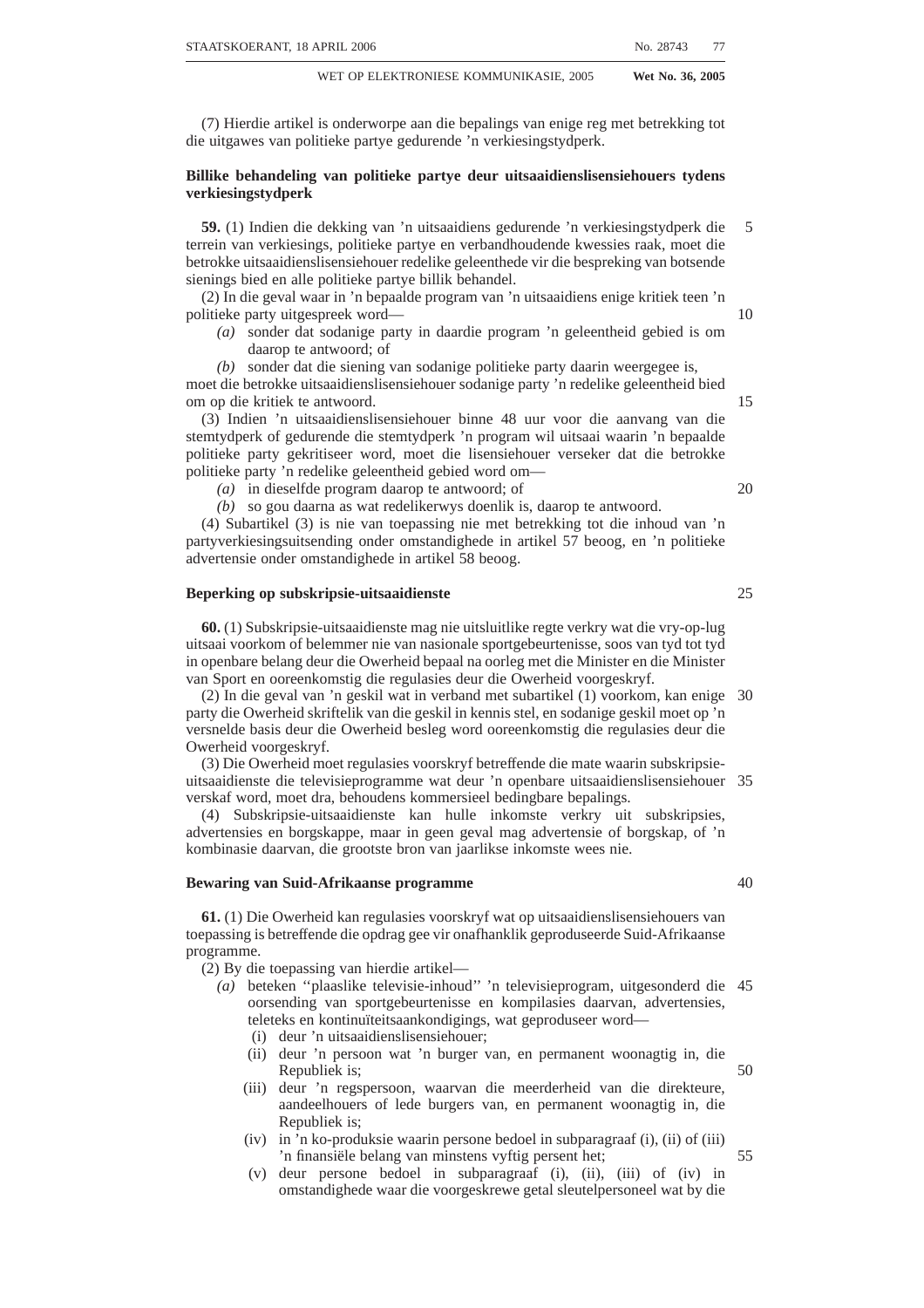(7) Hierdie artikel is onderworpe aan die bepalings van enige reg met betrekking tot die uitgawes van politieke partye gedurende 'n verkiesingstydperk.

**Billike behandeling van politieke partye deur uitsaaidienslisensiehouers tydens verkiesingstydperk**

**59.** (1) Indien die dekking van 'n uitsaaidiens gedurende 'n verkiesingstydperk die terrein van verkiesings, politieke partye en verbandhoudende kwessies raak, moet die betrokke uitsaaidienslisensiehouer redelike geleenthede vir die bespreking van botsende sienings bied en alle politieke partye billik behandel.

(2) In die geval waar in 'n bepaalde program van 'n uitsaaidiens enige kritiek teen 'n politieke party uitgespreek word—

*(a)* sonder dat sodanige party in daardie program 'n geleentheid gebied is om daarop te antwoord; of

*(b)* sonder dat die siening van sodanige politieke party daarin weergegee is,

moet die betrokke uitsaaidienslisensiehouer sodanige party 'n redelike geleentheid bied om op die kritiek te antwoord.

(3) Indien 'n uitsaaidienslisensiehouer binne 48 uur voor die aanvang van die stemtydperk of gedurende die stemtydperk 'n program wil uitsaai waarin 'n bepaalde politieke party gekritiseer word, moet die lisensiehouer verseker dat die betrokke politieke party 'n redelike geleentheid gebied word om—

*(a)* in dieselfde program daarop te antwoord; of

*(b)* so gou daarna as wat redelikerwys doenlik is, daarop te antwoord.

(4) Subartikel (3) is nie van toepassing nie met betrekking tot die inhoud van 'n partyverkiesingsuitsending onder omstandighede in artikel 57 beoog, en 'n politieke advertensie onder omstandighede in artikel 58 beoog.

**Beperking op subskripsie-uitsaaidienste**

**60.** (1) Subskripsie-uitsaaidienste mag nie uitsluitlike regte verkry wat die vry-op-lug uitsaai voorkom of belemmer nie van nasionale sportgebeurtenisse, soos van tyd tot tyd in openbare belang deur die Owerheid bepaal na oorleg met die Minister en die Minister van Sport en ooreenkomstig die regulasies deur die Owerheid voorgeskryf.

(2) In die geval van 'n geskil wat in verband met subartikel (1) voorkom, kan enige party die Owerheid skriftelik van die geskil in kennis stel, en sodanige geskil moet op 'n versnelde basis deur die Owerheid besleg word ooreenkomstig die regulasies deur die Owerheid voorgeskryf.

(3) Die Owerheid moet regulasies voorskryf betreffende die mate waarin subskripsie-uitsaaidienste die televisieprogramme wat deur 'n openbare uitsaaidienslisensiehouer verskaf word, moet dra, behoudens kommersieel bedingbare bepalings.

(4) Subskripsie-uitsaaidienste kan hulle inkomste verkry uit subskripsies, advertensies en borgskappe, maar in geen geval mag advertensie of borgskap, of 'n kombinasie daarvan, die grootste bron van jaarlikse inkomste wees nie.

**Bewaring van Suid-Afrikaanse programme**

**61.** (1) Die Owerheid kan regulasies voorskryf wat op uitsaaidienslisensiehouers van toepassing is betreffende die opdrag gee vir onafhanklik geproduseerde Suid-Afrikaanse programme.

(2) By die toepassing van hierdie artikel—

*(a)* beteken ''plaaslike televisie-inhoud'' 'n televisieprogram, uitgesonderd die oorsending van sportgebeurtenisse en kompilasies daarvan, advertensies, teleteks en kontinuïteitsaankondigings, wat geproduseer word—

(i) deur 'n uitsaaidienslisensiehouer;

(ii) deur 'n persoon wat 'n burger van, en permanent woonagtig in, die Republiek is;

(iii) deur 'n regspersoon, waarvan die meerderheid van die direkteure, aandeelhouers of lede burgers van, en permanent woonagtig in, die Republiek is;

(iv) in 'n ko-produksie waarin persone bedoel in subparagraaf (i), (ii) of (iii) 'n finansiële belang van minstens vyftig persent het;

(v) deur persone bedoel in subparagraaf (i), (ii), (iii) of (iv) in omstandighede waar die voorgeskrewe getal sleutelpersoneel wat by die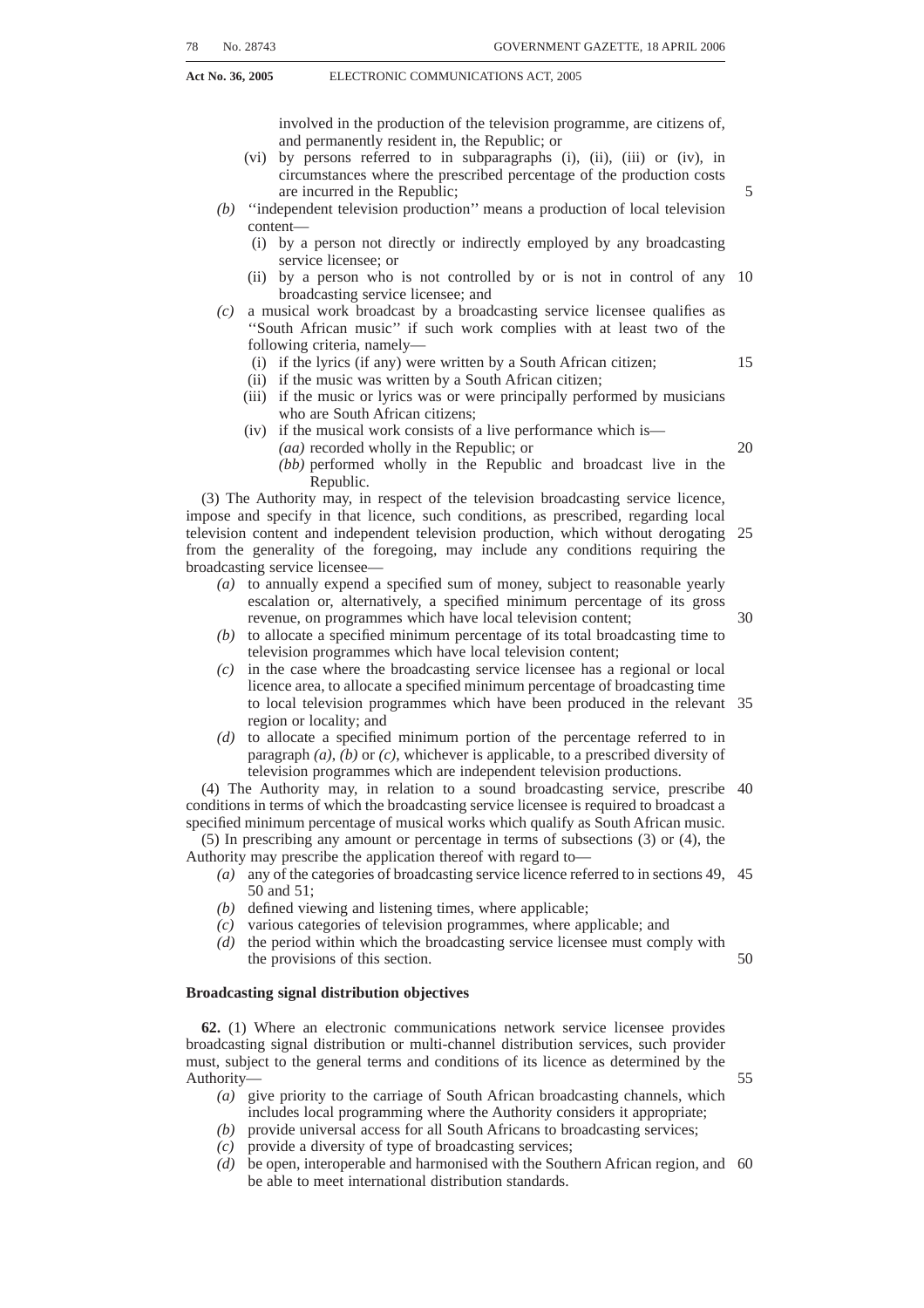involved in the production of the television programme, are citizens of, and permanently resident in, the Republic; or

(vi) by persons referred to in subparagraphs (i), (ii), (iii) or (iv), in circumstances where the prescribed percentage of the production costs are incurred in the Republic;

*(b)* ''independent television production'' means a production of local television content—

(i) by a person not directly or indirectly employed by any broadcasting service licensee; or

(ii) by a person who is not controlled by or is not in control of any broadcasting service licensee; and

*(c)* a musical work broadcast by a broadcasting service licensee qualifies as ''South African music'' if such work complies with at least two of the following criteria, namely—

(i) if the lyrics (if any) were written by a South African citizen;

(ii) if the music was written by a South African citizen;

(iii) if the music or lyrics was or were principally performed by musicians who are South African citizens;

(iv) if the musical work consists of a live performance which is—

*(aa)* recorded wholly in the Republic; or

*(bb)* performed wholly in the Republic and broadcast live in the Republic.

(3) The Authority may, in respect of the television broadcasting service licence, impose and specify in that licence, such conditions, as prescribed, regarding local television content and independent television production, which without derogating from the generality of the foregoing, may include any conditions requiring the broadcasting service licensee—

*(a)* to annually expend a specified sum of money, subject to reasonable yearly escalation or, alternatively, a specified minimum percentage of its gross revenue, on programmes which have local television content;

*(b)* to allocate a specified minimum percentage of its total broadcasting time to television programmes which have local television content;

*(c)* in the case where the broadcasting service licensee has a regional or local licence area, to allocate a specified minimum percentage of broadcasting time to local television programmes which have been produced in the relevant region or locality; and

*(d)* to allocate a specified minimum portion of the percentage referred to in paragraph *(a)*, *(b)* or *(c)*, whichever is applicable, to a prescribed diversity of television programmes which are independent television productions.

(4) The Authority may, in relation to a sound broadcasting service, prescribe conditions in terms of which the broadcasting service licensee is required to broadcast a specified minimum percentage of musical works which qualify as South African music.

(5) In prescribing any amount or percentage in terms of subsections (3) or (4), the Authority may prescribe the application thereof with regard to—

*(a)* any of the categories of broadcasting service licence referred to in sections 49, 50 and 51;

*(b)* defined viewing and listening times, where applicable;

*(c)* various categories of television programmes, where applicable; and

*(d)* the period within which the broadcasting service licensee must comply with the provisions of this section.

**Broadcasting signal distribution objectives**

**62.** (1) Where an electronic communications network service licensee provides broadcasting signal distribution or multi-channel distribution services, such provider must, subject to the general terms and conditions of its licence as determined by the Authority—

*(a)* give priority to the carriage of South African broadcasting channels, which includes local programming where the Authority considers it appropriate;

*(b)* provide universal access for all South Africans to broadcasting services;

*(c)* provide a diversity of type of broadcasting services;

*(d)* be open, interoperable and harmonised with the Southern African region, and be able to meet international distribution standards.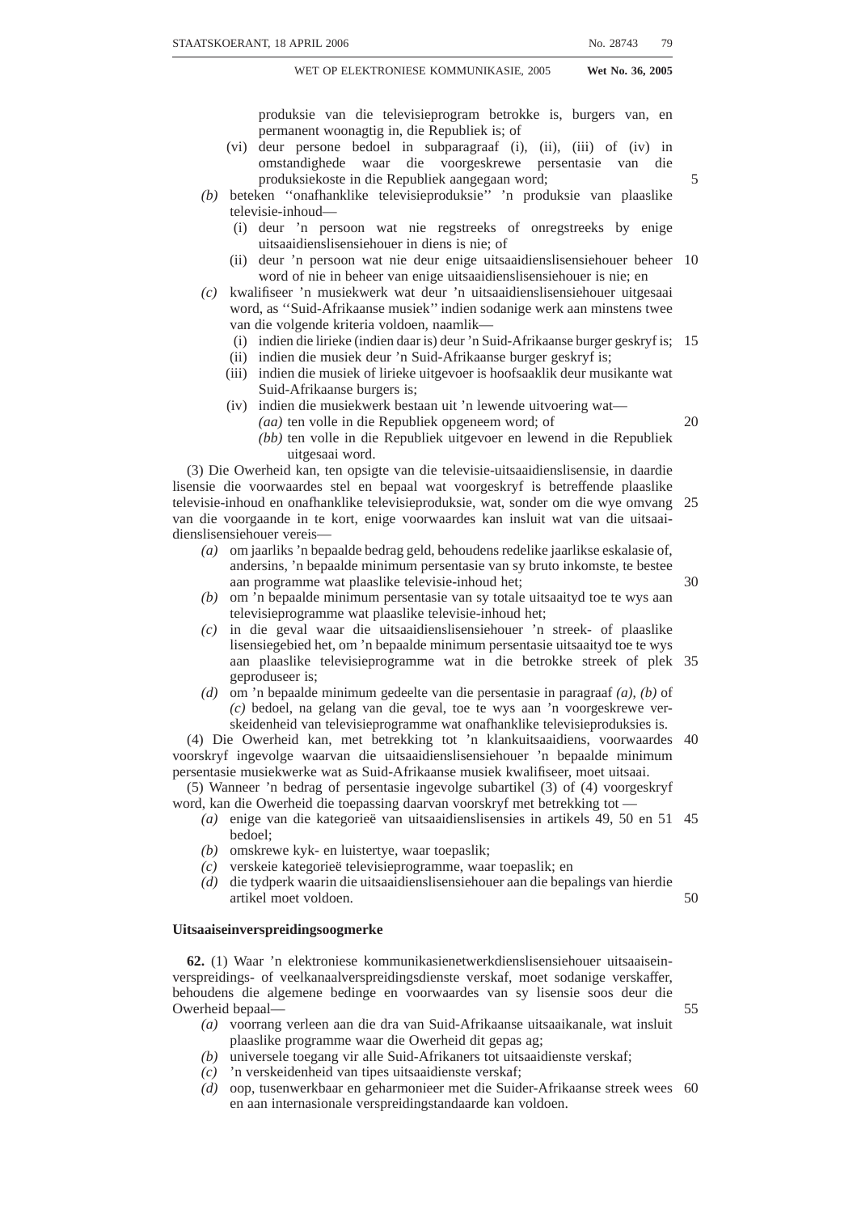produksie van die televisieprogram betrokke is, burgers van, en permanent woonagtig in, die Republiek is; of

(vi) deur persone bedoel in subparagraaf (i), (ii), (iii) of (iv) in omstandighede waar die voorgeskrewe persentasie van die produksiekoste in die Republiek aangegaan word;

*(b)* beteken ''onafhanklike televisieproduksie'' 'n produksie van plaaslike televisie-inhoud—

(i) deur 'n persoon wat nie regstreeks of onregstreeks by enige uitsaaidienslisensiehouer in diens is nie; of

(ii) deur 'n persoon wat nie deur enige uitsaaidienslisensiehouer beheer word of nie in beheer van enige uitsaaidienslisensiehouer is nie; en

*(c)* kwalifiseer 'n musiekwerk wat deur 'n uitsaaidienslisensiehouer uitgesaai word, as ''Suid-Afrikaanse musiek'' indien sodanige werk aan minstens twee van die volgende kriteria voldoen, naamlik—

(i) indien die lirieke (indien daar is) deur 'n Suid-Afrikaanse burger geskryf is;

(ii) indien die musiek deur 'n Suid-Afrikaanse burger geskryf is;

(iii) indien die musiek of lirieke uitgevoer is hoofsaaklik deur musikante wat Suid-Afrikaanse burgers is;

(iv) indien die musiekwerk bestaan uit 'n lewende uitvoering wat—

*(aa)* ten volle in die Republiek opgeneem word; of

*(bb)* ten volle in die Republiek uitgevoer en lewend in die Republiek uitgesaai word.

(3) Die Owerheid kan, ten opsigte van die televisie-uitsaaidienslisensie, in daardie lisensie die voorwaardes stel en bepaal wat voorgeskryf is betreffende plaaslike televisie-inhoud en onafhanklike televisieproduksie, wat, sonder om die wye omvang van die voorgaande in te kort, enige voorwaardes kan insluit wat van die uitsaaidienslisensiehouer vereis—

*(a)* om jaarliks 'n bepaalde bedrag geld, behoudens redelike jaarlikse eskalasie of, andersins, 'n bepaalde minimum persentasie van sy bruto inkomste, te bestee aan programme wat plaaslike televisie-inhoud het;

*(b)* om 'n bepaalde minimum persentasie van sy totale uitsaaityd toe te wys aan televisieprogramme wat plaaslike televisie-inhoud het;

*(c)* in die geval waar die uitsaaidienslisensiehouer 'n streek- of plaaslike lisensiegebied het, om 'n bepaalde minimum persentasie uitsaaityd toe te wys aan plaaslike televisieprogramme wat in die betrokke streek of plek geproduseer is;

*(d)* om 'n bepaalde minimum gedeelte van die persentasie in paragraaf *(a)*, *(b)* of *(c)* bedoel, na gelang van die geval, toe te wys aan 'n voorgeskrewe verskeidenheid van televisieprogramme wat onafhanklike televisieproduksies is.

(4) Die Owerheid kan, met betrekking tot 'n klankuitsaaidiens, voorwaardes voorskryf ingevolge waarvan die uitsaaidienslisensiehouer 'n bepaalde minimum persentasie musiekwerke wat as Suid-Afrikaanse musiek kwalifiseer, moet uitsaai.

(5) Wanneer 'n bedrag of persentasie ingevolge subartikel (3) of (4) voorgeskryf word, kan die Owerheid die toepassing daarvan voorskryf met betrekking tot —

*(a)* enige van die kategorieë van uitsaaidienslisensies in artikels 49, 50 en 51 bedoel;

*(b)* omskrewe kyk- en luistertye, waar toepaslik;

*(c)* verskeie kategorieë televisieprogramme, waar toepaslik; en

*(d)* die tydperk waarin die uitsaaidienslisensiehouer aan die bepalings van hierdie artikel moet voldoen.

**Uitsaaiseinverspreidingsoogmerke**

**62.** (1) Waar 'n elektroniese kommunikasienetwerkdienslisensiehouer uitsaaiseinverspreidings- of veelkanaalverspreidingsdienste verskaf, moet sodanige verskaffer, behoudens die algemene bedinge en voorwaardes van sy lisensie soos deur die Owerheid bepaal—

*(a)* voorrang verleen aan die dra van Suid-Afrikaanse uitsaaikanale, wat insluit plaaslike programme waar die Owerheid dit gepas ag;

*(b)* universele toegang vir alle Suid-Afrikaners tot uitsaaidienste verskaf;

*(c)* 'n verskeidenheid van tipes uitsaaidienste verskaf;

*(d)* oop, tusenwerkbaar en geharmonieer met die Suider-Afrikaanse streek wees en aan internasionale verspreidingstandaarde kan voldoen.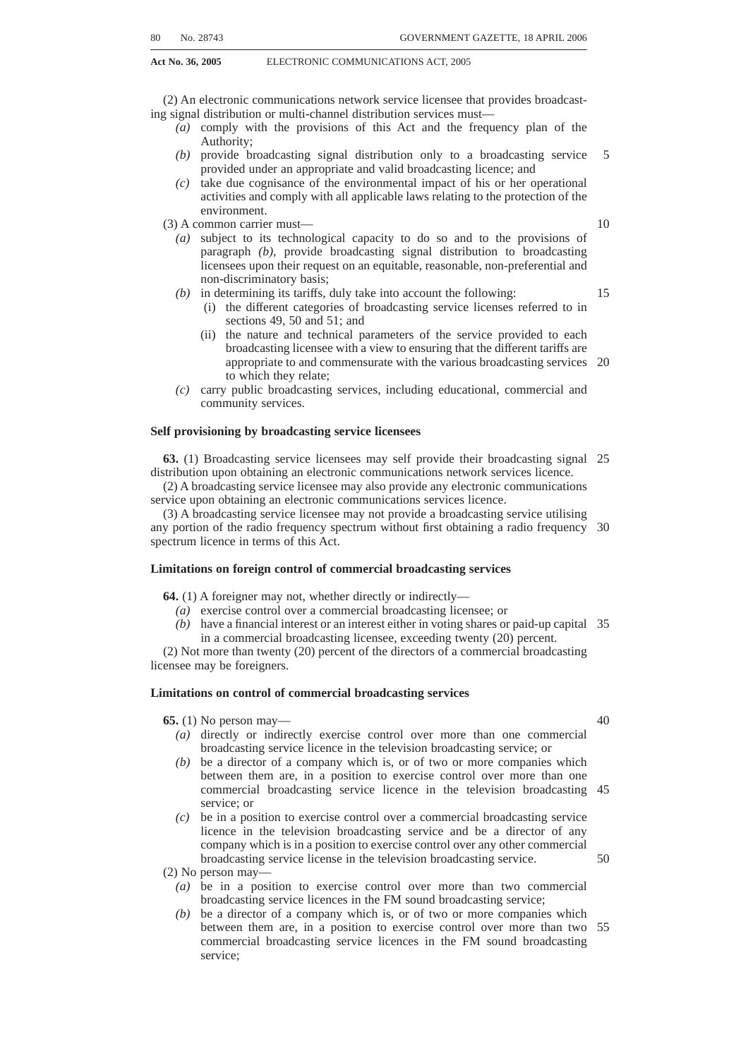(2) An electronic communications network service licensee that provides broadcasting signal distribution or multi-channel distribution services must—

*(a)* comply with the provisions of this Act and the frequency plan of the Authority;

*(b)* provide broadcasting signal distribution only to a broadcasting service provided under an appropriate and valid broadcasting licence; and

*(c)* take due cognisance of the environmental impact of his or her operational activities and comply with all applicable laws relating to the protection of the environment.

(3) A common carrier must—

*(a)* subject to its technological capacity to do so and to the provisions of paragraph *(b)*, provide broadcasting signal distribution to broadcasting licensees upon their request on an equitable, reasonable, non-preferential and non-discriminatory basis;

*(b)* in determining its tariffs, duly take into account the following:

(i) the different categories of broadcasting service licenses referred to in sections 49, 50 and 51; and

(ii) the nature and technical parameters of the service provided to each broadcasting licensee with a view to ensuring that the different tariffs are appropriate to and commensurate with the various broadcasting services to which they relate;

*(c)* carry public broadcasting services, including educational, commercial and community services.

**Self provisioning by broadcasting service licensees**

**63.** (1) Broadcasting service licensees may self provide their broadcasting signal distribution upon obtaining an electronic communications network services licence.

(2) A broadcasting service licensee may also provide any electronic communications service upon obtaining an electronic communications services licence.

(3) A broadcasting service licensee may not provide a broadcasting service utilising any portion of the radio frequency spectrum without first obtaining a radio frequency spectrum licence in terms of this Act.

**Limitations on foreign control of commercial broadcasting services**

**64.** (1) A foreigner may not, whether directly or indirectly—

*(a)* exercise control over a commercial broadcasting licensee; or

*(b)* have a financial interest or an interest either in voting shares or paid-up capital in a commercial broadcasting licensee, exceeding twenty (20) percent.

(2) Not more than twenty (20) percent of the directors of a commercial broadcasting licensee may be foreigners.

**Limitations on control of commercial broadcasting services**

**65.** (1) No person may—

*(a)* directly or indirectly exercise control over more than one commercial broadcasting service licence in the television broadcasting service; or

*(b)* be a director of a company which is, or of two or more companies which between them are, in a position to exercise control over more than one commercial broadcasting service licence in the television broadcasting service; or

*(c)* be in a position to exercise control over a commercial broadcasting service licence in the television broadcasting service and be a director of any company which is in a position to exercise control over any other commercial broadcasting service license in the television broadcasting service.

(2) No person may—

*(a)* be in a position to exercise control over more than two commercial broadcasting service licences in the FM sound broadcasting service;

*(b)* be a director of a company which is, or of two or more companies which between them are, in a position to exercise control over more than two commercial broadcasting service licences in the FM sound broadcasting service;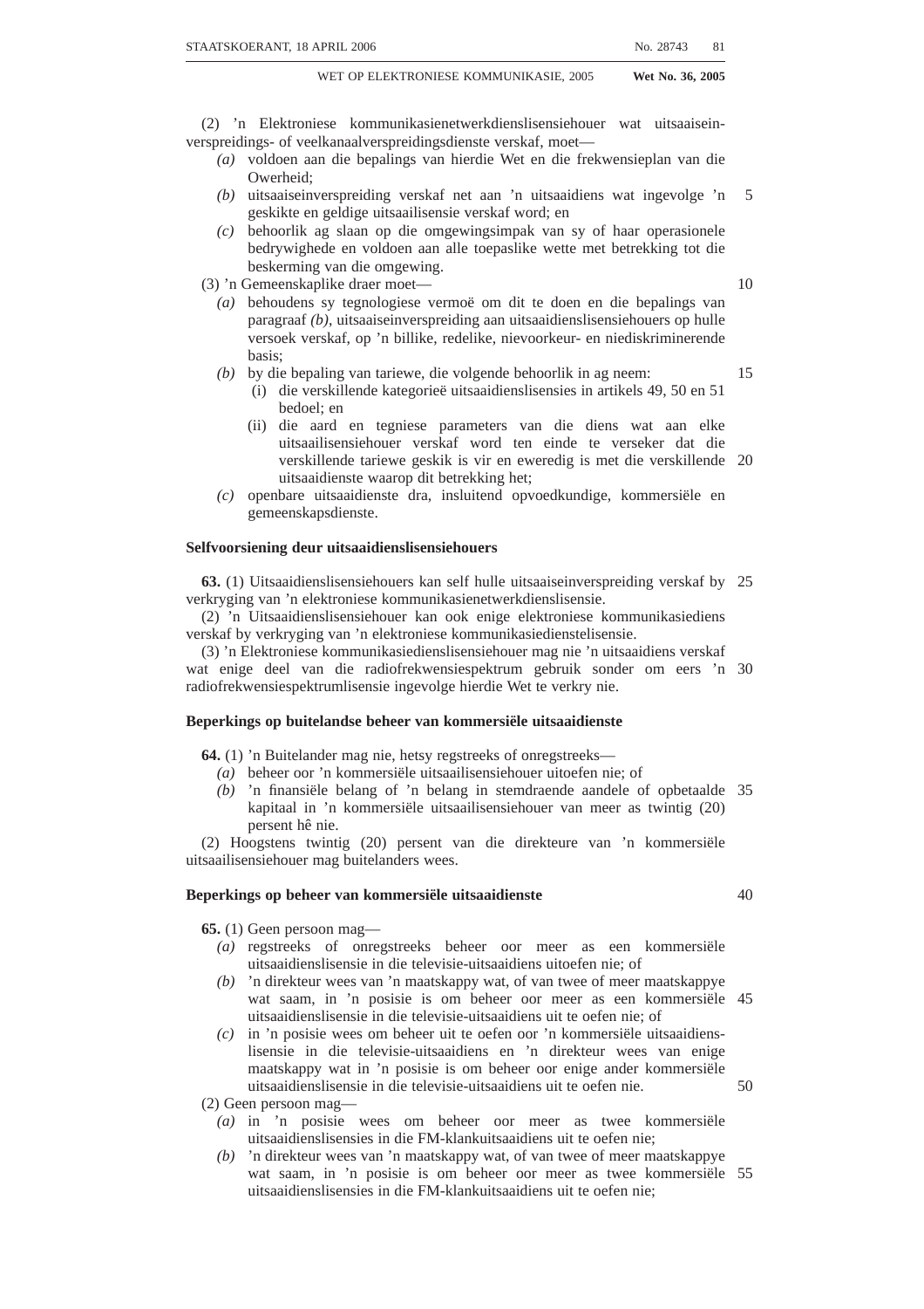(2) 'n Elektroniese kommunikasienetwerkdienslisensiehouer wat uitsaaiseinverspreidings- of veelkanaalverspreidingsdienste verskaf, moet—

*(a)* voldoen aan die bepalings van hierdie Wet en die frekwensieplan van die Owerheid;

*(b)* uitsaaiseinverspreiding verskaf net aan 'n uitsaaidiens wat ingevolge 'n geskikte en geldige uitsaailisensie verskaf word; en

*(c)* behoorlik ag slaan op die omgewingsimpak van sy of haar operasionele bedrywighede en voldoen aan alle toepaslike wette met betrekking tot die beskerming van die omgewing.

(3) 'n Gemeenskaplike draer moet—

*(a)* behoudens sy tegnologiese vermoë om dit te doen en die bepalings van paragraaf *(b)*, uitsaaiseinverspreiding aan uitsaaidienslisensiehouers op hulle versoek verskaf, op 'n billike, redelike, nievoorkeur- en niediskriminerende basis;

*(b)* by die bepaling van tariewe, die volgende behoorlik in ag neem:

(i) die verskillende kategorieë uitsaaidienslisensies in artikels 49, 50 en 51 bedoel; en

(ii) die aard en tegniese parameters van die diens wat aan elke uitsaailisensiehouer verskaf word ten einde te verseker dat die verskillende tariewe geskik is vir en eweredig is met die verskillende uitsaaidienste waarop dit betrekking het;

*(c)* openbare uitsaaidienste dra, insluitend opvoedkundige, kommersiële en gemeenskapsdienste.

**Selfvoorsiening deur uitsaaidienslisensiehouers**

**63.** (1) Uitsaaidienslisensiehouers kan self hulle uitsaaiseinverspreiding verskaf by verkryging van 'n elektroniese kommunikasienetwerkdienslisensie.

(2) 'n Uitsaaidienslisensiehouer kan ook enige elektroniese kommunikasiediens verskaf by verkryging van 'n elektroniese kommunikasiedienstelisensie.

(3) 'n Elektroniese kommunikasiedienslisensiehouer mag nie 'n uitsaaidiens verskaf wat enige deel van die radiofrekwensiespektrum gebruik sonder om eers 'n radiofrekwensiespektrumlisensie ingevolge hierdie Wet te verkry nie.

**Beperkings op buitelandse beheer van kommersiële uitsaaidienste**

**64.** (1) 'n Buitelander mag nie, hetsy regstreeks of onregstreeks—

*(a)* beheer oor 'n kommersiële uitsaailisensiehouer uitoefen nie; of

*(b)* 'n finansiële belang of 'n belang in stemdraende aandele of opbetaalde kapitaal in 'n kommersiële uitsaailisensiehouer van meer as twintig (20) persent hê nie.

(2) Hoogstens twintig (20) persent van die direkteure van 'n kommersiële uitsaailisensiehouer mag buitelanders wees.

**Beperkings op beheer van kommersiële uitsaaidienste**

**65.** (1) Geen persoon mag—

*(a)* regstreeks of onregstreeks beheer oor meer as een kommersiële uitsaaidienslisensie in die televisie-uitsaaidiens uitoefen nie; of

*(b)* 'n direkteur wees van 'n maatskappy wat, of van twee of meer maatskappye wat saam, in 'n posisie is om beheer oor meer as een kommersiële uitsaaidienslisensie in die televisie-uitsaaidiens uit te oefen nie; of

*(c)* in 'n posisie wees om beheer uit te oefen oor 'n kommersiële uitsaaidienslisensie in die televisie-uitsaaidiens en 'n direkteur wees van enige maatskappy wat in 'n posisie is om beheer oor enige ander kommersiële uitsaaidienslisensie in die televisie-uitsaaidiens uit te oefen nie.

(2) Geen persoon mag—

*(a)* in 'n posisie wees om beheer oor meer as twee kommersiële uitsaaidienslisensies in die FM-klankuitsaaidiens uit te oefen nie;

*(b)* 'n direkteur wees van 'n maatskappy wat, of van twee of meer maatskappye wat saam, in 'n posisie is om beheer oor meer as twee kommersiële uitsaaidienslisensies in die FM-klankuitsaaidiens uit te oefen nie;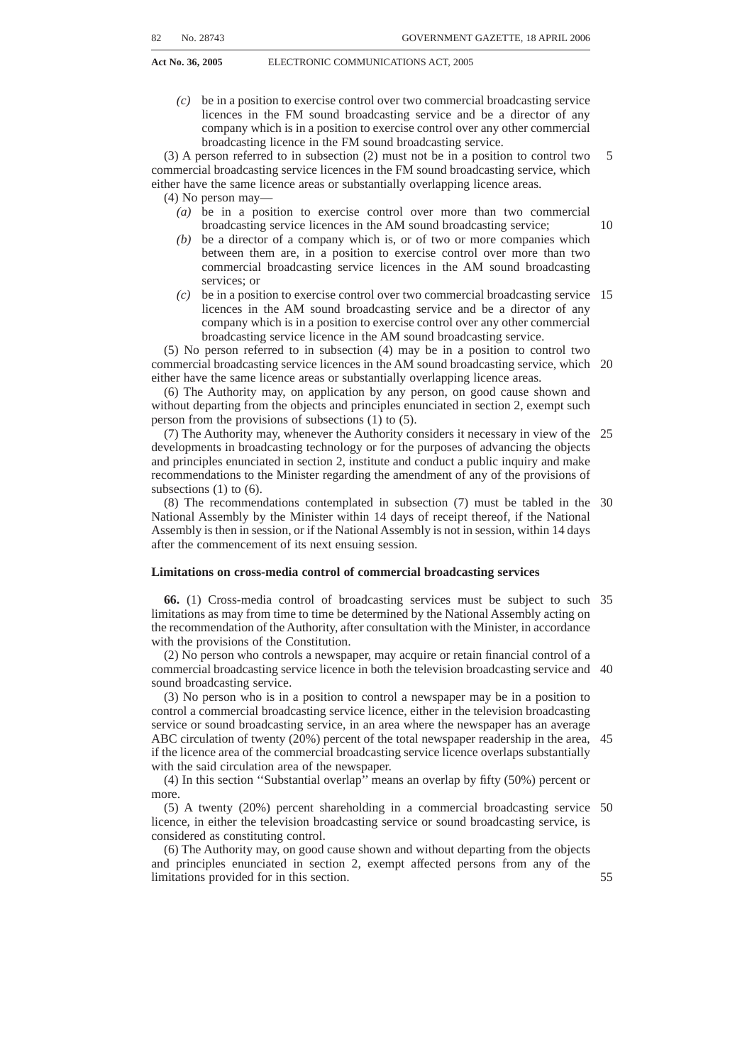*(c)* be in a position to exercise control over two commercial broadcasting service licences in the FM sound broadcasting service and be a director of any company which is in a position to exercise control over any other commercial broadcasting licence in the FM sound broadcasting service.

(3) A person referred to in subsection (2) must not be in a position to control two commercial broadcasting service licences in the FM sound broadcasting service, which either have the same licence areas or substantially overlapping licence areas.

(4) No person may—

*(a)* be in a position to exercise control over more than two commercial broadcasting service licences in the AM sound broadcasting service;

*(b)* be a director of a company which is, or of two or more companies which between them are, in a position to exercise control over more than two commercial broadcasting service licences in the AM sound broadcasting services; or

*(c)* be in a position to exercise control over two commercial broadcasting service licences in the AM sound broadcasting service and be a director of any company which is in a position to exercise control over any other commercial broadcasting service licence in the AM sound broadcasting service.

(5) No person referred to in subsection (4) may be in a position to control two commercial broadcasting service licences in the AM sound broadcasting service, which either have the same licence areas or substantially overlapping licence areas.

(6) The Authority may, on application by any person, on good cause shown and without departing from the objects and principles enunciated in section 2, exempt such person from the provisions of subsections (1) to (5).

(7) The Authority may, whenever the Authority considers it necessary in view of the developments in broadcasting technology or for the purposes of advancing the objects and principles enunciated in section 2, institute and conduct a public inquiry and make recommendations to the Minister regarding the amendment of any of the provisions of subsections (1) to (6).

(8) The recommendations contemplated in subsection (7) must be tabled in the National Assembly by the Minister within 14 days of receipt thereof, if the National Assembly is then in session, or if the National Assembly is not in session, within 14 days after the commencement of its next ensuing session.

**Limitations on cross-media control of commercial broadcasting services**

**66.** (1) Cross-media control of broadcasting services must be subject to such limitations as may from time to time be determined by the National Assembly acting on the recommendation of the Authority, after consultation with the Minister, in accordance with the provisions of the Constitution.

(2) No person who controls a newspaper, may acquire or retain financial control of a commercial broadcasting service licence in both the television broadcasting service and sound broadcasting service.

(3) No person who is in a position to control a newspaper may be in a position to control a commercial broadcasting service licence, either in the television broadcasting service or sound broadcasting service, in an area where the newspaper has an average ABC circulation of twenty (20%) percent of the total newspaper readership in the area, if the licence area of the commercial broadcasting service licence overlaps substantially with the said circulation area of the newspaper.

(4) In this section ''Substantial overlap'' means an overlap by fifty (50%) percent or more.

(5) A twenty (20%) percent shareholding in a commercial broadcasting service licence, in either the television broadcasting service or sound broadcasting service, is considered as constituting control.

(6) The Authority may, on good cause shown and without departing from the objects and principles enunciated in section 2, exempt affected persons from any of the limitations provided for in this section.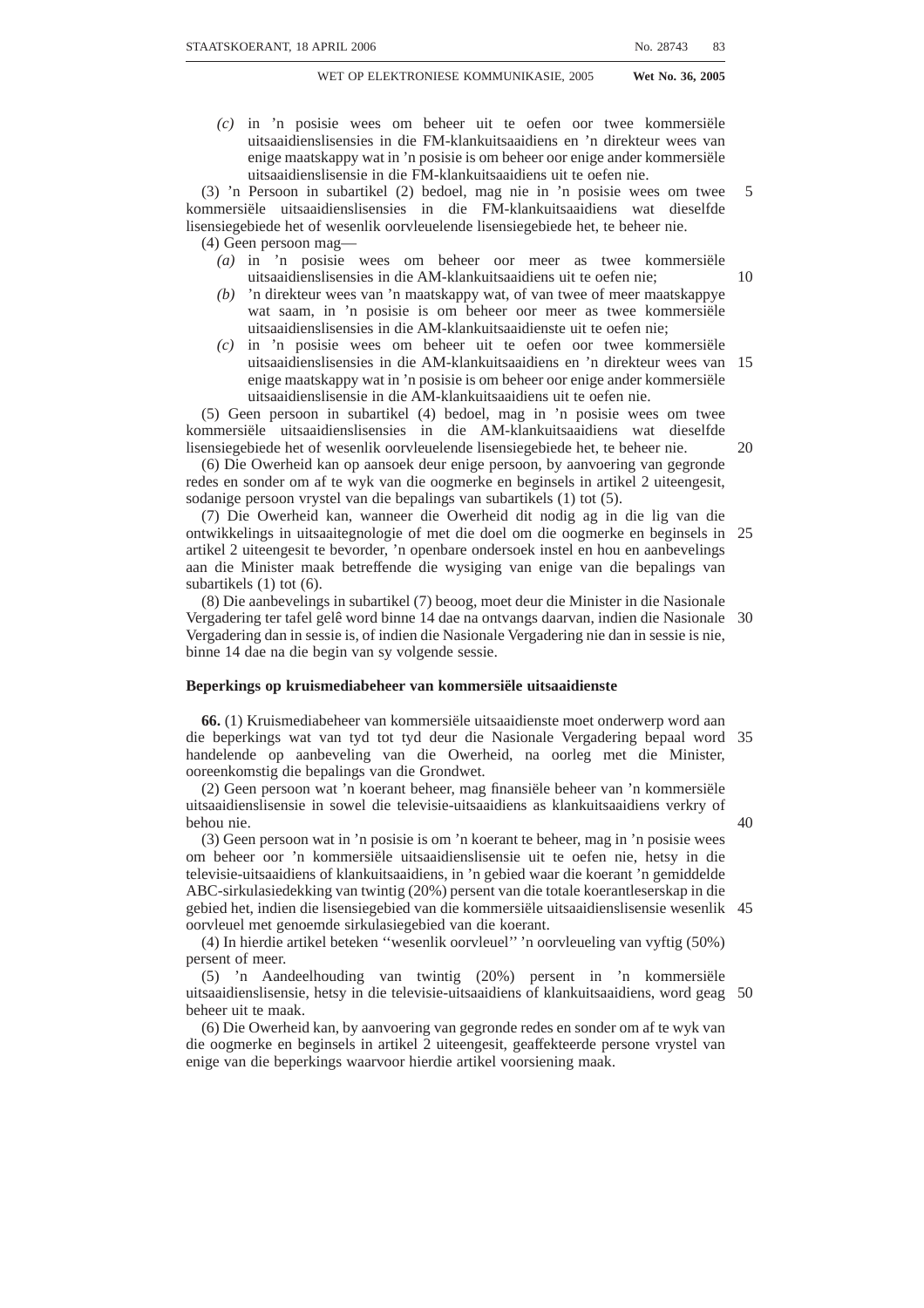*(c)* in 'n posisie wees om beheer uit te oefen oor twee kommersiële uitsaaidienslisensies in die FM-klankuitsaaidiens en 'n direkteur wees van enige maatskappy wat in 'n posisie is om beheer oor enige ander kommersiële uitsaaidienslisensie in die FM-klankuitsaaidiens uit te oefen nie.

(3) 'n Persoon in subartikel (2) bedoel, mag nie in 'n posisie wees om twee kommersiële uitsaaidienslisensies in die FM-klankuitsaaidiens wat dieselfde lisensiegebiede het of wesenlik oorvleuelende lisensiegebiede het, te beheer nie.

(4) Geen persoon mag—

*(a)* in 'n posisie wees om beheer oor meer as twee kommersiële uitsaaidienslisensies in die AM-klankuitsaaidiens uit te oefen nie;

*(b)* 'n direkteur wees van 'n maatskappy wat, of van twee of meer maatskappye wat saam, in 'n posisie is om beheer oor meer as twee kommersiële uitsaaidienslisensies in die AM-klankuitsaaidienste uit te oefen nie;

*(c)* in 'n posisie wees om beheer uit te oefen oor twee kommersiële uitsaaidienslisensies in die AM-klankuitsaaidiens en 'n direkteur wees van enige maatskappy wat in 'n posisie is om beheer oor enige ander kommersiële uitsaaidienslisensie in die AM-klankuitsaaidiens uit te oefen nie.

(5) Geen persoon in subartikel (4) bedoel, mag in 'n posisie wees om twee kommersiële uitsaaidienslisensies in die AM-klankuitsaaidiens wat dieselfde lisensiegebiede het of wesenlik oorvleuelende lisensiegebiede het, te beheer nie.

(6) Die Owerheid kan op aansoek deur enige persoon, by aanvoering van gegronde redes en sonder om af te wyk van die oogmerke en beginsels in artikel 2 uiteengesit, sodanige persoon vrystel van die bepalings van subartikels (1) tot (5).

(7) Die Owerheid kan, wanneer die Owerheid dit nodig ag in die lig van die ontwikkelings in uitsaaitegnologie of met die doel om die oogmerke en beginsels in artikel 2 uiteengesit te bevorder, 'n openbare ondersoek instel en hou en aanbevelings aan die Minister maak betreffende die wysiging van enige van die bepalings van subartikels (1) tot (6).

(8) Die aanbevelings in subartikel (7) beoog, moet deur die Minister in die Nasionale Vergadering ter tafel gelê word binne 14 dae na ontvangs daarvan, indien die Nasionale Vergadering dan in sessie is, of indien die Nasionale Vergadering nie dan in sessie is nie, binne 14 dae na die begin van sy volgende sessie.

**Beperkings op kruismediabeheer van kommersiële uitsaaidienste**

**66.** (1) Kruismediabeheer van kommersiële uitsaaidienste moet onderwerp word aan die beperkings wat van tyd tot tyd deur die Nasionale Vergadering bepaal word handelende op aanbeveling van die Owerheid, na oorleg met die Minister, ooreenkomstig die bepalings van die Grondwet.

(2) Geen persoon wat 'n koerant beheer, mag finansiële beheer van 'n kommersiële uitsaaidienslisensie in sowel die televisie-uitsaaidiens as klankuitsaaidiens verkry of behou nie.

(3) Geen persoon wat in 'n posisie is om 'n koerant te beheer, mag in 'n posisie wees om beheer oor 'n kommersiële uitsaaidienslisensie uit te oefen nie, hetsy in die televisie-uitsaaidiens of klankuitsaaidiens, in 'n gebied waar die koerant 'n gemiddelde ABC-sirkulasiedekking van twintig (20%) persent van die totale koerantleserskap in die gebied het, indien die lisensiegebied van die kommersiële uitsaaidienslisensie wesenlik oorvleuel met genoemde sirkulasiegebied van die koerant.

(4) In hierdie artikel beteken ''wesenlik oorvleuel'' 'n oorvleueling van vyftig (50%) persent of meer.

(5) 'n Aandeelhouding van twintig (20%) persent in 'n kommersiële uitsaaidienslisensie, hetsy in die televisie-uitsaaidiens of klankuitsaaidiens, word geag beheer uit te maak.

(6) Die Owerheid kan, by aanvoering van gegronde redes en sonder om af te wyk van die oogmerke en beginsels in artikel 2 uiteengesit, geaffekteerde persone vrystel van enige van die beperkings waarvoor hierdie artikel voorsiening maak.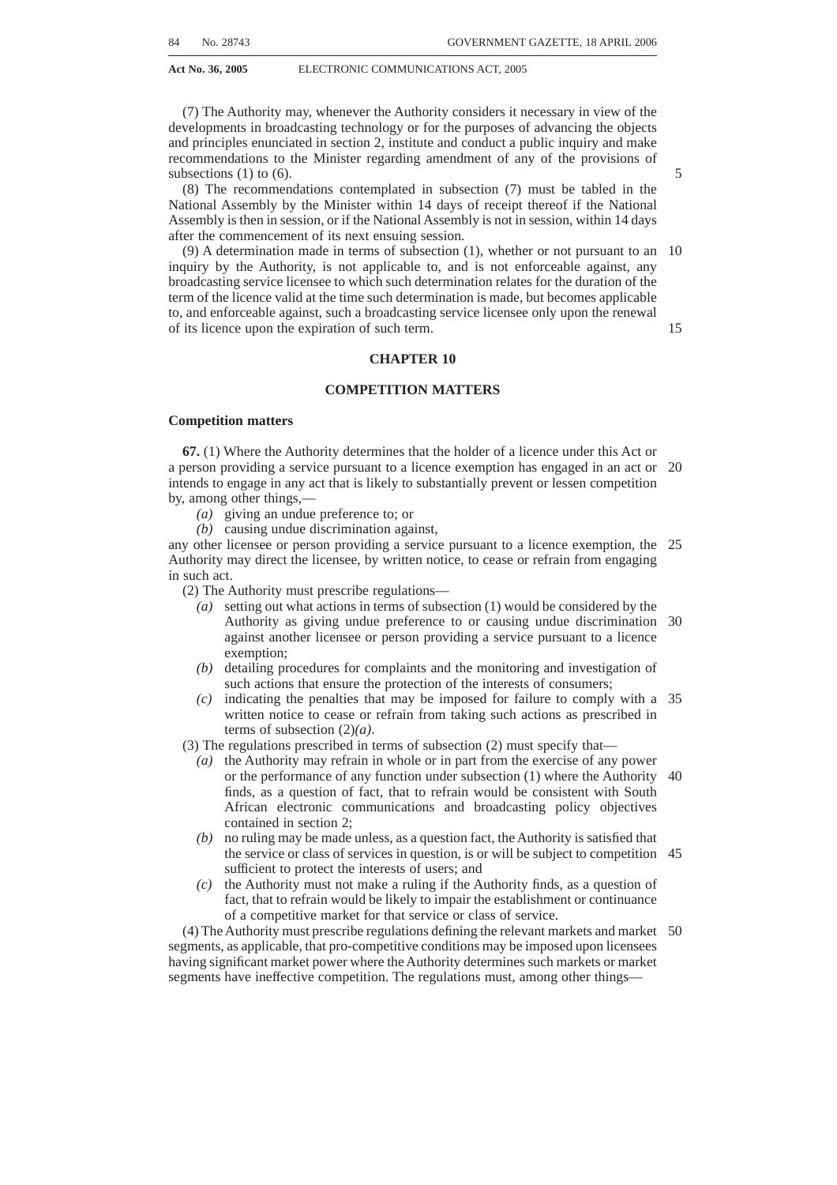(7) The Authority may, whenever the Authority considers it necessary in view of the developments in broadcasting technology or for the purposes of advancing the objects and principles enunciated in section 2, institute and conduct a public inquiry and make recommendations to the Minister regarding amendment of any of the provisions of subsections (1) to (6).

(8) The recommendations contemplated in subsection (7) must be tabled in the National Assembly by the Minister within 14 days of receipt thereof if the National Assembly is then in session, or if the National Assembly is not in session, within 14 days after the commencement of its next ensuing session.

(9) A determination made in terms of subsection (1), whether or not pursuant to an inquiry by the Authority, is not applicable to, and is not enforceable against, any broadcasting service licensee to which such determination relates for the duration of the term of the licence valid at the time such determination is made, but becomes applicable to, and enforceable against, such a broadcasting service licensee only upon the renewal of its licence upon the expiration of such term.

## CHAPTER 10

## COMPETITION MATTERS

### Competition matters

**67.** (1) Where the Authority determines that the holder of a licence under this Act or a person providing a service pursuant to a licence exemption has engaged in an act or intends to engage in any act that is likely to substantially prevent or lessen competition by, among other things,—

*(a)* giving an undue preference to; or

*(b)* causing undue discrimination against,

any other licensee or person providing a service pursuant to a licence exemption, the Authority may direct the licensee, by written notice, to cease or refrain from engaging in such act.

(2) The Authority must prescribe regulations—

*(a)* setting out what actions in terms of subsection (1) would be considered by the Authority as giving undue preference to or causing undue discrimination against another licensee or person providing a service pursuant to a licence exemption;

*(b)* detailing procedures for complaints and the monitoring and investigation of such actions that ensure the protection of the interests of consumers;

*(c)* indicating the penalties that may be imposed for failure to comply with a written notice to cease or refrain from taking such actions as prescribed in terms of subsection (2)*(a)*.

(3) The regulations prescribed in terms of subsection (2) must specify that—

*(a)* the Authority may refrain in whole or in part from the exercise of any power or the performance of any function under subsection (1) where the Authority finds, as a question of fact, that to refrain would be consistent with South African electronic communications and broadcasting policy objectives contained in section 2;

*(b)* no ruling may be made unless, as a question fact, the Authority is satisfied that the service or class of services in question, is or will be subject to competition sufficient to protect the interests of users; and

*(c)* the Authority must not make a ruling if the Authority finds, as a question of fact, that to refrain would be likely to impair the establishment or continuance of a competitive market for that service or class of service.

(4) The Authority must prescribe regulations defining the relevant markets and market segments, as applicable, that pro-competitive conditions may be imposed upon licensees having significant market power where the Authority determines such markets or market segments have ineffective competition. The regulations must, among other things—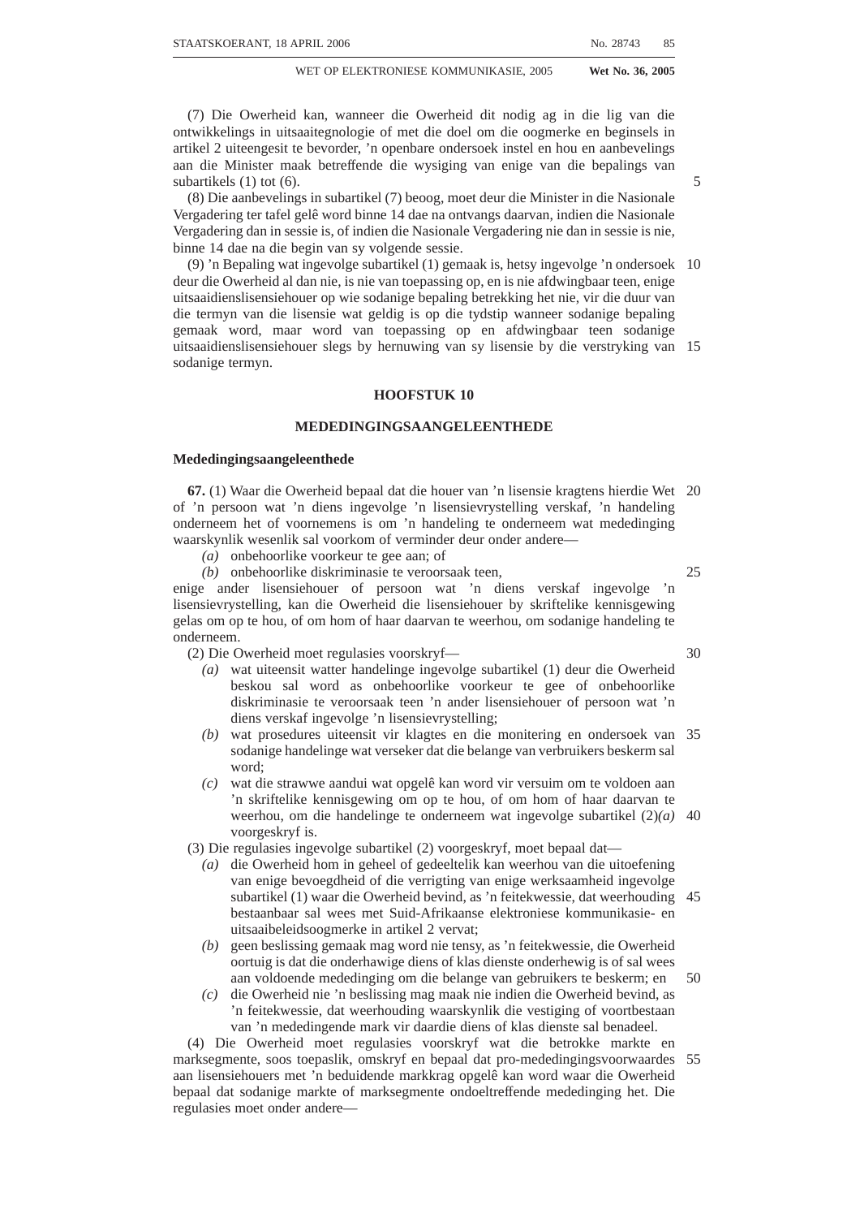(7) Die Owerheid kan, wanneer die Owerheid dit nodig ag in die lig van die ontwikkelings in uitsaaitegnologie of met die doel om die oogmerke en beginsels in artikel 2 uiteengesit te bevorder, 'n openbare ondersoek instel en hou en aanbevelings aan die Minister maak betreffende die wysiging van enige van die bepalings van subartikels (1) tot (6).

(8) Die aanbevelings in subartikel (7) beoog, moet deur die Minister in die Nasionale Vergadering ter tafel gelê word binne 14 dae na ontvangs daarvan, indien die Nasionale Vergadering dan in sessie is, of indien die Nasionale Vergadering nie dan in sessie is nie, binne 14 dae na die begin van sy volgende sessie.

(9) 'n Bepaling wat ingevolge subartikel (1) gemaak is, hetsy ingevolge 'n ondersoek deur die Owerheid al dan nie, is nie van toepassing op, en is nie afdwingbaar teen, enige uitsaaidienslisensiehouer op wie sodanige bepaling betrekking het nie, vir die duur van die termyn van die lisensie wat geldig is op die tydstip wanneer sodanige bepaling gemaak word, maar word van toepassing op en afdwingbaar teen sodanige uitsaaidienslisensiehouer slegs by hernuwing van sy lisensie by die verstryking van sodanige termyn.

## HOOFSTUK 10

## MEDEDINGINGSAANGELEENTHEDE

### Mededingingsaangeleenthede

**67.** (1) Waar die Owerheid bepaal dat die houer van 'n lisensie kragtens hierdie Wet of 'n persoon wat 'n diens ingevolge 'n lisensievrystelling verskaf, 'n handeling onderneem het of voornemens is om 'n handeling te onderneem wat mededinging waarskynlik wesenlik sal voorkom of verminder deur onder andere—

*(a)* onbehoorlike voorkeur te gee aan; of

*(b)* onbehoorlike diskriminasie te veroorsaak teen,

enige ander lisensiehouer of persoon wat 'n diens verskaf ingevolge 'n lisensievrystelling, kan die Owerheid die lisensiehouer by skriftelike kennisgewing gelas om op te hou, of om hom of haar daarvan te weerhou, om sodanige handeling te onderneem.

(2) Die Owerheid moet regulasies voorskryf—

*(a)* wat uiteensit watter handelinge ingevolge subartikel (1) deur die Owerheid beskou sal word as onbehoorlike voorkeur te gee of onbehoorlike diskriminasie te veroorsaak teen 'n ander lisensiehouer of persoon wat 'n diens verskaf ingevolge 'n lisensievrystelling;

*(b)* wat prosedures uiteensit vir klagtes en die monitering en ondersoek van sodanige handelinge wat verseker dat die belange van verbruikers beskerm sal word;

*(c)* wat die strawwe aandui wat opgelê kan word vir versuim om te voldoen aan 'n skriftelike kennisgewing om op te hou, of om hom of haar daarvan te weerhou, om die handelinge te onderneem wat ingevolge subartikel (2)*(a)* voorgeskryf is.

(3) Die regulasies ingevolge subartikel (2) voorgeskryf, moet bepaal dat—

*(a)* die Owerheid hom in geheel of gedeeltelik kan weerhou van die uitoefening van enige bevoegdheid of die verrigting van enige werksaamheid ingevolge subartikel (1) waar die Owerheid bevind, as 'n feitekwessie, dat weerhouding bestaanbaar sal wees met Suid-Afrikaanse elektroniese kommunikasie- en uitsaaibeleidsoogmerke in artikel 2 vervat;

*(b)* geen beslissing gemaak mag word nie tensy, as 'n feitekwessie, die Owerheid oortuig is dat die onderhawige diens of klas dienste onderhewig is of sal wees aan voldoende mededinging om die belange van gebruikers te beskerm; en

*(c)* die Owerheid nie 'n beslissing mag maak nie indien die Owerheid bevind, as 'n feitekwessie, dat weerhouding waarskynlik die vestiging of voortbestaan van 'n mededingende mark vir daardie diens of klas dienste sal benadeel.

(4) Die Owerheid moet regulasies voorskryf wat die betrokke markte en marksegmente, soos toepaslik, omskryf en bepaal dat pro-mededingingsvoorwaardes aan lisensiehouers met 'n beduidende markkrag opgelê kan word waar die Owerheid bepaal dat sodanige markte of marksegmente ondoeltreffende mededinging het. Die regulasies moet onder andere—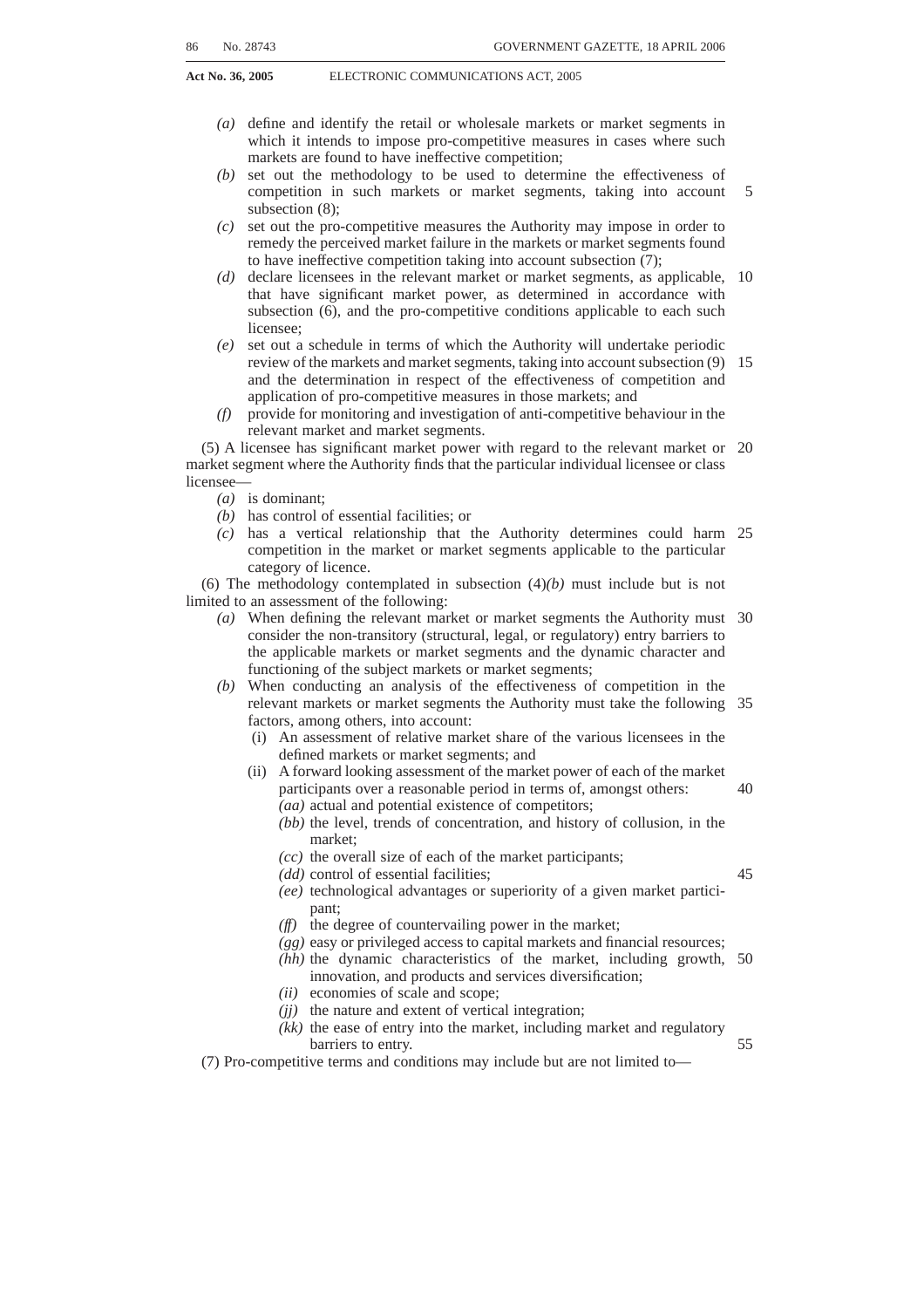*(a)* define and identify the retail or wholesale markets or market segments in which it intends to impose pro-competitive measures in cases where such markets are found to have ineffective competition;

*(b)* set out the methodology to be used to determine the effectiveness of competition in such markets or market segments, taking into account subsection (8);

*(c)* set out the pro-competitive measures the Authority may impose in order to remedy the perceived market failure in the markets or market segments found to have ineffective competition taking into account subsection (7);

*(d)* declare licensees in the relevant market or market segments, as applicable, that have significant market power, as determined in accordance with subsection (6), and the pro-competitive conditions applicable to each such licensee;

*(e)* set out a schedule in terms of which the Authority will undertake periodic review of the markets and market segments, taking into account subsection (9) and the determination in respect of the effectiveness of competition and application of pro-competitive measures in those markets; and

*(f)* provide for monitoring and investigation of anti-competitive behaviour in the relevant market and market segments.

(5) A licensee has significant market power with regard to the relevant market or market segment where the Authority finds that the particular individual licensee or class licensee—

*(a)* is dominant;

*(b)* has control of essential facilities; or

*(c)* has a vertical relationship that the Authority determines could harm competition in the market or market segments applicable to the particular category of licence.

(6) The methodology contemplated in subsection (4)*(b)* must include but is not limited to an assessment of the following:

*(a)* When defining the relevant market or market segments the Authority must consider the non-transitory (structural, legal, or regulatory) entry barriers to the applicable markets or market segments and the dynamic character and functioning of the subject markets or market segments;

*(b)* When conducting an analysis of the effectiveness of competition in the relevant markets or market segments the Authority must take the following factors, among others, into account:

(i) An assessment of relative market share of the various licensees in the defined markets or market segments; and

(ii) A forward looking assessment of the market power of each of the market participants over a reasonable period in terms of, amongst others:

*(aa)* actual and potential existence of competitors;

*(bb)* the level, trends of concentration, and history of collusion, in the market;

*(cc)* the overall size of each of the market participants;

*(dd)* control of essential facilities;

*(ee)* technological advantages or superiority of a given market participant;

*(ff)* the degree of countervailing power in the market;

*(gg)* easy or privileged access to capital markets and financial resources;

*(hh)* the dynamic characteristics of the market, including growth, innovation, and products and services diversification;

*(ii)* economies of scale and scope;

*(jj)* the nature and extent of vertical integration;

*(kk)* the ease of entry into the market, including market and regulatory barriers to entry.

(7) Pro-competitive terms and conditions may include but are not limited to—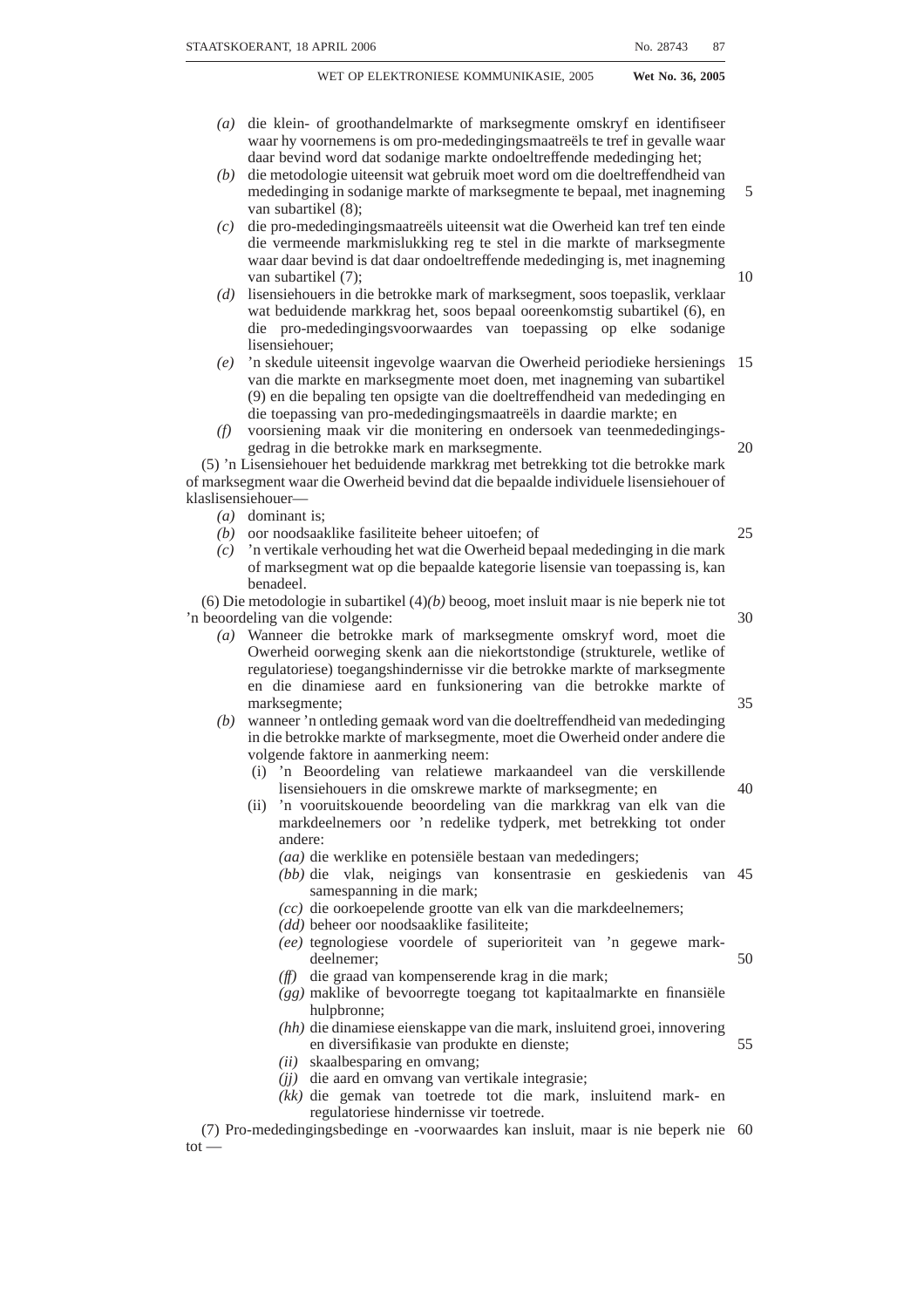*(a)* die klein- of groothandelmarkte of marksegmente omskryf en identifiseer waar hy voornemens is om pro-mededingingsmaatreëls te tref in gevalle waar daar bevind word dat sodanige markte ondoeltreffende mededinging het;

*(b)* die metodologie uiteensit wat gebruik moet word om die doeltreffendheid van mededinging in sodanige markte of marksegmente te bepaal, met inagneming van subartikel (8);

*(c)* die pro-mededingingsmaatreëls uiteensit wat die Owerheid kan tref ten einde die vermeende markmislukking reg te stel in die markte of marksegmente waar daar bevind is dat daar ondoeltreffende mededinging is, met inagneming van subartikel (7);

*(d)* lisensiehouers in die betrokke mark of marksegment, soos toepaslik, verklaar wat beduidende markkrag het, soos bepaal ooreenkomstig subartikel (6), en die pro-mededingingsvoorwaardes van toepassing op elke sodanige lisensiehouer;

*(e)* 'n skedule uiteensit ingevolge waarvan die Owerheid periodieke hersienings van die markte en marksegmente moet doen, met inagneming van subartikel (9) en die bepaling ten opsigte van die doeltreffendheid van mededinging en die toepassing van pro-mededingingsmaatreëls in daardie markte; en

*(f)* voorsiening maak vir die monitering en ondersoek van teenmededingingsgedrag in die betrokke mark en marksegmente.

(5) 'n Lisensiehouer het beduidende markkrag met betrekking tot die betrokke mark of marksegment waar die Owerheid bevind dat die bepaalde individuele lisensiehouer of klaslisensiehouer—

*(a)* dominant is;

*(b)* oor noodsaaklike fasiliteite beheer uitoefen; of

*(c)* 'n vertikale verhouding het wat die Owerheid bepaal mededinging in die mark of marksegment wat op die bepaalde kategorie lisensie van toepassing is, kan benadeel.

(6) Die metodologie in subartikel (4)*(b)* beoog, moet insluit maar is nie beperk nie tot 'n beoordeling van die volgende:

*(a)* Wanneer die betrokke mark of marksegmente omskryf word, moet die Owerheid oorweging skenk aan die niekortstondige (strukturele, wetlike of regulatoriese) toegangshindernisse vir die betrokke markte of marksegmente en die dinamiese aard en funksionering van die betrokke markte of marksegmente;

*(b)* wanneer 'n ontleding gemaak word van die doeltreffendheid van mededinging in die betrokke markte of marksegmente, moet die Owerheid onder andere die volgende faktore in aanmerking neem:

(i) 'n Beoordeling van relatiewe markaandeel van die verskillende lisensiehouers in die omskrewe markte of marksegmente; en

(ii) 'n vooruitskouende beoordeling van die markkrag van elk van die markdeelnemers oor 'n redelike tydperk, met betrekking tot onder andere:

*(aa)* die werklike en potensiële bestaan van mededingers;

*(bb)* die vlak, neigings van konsentrasie en geskiedenis van samespanning in die mark;

*(cc)* die oorkoepelende grootte van elk van die markdeelnemers;

*(dd)* beheer oor noodsaaklike fasiliteite;

*(ee)* tegnologiese voordele of superioriteit van 'n gegewe markdeelnemer;

*(ff)* die graad van kompenserende krag in die mark;

*(gg)* maklike of bevoorregte toegang tot kapitaalmarkte en finansiële hulpbronne;

*(hh)* die dinamiese eienskappe van die mark, insluitend groei, innovering en diversifikasie van produkte en dienste;

*(ii)* skaalbesparing en omvang;

*(jj)* die aard en omvang van vertikale integrasie;

*(kk)* die gemak van toetrede tot die mark, insluitend mark- en regulatoriese hindernisse vir toetrede.

(7) Pro-mededingingsbedinge en -voorwaardes kan insluit, maar is nie beperk nie tot —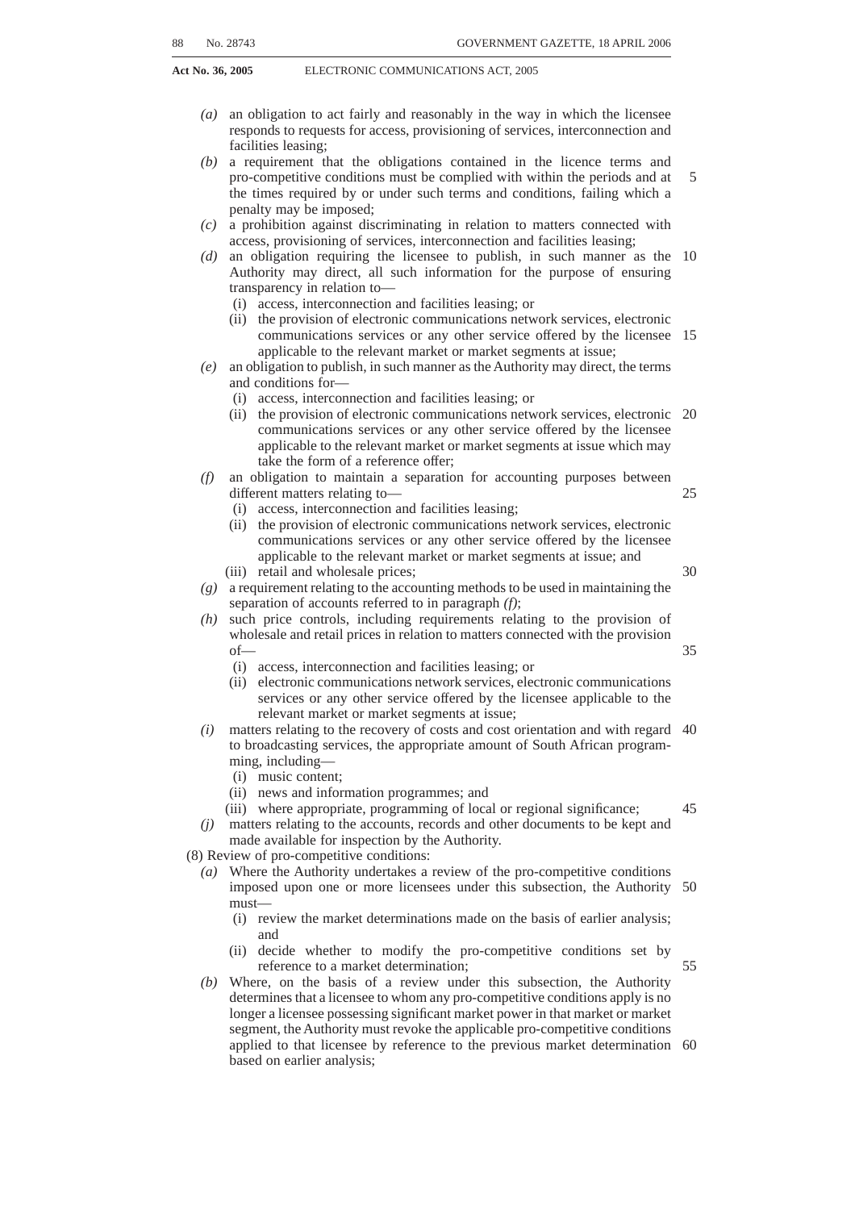*(a)* an obligation to act fairly and reasonably in the way in which the licensee responds to requests for access, provisioning of services, interconnection and facilities leasing;

*(b)* a requirement that the obligations contained in the licence terms and pro-competitive conditions must be complied with within the periods and at the times required by or under such terms and conditions, failing which a penalty may be imposed;

*(c)* a prohibition against discriminating in relation to matters connected with access, provisioning of services, interconnection and facilities leasing;

*(d)* an obligation requiring the licensee to publish, in such manner as the Authority may direct, all such information for the purpose of ensuring transparency in relation to—

(i) access, interconnection and facilities leasing; or

(ii) the provision of electronic communications network services, electronic communications services or any other service offered by the licensee applicable to the relevant market or market segments at issue;

*(e)* an obligation to publish, in such manner as the Authority may direct, the terms and conditions for—

(i) access, interconnection and facilities leasing; or

(ii) the provision of electronic communications network services, electronic communications services or any other service offered by the licensee applicable to the relevant market or market segments at issue which may take the form of a reference offer;

*(f)* an obligation to maintain a separation for accounting purposes between different matters relating to—

(i) access, interconnection and facilities leasing;

(ii) the provision of electronic communications network services, electronic communications services or any other service offered by the licensee applicable to the relevant market or market segments at issue; and

(iii) retail and wholesale prices;

*(g)* a requirement relating to the accounting methods to be used in maintaining the separation of accounts referred to in paragraph *(f)*;

*(h)* such price controls, including requirements relating to the provision of wholesale and retail prices in relation to matters connected with the provision of—

(i) access, interconnection and facilities leasing; or

(ii) electronic communications network services, electronic communications services or any other service offered by the licensee applicable to the relevant market or market segments at issue;

*(i)* matters relating to the recovery of costs and cost orientation and with regard to broadcasting services, the appropriate amount of South African programming, including—

(i) music content;

(ii) news and information programmes; and

(iii) where appropriate, programming of local or regional significance;

*(j)* matters relating to the accounts, records and other documents to be kept and made available for inspection by the Authority.

(8) Review of pro-competitive conditions:

*(a)* Where the Authority undertakes a review of the pro-competitive conditions imposed upon one or more licensees under this subsection, the Authority must—

(i) review the market determinations made on the basis of earlier analysis; and

(ii) decide whether to modify the pro-competitive conditions set by reference to a market determination;

*(b)* Where, on the basis of a review under this subsection, the Authority determines that a licensee to whom any pro-competitive conditions apply is no longer a licensee possessing significant market power in that market or market segment, the Authority must revoke the applicable pro-competitive conditions applied to that licensee by reference to the previous market determination based on earlier analysis;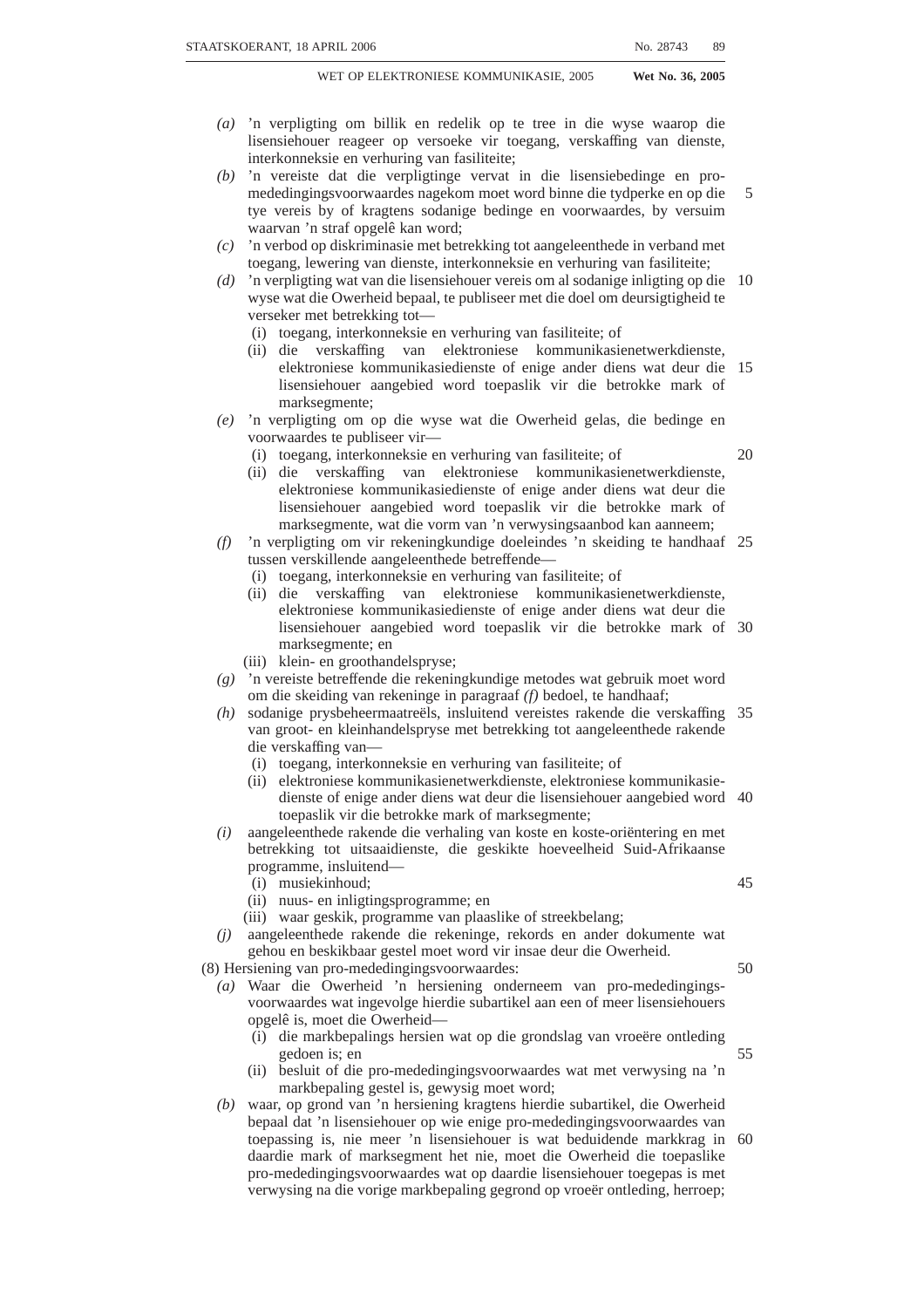*(a)* 'n verpligting om billik en redelik op te tree in die wyse waarop die lisensiehouer reageer op versoeke vir toegang, verskaffing van dienste, interkonneksie en verhuring van fasiliteite;

*(b)* 'n vereiste dat die verpligtinge vervat in die lisensiebedinge en pro-mededingingsvoorwaardes nagekom moet word binne die tydperke en op die tye vereis by of kragtens sodanige bedinge en voorwaardes, by versuim waarvan 'n straf opgelê kan word;

*(c)* 'n verbod op diskriminasie met betrekking tot aangeleenthede in verband met toegang, lewering van dienste, interkonneksie en verhuring van fasiliteite;

*(d)* 'n verpligting wat van die lisensiehouer vereis om al sodanige inligting op die wyse wat die Owerheid bepaal, te publiseer met die doel om deursigtigheid te verseker met betrekking tot—

(i) toegang, interkonneksie en verhuring van fasiliteite; of

(ii) die verskaffing van elektroniese kommunikasienetwerkdienste, elektroniese kommunikasiedienste of enige ander diens wat deur die lisensiehouer aangebied word toepaslik vir die betrokke mark of marksegmente;

*(e)* 'n verpligting om op die wyse wat die Owerheid gelas, die bedinge en voorwaardes te publiseer vir—

(i) toegang, interkonneksie en verhuring van fasiliteite; of

(ii) die verskaffing van elektroniese kommunikasienetwerkdienste, elektroniese kommunikasiedienste of enige ander diens wat deur die lisensiehouer aangebied word toepaslik vir die betrokke mark of marksegmente, wat die vorm van 'n verwysingsaanbod kan aanneem;

*(f)* 'n verpligting om vir rekeningkundige doeleindes 'n skeiding te handhaaf tussen verskillende aangeleenthede betreffende—

(i) toegang, interkonneksie en verhuring van fasiliteite; of

(ii) die verskaffing van elektroniese kommunikasienetwerkdienste, elektroniese kommunikasiedienste of enige ander diens wat deur die lisensiehouer aangebied word toepaslik vir die betrokke mark of marksegmente; en

(iii) klein- en groothandelspryse;

*(g)* 'n vereiste betreffende die rekeningkundige metodes wat gebruik moet word om die skeiding van rekeninge in paragraaf *(f)* bedoel, te handhaaf;

*(h)* sodanige prysbeheermaatreëls, insluitend vereistes rakende die verskaffing van groot- en kleinhandelspryse met betrekking tot aangeleenthede rakende die verskaffing van—

(i) toegang, interkonneksie en verhuring van fasiliteite; of

(ii) elektroniese kommunikasienetwerkdienste, elektroniese kommunikasiedienste of enige ander diens wat deur die lisensiehouer aangebied word toepaslik vir die betrokke mark of marksegmente;

*(i)* aangeleenthede rakende die verhaling van koste en koste-oriëntering en met betrekking tot uitsaaidienste, die geskikte hoeveelheid Suid-Afrikaanse programme, insluitend—

(i) musiekinhoud;

(ii) nuus- en inligtingsprogramme; en

(iii) waar geskik, programme van plaaslike of streekbelang;

*(j)* aangeleenthede rakende die rekeninge, rekords en ander dokumente wat gehou en beskikbaar gestel moet word vir insae deur die Owerheid.

(8) Hersiening van pro-mededingingsvoorwaardes:

*(a)* Waar die Owerheid 'n hersiening onderneem van pro-mededingingsvoorwaardes wat ingevolge hierdie subartikel aan een of meer lisensiehouers opgelê is, moet die Owerheid—

(i) die markbepalings hersien wat op die grondslag van vroeëre ontleding gedoen is; en

(ii) besluit of die pro-mededingingsvoorwaardes wat met verwysing na 'n markbepaling gestel is, gewysig moet word;

*(b)* waar, op grond van 'n hersiening kragtens hierdie subartikel, die Owerheid bepaal dat 'n lisensiehouer op wie enige pro-mededingingsvoorwaardes van toepassing is, nie meer 'n lisensiehouer is wat beduidende markkrag in daardie mark of marksegment het nie, moet die Owerheid die toepaslike pro-mededingingsvoorwaardes wat op daardie lisensiehouer toegepas is met verwysing na die vorige markbepaling gegrond op vroeër ontleding, herroep;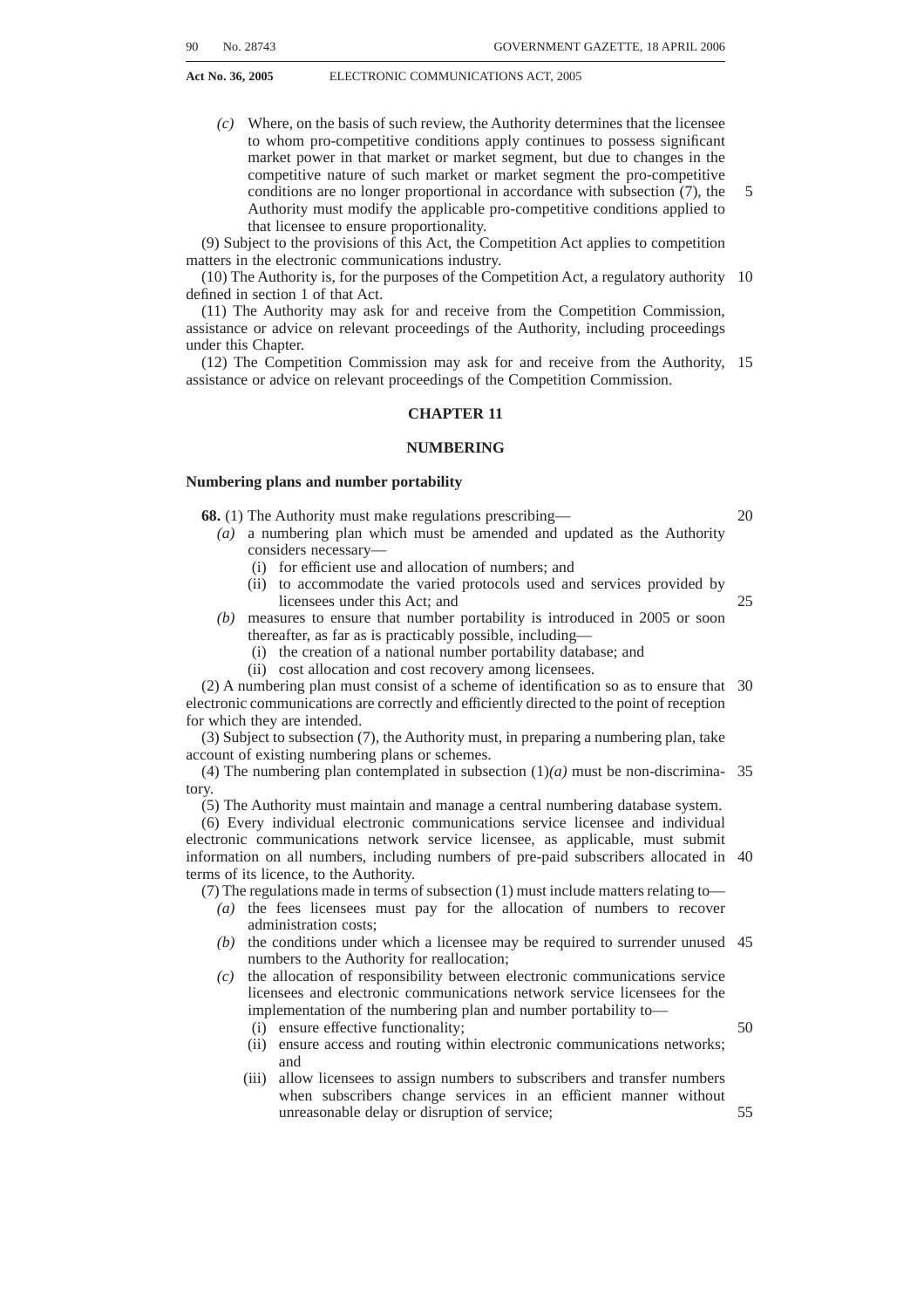*(c)* Where, on the basis of such review, the Authority determines that the licensee to whom pro-competitive conditions apply continues to possess significant market power in that market or market segment, but due to changes in the competitive nature of such market or market segment the pro-competitive conditions are no longer proportional in accordance with subsection (7), the Authority must modify the applicable pro-competitive conditions applied to that licensee to ensure proportionality.

(9) Subject to the provisions of this Act, the Competition Act applies to competition matters in the electronic communications industry.

(10) The Authority is, for the purposes of the Competition Act, a regulatory authority defined in section 1 of that Act.

(11) The Authority may ask for and receive from the Competition Commission, assistance or advice on relevant proceedings of the Authority, including proceedings under this Chapter.

(12) The Competition Commission may ask for and receive from the Authority, assistance or advice on relevant proceedings of the Competition Commission.

## CHAPTER 11

## NUMBERING

### Numbering plans and number portability

**68.** (1) The Authority must make regulations prescribing—

*(a)* a numbering plan which must be amended and updated as the Authority considers necessary—

(i) for efficient use and allocation of numbers; and

(ii) to accommodate the varied protocols used and services provided by licensees under this Act; and

*(b)* measures to ensure that number portability is introduced in 2005 or soon thereafter, as far as is practicably possible, including—

(i) the creation of a national number portability database; and

(ii) cost allocation and cost recovery among licensees.

(2) A numbering plan must consist of a scheme of identification so as to ensure that electronic communications are correctly and efficiently directed to the point of reception for which they are intended.

(3) Subject to subsection (7), the Authority must, in preparing a numbering plan, take account of existing numbering plans or schemes.

(4) The numbering plan contemplated in subsection (1)*(a)* must be non-discriminatory.

(5) The Authority must maintain and manage a central numbering database system.

(6) Every individual electronic communications service licensee and individual electronic communications network service licensee, as applicable, must submit information on all numbers, including numbers of pre-paid subscribers allocated in terms of its licence, to the Authority.

(7) The regulations made in terms of subsection (1) must include matters relating to—

*(a)* the fees licensees must pay for the allocation of numbers to recover administration costs;

*(b)* the conditions under which a licensee may be required to surrender unused numbers to the Authority for reallocation;

*(c)* the allocation of responsibility between electronic communications service licensees and electronic communications network service licensees for the implementation of the numbering plan and number portability to—

(i) ensure effective functionality;

(ii) ensure access and routing within electronic communications networks; and

(iii) allow licensees to assign numbers to subscribers and transfer numbers when subscribers change services in an efficient manner without unreasonable delay or disruption of service;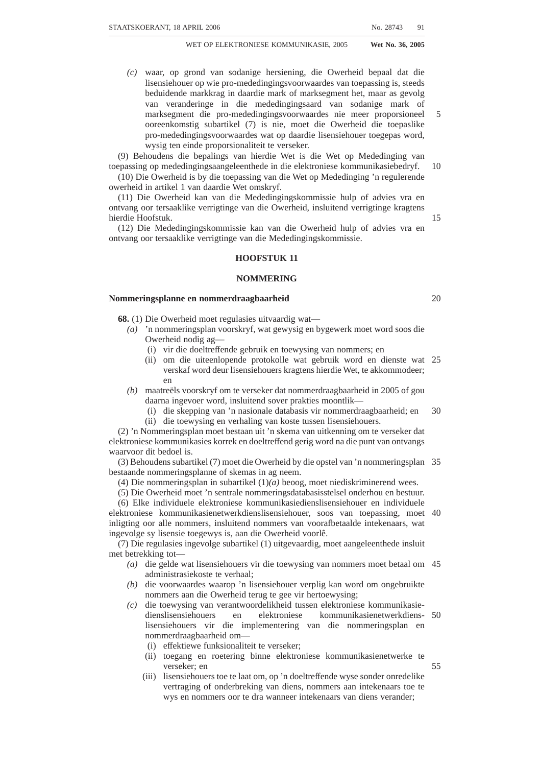*(c)* waar, op grond van sodanige hersiening, die Owerheid bepaal dat die lisensiehouer op wie pro-mededingingsvoorwaardes van toepassing is, steeds beduidende markkrag in daardie mark of marksegment het, maar as gevolg van veranderinge in die mededingingsaard van sodanige mark of marksegment die pro-mededingingsvoorwaardes nie meer proporsioneel ooreenkomstig subartikel (7) is nie, moet die Owerheid die toepaslike pro-mededingingsvoorwaardes wat op daardie lisensiehouer toegepas word, wysig ten einde proporsionaliteit te verseker.

(9) Behoudens die bepalings van hierdie Wet is die Wet op Mededinging van toepassing op mededingingsaangeleenthede in die elektroniese kommunikasiebedryf.

(10) Die Owerheid is by die toepassing van die Wet op Mededinging 'n regulerende owerheid in artikel 1 van daardie Wet omskryf.

(11) Die Owerheid kan van die Mededingingskommissie hulp of advies vra en ontvang oor tersaaklike verrigtinge van die Owerheid, insluitend verrigtinge kragtens hierdie Hoofstuk.

(12) Die Mededingingskommissie kan van die Owerheid hulp of advies vra en ontvang oor tersaaklike verrigtinge van die Mededingingskommissie.

## HOOFSTUK 11

## NOMMERING

**Nommeringsplanne en nommerdraagbaarheid**

**68.** (1) Die Owerheid moet regulasies uitvaardig wat—

*(a)* 'n nommeringsplan voorskryf, wat gewysig en bygewerk moet word soos die Owerheid nodig ag—

(i) vir die doeltreffende gebruik en toewysing van nommers; en

(ii) om die uiteenlopende protokolle wat gebruik word en dienste wat verskaf word deur lisensiehouers kragtens hierdie Wet, te akkommodeer; en

*(b)* maatreëls voorskryf om te verseker dat nommerdraagbaarheid in 2005 of gou daarna ingevoer word, insluitend sover prakties moontlik—

(i) die skepping van 'n nasionale databasis vir nommerdraagbaarheid; en

(ii) die toewysing en verhaling van koste tussen lisensiehouers.

(2) 'n Nommeringsplan moet bestaan uit 'n skema van uitkenning om te verseker dat elektroniese kommunikasies korrek en doeltreffend gerig word na die punt van ontvangs waarvoor dit bedoel is.

(3) Behoudens subartikel (7) moet die Owerheid by die opstel van 'n nommeringsplan bestaande nommeringsplanne of skemas in ag neem.

(4) Die nommeringsplan in subartikel (1)*(a)* beoog, moet niediskriminerend wees.

(5) Die Owerheid moet 'n sentrale nommeringsdatabasisstelsel onderhou en bestuur.

(6) Elke individuele elektroniese kommunikasiedienslisensiehouer en individuele elektroniese kommunikasienetwerkdienslisensiehouer, soos van toepassing, moet inligting oor alle nommers, insluitend nommers van voorafbetaalde intekenaars, wat ingevolge sy lisensie toegewys is, aan die Owerheid voorlê.

(7) Die regulasies ingevolge subartikel (1) uitgevaardig, moet aangeleenthede insluit met betrekking tot—

*(a)* die gelde wat lisensiehouers vir die toewysing van nommers moet betaal om administrasiekoste te verhaal;

*(b)* die voorwaardes waarop 'n lisensiehouer verplig kan word om ongebruikte nommers aan die Owerheid terug te gee vir hertoewysing;

*(c)* die toewysing van verantwoordelikheid tussen elektroniese kommunikasiedienslisensiehouers en elektroniese kommunikasienetwerkdienslisensiehouers vir die implementering van die nommeringsplan en nommerdraagbaarheid om—

(i) effektiewe funksionaliteit te verseker;

(ii) toegang en roetering binne elektroniese kommunikasienetwerke te verseker; en

(iii) lisensiehouers toe te laat om, op 'n doeltreffende wyse sonder onredelike vertraging of onderbreking van diens, nommers aan intekenaars toe te wys en nommers oor te dra wanneer intekenaars van diens verander;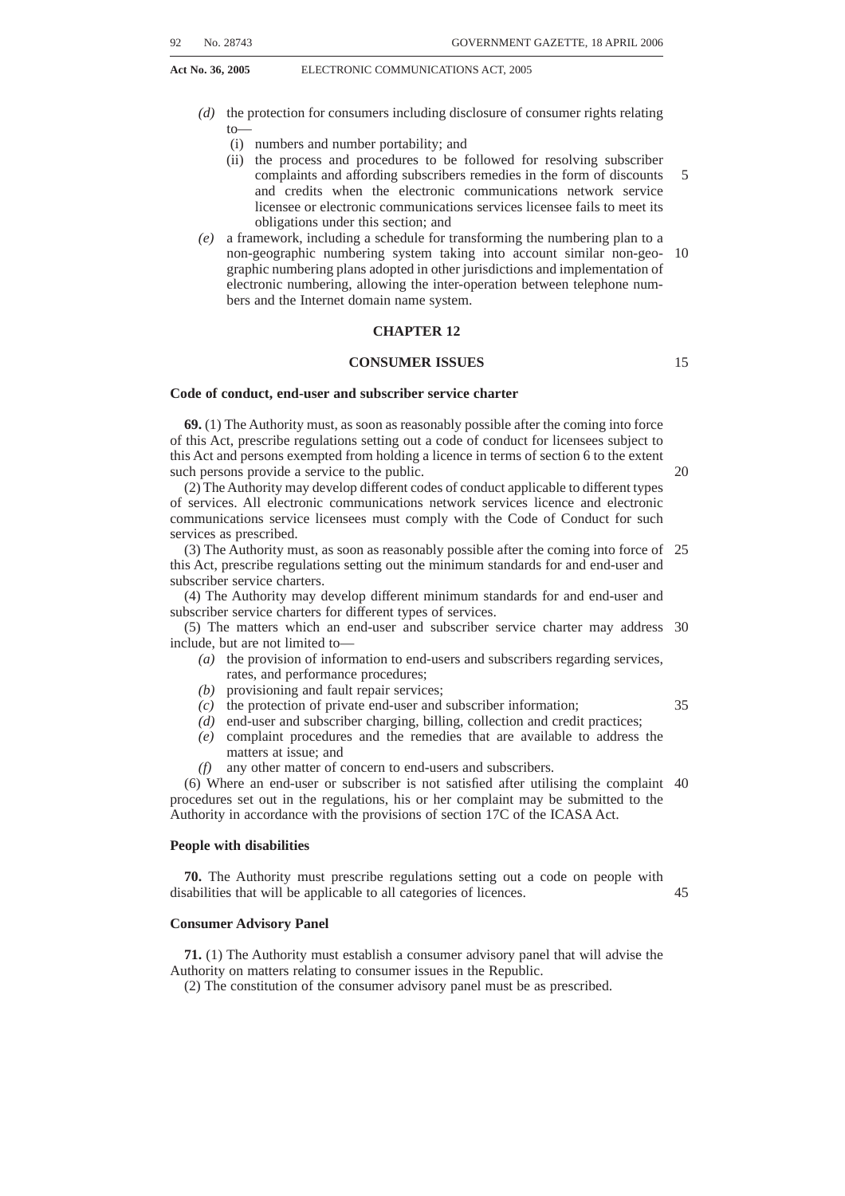*(d)* the protection for consumers including disclosure of consumer rights relating to—

(i) numbers and number portability; and

(ii) the process and procedures to be followed for resolving subscriber complaints and affording subscribers remedies in the form of discounts and credits when the electronic communications network service licensee or electronic communications services licensee fails to meet its obligations under this section; and

*(e)* a framework, including a schedule for transforming the numbering plan to a non-geographic numbering system taking into account similar non-geographic numbering plans adopted in other jurisdictions and implementation of electronic numbering, allowing the inter-operation between telephone numbers and the Internet domain name system.

## CHAPTER 12

## CONSUMER ISSUES

### Code of conduct, end-user and subscriber service charter

**69.** (1) The Authority must, as soon as reasonably possible after the coming into force of this Act, prescribe regulations setting out a code of conduct for licensees subject to this Act and persons exempted from holding a licence in terms of section 6 to the extent such persons provide a service to the public.

(2) The Authority may develop different codes of conduct applicable to different types of services. All electronic communications network services licence and electronic communications service licensees must comply with the Code of Conduct for such services as prescribed.

(3) The Authority must, as soon as reasonably possible after the coming into force of this Act, prescribe regulations setting out the minimum standards for and end-user and subscriber service charters.

(4) The Authority may develop different minimum standards for and end-user and subscriber service charters for different types of services.

(5) The matters which an end-user and subscriber service charter may address include, but are not limited to—

*(a)* the provision of information to end-users and subscribers regarding services, rates, and performance procedures;

*(b)* provisioning and fault repair services;

*(c)* the protection of private end-user and subscriber information;

*(d)* end-user and subscriber charging, billing, collection and credit practices;

*(e)* complaint procedures and the remedies that are available to address the matters at issue; and

*(f)* any other matter of concern to end-users and subscribers.

(6) Where an end-user or subscriber is not satisfied after utilising the complaint procedures set out in the regulations, his or her complaint may be submitted to the Authority in accordance with the provisions of section 17C of the ICASA Act.

### People with disabilities

**70.** The Authority must prescribe regulations setting out a code on people with disabilities that will be applicable to all categories of licences.

### Consumer Advisory Panel

**71.** (1) The Authority must establish a consumer advisory panel that will advise the Authority on matters relating to consumer issues in the Republic.

(2) The constitution of the consumer advisory panel must be as prescribed.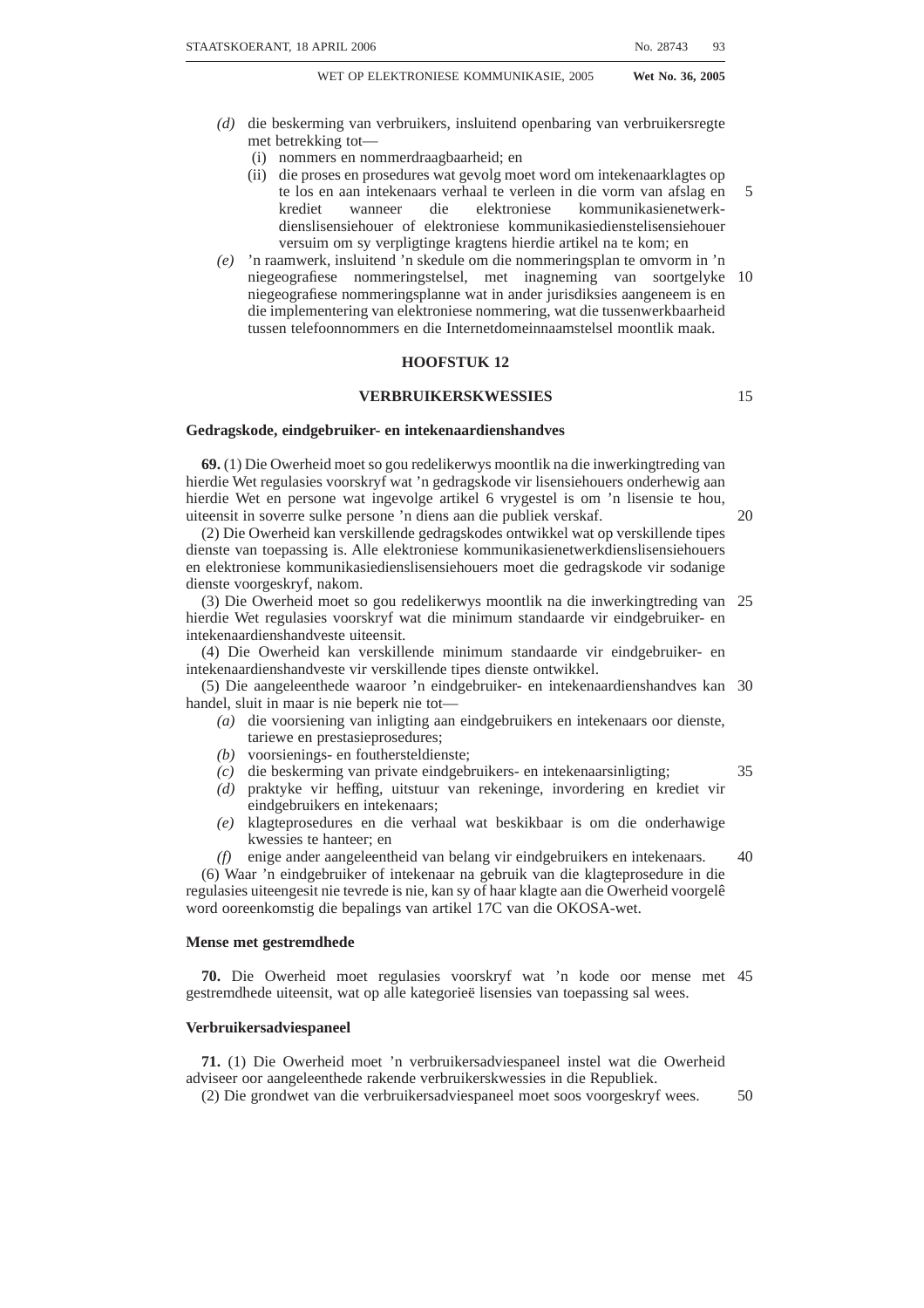*(d)* die beskerming van verbruikers, insluitend openbaring van verbruikersregte met betrekking tot—

(i) nommers en nommerdraagbaarheid; en

(ii) die proses en prosedures wat gevolg moet word om intekenaarklagtes op te los en aan intekenaars verhaal te verleen in die vorm van afslag en krediet wanneer die elektroniese kommunikasienetwerkdienslisensiehouer of elektroniese kommunikasiedienstelisensiehouer versuim om sy verpligtinge kragtens hierdie artikel na te kom; en

*(e)* 'n raamwerk, insluitend 'n skedule om die nommeringsplan te omvorm in 'n niegeografiese nommeringstelsel, met inagneming van soortgelyke niegeografiese nommeringsplanne wat in ander jurisdiksies aangeneem is en die implementering van elektroniese nommering, wat die tussenwerkbaarheid tussen telefoonnommers en die Internetdomeinnaamstelsel moontlik maak.

## HOOFSTUK 12

## VERBRUIKERSKWESSIES

### Gedragskode, eindgebruiker- en intekenaardienshandves

**69.** (1) Die Owerheid moet so gou redelikerwys moontlik na die inwerkingtreding van hierdie Wet regulasies voorskryf wat 'n gedragskode vir lisensiehouers onderhewig aan hierdie Wet en persone wat ingevolge artikel 6 vrygestel is om 'n lisensie te hou, uiteensit in soverre sulke persone 'n diens aan die publiek verskaf.

(2) Die Owerheid kan verskillende gedragskodes ontwikkel wat op verskillende tipes dienste van toepassing is. Alle elektroniese kommunikasienetwerkdienslisensiehouers en elektroniese kommunikasiedienslisensiehouers moet die gedragskode vir sodanige dienste voorgeskryf, nakom.

(3) Die Owerheid moet so gou redelikerwys moontlik na die inwerkingtreding van hierdie Wet regulasies voorskryf wat die minimum standaarde vir eindgebruiker- en intekenaardienshandveste uiteensit.

(4) Die Owerheid kan verskillende minimum standaarde vir eindgebruiker- en intekenaardienshandveste vir verskillende tipes dienste ontwikkel.

(5) Die aangeleenthede waaroor 'n eindgebruiker- en intekenaardienshandves kan handel, sluit in maar is nie beperk nie tot—

*(a)* die voorsiening van inligting aan eindgebruikers en intekenaars oor dienste, tariewe en prestasieprosedures;

*(b)* voorsienings- en fouthersteldienste;

*(c)* die beskerming van private eindgebruikers- en intekenaarsinligting;

*(d)* praktyke vir heffing, uitstuur van rekeninge, invordering en krediet vir eindgebruikers en intekenaars;

*(e)* klagteprosedures en die verhaal wat beskikbaar is om die onderhawige kwessies te hanteer; en

*(f)* enige ander aangeleentheid van belang vir eindgebruikers en intekenaars.

(6) Waar 'n eindgebruiker of intekenaar na gebruik van die klagteprosedure in die regulasies uiteengesit nie tevrede is nie, kan sy of haar klagte aan die Owerheid voorgelê word ooreenkomstig die bepalings van artikel 17C van die OKOSA-wet.

### Mense met gestremdhede

**70.** Die Owerheid moet regulasies voorskryf wat 'n kode oor mense met gestremdhede uiteensit, wat op alle kategorieë lisensies van toepassing sal wees.

### Verbruikersadviespaneel

**71.** (1) Die Owerheid moet 'n verbruikersadviespaneel instel wat die Owerheid adviseer oor aangeleenthede rakende verbruikerskwessies in die Republiek.

(2) Die grondwet van die verbruikersadviespaneel moet soos voorgeskryf wees.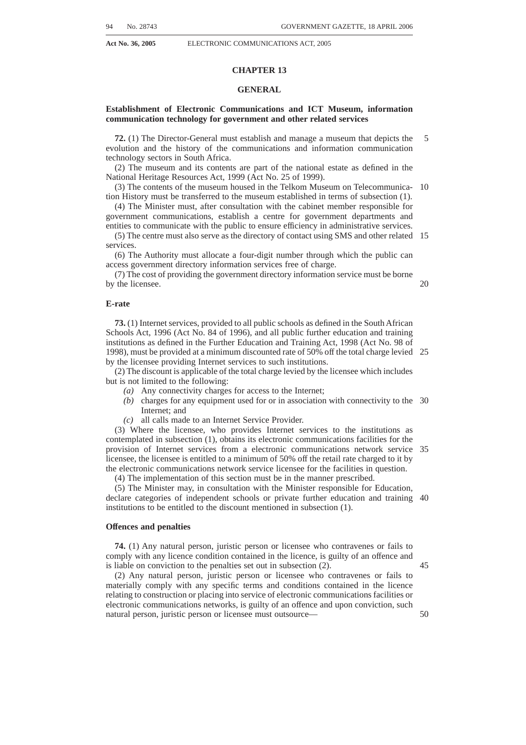## CHAPTER 13

## GENERAL

### Establishment of Electronic Communications and ICT Museum, information communication technology for government and other related services

**72.** (1) The Director-General must establish and manage a museum that depicts the evolution and the history of the communications and information communication technology sectors in South Africa.

(2) The museum and its contents are part of the national estate as defined in the National Heritage Resources Act, 1999 (Act No. 25 of 1999).

(3) The contents of the museum housed in the Telkom Museum on Telecommunication History must be transferred to the museum established in terms of subsection (1).

(4) The Minister must, after consultation with the cabinet member responsible for government communications, establish a centre for government departments and entities to communicate with the public to ensure efficiency in administrative services.

(5) The centre must also serve as the directory of contact using SMS and other related services.

(6) The Authority must allocate a four-digit number through which the public can access government directory information services free of charge.

(7) The cost of providing the government directory information service must be borne by the licensee.

### E-rate

**73.** (1) Internet services, provided to all public schools as defined in the South African Schools Act, 1996 (Act No. 84 of 1996), and all public further education and training institutions as defined in the Further Education and Training Act, 1998 (Act No. 98 of 1998), must be provided at a minimum discounted rate of 50% off the total charge levied by the licensee providing Internet services to such institutions.

(2) The discount is applicable of the total charge levied by the licensee which includes but is not limited to the following:

*(a)* Any connectivity charges for access to the Internet;
*(b)* charges for any equipment used for or in association with connectivity to the Internet; and
*(c)* all calls made to an Internet Service Provider.

(3) Where the licensee, who provides Internet services to the institutions as contemplated in subsection (1), obtains its electronic communications facilities for the provision of Internet services from a electronic communications network service licensee, the licensee is entitled to a minimum of 50% off the retail rate charged to it by the electronic communications network service licensee for the facilities in question.

(4) The implementation of this section must be in the manner prescribed.

(5) The Minister may, in consultation with the Minister responsible for Education, declare categories of independent schools or private further education and training institutions to be entitled to the discount mentioned in subsection (1).

### Offences and penalties

**74.** (1) Any natural person, juristic person or licensee who contravenes or fails to comply with any licence condition contained in the licence, is guilty of an offence and is liable on conviction to the penalties set out in subsection (2).

(2) Any natural person, juristic person or licensee who contravenes or fails to materially comply with any specific terms and conditions contained in the licence relating to construction or placing into service of electronic communications facilities or electronic communications networks, is guilty of an offence and upon conviction, such natural person, juristic person or licensee must outsource—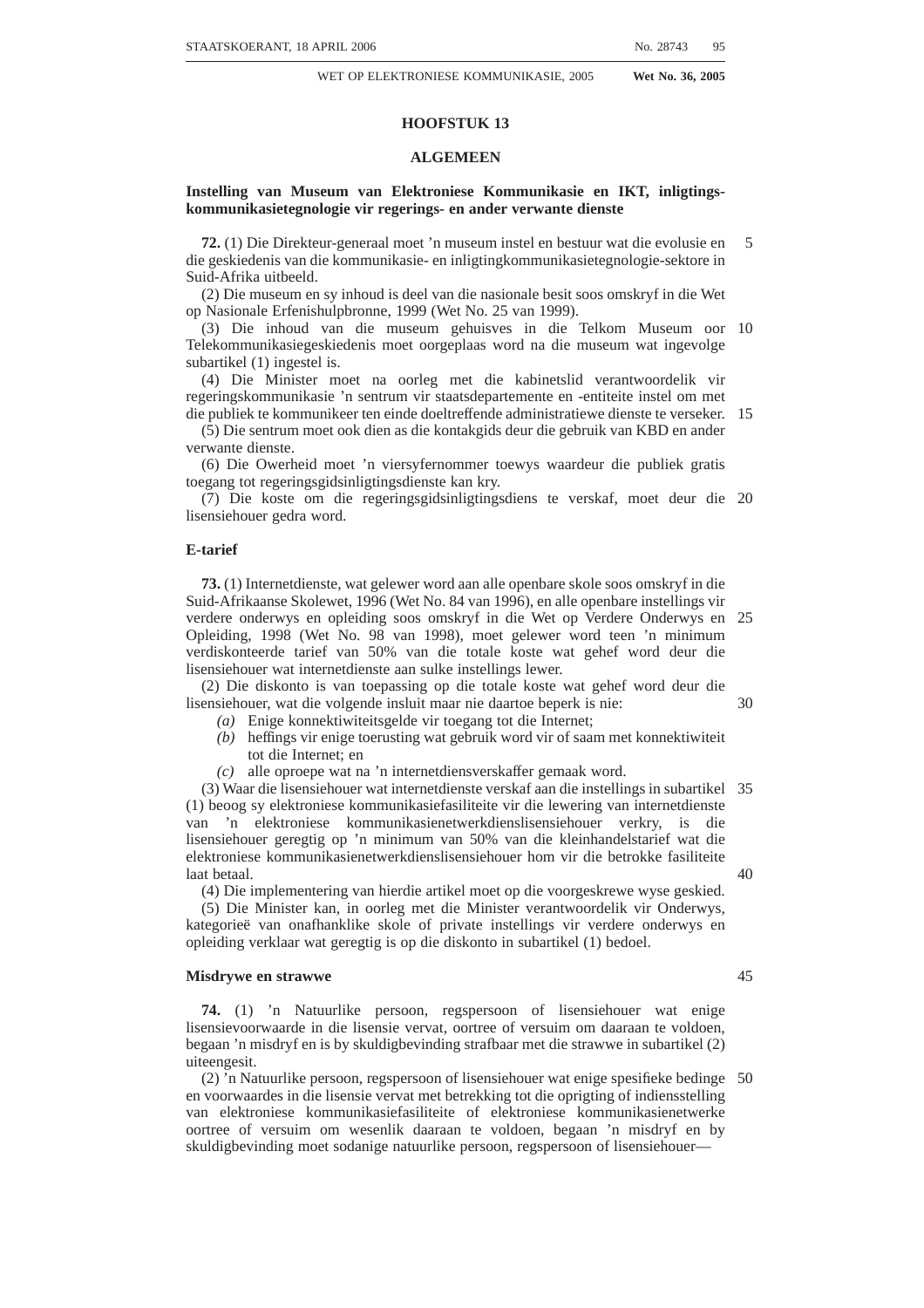## HOOFSTUK 13

## ALGEMEEN

**Instelling van Museum van Elektroniese Kommunikasie en IKT, inligtingskommunikasietegnologie vir regerings- en ander verwante dienste**

**72.** (1) Die Direkteur-generaal moet 'n museum instel en bestuur wat die evolusie en die geskiedenis van die kommunikasie- en inligtingkommunikasietegnologie-sektore in Suid-Afrika uitbeeld.

(2) Die museum en sy inhoud is deel van die nasionale besit soos omskryf in die Wet op Nasionale Erfenishulpbronne, 1999 (Wet No. 25 van 1999).

(3) Die inhoud van die museum gehuisves in die Telkom Museum oor Telekommunikasiegeskiedenis moet oorgeplaas word na die museum wat ingevolge subartikel (1) ingestel is.

(4) Die Minister moet na oorleg met die kabinetslid verantwoordelik vir regeringskommunikasie 'n sentrum vir staatsdepartemente en -entiteite instel om met die publiek te kommunikeer ten einde doeltreffende administratiewe dienste te verseker.

(5) Die sentrum moet ook dien as die kontakgids deur die gebruik van KBD en ander verwante dienste.

(6) Die Owerheid moet 'n viersyfernommer toewys waardeur die publiek gratis toegang tot regeringsgidsinligtingsdienste kan kry.

(7) Die koste om die regeringsgidsinligtingsdiens te verskaf, moet deur die lisensiehouer gedra word.

**E-tarief**

**73.** (1) Internetdienste, wat gelewer word aan alle openbare skole soos omskryf in die Suid-Afrikaanse Skolewet, 1996 (Wet No. 84 van 1996), en alle openbare instellings vir verdere onderwys en opleiding soos omskryf in die Wet op Verdere Onderwys en Opleiding, 1998 (Wet No. 98 van 1998), moet gelewer word teen 'n minimum verdiskonteerde tarief van 50% van die totale koste wat gehef word deur die lisensiehouer wat internetdienste aan sulke instellings lewer.

(2) Die diskonto is van toepassing op die totale koste wat gehef word deur die lisensiehouer, wat die volgende insluit maar nie daartoe beperk is nie:

*(a)* Enige konnektiwiteitsgelde vir toegang tot die Internet;

*(b)* heffings vir enige toerusting wat gebruik word vir of saam met konnektiwiteit tot die Internet; en

*(c)* alle oproepe wat na 'n internetdiensverskaffer gemaak word.

(3) Waar die lisensiehouer wat internetdienste verskaf aan die instellings in subartikel (1) beoog sy elektroniese kommunikasiefasiliteite vir die lewering van internetdienste van 'n elektroniese kommunikasienetwerkdienslisensiehouer verkry, is die lisensiehouer geregtig op 'n minimum van 50% van die kleinhandelstarief wat die elektroniese kommunikasienetwerkdienslisensiehouer hom vir die betrokke fasiliteite laat betaal.

(4) Die implementering van hierdie artikel moet op die voorgeskrewe wyse geskied.

(5) Die Minister kan, in oorleg met die Minister verantwoordelik vir Onderwys, kategorieë van onafhanklike skole of private instellings vir verdere onderwys en opleiding verklaar wat geregtig is op die diskonto in subartikel (1) bedoel.

**Misdrywe en strawwe**

**74.** (1) 'n Natuurlike persoon, regspersoon of lisensiehouer wat enige lisensievoorwaarde in die lisensie vervat, oortree of versuim om daaraan te voldoen, begaan 'n misdryf en is by skuldigbevinding strafbaar met die strawwe in subartikel (2) uiteengesit.

(2) 'n Natuurlike persoon, regspersoon of lisensiehouer wat enige spesifieke bedinge en voorwaardes in die lisensie vervat met betrekking tot die oprigting of indiensstelling van elektroniese kommunikasiefasiliteite of elektroniese kommunikasienetwerke oortree of versuim om wesenlik daaraan te voldoen, begaan 'n misdryf en by skuldigbevinding moet sodanige natuurlike persoon, regspersoon of lisensiehouer—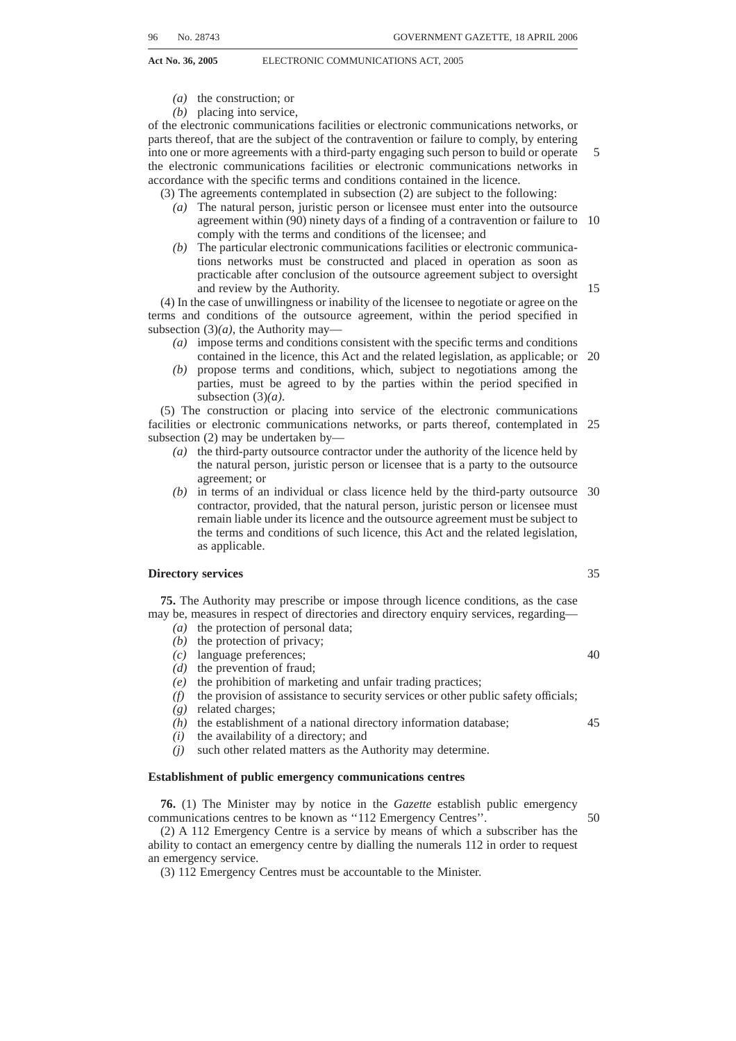*(a)* the construction; or

*(b)* placing into service,

of the electronic communications facilities or electronic communications networks, or parts thereof, that are the subject of the contravention or failure to comply, by entering into one or more agreements with a third-party engaging such person to build or operate the electronic communications facilities or electronic communications networks in accordance with the specific terms and conditions contained in the licence.

(3) The agreements contemplated in subsection (2) are subject to the following:

*(a)* The natural person, juristic person or licensee must enter into the outsource agreement within (90) ninety days of a finding of a contravention or failure to comply with the terms and conditions of the licensee; and

*(b)* The particular electronic communications facilities or electronic communications networks must be constructed and placed in operation as soon as practicable after conclusion of the outsource agreement subject to oversight and review by the Authority.

(4) In the case of unwillingness or inability of the licensee to negotiate or agree on the terms and conditions of the outsource agreement, within the period specified in subsection (3)*(a)*, the Authority may—

*(a)* impose terms and conditions consistent with the specific terms and conditions contained in the licence, this Act and the related legislation, as applicable; or

*(b)* propose terms and conditions, which, subject to negotiations among the parties, must be agreed to by the parties within the period specified in subsection (3)*(a)*.

(5) The construction or placing into service of the electronic communications facilities or electronic communications networks, or parts thereof, contemplated in subsection (2) may be undertaken by—

*(a)* the third-party outsource contractor under the authority of the licence held by the natural person, juristic person or licensee that is a party to the outsource agreement; or

*(b)* in terms of an individual or class licence held by the third-party outsource contractor, provided, that the natural person, juristic person or licensee must remain liable under its licence and the outsource agreement must be subject to the terms and conditions of such licence, this Act and the related legislation, as applicable.

**Directory services**

**75.** The Authority may prescribe or impose through licence conditions, as the case may be, measures in respect of directories and directory enquiry services, regarding—

*(a)* the protection of personal data;

*(b)* the protection of privacy;

*(c)* language preferences;

*(d)* the prevention of fraud;

*(e)* the prohibition of marketing and unfair trading practices;

*(f)* the provision of assistance to security services or other public safety officials;

*(g)* related charges;

*(h)* the establishment of a national directory information database;

*(i)* the availability of a directory; and

*(j)* such other related matters as the Authority may determine.

**Establishment of public emergency communications centres**

**76.** (1) The Minister may by notice in the *Gazette* establish public emergency communications centres to be known as ''112 Emergency Centres''.

(2) A 112 Emergency Centre is a service by means of which a subscriber has the ability to contact an emergency centre by dialling the numerals 112 in order to request an emergency service.

(3) 112 Emergency Centres must be accountable to the Minister.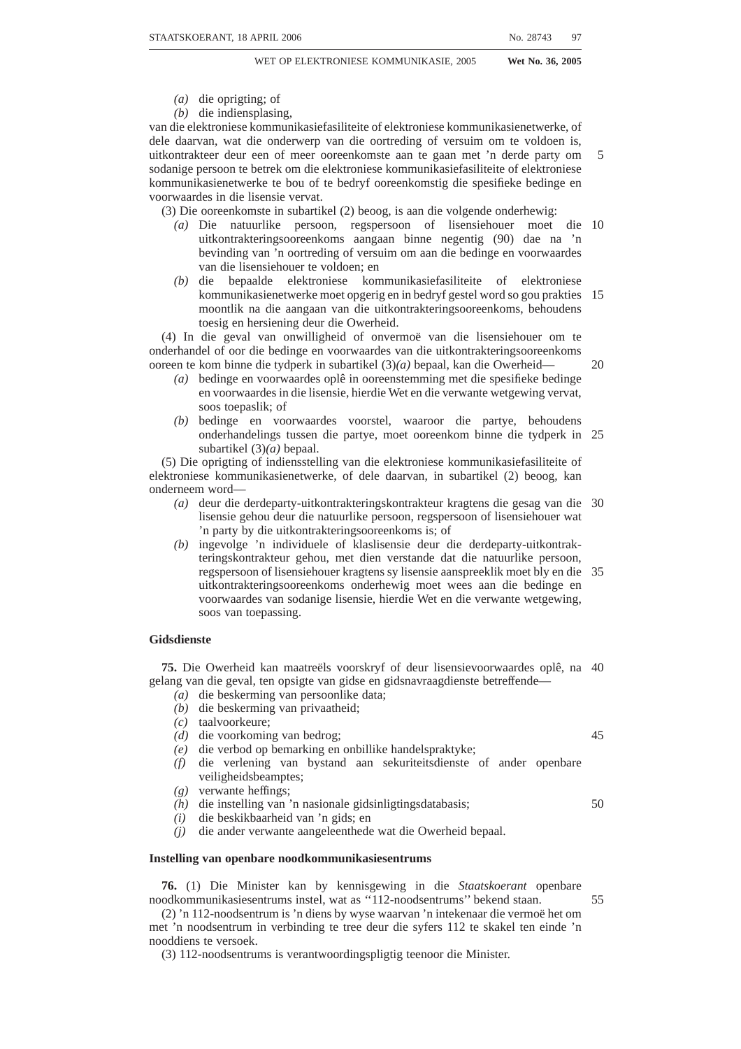*(a)* die oprigting; of

*(b)* die indiensplasing,

van die elektroniese kommunikasiefasiliteite of elektroniese kommunikasienetwerke, of dele daarvan, wat die onderwerp van die oortreding of versuim om te voldoen is, uitkontrakteer deur een of meer ooreenkomste aan te gaan met 'n derde party om sodanige persoon te betrek om die elektroniese kommunikasiefasiliteite of elektroniese kommunikasienetwerke te bou of te bedryf ooreenkomstig die spesifieke bedinge en voorwaardes in die lisensie vervat.

(3) Die ooreenkomste in subartikel (2) beoog, is aan die volgende onderhewig:

*(a)* Die natuurlike persoon, regspersoon of lisensiehouer moet die uitkontrakteringsooreenkoms aangaan binne negentig (90) dae na 'n bevinding van 'n oortreding of versuim om aan die bedinge en voorwaardes van die lisensiehouer te voldoen; en

*(b)* die bepaalde elektroniese kommunikasiefasiliteite of elektroniese kommunikasienetwerke moet opgerig en in bedryf gestel word so gou prakties moontlik na die aangaan van die uitkontrakteringsooreenkoms, behoudens toesig en hersiening deur die Owerheid.

(4) In die geval van onwilligheid of onvermoë van die lisensiehouer om te onderhandel of oor die bedinge en voorwaardes van die uitkontrakteringsooreenkoms ooreen te kom binne die tydperk in subartikel (3)*(a)* bepaal, kan die Owerheid—

*(a)* bedinge en voorwaardes oplê in ooreenstemming met die spesifieke bedinge en voorwaardes in die lisensie, hierdie Wet en die verwante wetgewing vervat, soos toepaslik; of

*(b)* bedinge en voorwaardes voorstel, waaroor die partye, behoudens onderhandelings tussen die partye, moet ooreenkom binne die tydperk in subartikel (3)*(a)* bepaal.

(5) Die oprigting of indiensstelling van die elektroniese kommunikasiefasiliteite of elektroniese kommunikasienetwerke, of dele daarvan, in subartikel (2) beoog, kan onderneem word—

*(a)* deur die derdeparty-uitkontrakteringskontrakteur kragtens die gesag van die lisensie gehou deur die natuurlike persoon, regspersoon of lisensiehouer wat 'n party by die uitkontrakteringsooreenkoms is; of

*(b)* ingevolge 'n individuele of klaslisensie deur die derdeparty-uitkontrakteringskontrakteur gehou, met dien verstande dat die natuurlike persoon, regspersoon of lisensiehouer kragtens sy lisensie aanspreeklik moet bly en die uitkontrakteringsooreenkoms onderhewig moet wees aan die bedinge en voorwaardes van sodanige lisensie, hierdie Wet en die verwante wetgewing, soos van toepassing.

**Gidsdienste**

**75.** Die Owerheid kan maatreëls voorskryf of deur lisensievoorwaardes oplê, na gelang van die geval, ten opsigte van gidse en gidsnavraagdienste betreffende—

*(a)* die beskerming van persoonlike data;

*(b)* die beskerming van privaatheid;

*(c)* taalvoorkeure;

*(d)* die voorkoming van bedrog;

*(e)* die verbod op bemarking en onbillike handelspraktyke;

*(f)* die verlening van bystand aan sekuriteitsdienste of ander openbare veiligheidsbeamptes;

*(g)* verwante heffings;

*(h)* die instelling van 'n nasionale gidsinligtingsdatabasis;

*(i)* die beskikbaarheid van 'n gids; en

*(j)* die ander verwante aangeleenthede wat die Owerheid bepaal.

**Instelling van openbare noodkommunikasiesentrums**

**76.** (1) Die Minister kan by kennisgewing in die *Staatskoerant* openbare noodkommunikasiesentrums instel, wat as ''112-noodsentrums'' bekend staan.

(2) 'n 112-noodsentrum is 'n diens by wyse waarvan 'n intekenaar die vermoë het om met 'n noodsentrum in verbinding te tree deur die syfers 112 te skakel ten einde 'n nooddiens te versoek.

(3) 112-noodsentrums is verantwoordingspligtig teenoor die Minister.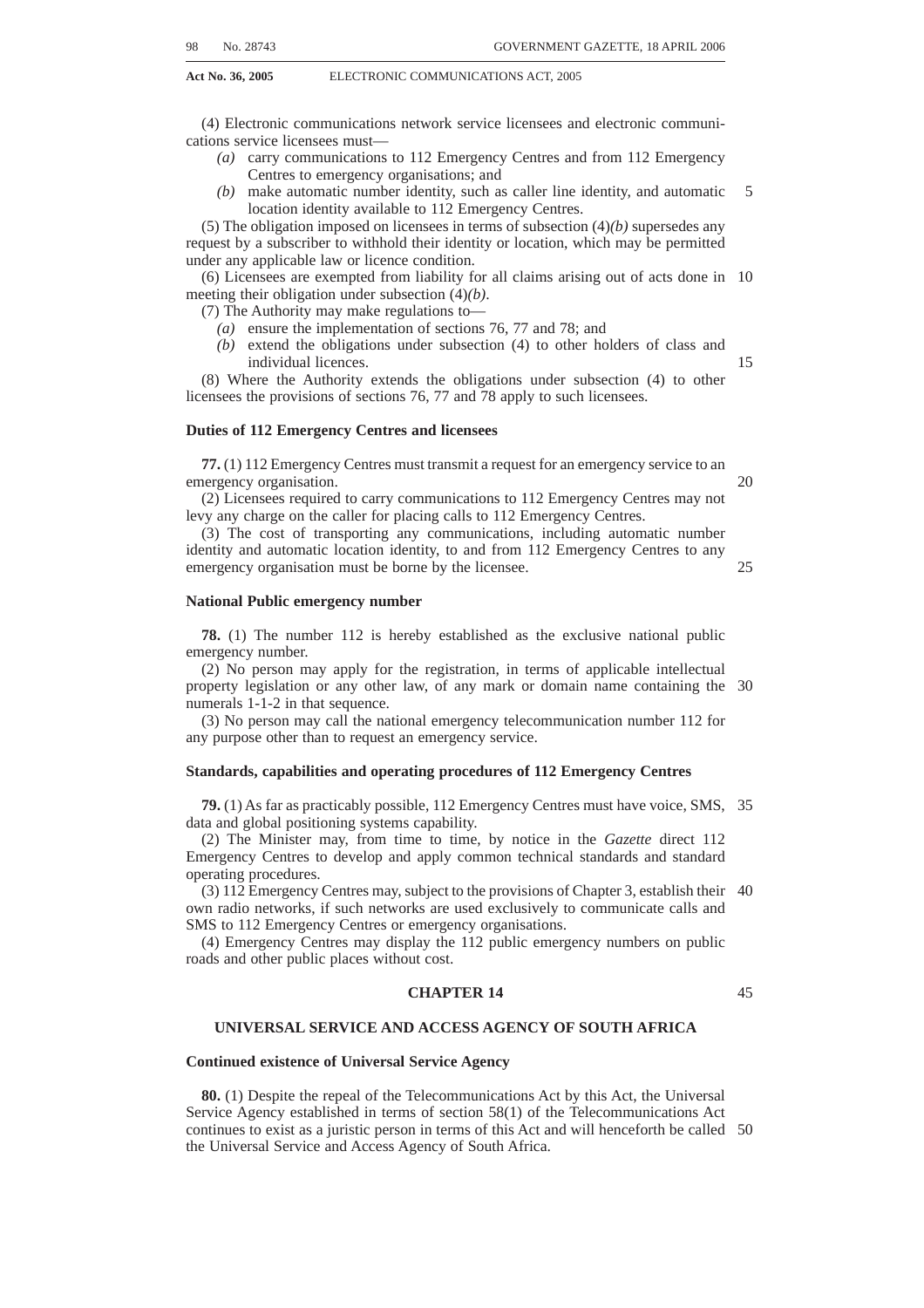(4) Electronic communications network service licensees and electronic communications service licensees must—

*(a)* carry communications to 112 Emergency Centres and from 112 Emergency Centres to emergency organisations; and

*(b)* make automatic number identity, such as caller line identity, and automatic location identity available to 112 Emergency Centres.

(5) The obligation imposed on licensees in terms of subsection (4)*(b)* supersedes any request by a subscriber to withhold their identity or location, which may be permitted under any applicable law or licence condition.

(6) Licensees are exempted from liability for all claims arising out of acts done in meeting their obligation under subsection (4)*(b)*.

(7) The Authority may make regulations to—

*(a)* ensure the implementation of sections 76, 77 and 78; and

*(b)* extend the obligations under subsection (4) to other holders of class and individual licences.

(8) Where the Authority extends the obligations under subsection (4) to other licensees the provisions of sections 76, 77 and 78 apply to such licensees.

**Duties of 112 Emergency Centres and licensees**

**77.** (1) 112 Emergency Centres must transmit a request for an emergency service to an emergency organisation.

(2) Licensees required to carry communications to 112 Emergency Centres may not levy any charge on the caller for placing calls to 112 Emergency Centres.

(3) The cost of transporting any communications, including automatic number identity and automatic location identity, to and from 112 Emergency Centres to any emergency organisation must be borne by the licensee.

**National Public emergency number**

**78.** (1) The number 112 is hereby established as the exclusive national public emergency number.

(2) No person may apply for the registration, in terms of applicable intellectual property legislation or any other law, of any mark or domain name containing the numerals 1-1-2 in that sequence.

(3) No person may call the national emergency telecommunication number 112 for any purpose other than to request an emergency service.

**Standards, capabilities and operating procedures of 112 Emergency Centres**

**79.** (1) As far as practicably possible, 112 Emergency Centres must have voice, SMS, data and global positioning systems capability.

(2) The Minister may, from time to time, by notice in the *Gazette* direct 112 Emergency Centres to develop and apply common technical standards and standard operating procedures.

(3) 112 Emergency Centres may, subject to the provisions of Chapter 3, establish their own radio networks, if such networks are used exclusively to communicate calls and SMS to 112 Emergency Centres or emergency organisations.

(4) Emergency Centres may display the 112 public emergency numbers on public roads and other public places without cost.

## CHAPTER 14

## UNIVERSAL SERVICE AND ACCESS AGENCY OF SOUTH AFRICA

**Continued existence of Universal Service Agency**

**80.** (1) Despite the repeal of the Telecommunications Act by this Act, the Universal Service Agency established in terms of section 58(1) of the Telecommunications Act continues to exist as a juristic person in terms of this Act and will henceforth be called the Universal Service and Access Agency of South Africa.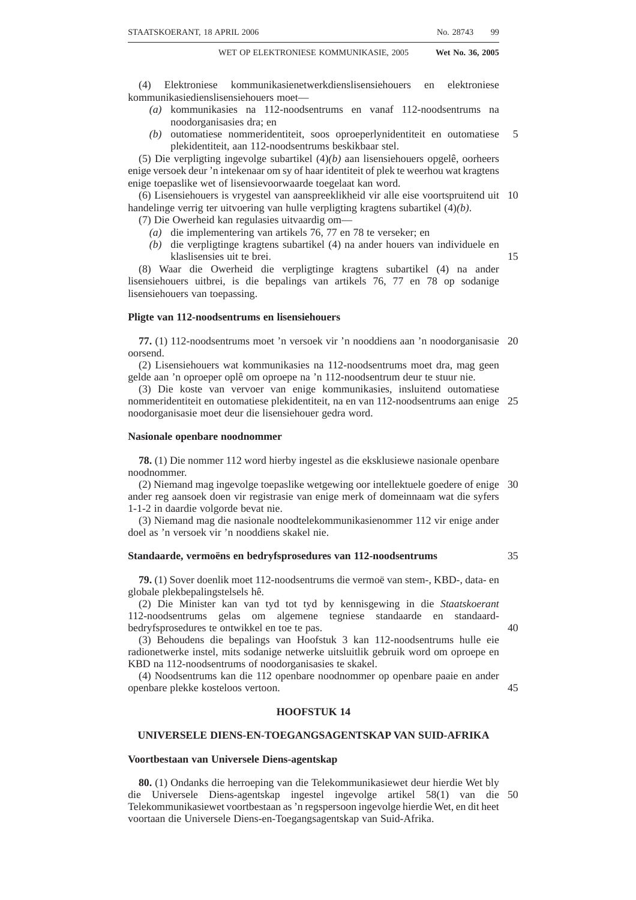(4) Elektroniese kommunikasienetwerkdienslisensiehouers en elektroniese kommunikasiedienslisensiehouers moet—

*(a)* kommunikasies na 112-noodsentrums en vanaf 112-noodsentrums na noodorganisasies dra; en

*(b)* outomatiese nommeridentiteit, soos oproeperlynidentiteit en outomatiese plekidentiteit, aan 112-noodsentrums beskikbaar stel.

(5) Die verpligting ingevolge subartikel (4)*(b)* aan lisensiehouers opgelê, oorheers enige versoek deur 'n intekenaar om sy of haar identiteit of plek te weerhou wat kragtens enige toepaslike wet of lisensievoorwaarde toegelaat kan word.

(6) Lisensiehouers is vrygestel van aanspreeklikheid vir alle eise voortspruitend uit handelinge verrig ter uitvoering van hulle verpligting kragtens subartikel (4)*(b)*.

(7) Die Owerheid kan regulasies uitvaardig om—

*(a)* die implementering van artikels 76, 77 en 78 te verseker; en

*(b)* die verpligtinge kragtens subartikel (4) na ander houers van individuele en klaslisensies uit te brei.

(8) Waar die Owerheid die verpligtinge kragtens subartikel (4) na ander lisensiehouers uitbrei, is die bepalings van artikels 76, 77 en 78 op sodanige lisensiehouers van toepassing.

**Pligte van 112-noodsentrums en lisensiehouers**

**77.** (1) 112-noodsentrums moet 'n versoek vir 'n nooddiens aan 'n noodorganisasie oorsend.

(2) Lisensiehouers wat kommunikasies na 112-noodsentrums moet dra, mag geen gelde aan 'n oproeper oplê om oproepe na 'n 112-noodsentrum deur te stuur nie.

(3) Die koste van vervoer van enige kommunikasies, insluitend outomatiese nommeridentiteit en outomatiese plekidentiteit, na en van 112-noodsentrums aan enige noodorganisasie moet deur die lisensiehouer gedra word.

**Nasionale openbare noodnommer**

**78.** (1) Die nommer 112 word hierby ingestel as die eksklusiewe nasionale openbare noodnommer.

(2) Niemand mag ingevolge toepaslike wetgewing oor intellektuele goedere of enige ander reg aansoek doen vir registrasie van enige merk of domeinnaam wat die syfers 1-1-2 in daardie volgorde bevat nie.

(3) Niemand mag die nasionale noodtelekommunikasienommer 112 vir enige ander doel as 'n versoek vir 'n nooddiens skakel nie.

**Standaarde, vermoëns en bedryfsprosedures van 112-noodsentrums**

**79.** (1) Sover doenlik moet 112-noodsentrums die vermoë van stem-, KBD-, data- en globale plekbepalingstelsels hê.

(2) Die Minister kan van tyd tot tyd by kennisgewing in die *Staatskoerant* 112-noodsentrums gelas om algemene tegniese standaarde en standaard-bedryfsprosedures te ontwikkel en toe te pas.

(3) Behoudens die bepalings van Hoofstuk 3 kan 112-noodsentrums hulle eie radionetwerke instel, mits sodanige netwerke uitsluitlik gebruik word om oproepe en KBD na 112-noodsentrums of noodorganisasies te skakel.

(4) Noodsentrums kan die 112 openbare noodnommer op openbare paaie en ander openbare plekke kosteloos vertoon.

## HOOFSTUK 14

## UNIVERSELE DIENS-EN-TOEGANGSAGENTSKAP VAN SUID-AFRIKA

**Voortbestaan van Universele Diens-agentskap**

**80.** (1) Ondanks die herroeping van die Telekommunikasiewet deur hierdie Wet bly die Universele Diens-agentskap ingestel ingevolge artikel 58(1) van die Telekommunikasiewet voortbestaan as 'n regspersoon ingevolge hierdie Wet, en dit heet voortaan die Universele Diens-en-Toegangsagentskap van Suid-Afrika.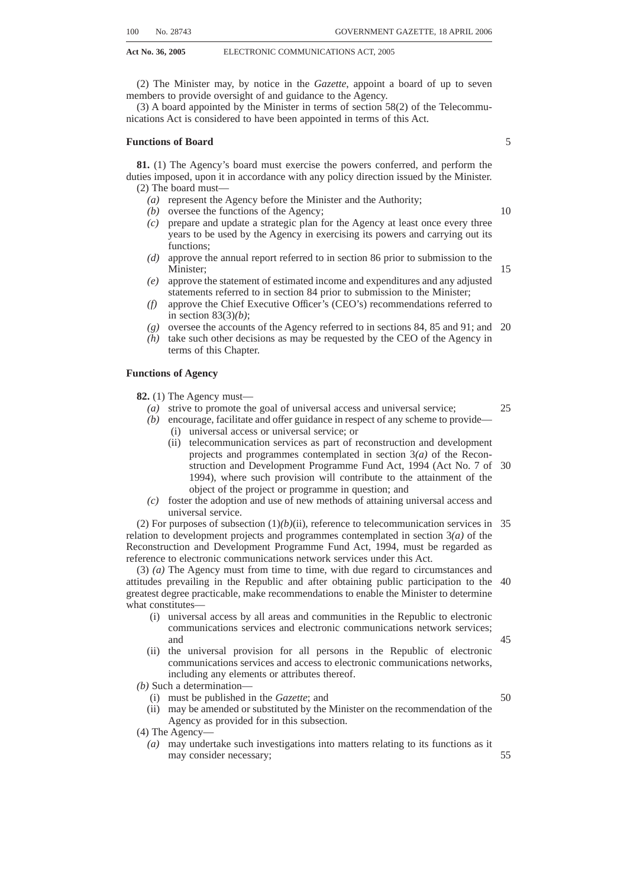(2) The Minister may, by notice in the *Gazette*, appoint a board of up to seven members to provide oversight of and guidance to the Agency.

(3) A board appointed by the Minister in terms of section 58(2) of the Telecommunications Act is considered to have been appointed in terms of this Act.

**Functions of Board**

**81.** (1) The Agency's board must exercise the powers conferred, and perform the duties imposed, upon it in accordance with any policy direction issued by the Minister.

(2) The board must—

*(a)* represent the Agency before the Minister and the Authority;

*(b)* oversee the functions of the Agency;

*(c)* prepare and update a strategic plan for the Agency at least once every three years to be used by the Agency in exercising its powers and carrying out its functions;

*(d)* approve the annual report referred to in section 86 prior to submission to the Minister;

*(e)* approve the statement of estimated income and expenditures and any adjusted statements referred to in section 84 prior to submission to the Minister;

*(f)* approve the Chief Executive Officer's (CEO's) recommendations referred to in section 83(3)*(b)*;

*(g)* oversee the accounts of the Agency referred to in sections 84, 85 and 91; and

*(h)* take such other decisions as may be requested by the CEO of the Agency in terms of this Chapter.

**Functions of Agency**

**82.** (1) The Agency must—

*(a)* strive to promote the goal of universal access and universal service;

*(b)* encourage, facilitate and offer guidance in respect of any scheme to provide—

(i) universal access or universal service; or

(ii) telecommunication services as part of reconstruction and development projects and programmes contemplated in section 3*(a)* of the Reconstruction and Development Programme Fund Act, 1994 (Act No. 7 of 1994), where such provision will contribute to the attainment of the object of the project or programme in question; and

*(c)* foster the adoption and use of new methods of attaining universal access and universal service.

(2) For purposes of subsection (1)*(b)*(ii), reference to telecommunication services in relation to development projects and programmes contemplated in section 3*(a)* of the Reconstruction and Development Programme Fund Act, 1994, must be regarded as reference to electronic communications network services under this Act.

(3) *(a)* The Agency must from time to time, with due regard to circumstances and attitudes prevailing in the Republic and after obtaining public participation to the greatest degree practicable, make recommendations to enable the Minister to determine what constitutes—

(i) universal access by all areas and communities in the Republic to electronic communications services and electronic communications network services; and

(ii) the universal provision for all persons in the Republic of electronic communications services and access to electronic communications networks, including any elements or attributes thereof.

*(b)* Such a determination—

(i) must be published in the *Gazette*; and

(ii) may be amended or substituted by the Minister on the recommendation of the Agency as provided for in this subsection.

(4) The Agency—

*(a)* may undertake such investigations into matters relating to its functions as it may consider necessary;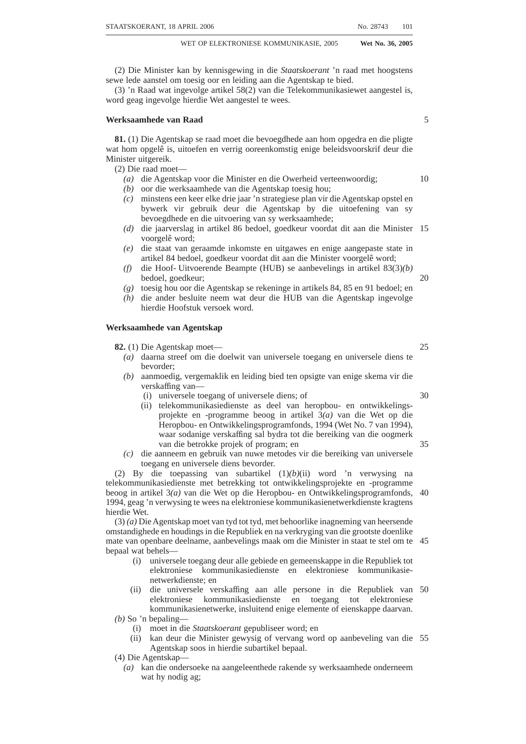(2) Die Minister kan by kennisgewing in die *Staatskoerant* 'n raad met hoogstens sewe lede aanstel om toesig oor en leiding aan die Agentskap te bied.

(3) 'n Raad wat ingevolge artikel 58(2) van die Telekommunikasiewet aangestel is, word geag ingevolge hierdie Wet aangestel te wees.

**Werksaamhede van Raad**

**81.** (1) Die Agentskap se raad moet die bevoegdhede aan hom opgedra en die pligte wat hom opgelê is, uitoefen en verrig ooreenkomstig enige beleidsvoorskrif deur die Minister uitgereik.

(2) Die raad moet—

*(a)* die Agentskap voor die Minister en die Owerheid verteenwoordig;

*(b)* oor die werksaamhede van die Agentskap toesig hou;

*(c)* minstens een keer elke drie jaar 'n strategiese plan vir die Agentskap opstel en bywerk vir gebruik deur die Agentskap by die uitoefening van sy bevoegdhede en die uitvoering van sy werksaamhede;

*(d)* die jaarverslag in artikel 86 bedoel, goedkeur voordat dit aan die Minister voorgelê word;

*(e)* die staat van geraamde inkomste en uitgawes en enige aangepaste state in artikel 84 bedoel, goedkeur voordat dit aan die Minister voorgelê word;

*(f)* die Hoof- Uitvoerende Beampte (HUB) se aanbevelings in artikel 83(3)*(b)* bedoel, goedkeur;

*(g)* toesig hou oor die Agentskap se rekeninge in artikels 84, 85 en 91 bedoel; en

*(h)* die ander besluite neem wat deur die HUB van die Agentskap ingevolge hierdie Hoofstuk versoek word.

**Werksaamhede van Agentskap**

**82.** (1) Die Agentskap moet—

*(a)* daarna streef om die doelwit van universele toegang en universele diens te bevorder;

*(b)* aanmoedig, vergemaklik en leiding bied ten opsigte van enige skema vir die verskaffing van—

(i) universele toegang of universele diens; of

(ii) telekommunikasiedienste as deel van heropbou- en ontwikkelingsprojekte en -programme beoog in artikel 3*(a)* van die Wet op die Heropbou- en Ontwikkelingsprogramfonds, 1994 (Wet No. 7 van 1994), waar sodanige verskaffing sal bydra tot die bereiking van die oogmerk van die betrokke projek of program; en

*(c)* die aanneem en gebruik van nuwe metodes vir die bereiking van universele toegang en universele diens bevorder.

(2) By die toepassing van subartikel (1)*(b)*(ii) word 'n verwysing na telekommunikasiedienste met betrekking tot ontwikkelingsprojekte en -programme beoog in artikel 3*(a)* van die Wet op die Heropbou- en Ontwikkelingsprogramfonds, 1994, geag 'n verwysing te wees na elektroniese kommunikasienetwerkdienste kragtens hierdie Wet.

(3) *(a)* Die Agentskap moet van tyd tot tyd, met behoorlike inagneming van heersende omstandighede en houdings in die Republiek en na verkryging van die grootste doenlike mate van openbare deelname, aanbevelings maak om die Minister in staat te stel om te bepaal wat behels—

(i) universele toegang deur alle gebiede en gemeenskappe in die Republiek tot elektroniese kommunikasiedienste en elektroniese kommunikasienetwerkdienste; en

(ii) die universele verskaffing aan alle persone in die Republiek van elektroniese kommunikasiedienste en toegang tot elektroniese kommunikasienetwerke, insluitend enige elemente of eienskappe daarvan.

*(b)* So 'n bepaling—

(i) moet in die *Staatskoerant* gepubliseer word; en

(ii) kan deur die Minister gewysig of vervang word op aanbeveling van die Agentskap soos in hierdie subartikel bepaal.

(4) Die Agentskap—

*(a)* kan die ondersoeke na aangeleenthede rakende sy werksaamhede onderneem wat hy nodig ag;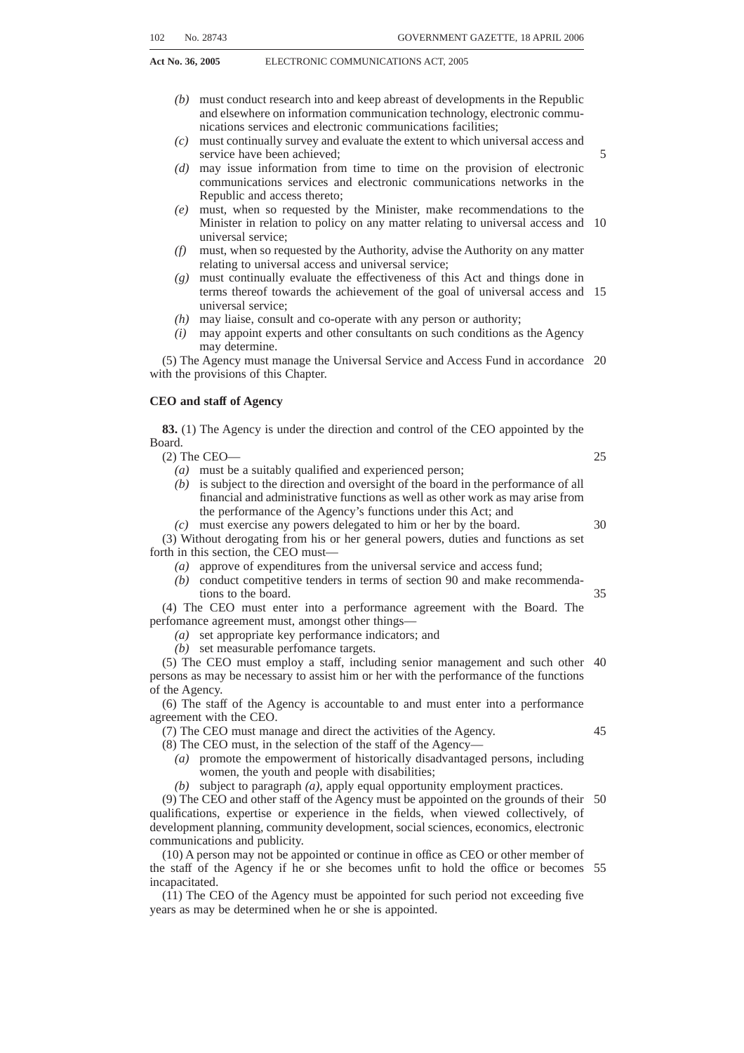*(b)* must conduct research into and keep abreast of developments in the Republic and elsewhere on information communication technology, electronic communications services and electronic communications facilities;

*(c)* must continually survey and evaluate the extent to which universal access and service have been achieved;

*(d)* may issue information from time to time on the provision of electronic communications services and electronic communications networks in the Republic and access thereto;

*(e)* must, when so requested by the Minister, make recommendations to the Minister in relation to policy on any matter relating to universal access and universal service;

*(f)* must, when so requested by the Authority, advise the Authority on any matter relating to universal access and universal service;

*(g)* must continually evaluate the effectiveness of this Act and things done in terms thereof towards the achievement of the goal of universal access and universal service;

*(h)* may liaise, consult and co-operate with any person or authority;

*(i)* may appoint experts and other consultants on such conditions as the Agency may determine.

(5) The Agency must manage the Universal Service and Access Fund in accordance with the provisions of this Chapter.

**CEO and staff of Agency**

**83.** (1) The Agency is under the direction and control of the CEO appointed by the Board.

(2) The CEO—

*(a)* must be a suitably qualified and experienced person;

*(b)* is subject to the direction and oversight of the board in the performance of all financial and administrative functions as well as other work as may arise from the performance of the Agency's functions under this Act; and

*(c)* must exercise any powers delegated to him or her by the board.

(3) Without derogating from his or her general powers, duties and functions as set forth in this section, the CEO must—

*(a)* approve of expenditures from the universal service and access fund;

*(b)* conduct competitive tenders in terms of section 90 and make recommendations to the board.

(4) The CEO must enter into a performance agreement with the Board. The perfomance agreement must, amongst other things—

*(a)* set appropriate key performance indicators; and

*(b)* set measurable perfomance targets.

(5) The CEO must employ a staff, including senior management and such other persons as may be necessary to assist him or her with the performance of the functions of the Agency.

(6) The staff of the Agency is accountable to and must enter into a performance agreement with the CEO.

(7) The CEO must manage and direct the activities of the Agency.

(8) The CEO must, in the selection of the staff of the Agency—

*(a)* promote the empowerment of historically disadvantaged persons, including women, the youth and people with disabilities;

*(b)* subject to paragraph *(a)*, apply equal opportunity employment practices.

(9) The CEO and other staff of the Agency must be appointed on the grounds of their qualifications, expertise or experience in the fields, when viewed collectively, of development planning, community development, social sciences, economics, electronic communications and publicity.

(10) A person may not be appointed or continue in office as CEO or other member of the staff of the Agency if he or she becomes unfit to hold the office or becomes incapacitated.

(11) The CEO of the Agency must be appointed for such period not exceeding five years as may be determined when he or she is appointed.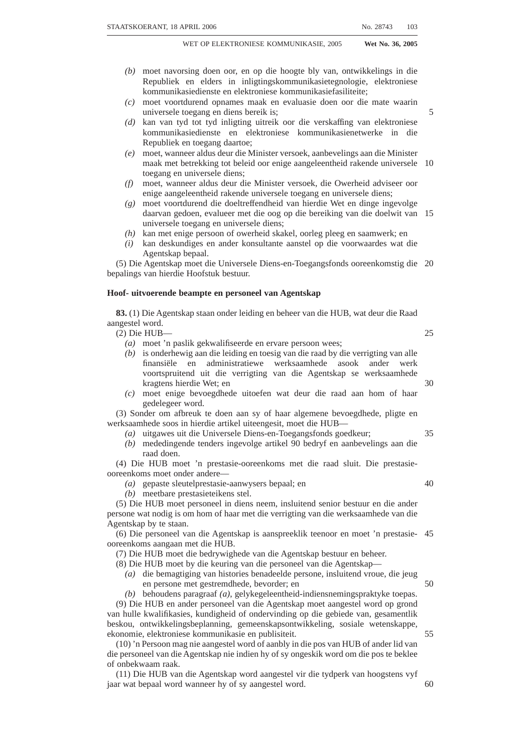*(b)* moet navorsing doen oor, en op die hoogte bly van, ontwikkelings in die Republiek en elders in inligtingskommunikasietegnologie, elektroniese kommunikasiedienste en elektroniese kommunikasiefasiliteite;

*(c)* moet voortdurend opnames maak en evaluasie doen oor die mate waarin universele toegang en diens bereik is;

*(d)* kan van tyd tot tyd inligting uitreik oor die verskaffing van elektroniese kommunikasiedienste en elektroniese kommunikasienetwerke in die Republiek en toegang daartoe;

*(e)* moet, wanneer aldus deur die Minister versoek, aanbevelings aan die Minister maak met betrekking tot beleid oor enige aangeleentheid rakende universele toegang en universele diens;

*(f)* moet, wanneer aldus deur die Minister versoek, die Owerheid adviseer oor enige aangeleentheid rakende universele toegang en universele diens;

*(g)* moet voortdurend die doeltreffendheid van hierdie Wet en dinge ingevolge daarvan gedoen, evalueer met die oog op die bereiking van die doelwit van universele toegang en universele diens;

*(h)* kan met enige persoon of owerheid skakel, oorleg pleeg en saamwerk; en

*(i)* kan deskundiges en ander konsultante aanstel op die voorwaardes wat die Agentskap bepaal.

(5) Die Agentskap moet die Universele Diens-en-Toegangsfonds ooreenkomstig die bepalings van hierdie Hoofstuk bestuur.

**Hoof- uitvoerende beampte en personeel van Agentskap**

**83.** (1) Die Agentskap staan onder leiding en beheer van die HUB, wat deur die Raad aangestel word.

(2) Die HUB—

*(a)* moet 'n paslik gekwalifiseerde en ervare persoon wees;

*(b)* is onderhewig aan die leiding en toesig van die raad by die verrigting van alle finansiële en administratiewe werksaamhede asook ander werk voortspruitend uit die verrigting van die Agentskap se werksaamhede kragtens hierdie Wet; en

*(c)* moet enige bevoegdhede uitoefen wat deur die raad aan hom of haar gedelegeer word.

(3) Sonder om afbreuk te doen aan sy of haar algemene bevoegdhede, pligte en werksaamhede soos in hierdie artikel uiteengesit, moet die HUB—

*(a)* uitgawes uit die Universele Diens-en-Toegangsfonds goedkeur;

*(b)* mededingende tenders ingevolge artikel 90 bedryf en aanbevelings aan die raad doen.

(4) Die HUB moet 'n prestasie-ooreenkoms met die raad sluit. Die prestasie-ooreenkoms moet onder andere—

*(a)* gepaste sleutelprestasie-aanwysers bepaal; en

*(b)* meetbare prestasieteikens stel.

(5) Die HUB moet personeel in diens neem, insluitend senior bestuur en die ander persone wat nodig is om hom of haar met die verrigting van die werksaamhede van die Agentskap by te staan.

(6) Die personeel van die Agentskap is aanspreeklik teenoor en moet 'n prestasie-ooreenkoms aangaan met die HUB.

(7) Die HUB moet die bedrywighede van die Agentskap bestuur en beheer.

(8) Die HUB moet by die keuring van die personeel van die Agentskap—

*(a)* die bemagtiging van histories benadeelde persone, insluitend vroue, die jeug en persone met gestremdhede, bevorder; en

*(b)* behoudens paragraaf *(a)*, gelykegeleentheid-indiensnemingspraktyke toepas.

(9) Die HUB en ander personeel van die Agentskap moet aangestel word op grond van hulle kwalifikasies, kundigheid of ondervinding op die gebiede van, gesamentlik beskou, ontwikkelingsbeplanning, gemeenskapsontwikkeling, sosiale wetenskappe, ekonomie, elektroniese kommunikasie en publisiteit.

(10) 'n Persoon mag nie aangestel word of aanbly in die pos van HUB of ander lid van die personeel van die Agentskap nie indien hy of sy ongeskik word om die pos te beklee of onbekwaam raak.

(11) Die HUB van die Agentskap word aangestel vir die tydperk van hoogstens vyf jaar wat bepaal word wanneer hy of sy aangestel word.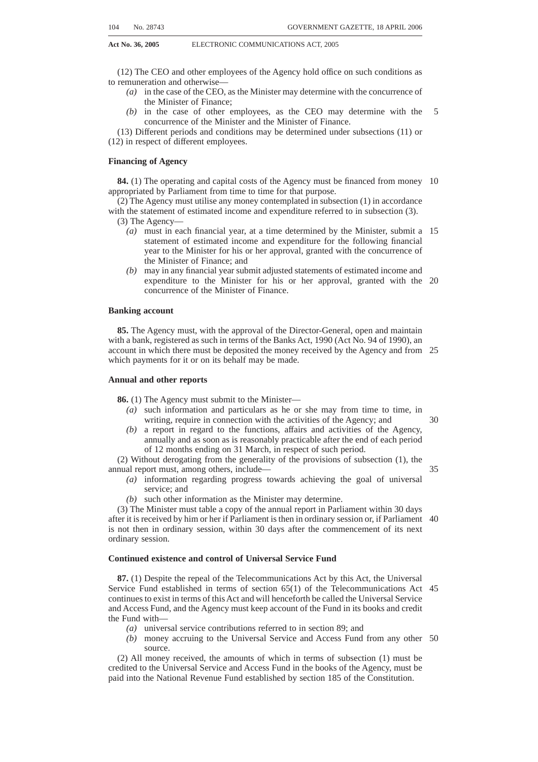(12) The CEO and other employees of the Agency hold office on such conditions as to remuneration and otherwise—

*(a)* in the case of the CEO, as the Minister may determine with the concurrence of the Minister of Finance;

*(b)* in the case of other employees, as the CEO may determine with the concurrence of the Minister and the Minister of Finance.

(13) Different periods and conditions may be determined under subsections (11) or (12) in respect of different employees.

**Financing of Agency**

**84.** (1) The operating and capital costs of the Agency must be financed from money appropriated by Parliament from time to time for that purpose.

(2) The Agency must utilise any money contemplated in subsection (1) in accordance with the statement of estimated income and expenditure referred to in subsection (3).

(3) The Agency—

*(a)* must in each financial year, at a time determined by the Minister, submit a statement of estimated income and expenditure for the following financial year to the Minister for his or her approval, granted with the concurrence of the Minister of Finance; and

*(b)* may in any financial year submit adjusted statements of estimated income and expenditure to the Minister for his or her approval, granted with the concurrence of the Minister of Finance.

**Banking account**

**85.** The Agency must, with the approval of the Director-General, open and maintain with a bank, registered as such in terms of the Banks Act, 1990 (Act No. 94 of 1990), an account in which there must be deposited the money received by the Agency and from which payments for it or on its behalf may be made.

**Annual and other reports**

**86.** (1) The Agency must submit to the Minister—

*(a)* such information and particulars as he or she may from time to time, in writing, require in connection with the activities of the Agency; and

*(b)* a report in regard to the functions, affairs and activities of the Agency, annually and as soon as is reasonably practicable after the end of each period of 12 months ending on 31 March, in respect of such period.

(2) Without derogating from the generality of the provisions of subsection (1), the annual report must, among others, include—

*(a)* information regarding progress towards achieving the goal of universal service; and

*(b)* such other information as the Minister may determine.

(3) The Minister must table a copy of the annual report in Parliament within 30 days after it is received by him or her if Parliament is then in ordinary session or, if Parliament is not then in ordinary session, within 30 days after the commencement of its next ordinary session.

**Continued existence and control of Universal Service Fund**

**87.** (1) Despite the repeal of the Telecommunications Act by this Act, the Universal Service Fund established in terms of section 65(1) of the Telecommunications Act continues to exist in terms of this Act and will henceforth be called the Universal Service and Access Fund, and the Agency must keep account of the Fund in its books and credit the Fund with—

*(a)* universal service contributions referred to in section 89; and

*(b)* money accruing to the Universal Service and Access Fund from any other source.

(2) All money received, the amounts of which in terms of subsection (1) must be credited to the Universal Service and Access Fund in the books of the Agency, must be paid into the National Revenue Fund established by section 185 of the Constitution.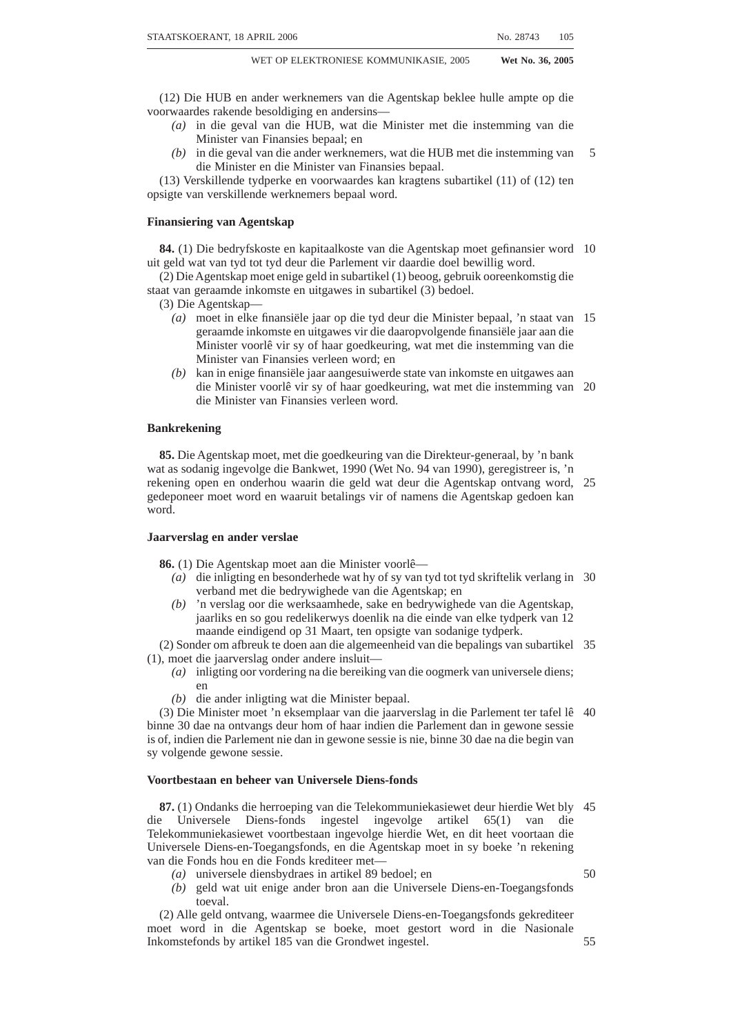(12) Die HUB en ander werknemers van die Agentskap beklee hulle ampte op die voorwaardes rakende besoldiging en andersins—

*(a)* in die geval van die HUB, wat die Minister met die instemming van die Minister van Finansies bepaal; en

*(b)* in die geval van die ander werknemers, wat die HUB met die instemming van die Minister en die Minister van Finansies bepaal.

(13) Verskillende tydperke en voorwaardes kan kragtens subartikel (11) of (12) ten opsigte van verskillende werknemers bepaal word.

**Finansiering van Agentskap**

**84.** (1) Die bedryfskoste en kapitaalkoste van die Agentskap moet gefinansier word uit geld wat van tyd tot tyd deur die Parlement vir daardie doel bewillig word.

(2) Die Agentskap moet enige geld in subartikel (1) beoog, gebruik ooreenkomstig die staat van geraamde inkomste en uitgawes in subartikel (3) bedoel.

(3) Die Agentskap—

*(a)* moet in elke finansiële jaar op die tyd deur die Minister bepaal, 'n staat van geraamde inkomste en uitgawes vir die daaropvolgende finansiële jaar aan die Minister voorlê vir sy of haar goedkeuring, wat met die instemming van die Minister van Finansies verleen word; en

*(b)* kan in enige finansiële jaar aangesuiwerde state van inkomste en uitgawes aan die Minister voorlê vir sy of haar goedkeuring, wat met die instemming van die Minister van Finansies verleen word.

**Bankrekening**

**85.** Die Agentskap moet, met die goedkeuring van die Direkteur-generaal, by 'n bank wat as sodanig ingevolge die Bankwet, 1990 (Wet No. 94 van 1990), geregistreer is, 'n rekening open en onderhou waarin die geld wat deur die Agentskap ontvang word, gedeponeer moet word en waaruit betalings vir of namens die Agentskap gedoen kan word.

**Jaarverslag en ander verslae**

**86.** (1) Die Agentskap moet aan die Minister voorlê—

*(a)* die inligting en besonderhede wat hy of sy van tyd tot tyd skriftelik verlang in verband met die bedrywighede van die Agentskap; en

*(b)* 'n verslag oor die werksaamhede, sake en bedrywighede van die Agentskap, jaarliks en so gou redelikerwys doenlik na die einde van elke tydperk van 12 maande eindigend op 31 Maart, ten opsigte van sodanige tydperk.

(2) Sonder om afbreuk te doen aan die algemeenheid van die bepalings van subartikel (1), moet die jaarverslag onder andere insluit—

*(a)* inligting oor vordering na die bereiking van die oogmerk van universele diens; en

*(b)* die ander inligting wat die Minister bepaal.

(3) Die Minister moet 'n eksemplaar van die jaarverslag in die Parlement ter tafel lê binne 30 dae na ontvangs deur hom of haar indien die Parlement dan in gewone sessie is of, indien die Parlement nie dan in gewone sessie is nie, binne 30 dae na die begin van sy volgende gewone sessie.

**Voortbestaan en beheer van Universele Diens-fonds**

**87.** (1) Ondanks die herroeping van die Telekommunikasiewet deur hierdie Wet bly die Universele Diens-fonds ingestel ingevolge artikel 65(1) van die Telekommunikasiewet voortbestaan ingevolge hierdie Wet, en dit heet voortaan die Universele Diens-en-Toegangsfonds, en die Agentskap moet in sy boeke 'n rekening van die Fonds hou en die Fonds krediteer met—

*(a)* universele diensbydraes in artikel 89 bedoel; en

*(b)* geld wat uit enige ander bron aan die Universele Diens-en-Toegangsfonds toeval.

(2) Alle geld ontvang, waarmee die Universele Diens-en-Toegangsfonds gekrediteer moet word in die Agentskap se boeke, moet gestort word in die Nasionale Inkomstefonds by artikel 185 van die Grondwet ingestel.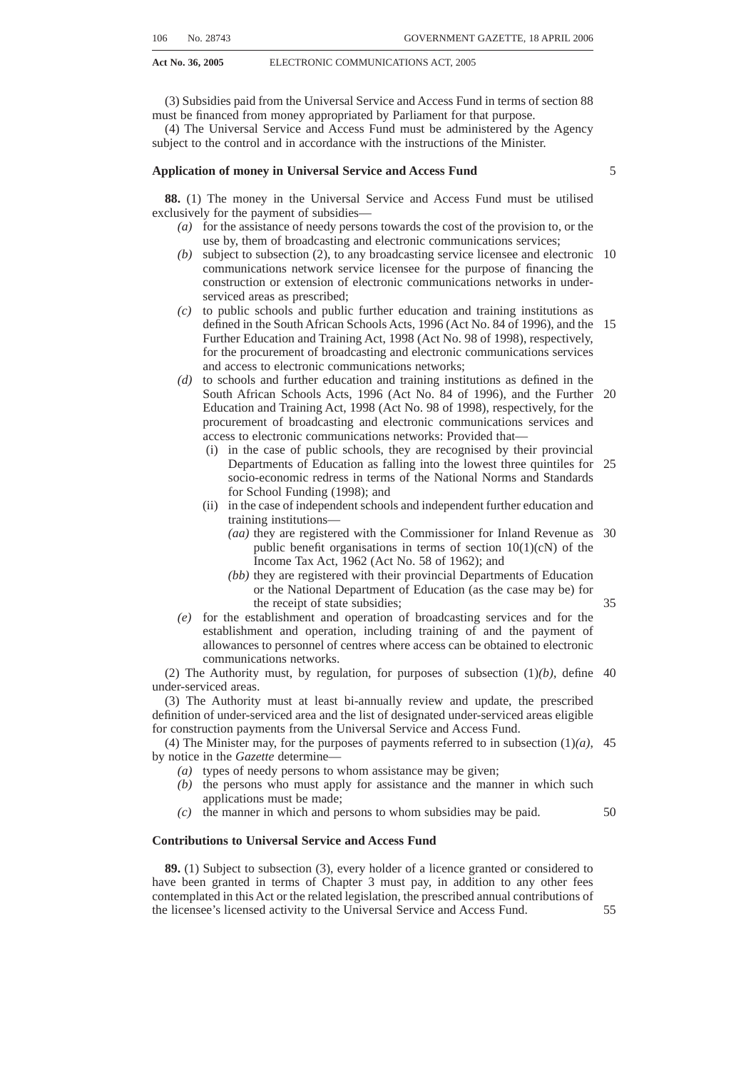(3) Subsidies paid from the Universal Service and Access Fund in terms of section 88 must be financed from money appropriated by Parliament for that purpose.

(4) The Universal Service and Access Fund must be administered by the Agency subject to the control and in accordance with the instructions of the Minister.

**Application of money in Universal Service and Access Fund**

**88.** (1) The money in the Universal Service and Access Fund must be utilised exclusively for the payment of subsidies—

*(a)* for the assistance of needy persons towards the cost of the provision to, or the use by, them of broadcasting and electronic communications services;

*(b)* subject to subsection (2), to any broadcasting service licensee and electronic communications network service licensee for the purpose of financing the construction or extension of electronic communications networks in under-serviced areas as prescribed;

*(c)* to public schools and public further education and training institutions as defined in the South African Schools Acts, 1996 (Act No. 84 of 1996), and the Further Education and Training Act, 1998 (Act No. 98 of 1998), respectively, for the procurement of broadcasting and electronic communications services and access to electronic communications networks;

*(d)* to schools and further education and training institutions as defined in the South African Schools Acts, 1996 (Act No. 84 of 1996), and the Further Education and Training Act, 1998 (Act No. 98 of 1998), respectively, for the procurement of broadcasting and electronic communications services and access to electronic communications networks: Provided that—

(i) in the case of public schools, they are recognised by their provincial Departments of Education as falling into the lowest three quintiles for socio-economic redress in terms of the National Norms and Standards for School Funding (1998); and

(ii) in the case of independent schools and independent further education and training institutions—

*(aa)* they are registered with the Commissioner for Inland Revenue as public benefit organisations in terms of section 10(1)(cN) of the Income Tax Act, 1962 (Act No. 58 of 1962); and

*(bb)* they are registered with their provincial Departments of Education or the National Department of Education (as the case may be) for the receipt of state subsidies;

*(e)* for the establishment and operation of broadcasting services and for the establishment and operation, including training of and the payment of allowances to personnel of centres where access can be obtained to electronic communications networks.

(2) The Authority must, by regulation, for purposes of subsection (1)*(b)*, define under-serviced areas.

(3) The Authority must at least bi-annually review and update, the prescribed definition of under-serviced area and the list of designated under-serviced areas eligible for construction payments from the Universal Service and Access Fund.

(4) The Minister may, for the purposes of payments referred to in subsection (1)*(a)*, by notice in the *Gazette* determine—

*(a)* types of needy persons to whom assistance may be given;

*(b)* the persons who must apply for assistance and the manner in which such applications must be made;

*(c)* the manner in which and persons to whom subsidies may be paid.

**Contributions to Universal Service and Access Fund**

**89.** (1) Subject to subsection (3), every holder of a licence granted or considered to have been granted in terms of Chapter 3 must pay, in addition to any other fees contemplated in this Act or the related legislation, the prescribed annual contributions of the licensee's licensed activity to the Universal Service and Access Fund.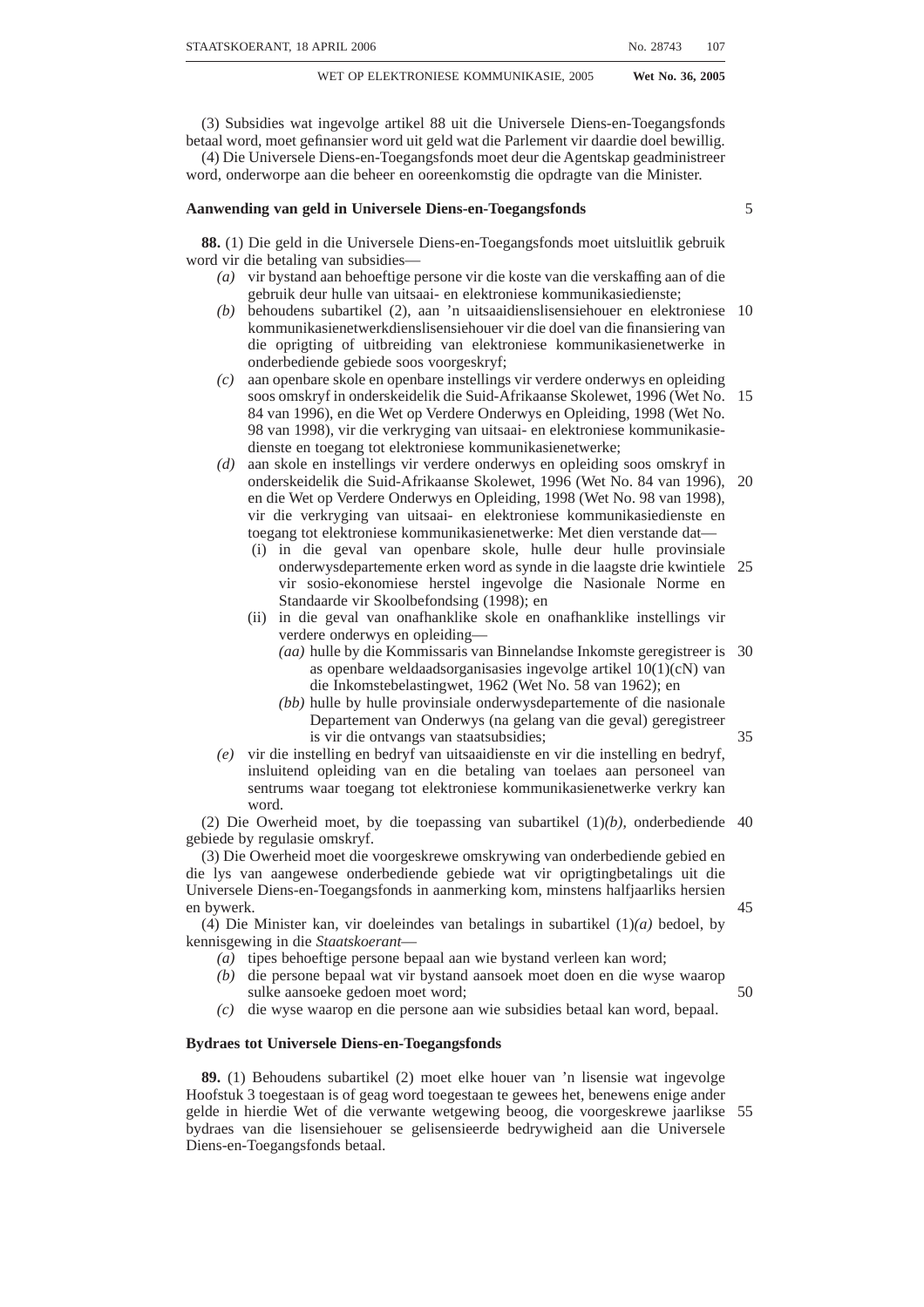(3) Subsidies wat ingevolge artikel 88 uit die Universele Diens-en-Toegangsfonds betaal word, moet gefinansier word uit geld wat die Parlement vir daardie doel bewillig.

(4) Die Universele Diens-en-Toegangsfonds moet deur die Agentskap geadministreer word, onderworpe aan die beheer en ooreenkomstig die opdragte van die Minister.

**Aanwending van geld in Universele Diens-en-Toegangsfonds**

**88.** (1) Die geld in die Universele Diens-en-Toegangsfonds moet uitsluitlik gebruik word vir die betaling van subsidies—

*(a)* vir bystand aan behoeftige persone vir die koste van die verskaffing aan of die gebruik deur hulle van uitsaai- en elektroniese kommunikasiedienste;

*(b)* behoudens subartikel (2), aan 'n uitsaaidienslisensiehouer en elektroniese kommunikasienetwerkdienslisensiehouer vir die doel van die finansiering van die oprigting of uitbreiding van elektroniese kommunikasienetwerke in onderbediende gebiede soos voorgeskryf;

*(c)* aan openbare skole en openbare instellings vir verdere onderwys en opleiding soos omskryf in onderskeidelik die Suid-Afrikaanse Skolewet, 1996 (Wet No. 84 van 1996), en die Wet op Verdere Onderwys en Opleiding, 1998 (Wet No. 98 van 1998), vir die verkryging van uitsaai- en elektroniese kommunikasiedienste en toegang tot elektroniese kommunikasienetwerke;

*(d)* aan skole en instellings vir verdere onderwys en opleiding soos omskryf in onderskeidelik die Suid-Afrikaanse Skolewet, 1996 (Wet No. 84 van 1996), en die Wet op Verdere Onderwys en Opleiding, 1998 (Wet No. 98 van 1998), vir die verkryging van uitsaai- en elektroniese kommunikasiedienste en toegang tot elektroniese kommunikasienetwerke: Met dien verstande dat—

(i) in die geval van openbare skole, hulle deur hulle provinsiale onderwysdepartemente erken word as synde in die laagste drie kwintiele vir sosio-ekonomiese herstel ingevolge die Nasionale Norme en Standaarde vir Skoolbefondsing (1998); en

(ii) in die geval van onafhanklike skole en onafhanklike instellings vir verdere onderwys en opleiding—

*(aa)* hulle by die Kommissaris van Binnelandse Inkomste geregistreer is as openbare weldaadsorganisasies ingevolge artikel 10(1)(cN) van die Inkomstebelastingwet, 1962 (Wet No. 58 van 1962); en

*(bb)* hulle by hulle provinsiale onderwysdepartemente of die nasionale Departement van Onderwys (na gelang van die geval) geregistreer is vir die ontvangs van staatsubsidies;

*(e)* vir die instelling en bedryf van uitsaaidienste en vir die instelling en bedryf, insluitend opleiding van en die betaling van toelaes aan personeel van sentrums waar toegang tot elektroniese kommunikasienetwerke verkry kan word.

(2) Die Owerheid moet, by die toepassing van subartikel (1)*(b)*, onderbediende gebiede by regulasie omskryf.

(3) Die Owerheid moet die voorgeskrewe omskrywing van onderbediende gebied en die lys van aangewese onderbediende gebiede wat vir oprigtingbetalings uit die Universele Diens-en-Toegangsfonds in aanmerking kom, minstens halfjaarliks hersien en bywerk.

(4) Die Minister kan, vir doeleindes van betalings in subartikel (1)*(a)* bedoel, by kennisgewing in die *Staatskoerant*—

*(a)* tipes behoeftige persone bepaal aan wie bystand verleen kan word;

*(b)* die persone bepaal wat vir bystand aansoek moet doen en die wyse waarop sulke aansoeke gedoen moet word;

*(c)* die wyse waarop en die persone aan wie subsidies betaal kan word, bepaal.

**Bydraes tot Universele Diens-en-Toegangsfonds**

**89.** (1) Behoudens subartikel (2) moet elke houer van 'n lisensie wat ingevolge Hoofstuk 3 toegestaan is of geag word toegestaan te gewees het, benewens enige ander gelde in hierdie Wet of die verwante wetgewing beoog, die voorgeskrewe jaarlikse bydraes van die lisensiehouer se gelisensieerde bedrywigheid aan die Universele Diens-en-Toegangsfonds betaal.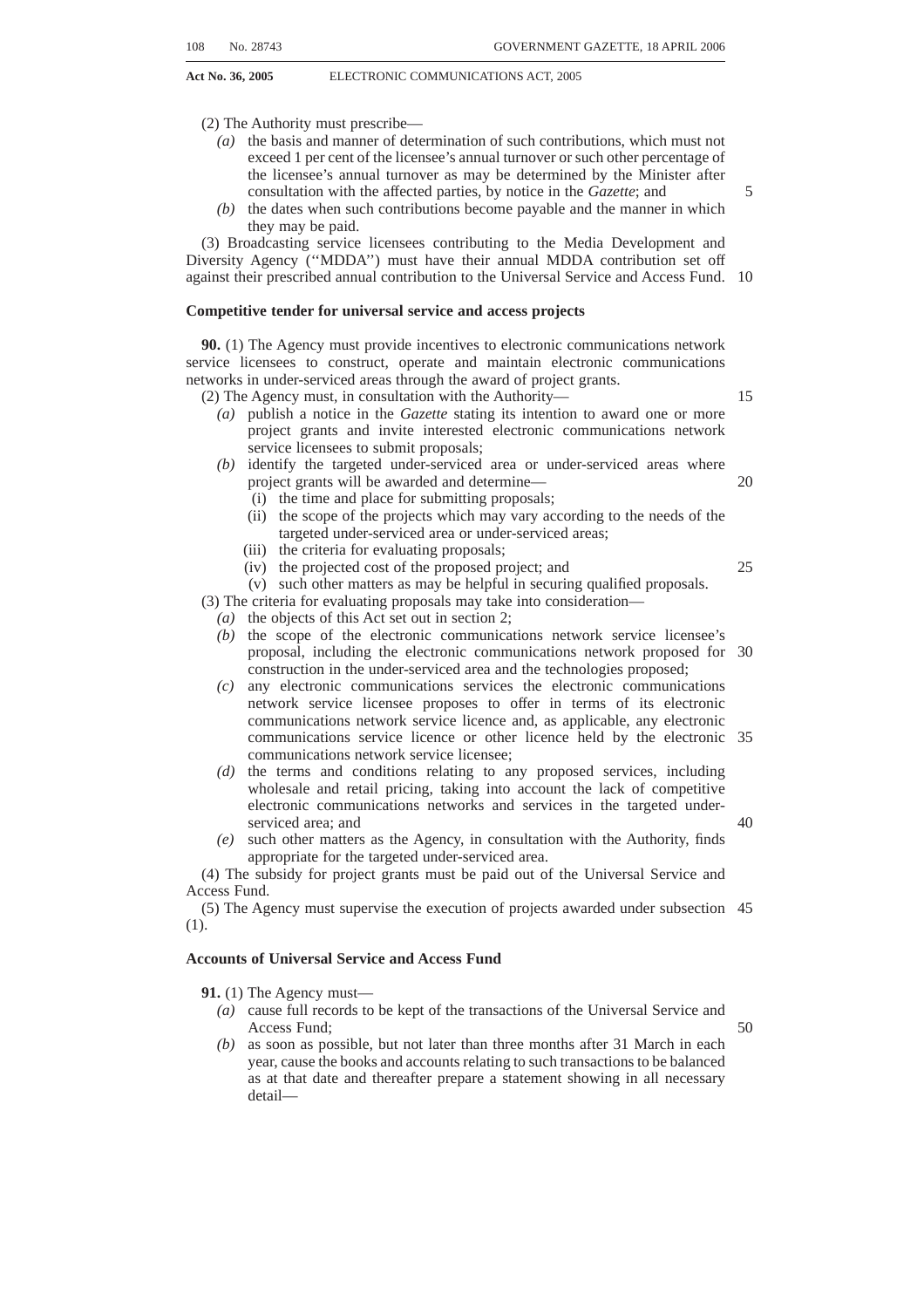(2) The Authority must prescribe—

*(a)* the basis and manner of determination of such contributions, which must not exceed 1 per cent of the licensee's annual turnover or such other percentage of the licensee's annual turnover as may be determined by the Minister after consultation with the affected parties, by notice in the *Gazette*; and

*(b)* the dates when such contributions become payable and the manner in which they may be paid.

(3) Broadcasting service licensees contributing to the Media Development and Diversity Agency (''MDDA'') must have their annual MDDA contribution set off against their prescribed annual contribution to the Universal Service and Access Fund.

**Competitive tender for universal service and access projects**

**90.** (1) The Agency must provide incentives to electronic communications network service licensees to construct, operate and maintain electronic communications networks in under-serviced areas through the award of project grants.

(2) The Agency must, in consultation with the Authority—

*(a)* publish a notice in the *Gazette* stating its intention to award one or more project grants and invite interested electronic communications network service licensees to submit proposals;

*(b)* identify the targeted under-serviced area or under-serviced areas where project grants will be awarded and determine—

(i) the time and place for submitting proposals;

(ii) the scope of the projects which may vary according to the needs of the targeted under-serviced area or under-serviced areas;

(iii) the criteria for evaluating proposals;

(iv) the projected cost of the proposed project; and

(v) such other matters as may be helpful in securing qualified proposals.

(3) The criteria for evaluating proposals may take into consideration—

*(a)* the objects of this Act set out in section 2;

*(b)* the scope of the electronic communications network service licensee's proposal, including the electronic communications network proposed for construction in the under-serviced area and the technologies proposed;

*(c)* any electronic communications services the electronic communications network service licensee proposes to offer in terms of its electronic communications network service licence and, as applicable, any electronic communications service licence or other licence held by the electronic communications network service licensee;

*(d)* the terms and conditions relating to any proposed services, including wholesale and retail pricing, taking into account the lack of competitive electronic communications networks and services in the targeted under-serviced area; and

*(e)* such other matters as the Agency, in consultation with the Authority, finds appropriate for the targeted under-serviced area.

(4) The subsidy for project grants must be paid out of the Universal Service and Access Fund.

(5) The Agency must supervise the execution of projects awarded under subsection (1).

**Accounts of Universal Service and Access Fund**

**91.** (1) The Agency must—

*(a)* cause full records to be kept of the transactions of the Universal Service and Access Fund;

*(b)* as soon as possible, but not later than three months after 31 March in each year, cause the books and accounts relating to such transactions to be balanced as at that date and thereafter prepare a statement showing in all necessary detail—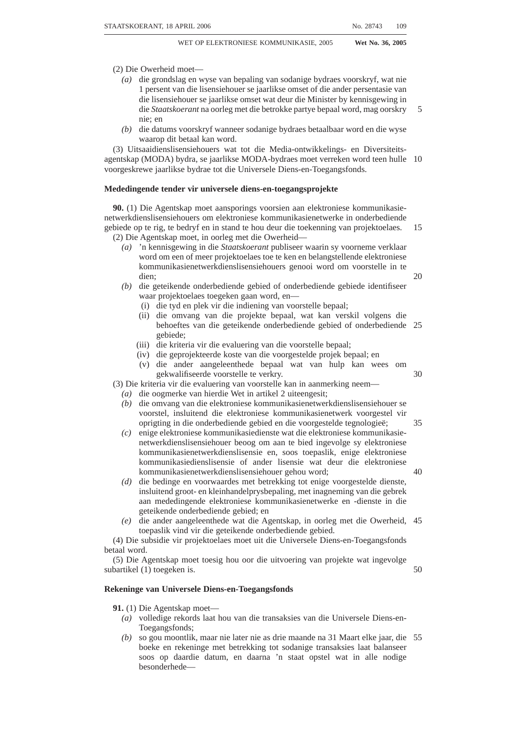(2) Die Owerheid moet—

*(a)* die grondslag en wyse van bepaling van sodanige bydraes voorskryf, wat nie 1 persent van die lisensiehouer se jaarlikse omset of die ander persentasie van die lisensiehouer se jaarlikse omset wat deur die Minister by kennisgewing in die *Staatskoerant* na oorleg met die betrokke partye bepaal word, mag oorskry nie; en

*(b)* die datums voorskryf wanneer sodanige bydraes betaalbaar word en die wyse waarop dit betaal kan word.

(3) Uitsaaidienslisensiehouers wat tot die Media-ontwikkelings- en Diversiteitsagentskap (MODA) bydra, se jaarlikse MODA-bydraes moet verreken word teen hulle voorgeskrewe jaarlikse bydrae tot die Universele Diens-en-Toegangsfonds.

**Mededingende tender vir universele diens-en-toegangsprojekte**

**90.** (1) Die Agentskap moet aansporings voorsien aan elektroniese kommunikasienetwerkdienslisensiehouers om elektroniese kommunikasienetwerke in onderbediende gebiede op te rig, te bedryf en in stand te hou deur die toekenning van projektoelaes.

(2) Die Agentskap moet, in oorleg met die Owerheid—

*(a)* 'n kennisgewing in die *Staatskoerant* publiseer waarin sy voorneme verklaar word om een of meer projektoelaes toe te ken en belangstellende elektroniese kommunikasienetwerkdienslisensiehouers genooi word om voorstelle in te dien;

*(b)* die geteikende onderbediende gebied of onderbediende gebiede identifiseer waar projektoelaes toegeken gaan word, en—

(i) die tyd en plek vir die indiening van voorstelle bepaal;

(ii) die omvang van die projekte bepaal, wat kan verskil volgens die behoeftes van die geteikende onderbediende gebied of onderbediende gebiede;

(iii) die kriteria vir die evaluering van die voorstelle bepaal;

(iv) die geprojekteerde koste van die voorgestelde projek bepaal; en

(v) die ander aangeleenthede bepaal wat van hulp kan wees om gekwalifiseerde voorstelle te verkry.

(3) Die kriteria vir die evaluering van voorstelle kan in aanmerking neem—

*(a)* die oogmerke van hierdie Wet in artikel 2 uiteengesit;

*(b)* die omvang van die elektroniese kommunikasienetwerkdienslisensiehouer se voorstel, insluitend die elektroniese kommunikasienetwerk voorgestel vir oprigting in die onderbediende gebied en die voorgestelde tegnologieë;

*(c)* enige elektroniese kommunikasiedienste wat die elektroniese kommunikasienetwerkdienslisensiehouer beoog om aan te bied ingevolge sy elektroniese kommunikasienetwerkdienslisensie en, soos toepaslik, enige elektroniese kommunikasiedienslisensie of ander lisensie wat deur die elektroniese kommunikasienetwerkdienslisensiehouer gehou word;

*(d)* die bedinge en voorwaardes met betrekking tot enige voorgestelde dienste, insluitend groot- en kleinhandelprysbepaling, met inagneming van die gebrek aan mededingende elektroniese kommunikasienetwerke en -dienste in die geteikende onderbediende gebied; en

*(e)* die ander aangeleenthede wat die Agentskap, in oorleg met die Owerheid, toepaslik vind vir die geteikende onderbediende gebied.

(4) Die subsidie vir projektoelaes moet uit die Universele Diens-en-Toegangsfonds betaal word.

(5) Die Agentskap moet toesig hou oor die uitvoering van projekte wat ingevolge subartikel (1) toegeken is.

**Rekeninge van Universele Diens-en-Toegangsfonds**

**91.** (1) Die Agentskap moet—

*(a)* volledige rekords laat hou van die transaksies van die Universele Diens-en-Toegangsfonds;

*(b)* so gou moontlik, maar nie later nie as drie maande na 31 Maart elke jaar, die boeke en rekeninge met betrekking tot sodanige transaksies laat balanseer soos op daardie datum, en daarna 'n staat opstel wat in alle nodige besonderhede—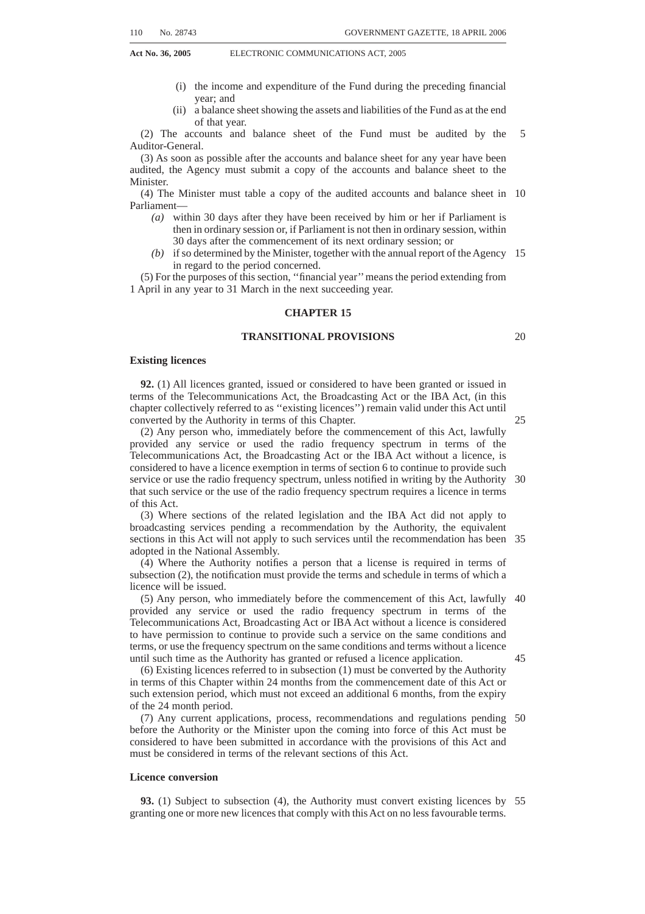(i) the income and expenditure of the Fund during the preceding financial year; and

(ii) a balance sheet showing the assets and liabilities of the Fund as at the end of that year.

(2) The accounts and balance sheet of the Fund must be audited by the Auditor-General.

(3) As soon as possible after the accounts and balance sheet for any year have been audited, the Agency must submit a copy of the accounts and balance sheet to the Minister.

(4) The Minister must table a copy of the audited accounts and balance sheet in Parliament—

*(a)* within 30 days after they have been received by him or her if Parliament is then in ordinary session or, if Parliament is not then in ordinary session, within 30 days after the commencement of its next ordinary session; or

*(b)* if so determined by the Minister, together with the annual report of the Agency in regard to the period concerned.

(5) For the purposes of this section, ''financial year'' means the period extending from 1 April in any year to 31 March in the next succeeding year.

## CHAPTER 15

## TRANSITIONAL PROVISIONS

### Existing licences

**92.** (1) All licences granted, issued or considered to have been granted or issued in terms of the Telecommunications Act, the Broadcasting Act or the IBA Act, (in this chapter collectively referred to as ''existing licences'') remain valid under this Act until converted by the Authority in terms of this Chapter.

(2) Any person who, immediately before the commencement of this Act, lawfully provided any service or used the radio frequency spectrum in terms of the Telecommunications Act, the Broadcasting Act or the IBA Act without a licence, is considered to have a licence exemption in terms of section 6 to continue to provide such service or use the radio frequency spectrum, unless notified in writing by the Authority that such service or the use of the radio frequency spectrum requires a licence in terms of this Act.

(3) Where sections of the related legislation and the IBA Act did not apply to broadcasting services pending a recommendation by the Authority, the equivalent sections in this Act will not apply to such services until the recommendation has been adopted in the National Assembly.

(4) Where the Authority notifies a person that a license is required in terms of subsection (2), the notification must provide the terms and schedule in terms of which a licence will be issued.

(5) Any person, who immediately before the commencement of this Act, lawfully provided any service or used the radio frequency spectrum in terms of the Telecommunications Act, Broadcasting Act or IBA Act without a licence is considered to have permission to continue to provide such a service on the same conditions and terms, or use the frequency spectrum on the same conditions and terms without a licence until such time as the Authority has granted or refused a licence application.

(6) Existing licences referred to in subsection (1) must be converted by the Authority in terms of this Chapter within 24 months from the commencement date of this Act or such extension period, which must not exceed an additional 6 months, from the expiry of the 24 month period.

(7) Any current applications, process, recommendations and regulations pending before the Authority or the Minister upon the coming into force of this Act must be considered to have been submitted in accordance with the provisions of this Act and must be considered in terms of the relevant sections of this Act.

### Licence conversion

**93.** (1) Subject to subsection (4), the Authority must convert existing licences by granting one or more new licences that comply with this Act on no less favourable terms.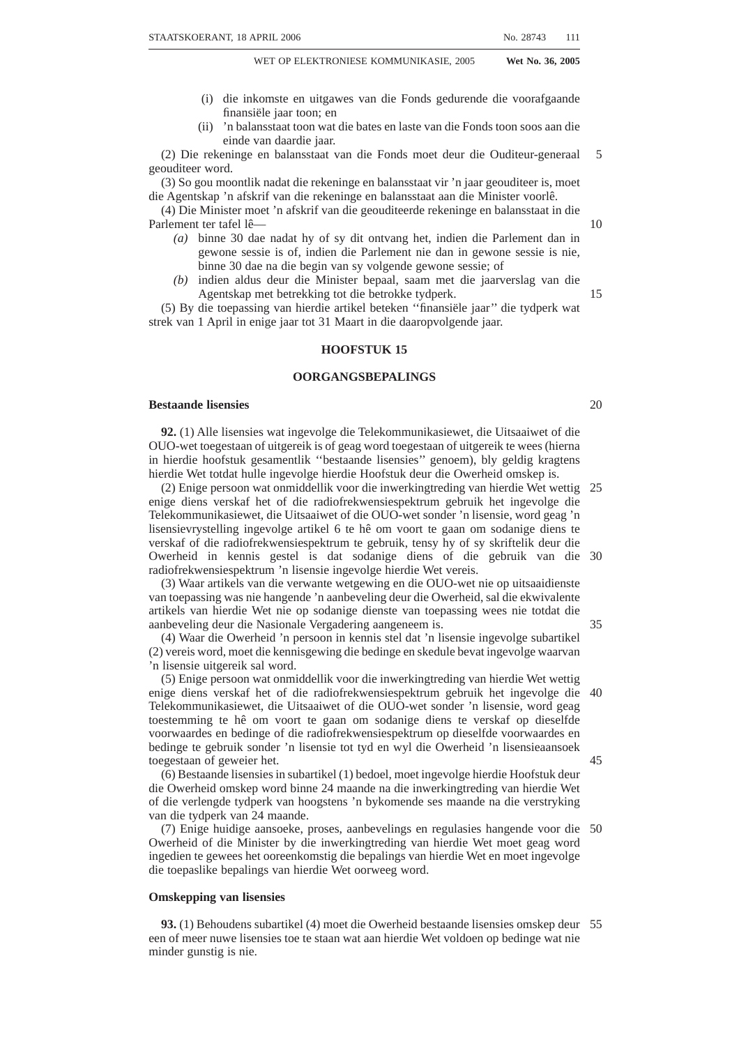(i) die inkomste en uitgawes van die Fonds gedurende die voorafgaande finansiële jaar toon; en

(ii) 'n balansstaat toon wat die bates en laste van die Fonds toon soos aan die einde van daardie jaar.

(2) Die rekeninge en balansstaat van die Fonds moet deur die Ouditeur-generaal geouditeer word.

(3) So gou moontlik nadat die rekeninge en balansstaat vir 'n jaar geouditeer is, moet die Agentskap 'n afskrif van die rekeninge en balansstaat aan die Minister voorlê.

(4) Die Minister moet 'n afskrif van die geouditeerde rekeninge en balansstaat in die Parlement ter tafel lê—

*(a)* binne 30 dae nadat hy of sy dit ontvang het, indien die Parlement dan in gewone sessie is of, indien die Parlement nie dan in gewone sessie is nie, binne 30 dae na die begin van sy volgende gewone sessie; of

*(b)* indien aldus deur die Minister bepaal, saam met die jaarverslag van die Agentskap met betrekking tot die betrokke tydperk.

(5) By die toepassing van hierdie artikel beteken ''finansiële jaar'' die tydperk wat strek van 1 April in enige jaar tot 31 Maart in die daaropvolgende jaar.

## HOOFSTUK 15

## OORGANGSBEPALINGS

**Bestaande lisensies**

**92.** (1) Alle lisensies wat ingevolge die Telekommunikasiewet, die Uitsaaiwet of die OUO-wet toegestaan of uitgereik is of geag word toegestaan of uitgereik te wees (hierna in hierdie hoofstuk gesamentlik ''bestaande lisensies'' genoem), bly geldig kragtens hierdie Wet totdat hulle ingevolge hierdie Hoofstuk deur die Owerheid omskep is.

(2) Enige persoon wat onmiddellik voor die inwerkingtreding van hierdie Wet wettig enige diens verskaf het of die radiofrekwensiespektrum gebruik het ingevolge die Telekommunikasiewet, die Uitsaaiwet of die OUO-wet sonder 'n lisensie, word geag 'n lisensievrystelling ingevolge artikel 6 te hê om voort te gaan om sodanige diens te verskaf of die radiofrekwensiespektrum te gebruik, tensy hy of sy skriftelik deur die Owerheid in kennis gestel is dat sodanige diens of die gebruik van die radiofrekwensiespektrum 'n lisensie ingevolge hierdie Wet vereis.

(3) Waar artikels van die verwante wetgewing en die OUO-wet nie op uitsaaidienste van toepassing was nie hangende 'n aanbeveling deur die Owerheid, sal die ekwivalente artikels van hierdie Wet nie op sodanige dienste van toepassing wees nie totdat die aanbeveling deur die Nasionale Vergadering aangeneem is.

(4) Waar die Owerheid 'n persoon in kennis stel dat 'n lisensie ingevolge subartikel (2) vereis word, moet die kennisgewing die bedinge en skedule bevat ingevolge waarvan 'n lisensie uitgereik sal word.

(5) Enige persoon wat onmiddellik voor die inwerkingtreding van hierdie Wet wettig enige diens verskaf het of die radiofrekwensiespektrum gebruik het ingevolge die Telekommunikasiewet, die Uitsaaiwet of die OUO-wet sonder 'n lisensie, word geag toestemming te hê om voort te gaan om sodanige diens te verskaf op dieselfde voorwaardes en bedinge of die radiofrekwensiespektrum op dieselfde voorwaardes en bedinge te gebruik sonder 'n lisensie tot tyd en wyl die Owerheid 'n lisensieaansoek toegestaan of geweier het.

(6) Bestaande lisensies in subartikel (1) bedoel, moet ingevolge hierdie Hoofstuk deur die Owerheid omskep word binne 24 maande na die inwerkingtreding van hierdie Wet of die verlengde tydperk van hoogstens 'n bykomende ses maande na die verstryking van die tydperk van 24 maande.

(7) Enige huidige aansoeke, proses, aanbevelings en regulasies hangende voor die Owerheid of die Minister by die inwerkingtreding van hierdie Wet moet geag word ingedien te gewees het ooreenkomstig die bepalings van hierdie Wet en moet ingevolge die toepaslike bepalings van hierdie Wet oorweeg word.

**Omskepping van lisensies**

**93.** (1) Behoudens subartikel (4) moet die Owerheid bestaande lisensies omskep deur een of meer nuwe lisensies toe te staan wat aan hierdie Wet voldoen op bedinge wat nie minder gunstig is nie.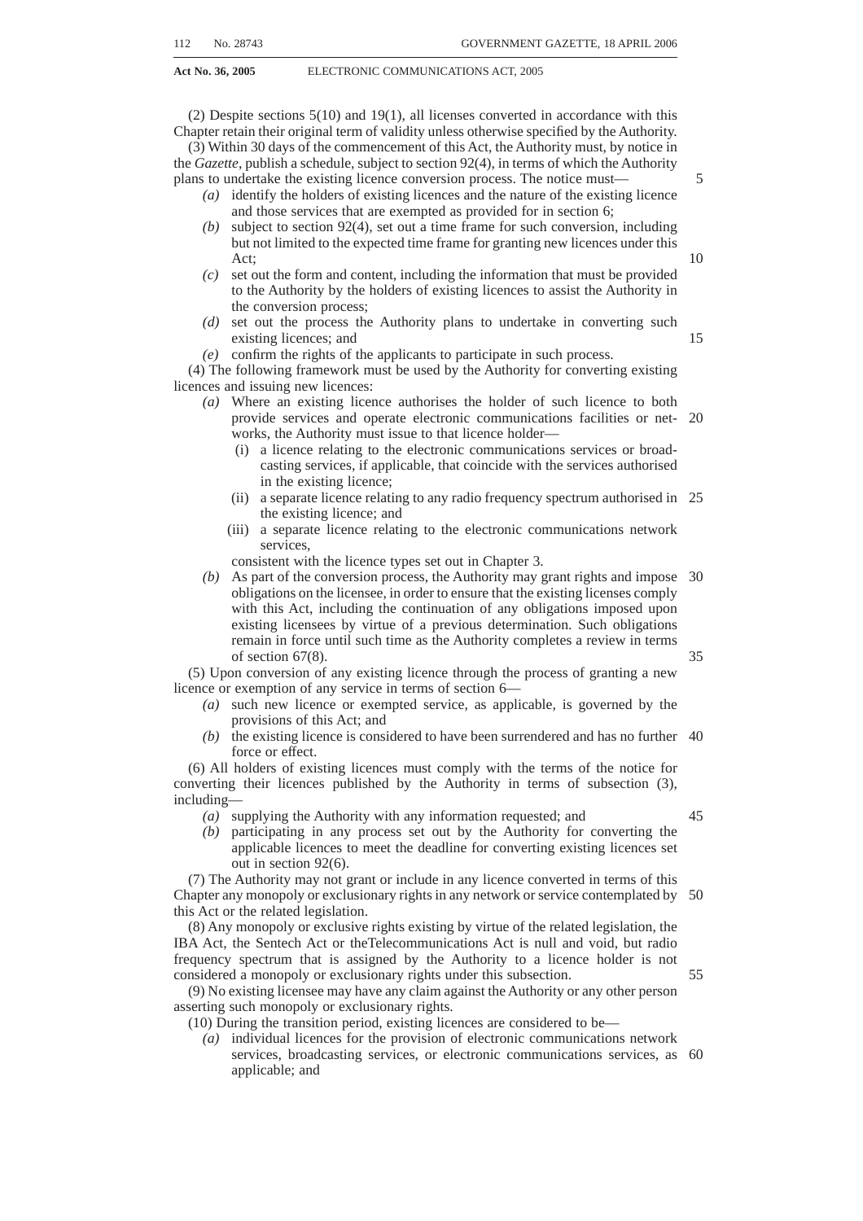(2) Despite sections 5(10) and 19(1), all licenses converted in accordance with this Chapter retain their original term of validity unless otherwise specified by the Authority.

(3) Within 30 days of the commencement of this Act, the Authority must, by notice in the *Gazette*, publish a schedule, subject to section 92(4), in terms of which the Authority plans to undertake the existing licence conversion process. The notice must—

- *(a)* identify the holders of existing licences and the nature of the existing licence and those services that are exempted as provided for in section 6;
- *(b)* subject to section 92(4), set out a time frame for such conversion, including but not limited to the expected time frame for granting new licences under this Act;
- *(c)* set out the form and content, including the information that must be provided to the Authority by the holders of existing licences to assist the Authority in the conversion process;
- *(d)* set out the process the Authority plans to undertake in converting such existing licences; and
- *(e)* confirm the rights of the applicants to participate in such process.

(4) The following framework must be used by the Authority for converting existing licences and issuing new licences:

- *(a)* Where an existing licence authorises the holder of such licence to both provide services and operate electronic communications facilities or networks, the Authority must issue to that licence holder—
  - (i) a licence relating to the electronic communications services or broadcasting services, if applicable, that coincide with the services authorised in the existing licence;
  - (ii) a separate licence relating to any radio frequency spectrum authorised in the existing licence; and
  - (iii) a separate licence relating to the electronic communications network services,

  consistent with the licence types set out in Chapter 3.
- *(b)* As part of the conversion process, the Authority may grant rights and impose obligations on the licensee, in order to ensure that the existing licenses comply with this Act, including the continuation of any obligations imposed upon existing licensees by virtue of a previous determination. Such obligations remain in force until such time as the Authority completes a review in terms of section 67(8).

(5) Upon conversion of any existing licence through the process of granting a new licence or exemption of any service in terms of section 6—

- *(a)* such new licence or exempted service, as applicable, is governed by the provisions of this Act; and
- *(b)* the existing licence is considered to have been surrendered and has no further force or effect.

(6) All holders of existing licences must comply with the terms of the notice for converting their licences published by the Authority in terms of subsection (3), including—

- *(a)* supplying the Authority with any information requested; and
- *(b)* participating in any process set out by the Authority for converting the applicable licences to meet the deadline for converting existing licences set out in section 92(6).

(7) The Authority may not grant or include in any licence converted in terms of this Chapter any monopoly or exclusionary rights in any network or service contemplated by this Act or the related legislation.

(8) Any monopoly or exclusive rights existing by virtue of the related legislation, the IBA Act, the Sentech Act or theTelecommunications Act is null and void, but radio frequency spectrum that is assigned by the Authority to a licence holder is not considered a monopoly or exclusionary rights under this subsection.

(9) No existing licensee may have any claim against the Authority or any other person asserting such monopoly or exclusionary rights.

(10) During the transition period, existing licences are considered to be—

- *(a)* individual licences for the provision of electronic communications network services, broadcasting services, or electronic communications services, as applicable; and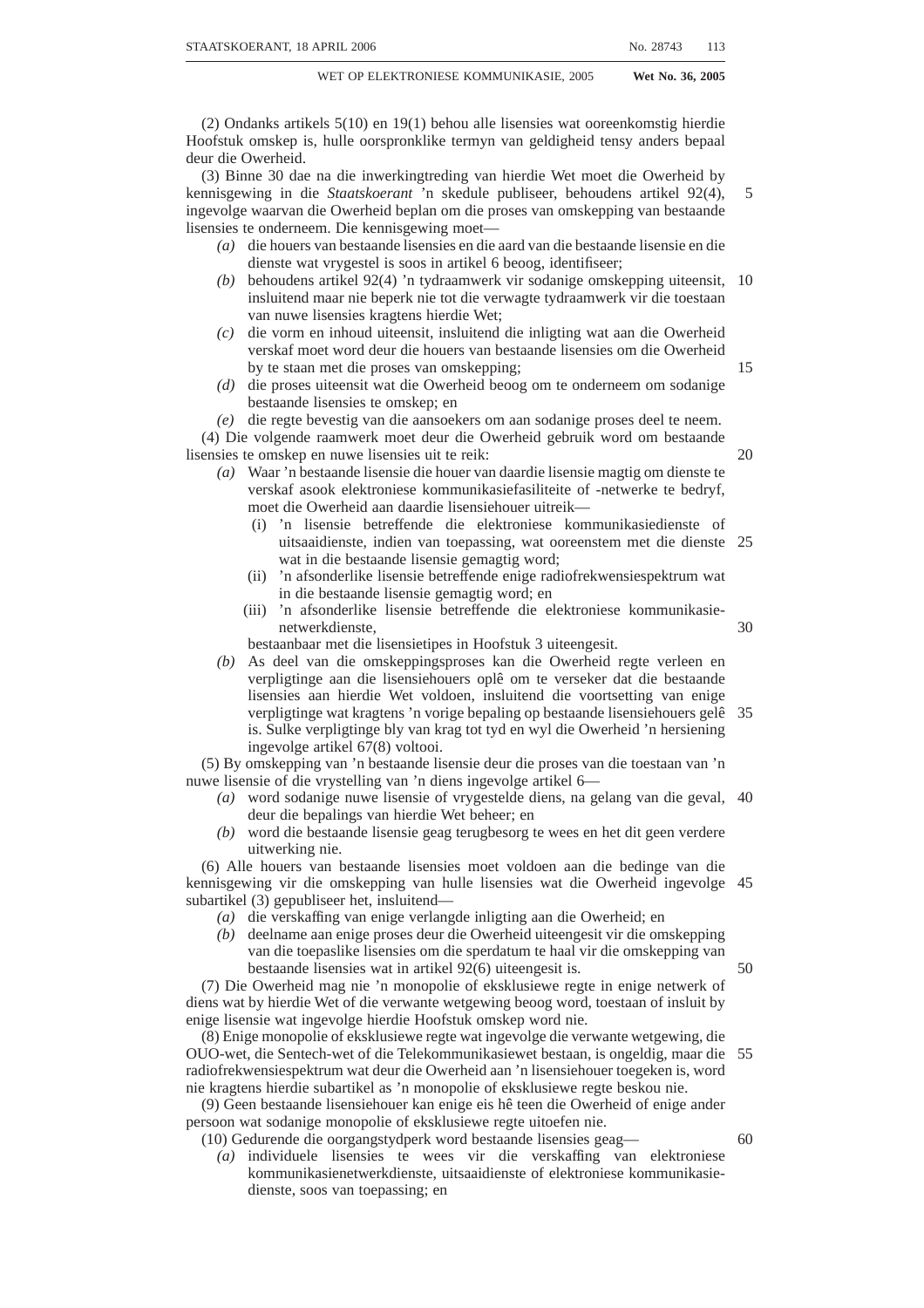(2) Ondanks artikels 5(10) en 19(1) behou alle lisensies wat ooreenkomstig hierdie Hoofstuk omskep is, hulle oorspronklike termyn van geldigheid tensy anders bepaal deur die Owerheid.

(3) Binne 30 dae na die inwerkingtreding van hierdie Wet moet die Owerheid by kennisgewing in die *Staatskoerant* 'n skedule publiseer, behoudens artikel 92(4), ingevolge waarvan die Owerheid beplan om die proses van omskepping van bestaande lisensies te onderneem. Die kennisgewing moet—

- *(a)* die houers van bestaande lisensies en die aard van die bestaande lisensie en die dienste wat vrygestel is soos in artikel 6 beoog, identifiseer;
- *(b)* behoudens artikel 92(4) 'n tydraamwerk vir sodanige omskepping uiteensit, insluitend maar nie beperk nie tot die verwagte tydraamwerk vir die toestaan van nuwe lisensies kragtens hierdie Wet;
- *(c)* die vorm en inhoud uiteensit, insluitend die inligting wat aan die Owerheid verskaf moet word deur die houers van bestaande lisensies om die Owerheid by te staan met die proses van omskepping;
- *(d)* die proses uiteensit wat die Owerheid beoog om te onderneem om sodanige bestaande lisensies te omskep; en
- *(e)* die regte bevestig van die aansoekers om aan sodanige proses deel te neem.

(4) Die volgende raamwerk moet deur die Owerheid gebruik word om bestaande lisensies te omskep en nuwe lisensies uit te reik:

- *(a)* Waar 'n bestaande lisensie die houer van daardie lisensie magtig om dienste te verskaf asook elektroniese kommunikasiefasiliteite of -netwerke te bedryf, moet die Owerheid aan daardie lisensiehouer uitreik—
  - (i) 'n lisensie betreffende die elektroniese kommunikasiedienste of uitsaaidienste, indien van toepassing, wat ooreenstem met die dienste wat in die bestaande lisensie gemagtig word;
  - (ii) 'n afsonderlike lisensie betreffende enige radiofrekwensiespektrum wat in die bestaande lisensie gemagtig word; en
  - (iii) 'n afsonderlike lisensie betreffende die elektroniese kommunikasienetwerkdienste,

  bestaanbaar met die lisensietipes in Hoofstuk 3 uiteengesit.
- *(b)* As deel van die omskeppingsproses kan die Owerheid regte verleen en verpligtinge aan die lisensiehouers oplê om te verseker dat die bestaande lisensies aan hierdie Wet voldoen, insluitend die voortsetting van enige verpligtinge wat kragtens 'n vorige bepaling op bestaande lisensiehouers gelê is. Sulke verpligtinge bly van krag tot tyd en wyl die Owerheid 'n hersiening ingevolge artikel 67(8) voltooi.

(5) By omskepping van 'n bestaande lisensie deur die proses van die toestaan van 'n nuwe lisensie of die vrystelling van 'n diens ingevolge artikel 6—

- *(a)* word sodanige nuwe lisensie of vrygestelde diens, na gelang van die geval, deur die bepalings van hierdie Wet beheer; en
- *(b)* word die bestaande lisensie geag terugbesorg te wees en het dit geen verdere uitwerking nie.

(6) Alle houers van bestaande lisensies moet voldoen aan die bedinge van die kennisgewing vir die omskepping van hulle lisensies wat die Owerheid ingevolge subartikel (3) gepubliseer het, insluitend—

- *(a)* die verskaffing van enige verlangde inligting aan die Owerheid; en
- *(b)* deelname aan enige proses deur die Owerheid uiteengesit vir die omskepping van die toepaslike lisensies om die sperdatum te haal vir die omskepping van bestaande lisensies wat in artikel 92(6) uiteengesit is.

(7) Die Owerheid mag nie 'n monopolie of eksklusiewe regte in enige netwerk of diens wat by hierdie Wet of die verwante wetgewing beoog word, toestaan of insluit by enige lisensie wat ingevolge hierdie Hoofstuk omskep word nie.

(8) Enige monopolie of eksklusiewe regte wat ingevolge die verwante wetgewing, die OUO-wet, die Sentech-wet of die Telekommunikasiewet bestaan, is ongeldig, maar die radiofrekwensiespektrum wat deur die Owerheid aan 'n lisensiehouer toegeken is, word nie kragtens hierdie subartikel as 'n monopolie of eksklusiewe regte beskou nie.

(9) Geen bestaande lisensiehouer kan enige eis hê teen die Owerheid of enige ander persoon wat sodanige monopolie of eksklusiewe regte uitoefen nie.

(10) Gedurende die oorgangstydperk word bestaande lisensies geag—

- *(a)* individuele lisensies te wees vir die verskaffing van elektroniese kommunikasienetwerkdienste, uitsaaidienste of elektroniese kommunikasiedienste, soos van toepassing; en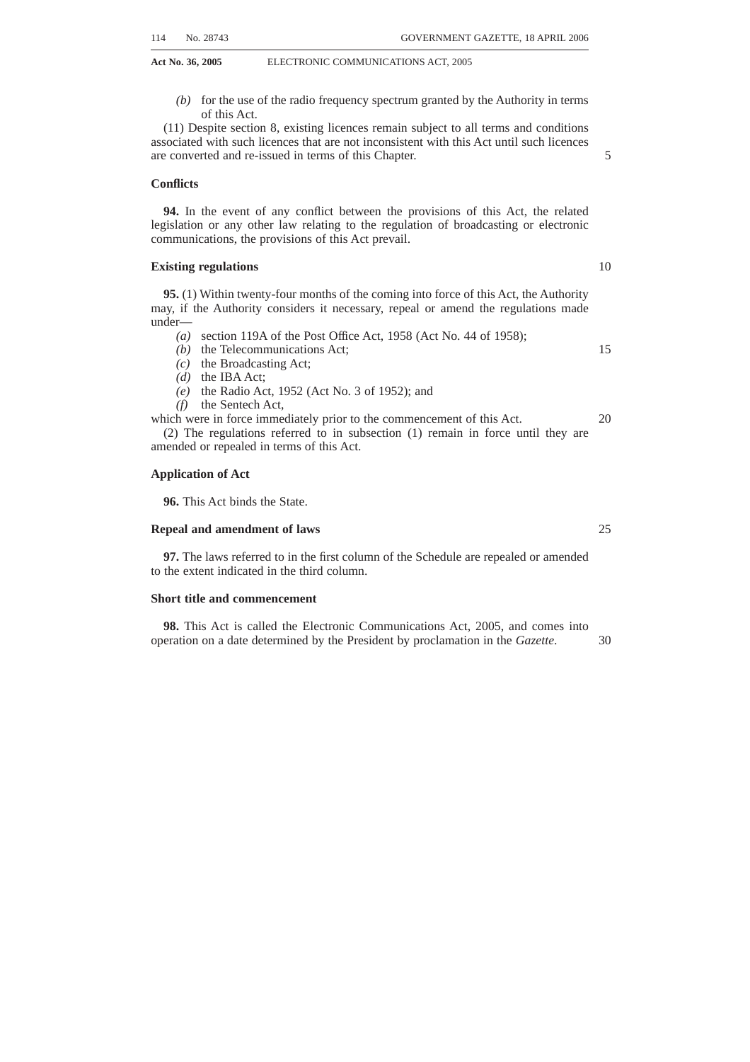*(b)* for the use of the radio frequency spectrum granted by the Authority in terms of this Act.

(11) Despite section 8, existing licences remain subject to all terms and conditions associated with such licences that are not inconsistent with this Act until such licences are converted and re-issued in terms of this Chapter.

**Conflicts**

**94.** In the event of any conflict between the provisions of this Act, the related legislation or any other law relating to the regulation of broadcasting or electronic communications, the provisions of this Act prevail.

**Existing regulations**

**95.** (1) Within twenty-four months of the coming into force of this Act, the Authority may, if the Authority considers it necessary, repeal or amend the regulations made under—

*(a)* section 119A of the Post Office Act, 1958 (Act No. 44 of 1958);
*(b)* the Telecommunications Act;
*(c)* the Broadcasting Act;
*(d)* the IBA Act;
*(e)* the Radio Act, 1952 (Act No. 3 of 1952); and
*(f)* the Sentech Act,

which were in force immediately prior to the commencement of this Act.

(2) The regulations referred to in subsection (1) remain in force until they are amended or repealed in terms of this Act.

**Application of Act**

**96.** This Act binds the State.

**Repeal and amendment of laws**

**97.** The laws referred to in the first column of the Schedule are repealed or amended to the extent indicated in the third column.

**Short title and commencement**

**98.** This Act is called the Electronic Communications Act, 2005, and comes into operation on a date determined by the President by proclamation in the *Gazette*.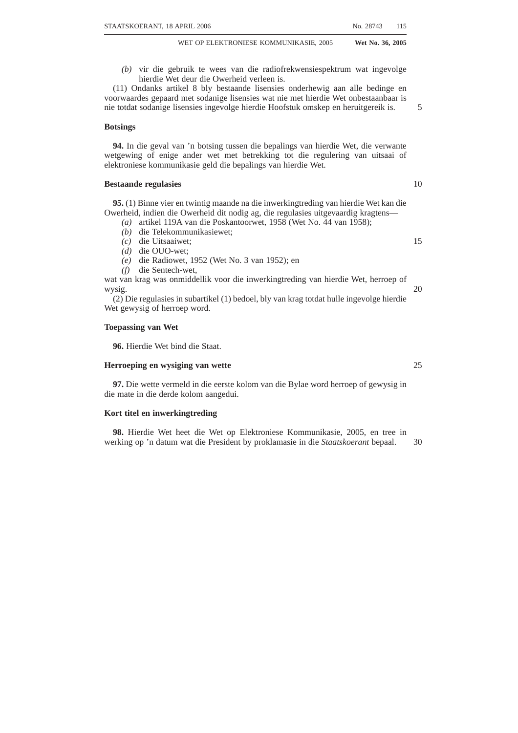*(b)* vir die gebruik te wees van die radiofrekwensiespektrum wat ingevolge hierdie Wet deur die Owerheid verleen is.

(11) Ondanks artikel 8 bly bestaande lisensies onderhewig aan alle bedinge en voorwaardes gepaard met sodanige lisensies wat nie met hierdie Wet onbestaanbaar is nie totdat sodanige lisensies ingevolge hierdie Hoofstuk omskep en heruitgereik is.

**Botsings**

**94.** In die geval van 'n botsing tussen die bepalings van hierdie Wet, die verwante wetgewing of enige ander wet met betrekking tot die regulering van uitsaai of elektroniese kommunikasie geld die bepalings van hierdie Wet.

**Bestaande regulasies**

**95.** (1) Binne vier en twintig maande na die inwerkingtreding van hierdie Wet kan die Owerheid, indien die Owerheid dit nodig ag, die regulasies uitgevaardig kragtens—

*(a)* artikel 119A van die Poskantoorwet, 1958 (Wet No. 44 van 1958);
*(b)* die Telekommunikasiewet;
*(c)* die Uitsaaiwet;
*(d)* die OUO-wet;
*(e)* die Radiowet, 1952 (Wet No. 3 van 1952); en
*(f)* die Sentech-wet,

wat van krag was onmiddellik voor die inwerkingtreding van hierdie Wet, herroep of wysig.

(2) Die regulasies in subartikel (1) bedoel, bly van krag totdat hulle ingevolge hierdie Wet gewysig of herroep word.

**Toepassing van Wet**

**96.** Hierdie Wet bind die Staat.

**Herroeping en wysiging van wette**

**97.** Die wette vermeld in die eerste kolom van die Bylae word herroep of gewysig in die mate in die derde kolom aangedui.

**Kort titel en inwerkingtreding**

**98.** Hierdie Wet heet die Wet op Elektroniese Kommunikasie, 2005, en tree in werking op 'n datum wat die President by proklamasie in die *Staatskoerant* bepaal.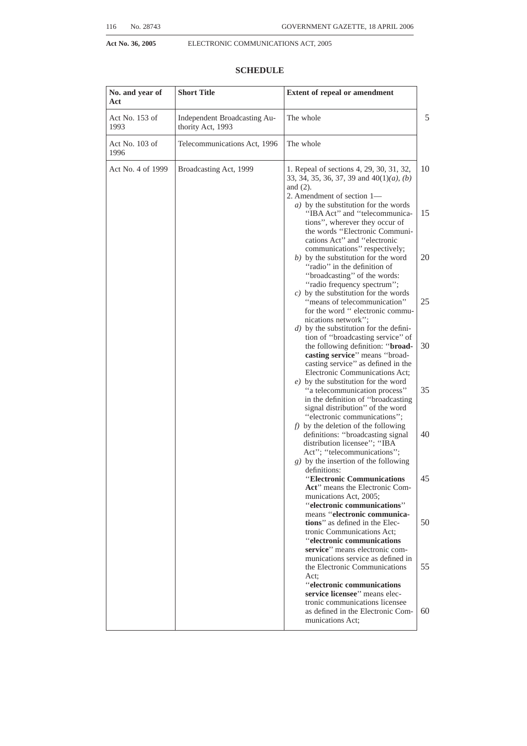## SCHEDULE

| No. and year of Act | Short Title | Extent of repeal or amendment |
|---|---|---|
| Act No. 153 of 1993 | Independent Broadcasting Authority Act, 1993 | The whole |
| Act No. 103 of 1996 | Telecommunications Act, 1996 | The whole |
| Act No. 4 of 1999 | Broadcasting Act, 1999 | 1. Repeal of sections 4, 29, 30, 31, 32, 33, 34, 35, 36, 37, 39 and 40(1)*(a)*, *(b)* and (2).<br>2. Amendment of section 1—<br>*a)* by the substitution for the words ''IBA Act'' and ''telecommunications'', wherever they occur of the words ''Electronic Communications Act'' and ''electronic communications'' respectively;<br>*b)* by the substitution for the word ''radio'' in the definition of ''broadcasting'' of the words: ''radio frequency spectrum'';<br>*c)* by the substitution for the words ''means of telecommunication'' for the word '' electronic communications network'';<br>*d)* by the substitution for the definition of ''broadcasting service'' of the following definition: ''**broadcasting service**'' means ''broadcasting service'' as defined in the Electronic Communications Act;<br>*e)* by the substitution for the word ''a telecommunication process'' in the definition of ''broadcasting signal distribution'' of the word ''electronic communications'';<br>*f)* by the deletion of the following definitions: ''broadcasting signal distribution licensee''; ''IBA Act''; ''telecommunications'';<br>*g)* by the insertion of the following definitions:<br>''**Electronic Communications Act**'' means the Electronic Communications Act, 2005;<br>''**electronic communications**'' means ''**electronic communications**'' as defined in the Electronic Communications Act;<br>''**electronic communications service**'' means electronic communications service as defined in the Electronic Communications Act;<br>''**electronic communications service licensee**'' means electronic communications licensee as defined in the Electronic Communications Act; |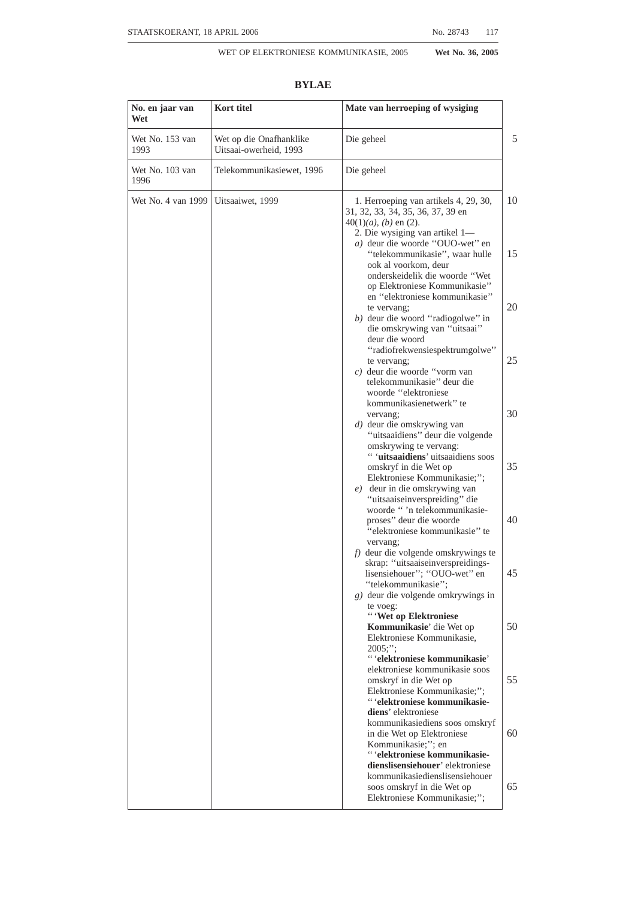**BYLAE**

| No. en jaar van Wet | Kort titel | Mate van herroeping of wysiging |
|---|---|---|
| Wet No. 153 van 1993 | Wet op die Onafhanklike Uitsaai-owerheid, 1993 | Die geheel |
| Wet No. 103 van 1996 | Telekommunikasiewet, 1996 | Die geheel |
| Wet No. 4 van 1999 | Uitsaaiwet, 1999 | 1. Herroeping van artikels 4, 29, 30, 31, 32, 33, 34, 35, 36, 37, 39 en 40(1)*(a)*, *(b)* en (2).<br>2. Die wysiging van artikel 1—<br>*a)* deur die woorde ''OUO-wet'' en ''telekommunikasie'', waar hulle ook al voorkom, deur onderskeidelik die woorde ''Wet op Elektroniese Kommunikasie'' en ''elektroniese kommunikasie'' te vervang;<br>*b)* deur die woord ''radiogolwe'' in die omskrywing van ''uitsaai'' deur die woord ''radiofrekwensiespektrumgolwe'' te vervang;<br>*c)* deur die woorde ''vorm van telekommunikasie'' deur die woorde ''elektroniese kommunikasienetwerk'' te vervang;<br>*d)* deur die omskrywing van ''uitsaaidiens'' deur die volgende omskrywing te vervang:<br>'' '**uitsaaidiens**' uitsaaidiens soos omskryf in die Wet op Elektroniese Kommunikasie;'';<br>*e)* deur in die omskrywing van ''uitsaaiseinverspreiding'' die woorde '' 'n telekommunikasie-proses'' deur die woorde ''elektroniese kommunikasie'' te vervang;<br>*f)* deur die volgende omskrywings te skrap: ''uitsaaiseinverspreidings-lisensiehouer''; ''OUO-wet'' en ''telekommunikasie'';<br>*g)* deur die volgende omkrywings in te voeg:<br>'' '**Wet op Elektroniese Kommunikasie**' die Wet op Elektroniese Kommunikasie, 2005;'';<br>'' '**elektroniese kommunikasie**' elektroniese kommunikasie soos omskryf in die Wet op Elektroniese Kommunikasie;'';<br>'' '**elektroniese kommunikasie-diens**' elektroniese kommunikasiediens soos omskryf in die Wet op Elektroniese Kommunikasie;''; en<br>'' '**elektroniese kommunikasie-dienslisensiehouer**' elektroniese kommunikasiedienslisensiehouer soos omskryf in die Wet op Elektroniese Kommunikasie;''; |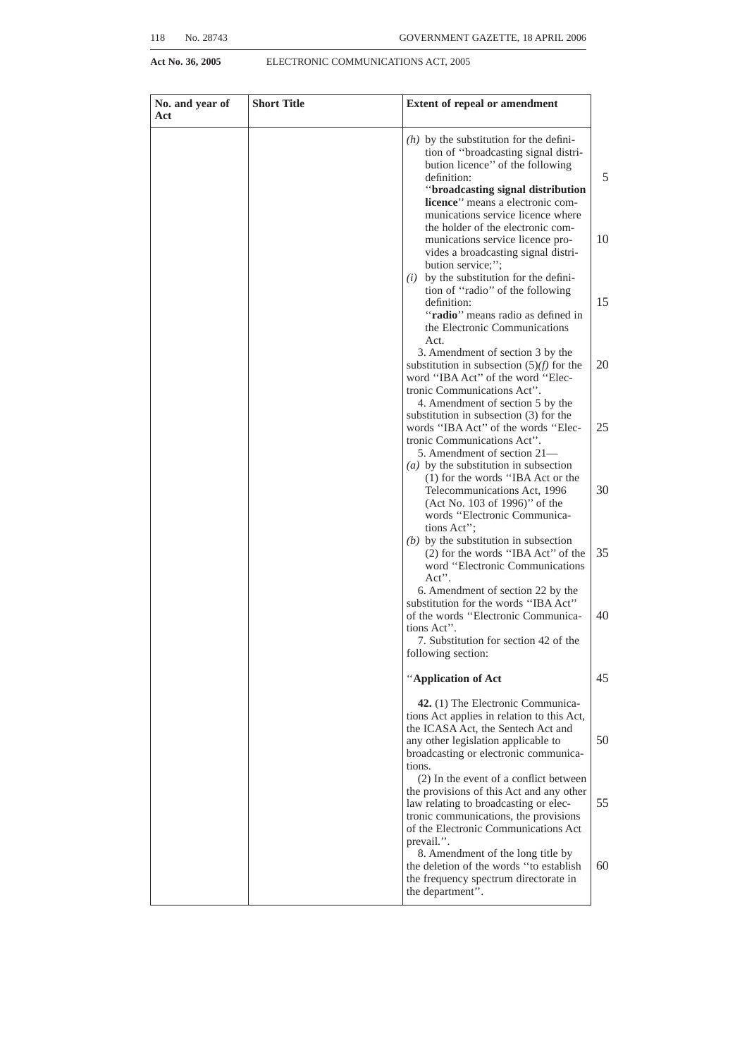**Act No. 36, 2005** ELECTRONIC COMMUNICATIONS ACT, 2005

| No. and year of Act | Short Title | Extent of repeal or amendment |
|---|---|---|
| | | *(h)* by the substitution for the definition of ''broadcasting signal distribution licence'' of the following definition: ''**broadcasting signal distribution licence**'' means a electronic communications service licence where the holder of the electronic communications service licence provides a broadcasting signal distribution service;''; *(i)* by the substitution for the definition of ''radio'' of the following definition: ''**radio**'' means radio as defined in the Electronic Communications Act. 3. Amendment of section 3 by the substitution in subsection (5)*(f)* for the word ''IBA Act'' of the word ''Electronic Communications Act''. 4. Amendment of section 5 by the substitution in subsection (3) for the words ''IBA Act'' of the words ''Electronic Communications Act''. 5. Amendment of section 21— *(a)* by the substitution in subsection (1) for the words ''IBA Act or the Telecommunications Act, 1996 (Act No. 103 of 1996)'' of the words ''Electronic Communications Act''; *(b)* by the substitution in subsection (2) for the words ''IBA Act'' of the word ''Electronic Communications Act''. 6. Amendment of section 22 by the substitution for the words ''IBA Act'' of the words ''Electronic Communications Act''. 7. Substitution for section 42 of the following section: ''**Application of Act** **42.** (1) The Electronic Communications Act applies in relation to this Act, the ICASA Act, the Sentech Act and any other legislation applicable to broadcasting or electronic communications. (2) In the event of a conflict between the provisions of this Act and any other law relating to broadcasting or electronic communications, the provisions of the Electronic Communications Act prevail.''. 8. Amendment of the long title by the deletion of the words ''to establish the frequency spectrum directorate in the department''. |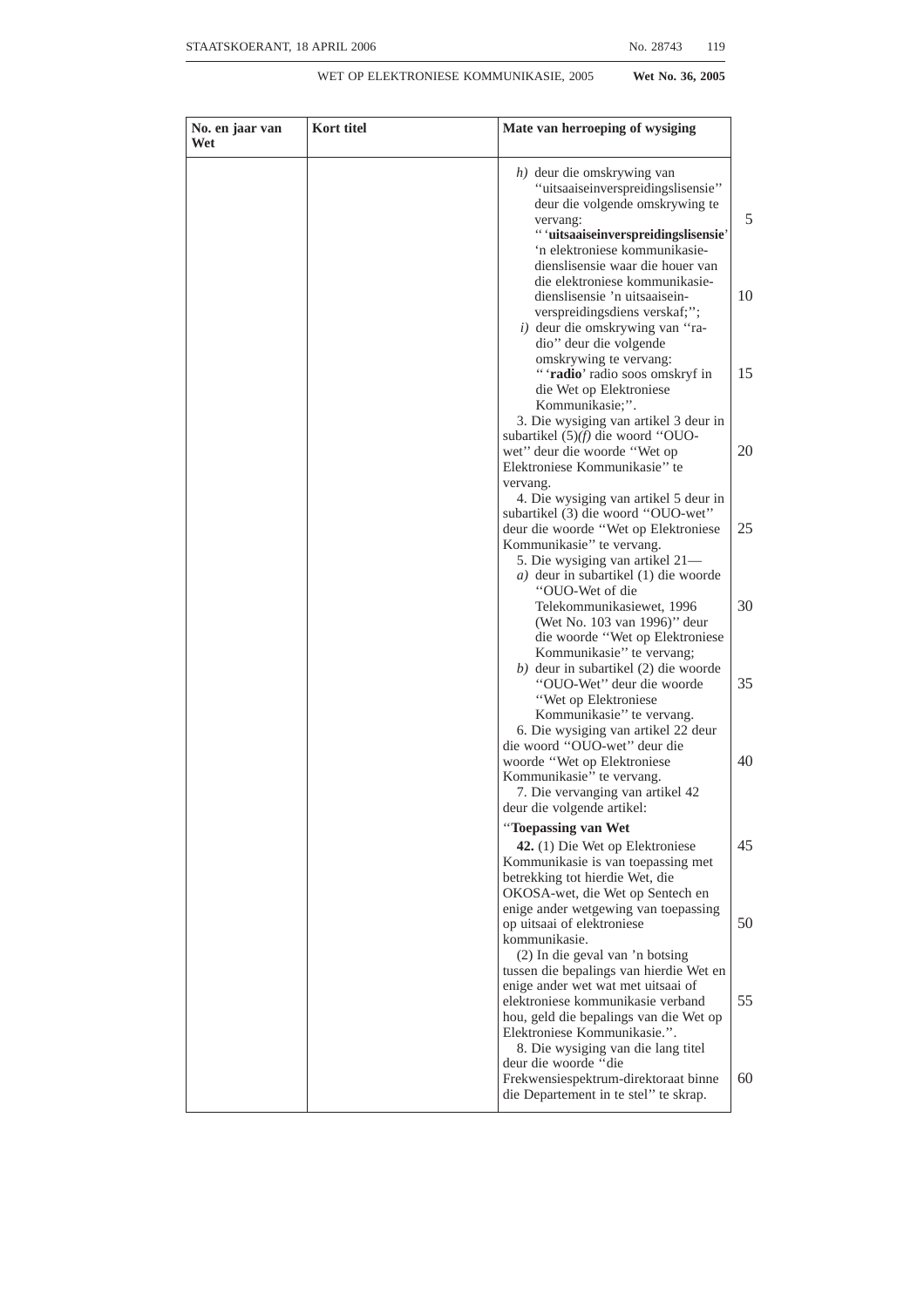| No. en jaar van Wet | Kort titel | Mate van herroeping of wysiging |
|---|---|---|
| | | *h)* deur die omskrywing van ''uitsaaiseinverspreidingslisensie'' deur die volgende omskrywing te vervang: '' '**uitsaaiseinverspreidingslisensie**' 'n elektroniese kommunikasie-dienslisensie waar die houer van die elektroniese kommunikasie-dienslisensie 'n uitsaaisein-verspreidingsdiens verskaf;''; *i)* deur die omskrywing van ''radio'' deur die volgende omskrywing te vervang: '' '**radio**' radio soos omskryf in die Wet op Elektroniese Kommunikasie;''. 3. Die wysiging van artikel 3 deur in subartikel (5)*(f)* die woord ''OUO-wet'' deur die woorde ''Wet op Elektroniese Kommunikasie'' te vervang. 4. Die wysiging van artikel 5 deur in subartikel (3) die woord ''OUO-wet'' deur die woorde ''Wet op Elektroniese Kommunikasie'' te vervang. 5. Die wysiging van artikel 21— *a)* deur in subartikel (1) die woorde ''OUO-Wet of die Telekommunikasiewet, 1996 (Wet No. 103 van 1996)'' deur die woorde ''Wet op Elektroniese Kommunikasie'' te vervang; *b)* deur in subartikel (2) die woorde ''OUO-Wet'' deur die woorde ''Wet op Elektroniese Kommunikasie'' te vervang. 6. Die wysiging van artikel 22 deur die woord ''OUO-wet'' deur die woorde ''Wet op Elektroniese Kommunikasie'' te vervang. 7. Die vervanging van artikel 42 deur die volgende artikel: ''**Toepassing van Wet** **42.** (1) Die Wet op Elektroniese Kommunikasie is van toepassing met betrekking tot hierdie Wet, die OKOSA-wet, die Wet op Sentech en enige ander wetgewing van toepassing op uitsaai of elektroniese kommunikasie. (2) In die geval van 'n botsing tussen die bepalings van hierdie Wet en enige ander wet wat met uitsaai of elektroniese kommunikasie verband hou, geld die bepalings van die Wet op Elektroniese Kommunikasie.''. 8. Die wysiging van die lang titel deur die woorde ''die Frekwensiespektrum-direktoraat binne die Departement in te stel'' te skrap. |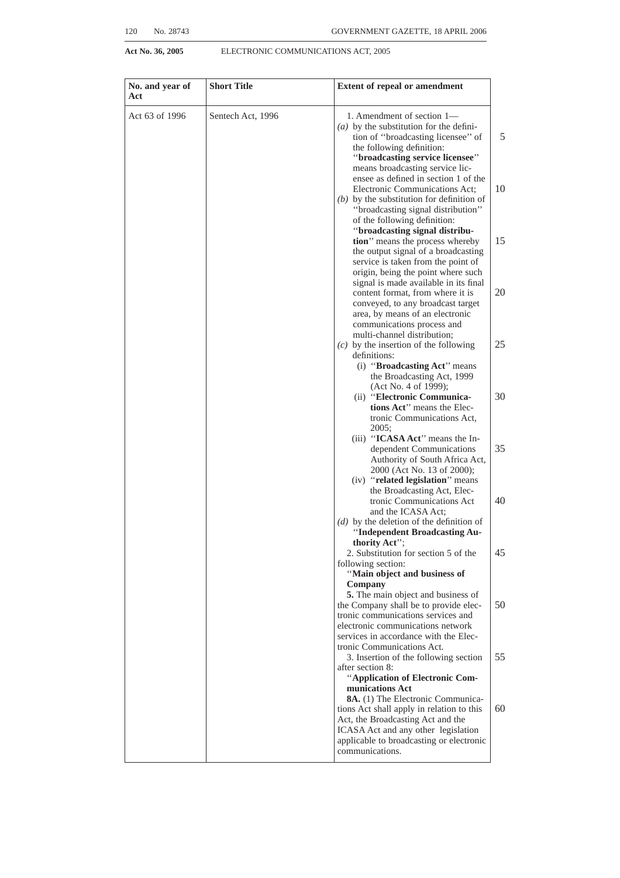| No. and year of Act | Short Title | Extent of repeal or amendment |
|---|---|---|
| Act 63 of 1996 | Sentech Act, 1996 | 1. Amendment of section 1—<br>*(a)* by the substitution for the definition of ''broadcasting licensee'' of the following definition:<br>''**broadcasting service licensee**'' means broadcasting service licensee as defined in section 1 of the Electronic Communications Act;<br>*(b)* by the substitution for definition of ''broadcasting signal distribution'' of the following definition:<br>''**broadcasting signal distribution**'' means the process whereby the output signal of a broadcasting service is taken from the point of origin, being the point where such signal is made available in its final content format, from where it is conveyed, to any broadcast target area, by means of an electronic communications process and multi-channel distribution;<br>*(c)* by the insertion of the following definitions:<br>(i) ''**Broadcasting Act**'' means the Broadcasting Act, 1999 (Act No. 4 of 1999);<br>(ii) ''**Electronic Communications Act**'' means the Electronic Communications Act, 2005;<br>(iii) ''**ICASA Act**'' means the Independent Communications Authority of South Africa Act, 2000 (Act No. 13 of 2000);<br>(iv) ''**related legislation**'' means the Broadcasting Act, Electronic Communications Act and the ICASA Act;<br>*(d)* by the deletion of the definition of ''**Independent Broadcasting Authority Act**'';<br>2. Substitution for section 5 of the following section:<br>''**Main object and business of Company**<br>**5.** The main object and business of the Company shall be to provide electronic communications services and electronic communications network services in accordance with the Electronic Communications Act.<br>3. Insertion of the following section after section 8:<br>''**Application of Electronic Communications Act**<br>**8A.** (1) The Electronic Communications Act shall apply in relation to this Act, the Broadcasting Act and the ICASA Act and any other legislation applicable to broadcasting or electronic communications. |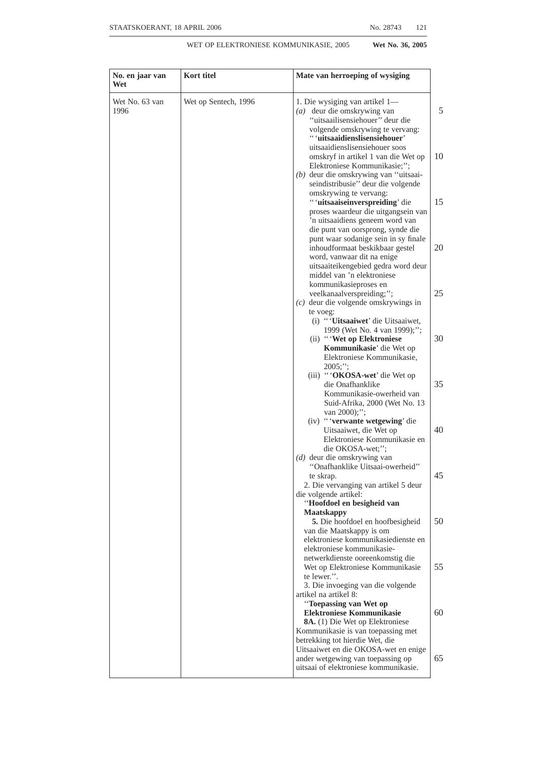| No. en jaar van Wet | Kort titel | Mate van herroeping of wysiging |
|---|---|---|
| Wet No. 63 van 1996 | Wet op Sentech, 1996 | 1. Die wysiging van artikel 1—<br>*(a)* deur die omskrywing van ''uitsaailisensiehouer'' deur die volgende omskrywing te vervang:<br>'' '**uitsaaidienslisensiehouer**' uitsaaidienslisensiehouer soos omskryf in artikel 1 van die Wet op Elektroniese Kommunikasie;'';<br>*(b)* deur die omskrywing van ''uitsaaiseindistribusie'' deur die volgende omskrywing te vervang:<br>'' '**uitsaaiseinverspreiding**' die proses waardeur die uitgangsein van 'n uitsaaidiens geneem word van die punt van oorsprong, synde die punt waar sodanige sein in sy finale inhoudformaat beskikbaar gestel word, vanwaar dit na enige uitsaaiteikengebied gedra word deur middel van 'n elektroniese kommunikasieproses en veelkanaalverspreiding;'';<br>*(c)* deur die volgende omskrywings in te voeg:<br>(i) '' '**Uitsaaiwet**' die Uitsaaiwet, 1999 (Wet No. 4 van 1999);'';<br>(ii) '' '**Wet op Elektroniese Kommunikasie**' die Wet op Elektroniese Kommunikasie, 2005;'';<br>(iii) '' '**OKOSA-wet**' die Wet op die Onafhanklike Kommunikasie-owerheid van Suid-Afrika, 2000 (Wet No. 13 van 2000);'';<br>(iv) '' '**verwante wetgewing**' die Uitsaaiwet, die Wet op Elektroniese Kommunikasie en die OKOSA-wet;'';<br>*(d)* deur die omskrywing van ''Onafhanklike Uitsaai-owerheid'' te skrap.<br>2. Die vervanging van artikel 5 deur die volgende artikel:<br>''**Hoofdoel en besigheid van Maatskappy**<br>**5.** Die hoofdoel en hoofbesigheid van die Maatskappy is om elektroniese kommunikasiedienste en elektroniese kommunikasie-netwerkdienste ooreenkomstig die Wet op Elektroniese Kommunikasie te lewer.''.<br>3. Die invoeging van die volgende artikel na artikel 8:<br>''**Toepassing van Wet op Elektroniese Kommunikasie**<br>**8A.** (1) Die Wet op Elektroniese Kommunikasie is van toepassing met betrekking tot hierdie Wet, die Uitsaaiwet en die OKOSA-wet en enige ander wetgewing van toepassing op uitsaai of elektroniese kommunikasie. |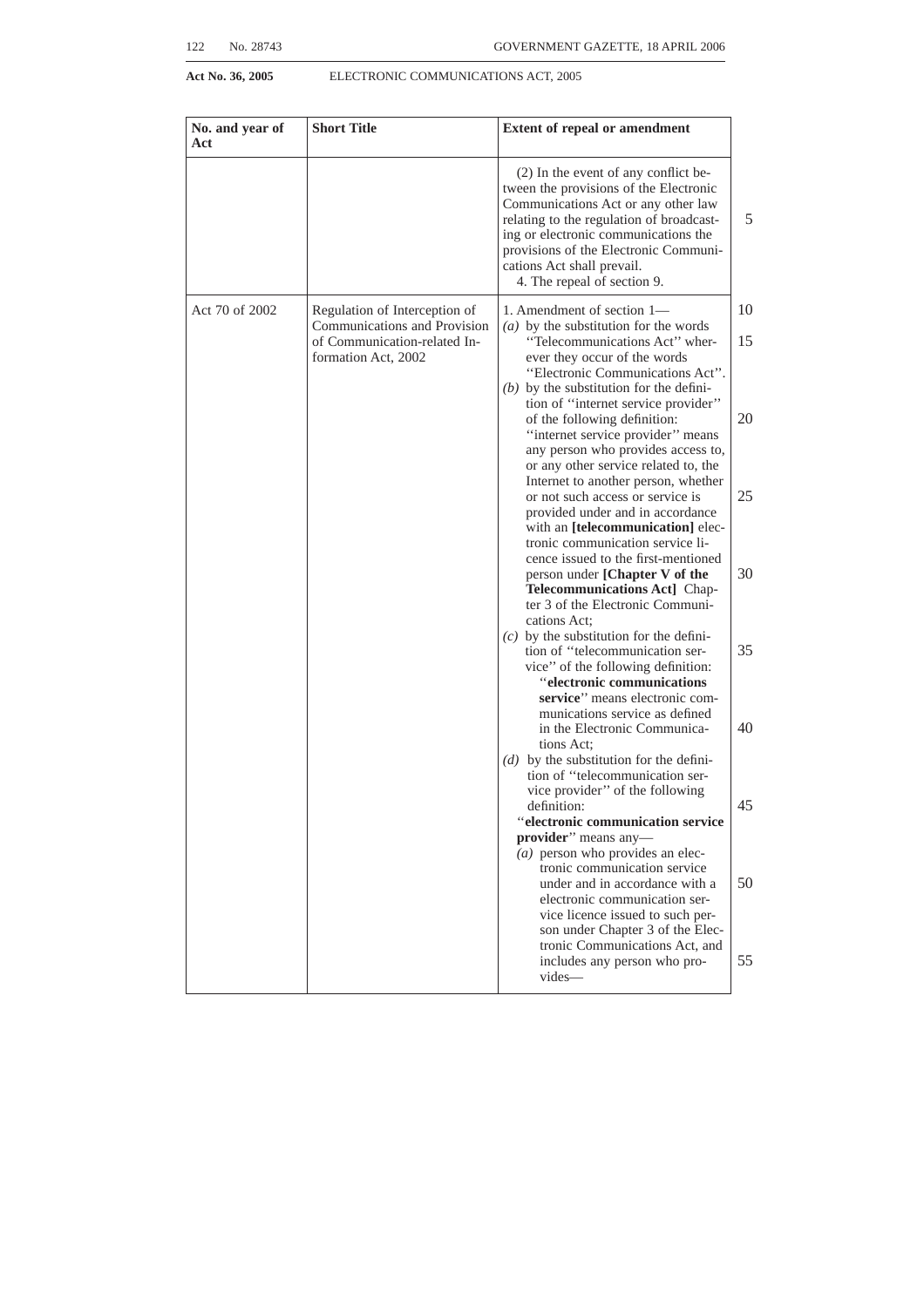| No. and year of Act | Short Title | Extent of repeal or amendment |
|---|---|---|
| | | (2) In the event of any conflict between the provisions of the Electronic Communications Act or any other law relating to the regulation of broadcasting or electronic communications the provisions of the Electronic Communications Act shall prevail.<br>4. The repeal of section 9. |
| Act 70 of 2002 | Regulation of Interception of Communications and Provision of Communication-related Information Act, 2002 | 1. Amendment of section 1—<br>*(a)* by the substitution for the words ''Telecommunications Act'' wherever they occur of the words ''Electronic Communications Act''.<br>*(b)* by the substitution for the definition of ''internet service provider'' of the following definition:<br>''internet service provider'' means any person who provides access to, or any other service related to, the Internet to another person, whether or not such access or service is provided under and in accordance with an **[telecommunication]** electronic communication service licence issued to the first-mentioned person under **[Chapter V of the Telecommunications Act]** Chapter 3 of the Electronic Communications Act;<br>*(c)* by the substitution for the definition of ''telecommunication service'' of the following definition:<br>''**electronic communications service**'' means electronic communications service as defined in the Electronic Communications Act;<br>*(d)* by the substitution for the definition of ''telecommunication service provider'' of the following definition:<br>''**electronic communication service provider**'' means any—<br>*(a)* person who provides an electronic communication service under and in accordance with a electronic communication service licence issued to such person under Chapter 3 of the Electronic Communications Act, and includes any person who provides— |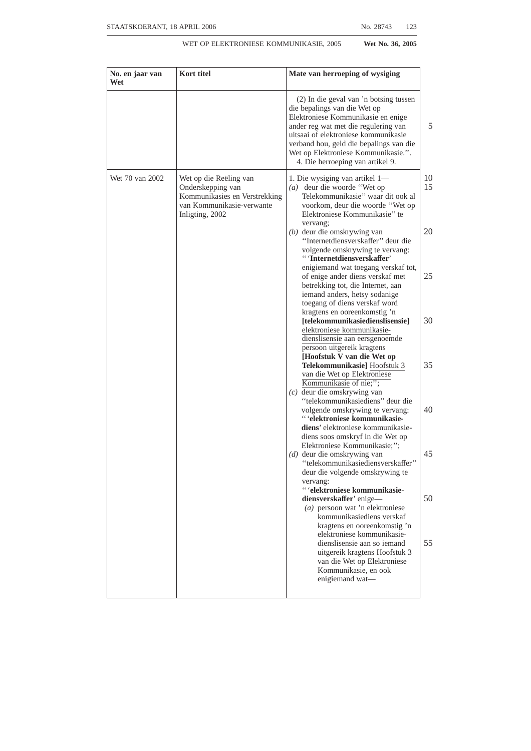| No. en jaar van Wet | Kort titel | Mate van herroeping of wysiging |
|---|---|---|
| | | (2) In die geval van 'n botsing tussen die bepalings van die Wet op Elektroniese Kommunikasie en enige ander reg wat met die regulering van uitsaai of elektroniese kommunikasie verband hou, geld die bepalings van die Wet op Elektroniese Kommunikasie.''.<br>4. Die herroeping van artikel 9. |
| Wet 70 van 2002 | Wet op die Reëling van Onderskepping van Kommunikasies en Verstrekking van Kommunikasie-verwante Inligting, 2002 | 1. Die wysiging van artikel 1—<br>*(a)* deur die woorde ''Wet op Telekommunikasie'' waar dit ook al voorkom, deur die woorde ''Wet op Elektroniese Kommunikasie'' te vervang;<br>*(b)* deur die omskrywing van ''Internetdiensverskaffer'' deur die volgende omskrywing te vervang:<br>'' '**Internetdiensverskaffer**' enigiemand wat toegang verskaf tot, of enige ander diens verskaf met betrekking tot, die Internet, aan iemand anders, hetsy sodanige toegang of diens verskaf word kragtens en ooreenkomstig 'n **[telekommunikasiedienslisensie]** <u>elektroniese kommunikasie-dienslisensie</u> aan eersgenoemde persoon uitgereik kragtens **[Hoofstuk V van die Wet op Telekommunikasie]** <u>Hoofstuk 3 van die Wet op Elektroniese Kommunikasie</u> of nie;'';<br>*(c)* deur die omskrywing van ''telekommunikasiediens'' deur die volgende omskrywing te vervang:<br>'' '**elektroniese kommunikasie-diens**' elektroniese kommunikasie-diens soos omskryf in die Wet op Elektroniese Kommunikasie;'';<br>*(d)* deur die omskrywing van ''telekommunikasiediensverskaffer'' deur die volgende omskrywing te vervang:<br>'' '**elektroniese kommunikasie-diensverskaffer**' enige—<br>*(a)* persoon wat 'n elektroniese kommunikasiediens verskaf kragtens en ooreenkomstig 'n elektroniese kommunikasie-dienslisensie aan so iemand uitgereik kragtens Hoofstuk 3 van die Wet op Elektroniese Kommunikasie, en ook enigiemand wat— |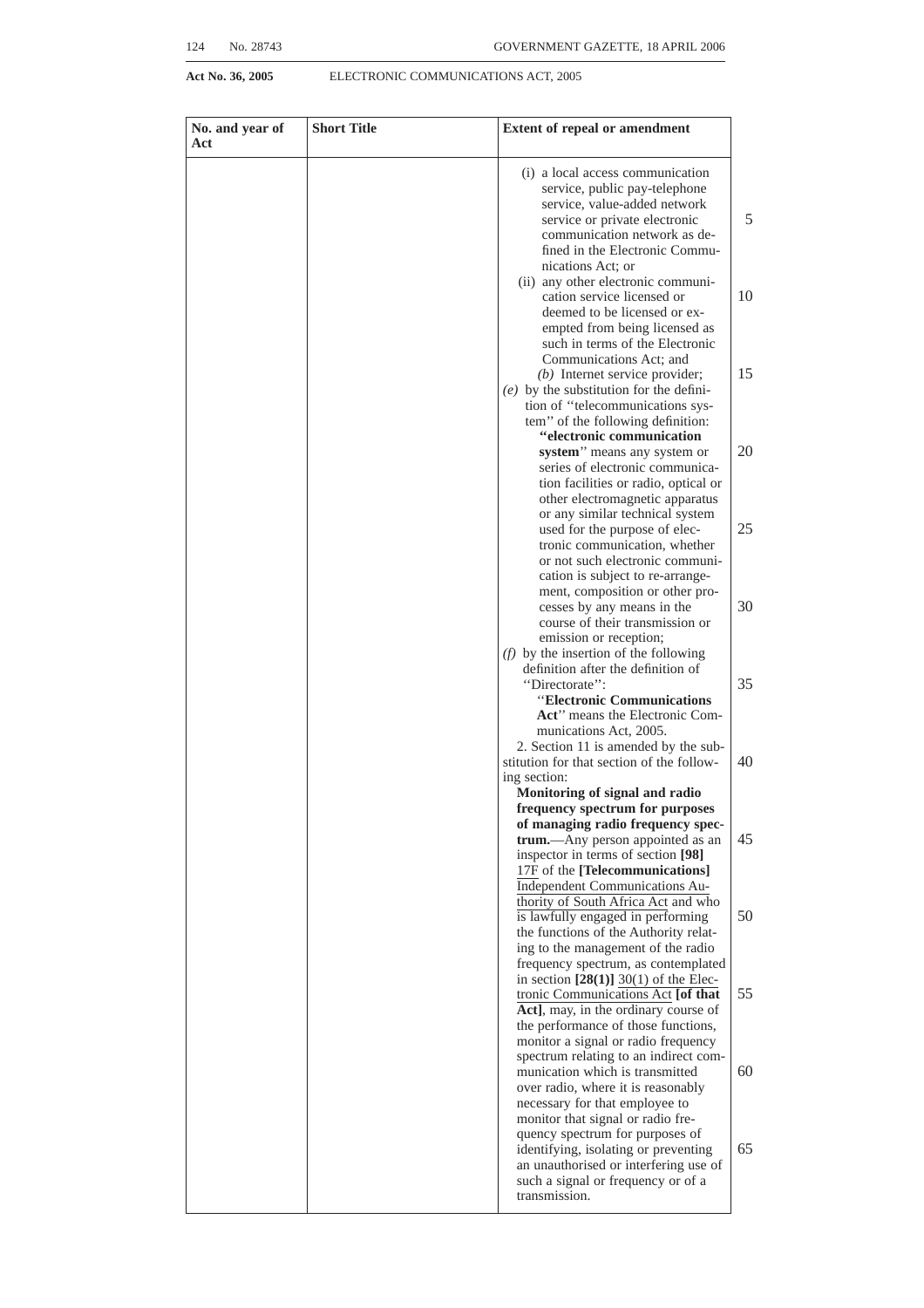| No. and year of Act | Short Title | Extent of repeal or amendment |
| --- | --- | --- |
| | | (i) a local access communication service, public pay-telephone service, value-added network service or private electronic communication network as defined in the Electronic Communications Act; or<br>(ii) any other electronic communication service licensed or deemed to be licensed or exempted from being licensed as such in terms of the Electronic Communications Act; and<br>*(b)* Internet service provider;<br>*(e)* by the substitution for the definition of ''telecommunications system'' of the following definition:<br>**''electronic communication system**'' means any system or series of electronic communication facilities or radio, optical or other electromagnetic apparatus or any similar technical system used for the purpose of electronic communication, whether or not such electronic communication is subject to re-arrangement, composition or other processes by any means in the course of their transmission or emission or reception;<br>*(f)* by the insertion of the following definition after the definition of ''Directorate'':<br>''**Electronic Communications Act**'' means the Electronic Communications Act, 2005.<br>2. Section 11 is amended by the substitution for that section of the following section:<br>**Monitoring of signal and radio frequency spectrum for purposes of managing radio frequency spectrum.**—Any person appointed as an inspector in terms of section **[98]** 17F of the **[Telecommunications]** Independent Communications Authority of South Africa Act and who is lawfully engaged in performing the functions of the Authority relating to the management of the radio frequency spectrum, as contemplated in section **[28(1)]** 30(1) of the Electronic Communications Act **[of that Act]**, may, in the ordinary course of the performance of those functions, monitor a signal or radio frequency spectrum relating to an indirect communication which is transmitted over radio, where it is reasonably necessary for that employee to monitor that signal or radio frequency spectrum for purposes of identifying, isolating or preventing an unauthorised or interfering use of such a signal or frequency or of a transmission. |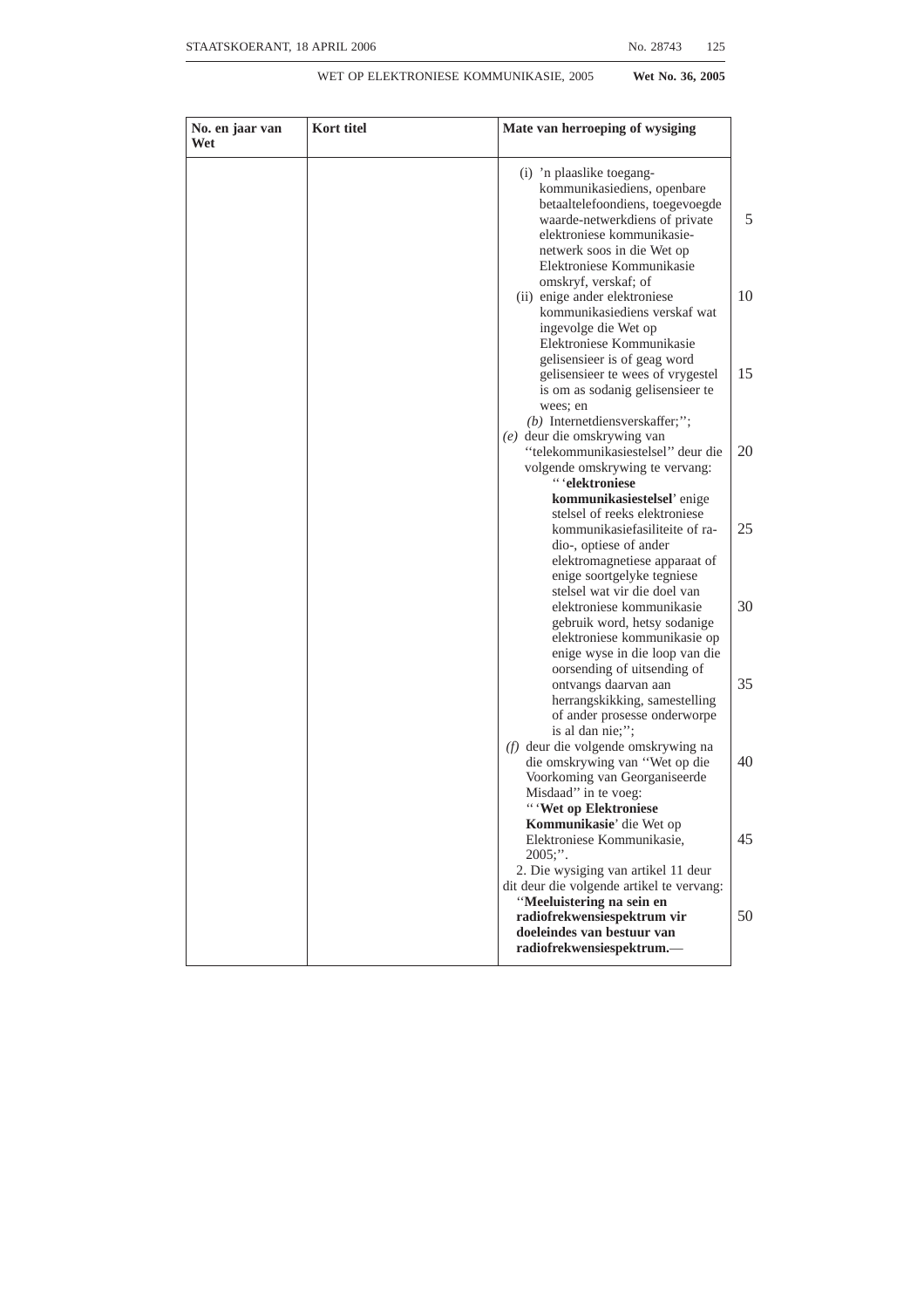| No. en jaar van Wet | Kort titel | Mate van herroeping of wysiging |
|---|---|---|
| | | (i) 'n plaaslike toegang-kommunikasiediens, openbare betaaltelefoondiens, toegevoegde waarde-netwerkdiens of private elektroniese kommunikasie-netwerk soos in die Wet op Elektroniese Kommunikasie omskryf, verskaf; of (ii) enige ander elektroniese kommunikasiediens verskaf wat ingevolge die Wet op Elektroniese Kommunikasie gelisensieer is of geag word gelisensieer te wees of vrygestel is om as sodanig gelisensieer te wees; en *(b)* Internetdiensverskaffer;''; *(e)* deur die omskrywing van ''telekommunikasiestelsel'' deur die volgende omskrywing te vervang: '''**elektroniese kommunikasiestelsel**' enige stelsel of reeks elektroniese kommunikasiefasiliteite of radio-, optiese of ander elektromagnetiese apparaat of enige soortgelyke tegniese stelsel wat vir die doel van elektroniese kommunikasie gebruik word, hetsy sodanige elektroniese kommunikasie op enige wyse in die loop van die oorsending of uitsending of ontvangs daarvan aan herrangskikking, samestelling of ander prosesse onderworpe is al dan nie;''; *(f)* deur die volgende omskrywing na die omskrywing van ''Wet op die Voorkoming van Georganiseerde Misdaad'' in te voeg: '''**Wet op Elektroniese Kommunikasie**' die Wet op Elektroniese Kommunikasie, 2005;''. 2. Die wysiging van artikel 11 deur dit deur die volgende artikel te vervang: ''**Meeluistering na sein en radiofrekwensiespektrum vir doeleindes van bestuur van radiofrekwensiespektrum.**— |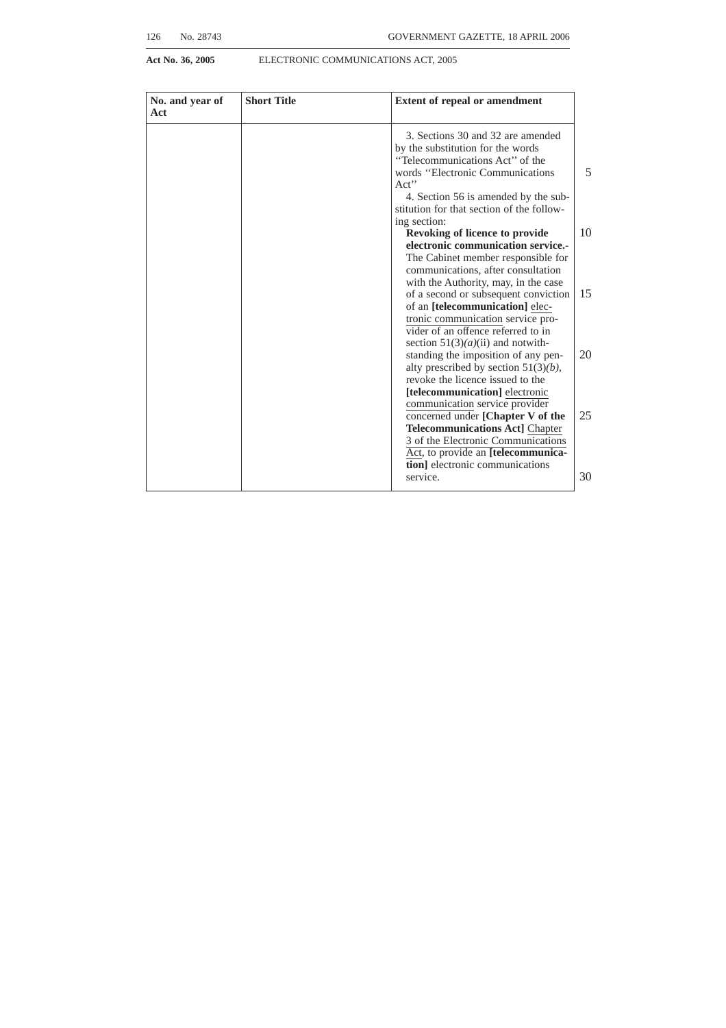| No. and year of Act | Short Title | Extent of repeal or amendment |
| --- | --- | --- |
| | | 3. Sections 30 and 32 are amended by the substitution for the words ''Telecommunications Act'' of the words ''Electronic Communications Act'' 4. Section 56 is amended by the substitution for that section of the following section: **Revoking of licence to provide electronic communication service.**- The Cabinet member responsible for communications, after consultation with the Authority, may, in the case of a second or subsequent conviction of an **[telecommunication]** electronic communication service provider of an offence referred to in section 51(3)*(a)*(ii) and notwithstanding the imposition of any penalty prescribed by section 51(3)*(b)*, revoke the licence issued to the **[telecommunication]** electronic communication service provider concerned under **[Chapter V of the Telecommunications Act]** Chapter 3 of the Electronic Communications Act, to provide an **[telecommunication]** electronic communications service. |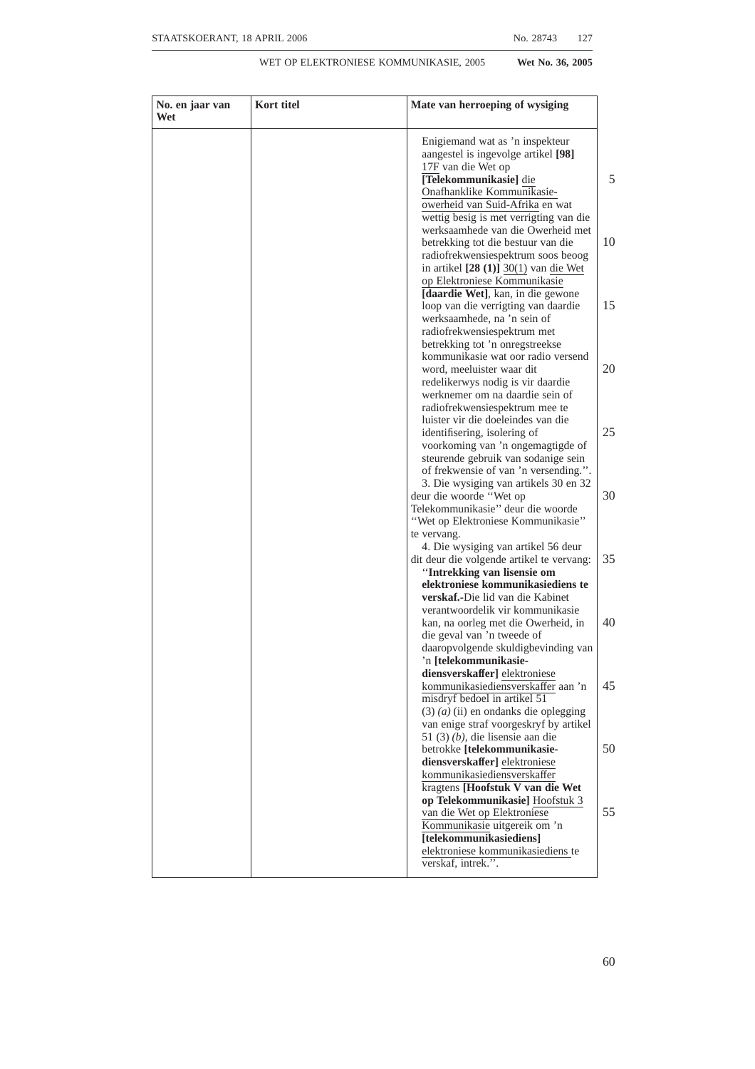| No. en jaar van Wet | Kort titel | Mate van herroeping of wysiging |
|---|---|---|
| | | Enigiemand wat as 'n inspekteur aangestel is ingevolge artikel **[98]** 17F van die Wet op **[Telekommunikasie]** die Onafhanklike Kommunikasie-owerheid van Suid-Afrika en wat wettig besig is met verrigting van die werksaamhede van die Owerheid met betrekking tot die bestuur van die radiofrekwensiespektrum soos beoog in artikel **[28 (1)]** 30(1) van die Wet op Elektroniese Kommunikasie **[daardie Wet]**, kan, in die gewone loop van die verrigting van daardie werksaamhede, na 'n sein of radiofrekwensiespektrum met betrekking tot 'n onregstreekse kommunikasie wat oor radio versend word, meeluister waar dit redelikerwys nodig is vir daardie werknemer om na daardie sein of radiofrekwensiespektrum mee te luister vir die doeleindes van die identifisering, isolering of voorkoming van 'n ongemagtigde of steurende gebruik van sodanige sein of frekwensie of van 'n versending.''.<br>3. Die wysiging van artikels 30 en 32 deur die woorde ''Wet op Telekommunikasie'' deur die woorde ''Wet op Elektroniese Kommunikasie'' te vervang.<br>4. Die wysiging van artikel 56 deur dit deur die volgende artikel te vervang:<br>''**Intrekking van lisensie om elektroniese kommunikasiediens te verskaf.**-Die lid van die Kabinet verantwoordelik vir kommunikasie kan, na oorleg met die Owerheid, in die geval van 'n tweede of daaropvolgende skuldigbevinding van 'n **[telekommunikasie-diensverskaffer]** elektroniese kommunikasiediensverskaffer aan 'n misdryf bedoel in artikel 51 (3) *(a)* (ii) en ondanks die oplegging van enige straf voorgeskryf by artikel 51 (3) *(b)*, die lisensie aan die betrokke **[telekommunikasie-diensverskaffer]** elektroniese kommunikasiediensverskaffer kragtens **[Hoofstuk V van die Wet op Telekommunikasie]** Hoofstuk 3 van die Wet op Elektroniese Kommunikasie uitgereik om 'n **[telekommunikasiediens]** elektroniese kommunikasiediens te verskaf, intrek.''. |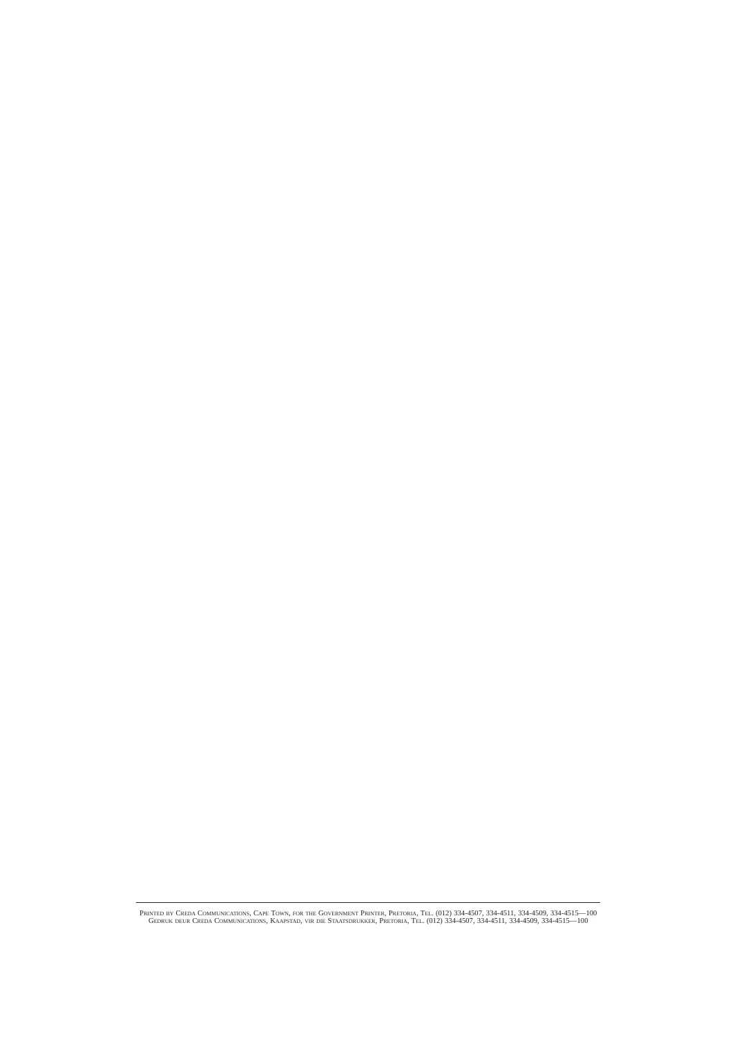PRINTED BY CREDA COMMUNICATIONS, CAPE TOWN, FOR THE GOVERNMENT PRINTER, PRETORIA, TEL. (012) 334-4507, 334-4511, 334-4509, 334-4515—100
GEDRUK DEUR CREDA COMMUNICATIONS, KAAPSTAD, VIR DIE STAATSDRUKKER, PRETORIA, TEL. (012) 334-4507, 334-4511, 334-4509, 334-4515—100